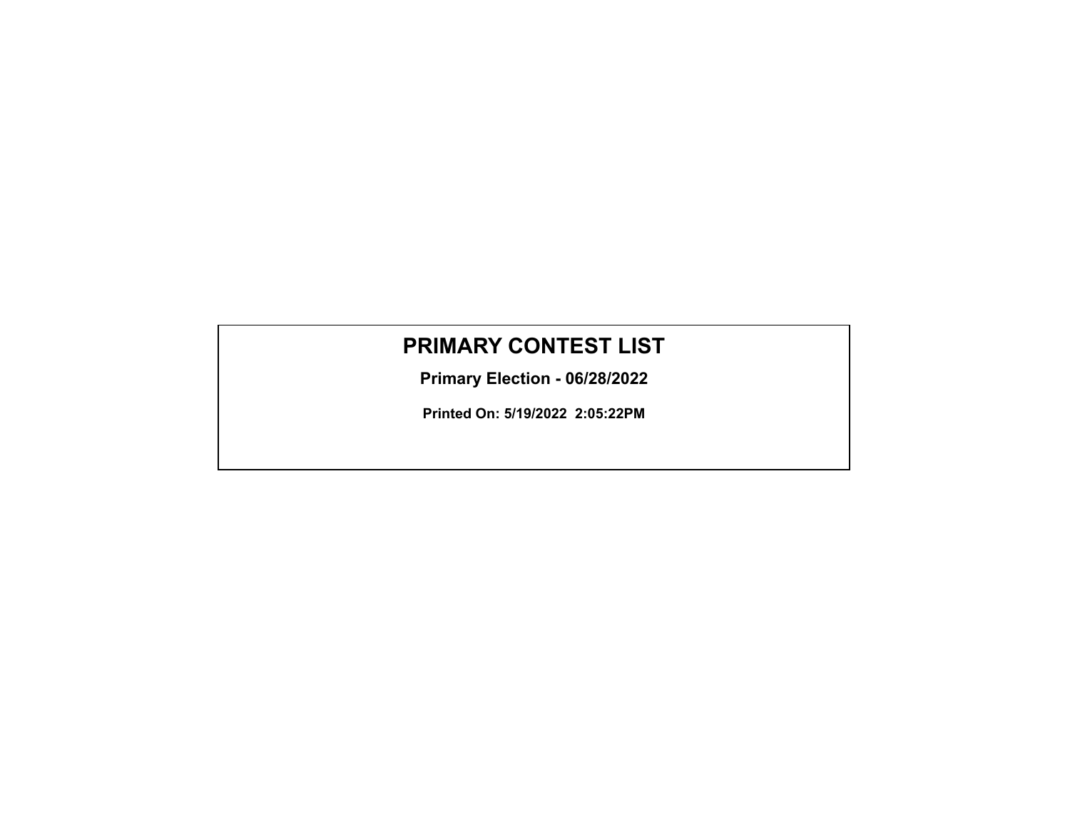# PRIMARY CONTEST LIST

**Primary Election - 06/28/2022**

**Printed On: 5/19/2022 2:05:22PM**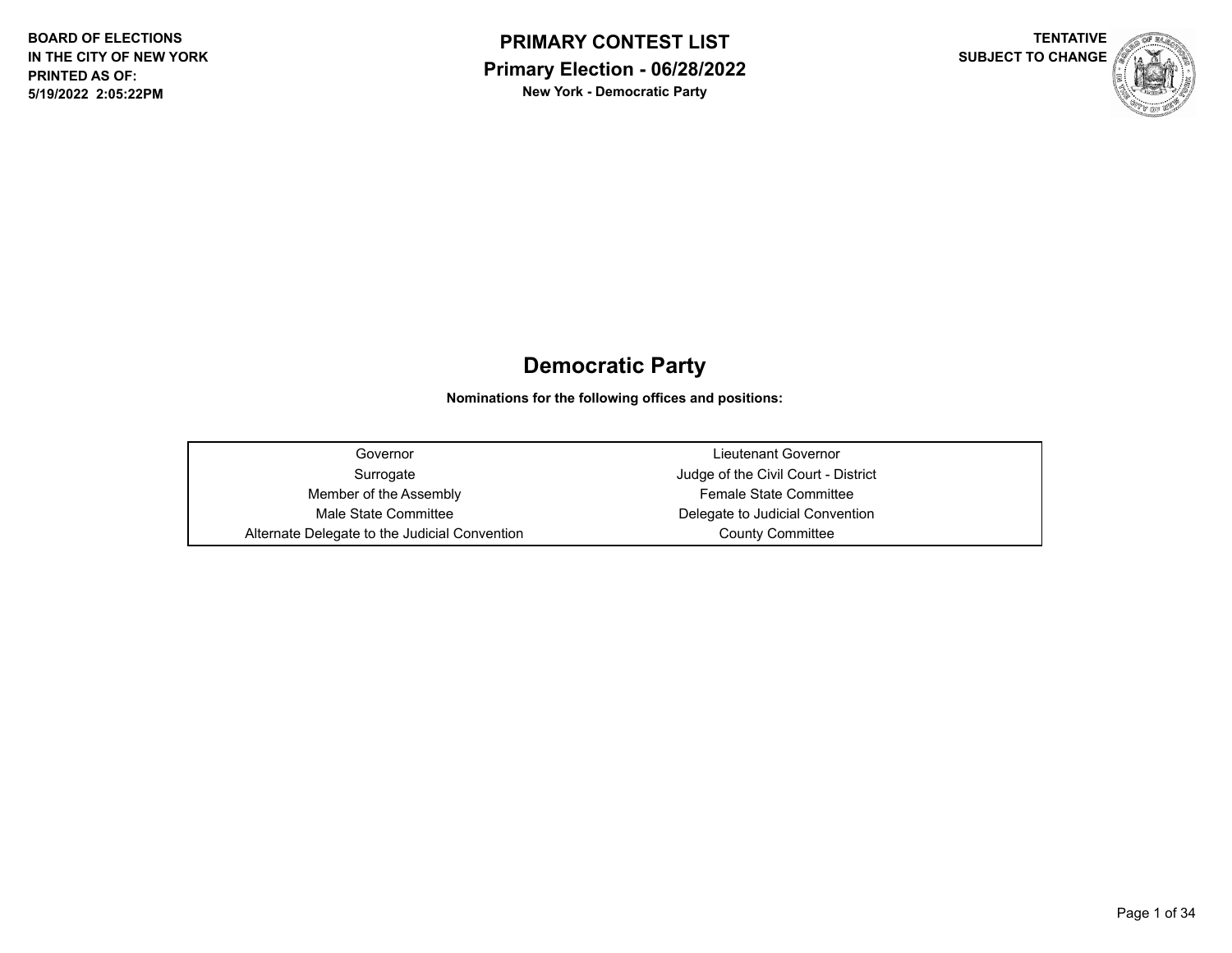BOARD OF ELECTIONS
IN THE CITY OF NEW YORK
PRINTED AS OF:
5/19/2022 2:05:22PM

**PRIMARY CONTEST LIST**
**Primary Election - 06/28/2022**
**New York - Democratic Party**

TENTATIVE
SUBJECT TO CHANGE

# Democratic Party

**Nominations for the following offices and positions:**

| | |
|---|---|
| Governor | Lieutenant Governor |
| Surrogate | Judge of the Civil Court - District |
| Member of the Assembly | Female State Committee |
| Male State Committee | Delegate to Judicial Convention |
| Alternate Delegate to the Judicial Convention | County Committee |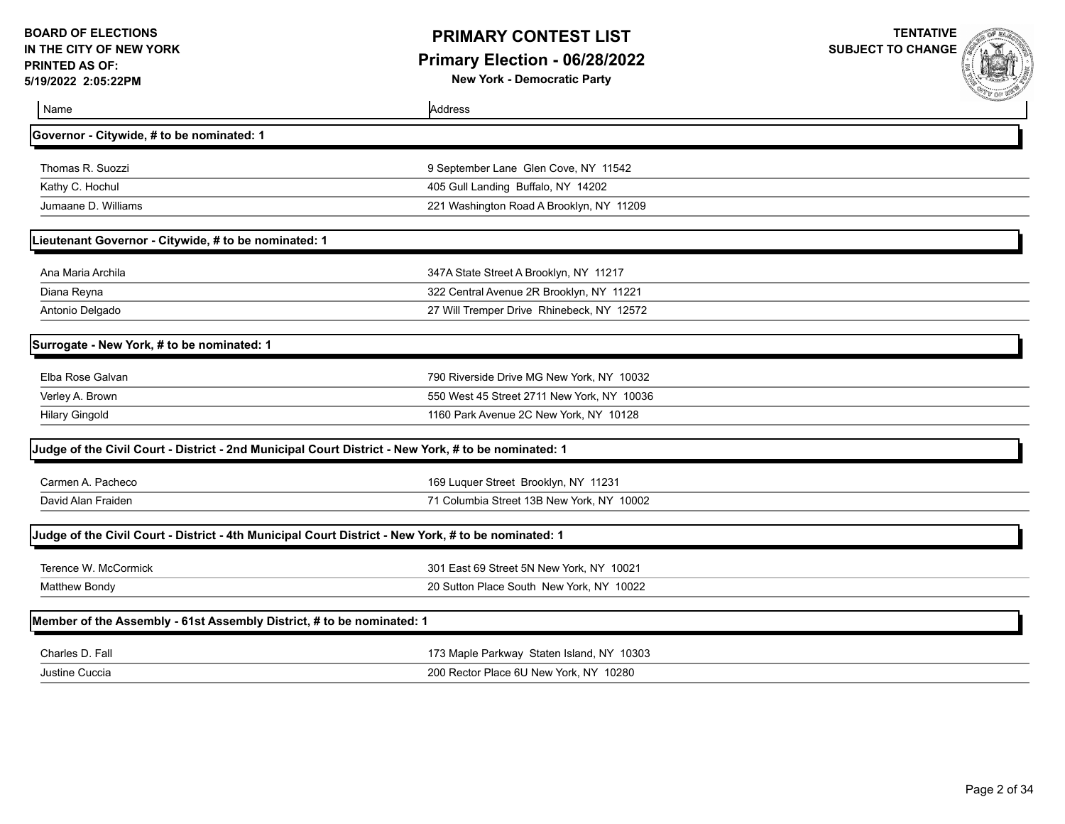BOARD OF ELECTIONS
IN THE CITY OF NEW YORK
PRINTED AS OF:
5/19/2022 2:05:22PM

# PRIMARY CONTEST LIST

## Primary Election - 06/28/2022

**New York - Democratic Party**

TENTATIVE
SUBJECT TO CHANGE

| Name | Address |
|---|---|
| **Governor - Citywide, # to be nominated: 1** | |
| Thomas R. Suozzi | 9 September Lane Glen Cove, NY 11542 |
| Kathy C. Hochul | 405 Gull Landing Buffalo, NY 14202 |
| Jumaane D. Williams | 221 Washington Road A Brooklyn, NY 11209 |
| **Lieutenant Governor - Citywide, # to be nominated: 1** | |
| Ana Maria Archila | 347A State Street A Brooklyn, NY 11217 |
| Diana Reyna | 322 Central Avenue 2R Brooklyn, NY 11221 |
| Antonio Delgado | 27 Will Tremper Drive Rhinebeck, NY 12572 |
| **Surrogate - New York, # to be nominated: 1** | |
| Elba Rose Galvan | 790 Riverside Drive MG New York, NY 10032 |
| Verley A. Brown | 550 West 45 Street 2711 New York, NY 10036 |
| Hilary Gingold | 1160 Park Avenue 2C New York, NY 10128 |
| **Judge of the Civil Court - District - 2nd Municipal Court District - New York, # to be nominated: 1** | |
| Carmen A. Pacheco | 169 Luquer Street Brooklyn, NY 11231 |
| David Alan Fraiden | 71 Columbia Street 13B New York, NY 10002 |
| **Judge of the Civil Court - District - 4th Municipal Court District - New York, # to be nominated: 1** | |
| Terence W. McCormick | 301 East 69 Street 5N New York, NY 10021 |
| Matthew Bondy | 20 Sutton Place South New York, NY 10022 |
| **Member of the Assembly - 61st Assembly District, # to be nominated: 1** | |
| Charles D. Fall | 173 Maple Parkway Staten Island, NY 10303 |
| Justine Cuccia | 200 Rector Place 6U New York, NY 10280 |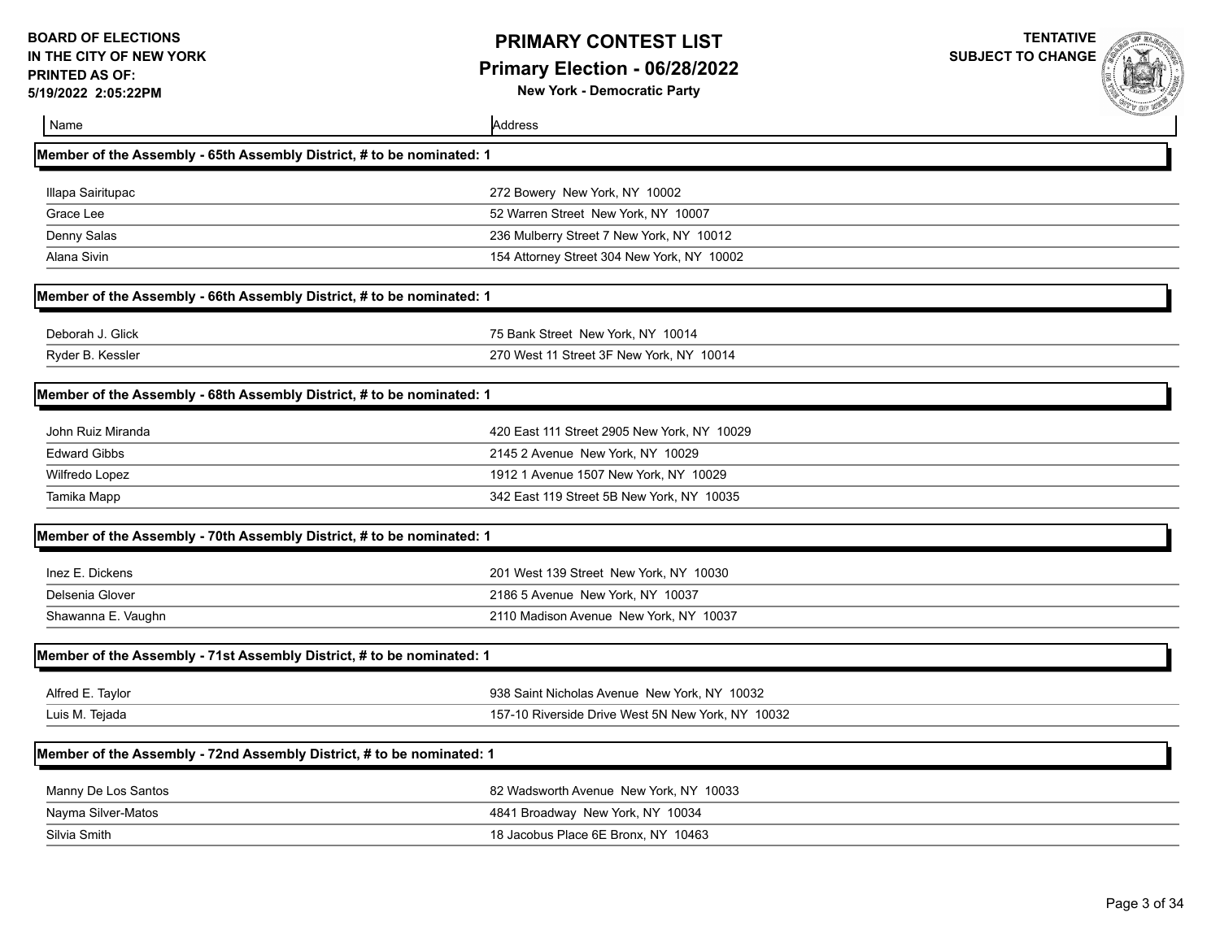BOARD OF ELECTIONS
IN THE CITY OF NEW YORK
PRINTED AS OF:
5/19/2022 2:05:22PM

# PRIMARY CONTEST LIST

## Primary Election - 06/28/2022

**New York - Democratic Party**

TENTATIVE
SUBJECT TO CHANGE

| Name | Address |
|---|---|

### Member of the Assembly - 65th Assembly District, # to be nominated: 1

| Name | Address |
|---|---|
| Illapa Sairitupac | 272 Bowery New York, NY 10002 |
| Grace Lee | 52 Warren Street New York, NY 10007 |
| Denny Salas | 236 Mulberry Street 7 New York, NY 10012 |
| Alana Sivin | 154 Attorney Street 304 New York, NY 10002 |

### Member of the Assembly - 66th Assembly District, # to be nominated: 1

| Name | Address |
|---|---|
| Deborah J. Glick | 75 Bank Street New York, NY 10014 |
| Ryder B. Kessler | 270 West 11 Street 3F New York, NY 10014 |

### Member of the Assembly - 68th Assembly District, # to be nominated: 1

| Name | Address |
|---|---|
| John Ruiz Miranda | 420 East 111 Street 2905 New York, NY 10029 |
| Edward Gibbs | 2145 2 Avenue New York, NY 10029 |
| Wilfredo Lopez | 1912 1 Avenue 1507 New York, NY 10029 |
| Tamika Mapp | 342 East 119 Street 5B New York, NY 10035 |

### Member of the Assembly - 70th Assembly District, # to be nominated: 1

| Name | Address |
|---|---|
| Inez E. Dickens | 201 West 139 Street New York, NY 10030 |
| Delsenia Glover | 2186 5 Avenue New York, NY 10037 |
| Shawanna E. Vaughn | 2110 Madison Avenue New York, NY 10037 |

### Member of the Assembly - 71st Assembly District, # to be nominated: 1

| Name | Address |
|---|---|
| Alfred E. Taylor | 938 Saint Nicholas Avenue New York, NY 10032 |
| Luis M. Tejada | 157-10 Riverside Drive West 5N New York, NY 10032 |

### Member of the Assembly - 72nd Assembly District, # to be nominated: 1

| Name | Address |
|---|---|
| Manny De Los Santos | 82 Wadsworth Avenue New York, NY 10033 |
| Nayma Silver-Matos | 4841 Broadway New York, NY 10034 |
| Silvia Smith | 18 Jacobus Place 6E Bronx, NY 10463 |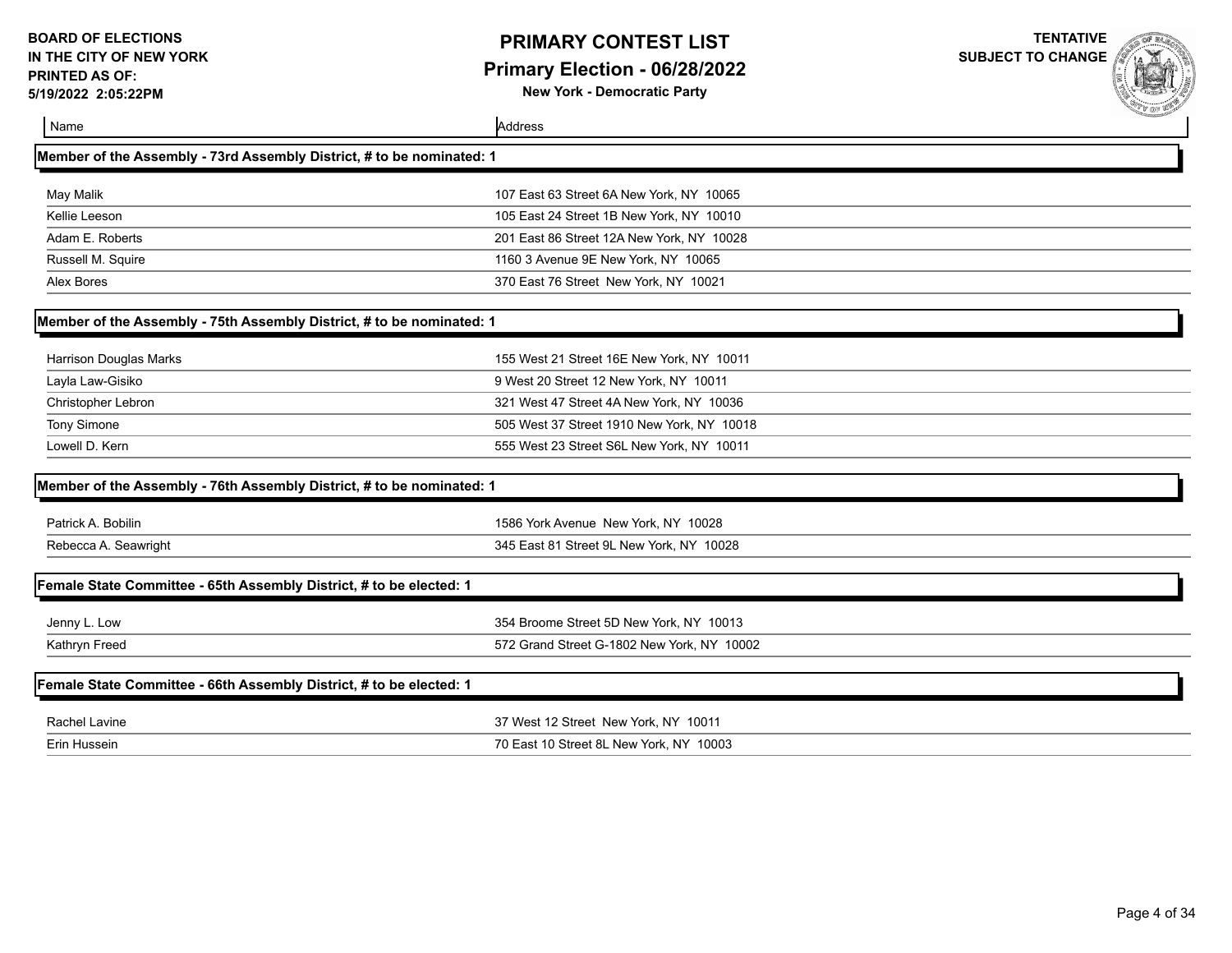| Name | Address |
|---|---|

## Member of the Assembly - 73rd Assembly District, # to be nominated: 1

| Name | Address |
|---|---|
| May Malik | 107 East 63 Street 6A New York, NY 10065 |
| Kellie Leeson | 105 East 24 Street 1B New York, NY 10010 |
| Adam E. Roberts | 201 East 86 Street 12A New York, NY 10028 |
| Russell M. Squire | 1160 3 Avenue 9E New York, NY 10065 |
| Alex Bores | 370 East 76 Street New York, NY 10021 |

## Member of the Assembly - 75th Assembly District, # to be nominated: 1

| Name | Address |
|---|---|
| Harrison Douglas Marks | 155 West 21 Street 16E New York, NY 10011 |
| Layla Law-Gisiko | 9 West 20 Street 12 New York, NY 10011 |
| Christopher Lebron | 321 West 47 Street 4A New York, NY 10036 |
| Tony Simone | 505 West 37 Street 1910 New York, NY 10018 |
| Lowell D. Kern | 555 West 23 Street S6L New York, NY 10011 |

## Member of the Assembly - 76th Assembly District, # to be nominated: 1

| Name | Address |
|---|---|
| Patrick A. Bobilin | 1586 York Avenue New York, NY 10028 |
| Rebecca A. Seawright | 345 East 81 Street 9L New York, NY 10028 |

## Female State Committee - 65th Assembly District, # to be elected: 1

| Name | Address |
|---|---|
| Jenny L. Low | 354 Broome Street 5D New York, NY 10013 |
| Kathryn Freed | 572 Grand Street G-1802 New York, NY 10002 |

## Female State Committee - 66th Assembly District, # to be elected: 1

| Name | Address |
|---|---|
| Rachel Lavine | 37 West 12 Street New York, NY 10011 |
| Erin Hussein | 70 East 10 Street 8L New York, NY 10003 |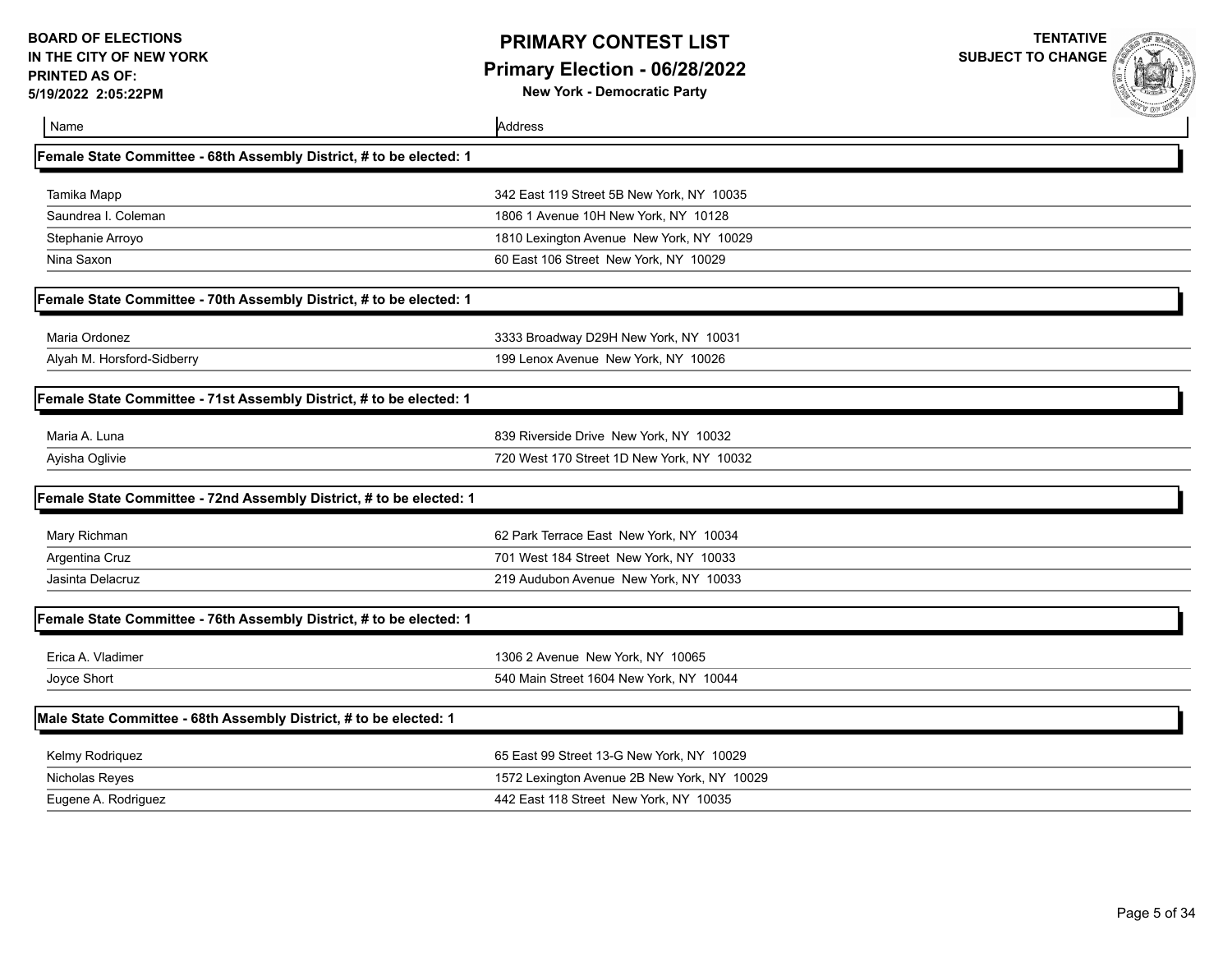**BOARD OF ELECTIONS IN THE CITY OF NEW YORK**
**PRINTED AS OF: 5/19/2022 2:05:22PM**

# PRIMARY CONTEST LIST

## Primary Election - 06/28/2022

**New York - Democratic Party**

**TENTATIVE SUBJECT TO CHANGE**

| Name | Address |
|---|---|

### Female State Committee - 68th Assembly District, # to be elected: 1

| Name | Address |
|---|---|
| Tamika Mapp | 342 East 119 Street 5B New York, NY 10035 |
| Saundrea I. Coleman | 1806 1 Avenue 10H New York, NY 10128 |
| Stephanie Arroyo | 1810 Lexington Avenue New York, NY 10029 |
| Nina Saxon | 60 East 106 Street New York, NY 10029 |

### Female State Committee - 70th Assembly District, # to be elected: 1

| Name | Address |
|---|---|
| Maria Ordonez | 3333 Broadway D29H New York, NY 10031 |
| Alyah M. Horsford-Sidberry | 199 Lenox Avenue New York, NY 10026 |

### Female State Committee - 71st Assembly District, # to be elected: 1

| Name | Address |
|---|---|
| Maria A. Luna | 839 Riverside Drive New York, NY 10032 |
| Ayisha Oglivie | 720 West 170 Street 1D New York, NY 10032 |

### Female State Committee - 72nd Assembly District, # to be elected: 1

| Name | Address |
|---|---|
| Mary Richman | 62 Park Terrace East New York, NY 10034 |
| Argentina Cruz | 701 West 184 Street New York, NY 10033 |
| Jasinta Delacruz | 219 Audubon Avenue New York, NY 10033 |

### Female State Committee - 76th Assembly District, # to be elected: 1

| Name | Address |
|---|---|
| Erica A. Vladimer | 1306 2 Avenue New York, NY 10065 |
| Joyce Short | 540 Main Street 1604 New York, NY 10044 |

### Male State Committee - 68th Assembly District, # to be elected: 1

| Name | Address |
|---|---|
| Kelmy Rodriquez | 65 East 99 Street 13-G New York, NY 10029 |
| Nicholas Reyes | 1572 Lexington Avenue 2B New York, NY 10029 |
| Eugene A. Rodriguez | 442 East 118 Street New York, NY 10035 |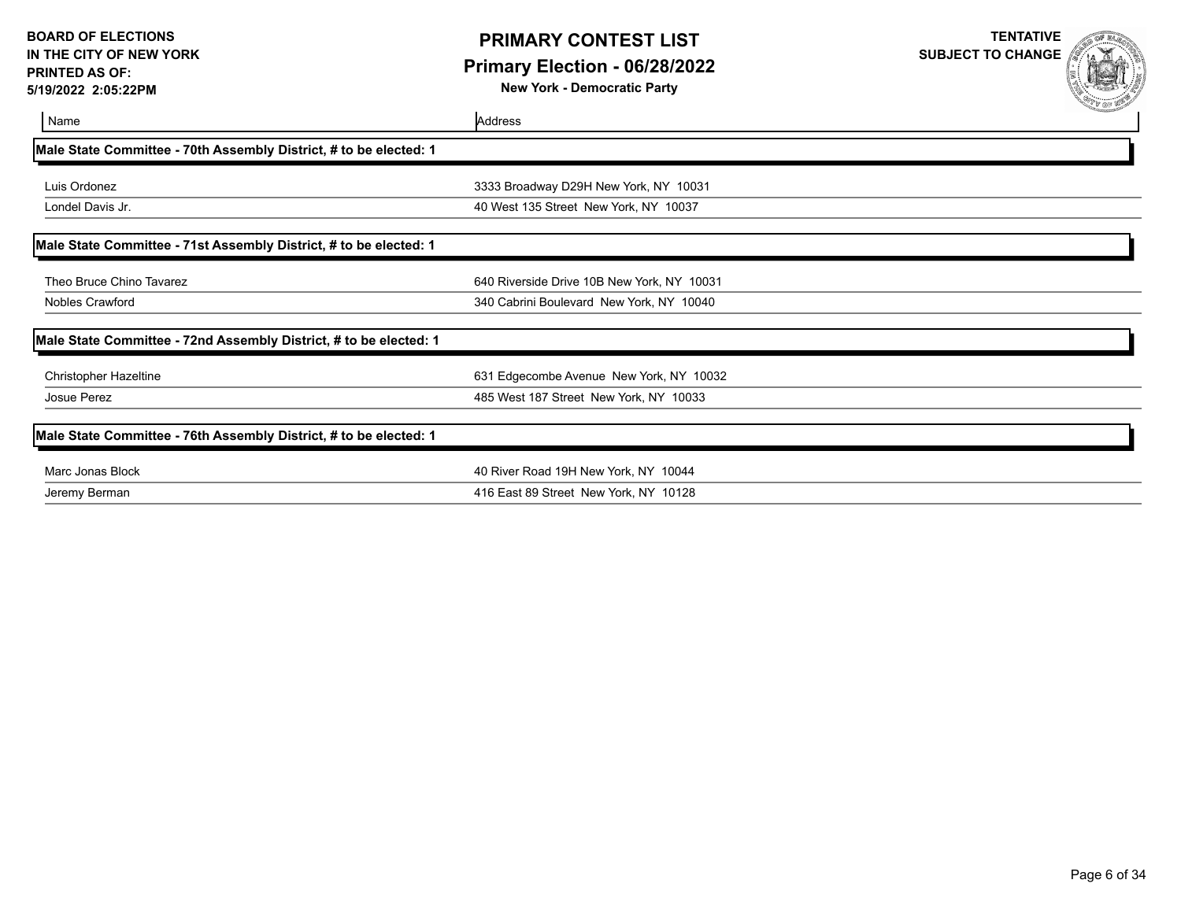| Name | Address |
|---|---|
| **Male State Committee - 70th Assembly District, # to be elected: 1** | |
| Luis Ordonez | 3333 Broadway D29H New York, NY 10031 |
| Londel Davis Jr. | 40 West 135 Street New York, NY 10037 |
| **Male State Committee - 71st Assembly District, # to be elected: 1** | |
| Theo Bruce Chino Tavarez | 640 Riverside Drive 10B New York, NY 10031 |
| Nobles Crawford | 340 Cabrini Boulevard New York, NY 10040 |
| **Male State Committee - 72nd Assembly District, # to be elected: 1** | |
| Christopher Hazeltine | 631 Edgecombe Avenue New York, NY 10032 |
| Josue Perez | 485 West 187 Street New York, NY 10033 |
| **Male State Committee - 76th Assembly District, # to be elected: 1** | |
| Marc Jonas Block | 40 River Road 19H New York, NY 10044 |
| Jeremy Berman | 416 East 89 Street New York, NY 10128 |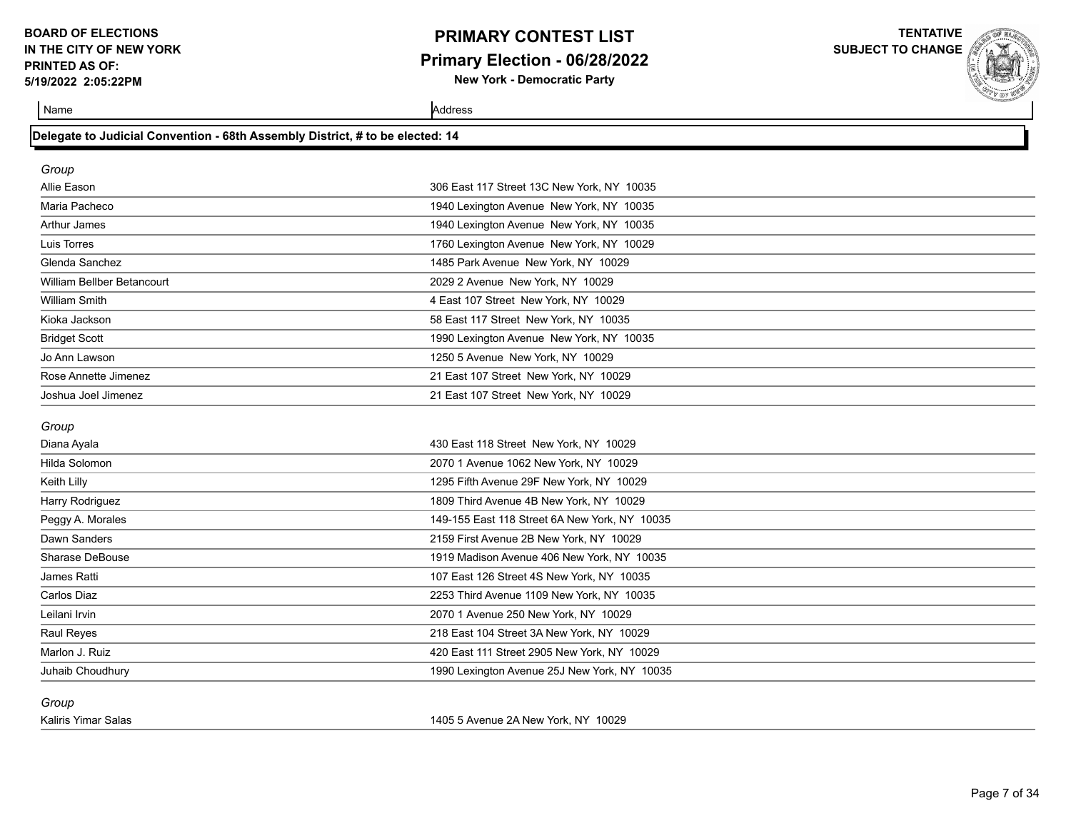**BOARD OF ELECTIONS IN THE CITY OF NEW YORK**
**PRINTED AS OF: 5/19/2022 2:05:22PM**

# PRIMARY CONTEST LIST
## Primary Election - 06/28/2022
**New York - Democratic Party**

**TENTATIVE SUBJECT TO CHANGE**

### Delegate to Judicial Convention - 68th Assembly District, # to be elected: 14

| Name | Address |
|---|---|
| *Group* | |
| Allie Eason | 306 East 117 Street 13C New York, NY 10035 |
| Maria Pacheco | 1940 Lexington Avenue New York, NY 10035 |
| Arthur James | 1940 Lexington Avenue New York, NY 10035 |
| Luis Torres | 1760 Lexington Avenue New York, NY 10029 |
| Glenda Sanchez | 1485 Park Avenue New York, NY 10029 |
| William Bellber Betancourt | 2029 2 Avenue New York, NY 10029 |
| William Smith | 4 East 107 Street New York, NY 10029 |
| Kioka Jackson | 58 East 117 Street New York, NY 10035 |
| Bridget Scott | 1990 Lexington Avenue New York, NY 10035 |
| Jo Ann Lawson | 1250 5 Avenue New York, NY 10029 |
| Rose Annette Jimenez | 21 East 107 Street New York, NY 10029 |
| Joshua Joel Jimenez | 21 East 107 Street New York, NY 10029 |
| *Group* | |
| Diana Ayala | 430 East 118 Street New York, NY 10029 |
| Hilda Solomon | 2070 1 Avenue 1062 New York, NY 10029 |
| Keith Lilly | 1295 Fifth Avenue 29F New York, NY 10029 |
| Harry Rodriguez | 1809 Third Avenue 4B New York, NY 10029 |
| Peggy A. Morales | 149-155 East 118 Street 6A New York, NY 10035 |
| Dawn Sanders | 2159 First Avenue 2B New York, NY 10029 |
| Sharase DeBouse | 1919 Madison Avenue 406 New York, NY 10035 |
| James Ratti | 107 East 126 Street 4S New York, NY 10035 |
| Carlos Diaz | 2253 Third Avenue 1109 New York, NY 10035 |
| Leilani Irvin | 2070 1 Avenue 250 New York, NY 10029 |
| Raul Reyes | 218 East 104 Street 3A New York, NY 10029 |
| Marlon J. Ruiz | 420 East 111 Street 2905 New York, NY 10029 |
| Juhaib Choudhury | 1990 Lexington Avenue 25J New York, NY 10035 |
| *Group* | |
| Kaliris Yimar Salas | 1405 5 Avenue 2A New York, NY 10029 |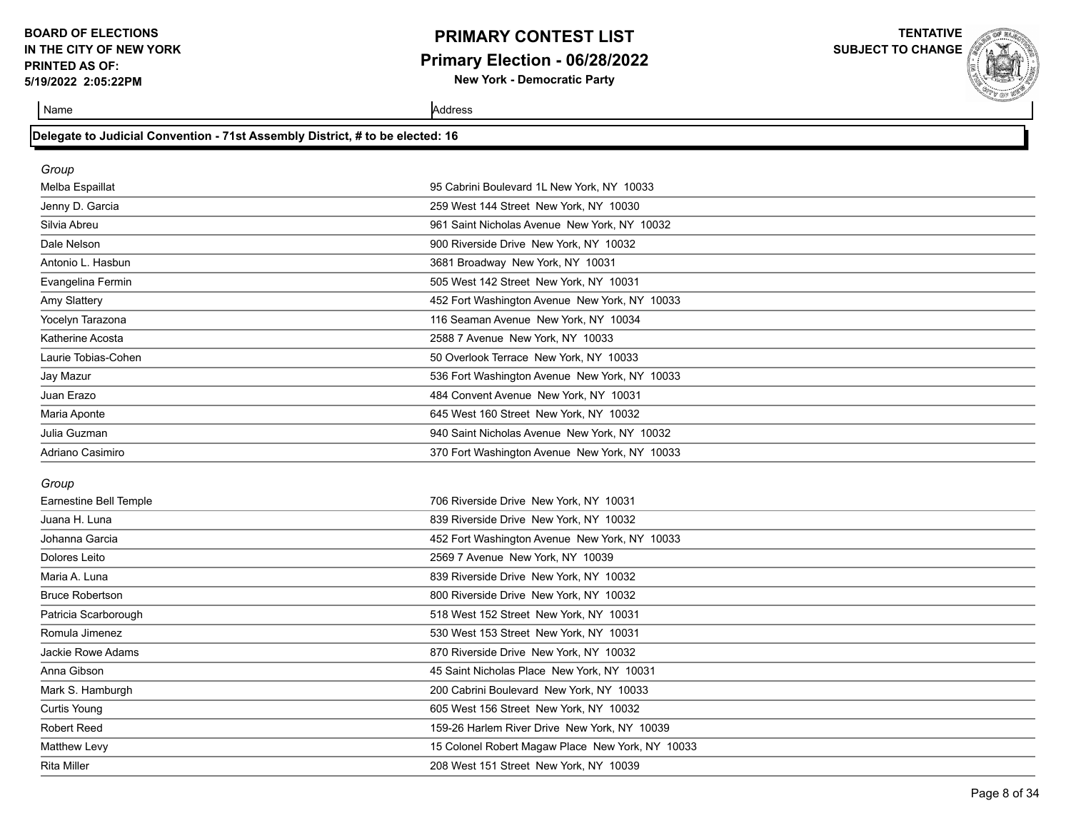## Delegate to Judicial Convention - 71st Assembly District, # to be elected: 16

*Group*

| Name | Address |
|---|---|
| Melba Espaillat | 95 Cabrini Boulevard 1L New York, NY 10033 |
| Jenny D. Garcia | 259 West 144 Street New York, NY 10030 |
| Silvia Abreu | 961 Saint Nicholas Avenue New York, NY 10032 |
| Dale Nelson | 900 Riverside Drive New York, NY 10032 |
| Antonio L. Hasbun | 3681 Broadway New York, NY 10031 |
| Evangelina Fermin | 505 West 142 Street New York, NY 10031 |
| Amy Slattery | 452 Fort Washington Avenue New York, NY 10033 |
| Yocelyn Tarazona | 116 Seaman Avenue New York, NY 10034 |
| Katherine Acosta | 2588 7 Avenue New York, NY 10033 |
| Laurie Tobias-Cohen | 50 Overlook Terrace New York, NY 10033 |
| Jay Mazur | 536 Fort Washington Avenue New York, NY 10033 |
| Juan Erazo | 484 Convent Avenue New York, NY 10031 |
| Maria Aponte | 645 West 160 Street New York, NY 10032 |
| Julia Guzman | 940 Saint Nicholas Avenue New York, NY 10032 |
| Adriano Casimiro | 370 Fort Washington Avenue New York, NY 10033 |

*Group*

| Name | Address |
|---|---|
| Earnestine Bell Temple | 706 Riverside Drive New York, NY 10031 |
| Juana H. Luna | 839 Riverside Drive New York, NY 10032 |
| Johanna Garcia | 452 Fort Washington Avenue New York, NY 10033 |
| Dolores Leito | 2569 7 Avenue New York, NY 10039 |
| Maria A. Luna | 839 Riverside Drive New York, NY 10032 |
| Bruce Robertson | 800 Riverside Drive New York, NY 10032 |
| Patricia Scarborough | 518 West 152 Street New York, NY 10031 |
| Romula Jimenez | 530 West 153 Street New York, NY 10031 |
| Jackie Rowe Adams | 870 Riverside Drive New York, NY 10032 |
| Anna Gibson | 45 Saint Nicholas Place New York, NY 10031 |
| Mark S. Hamburgh | 200 Cabrini Boulevard New York, NY 10033 |
| Curtis Young | 605 West 156 Street New York, NY 10032 |
| Robert Reed | 159-26 Harlem River Drive New York, NY 10039 |
| Matthew Levy | 15 Colonel Robert Magaw Place New York, NY 10033 |
| Rita Miller | 208 West 151 Street New York, NY 10039 |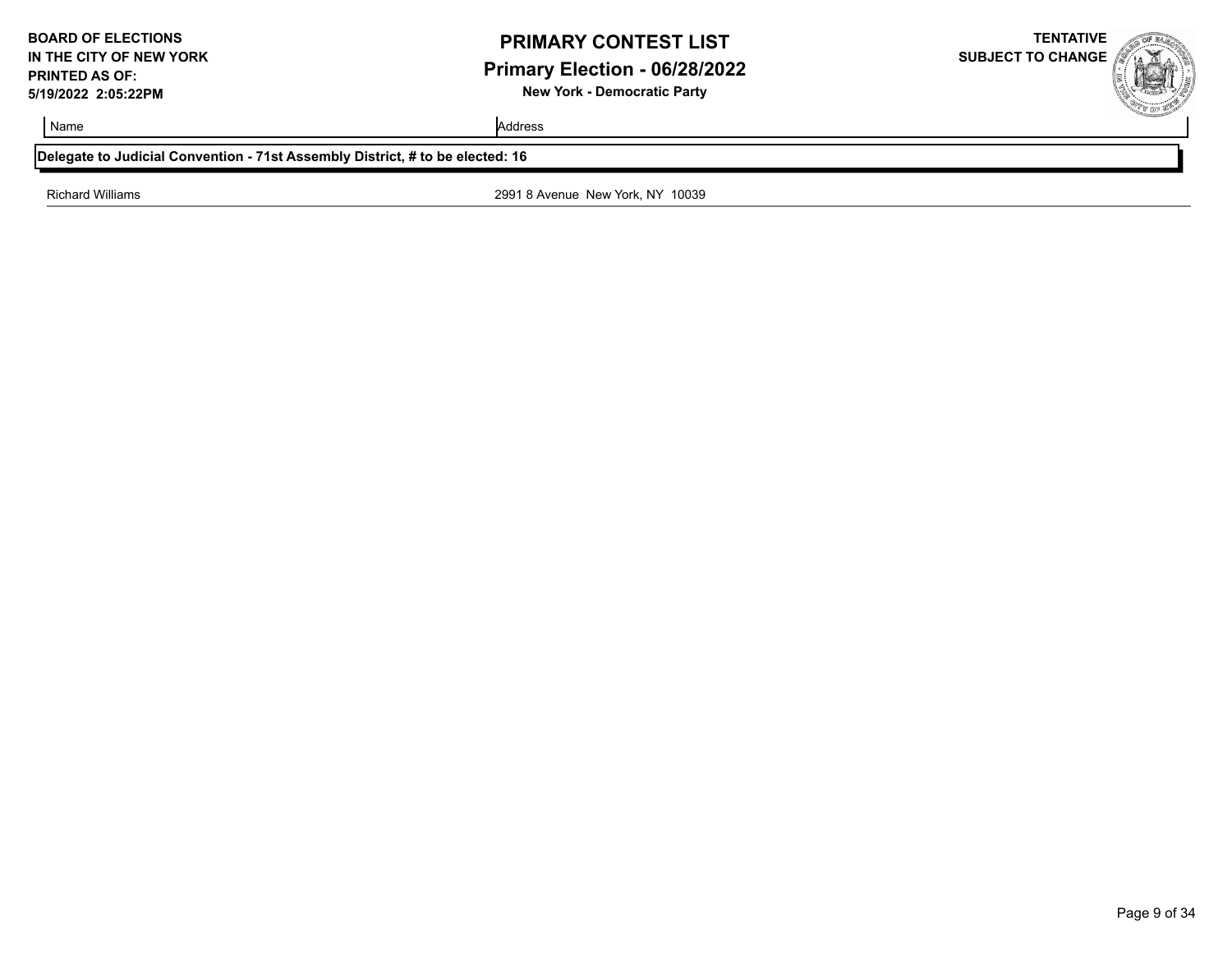| Name | Address |
| --- | --- |
| **Delegate to Judicial Convention - 71st Assembly District, # to be elected: 16** | |
| Richard Williams | 2991 8 Avenue New York, NY 10039 |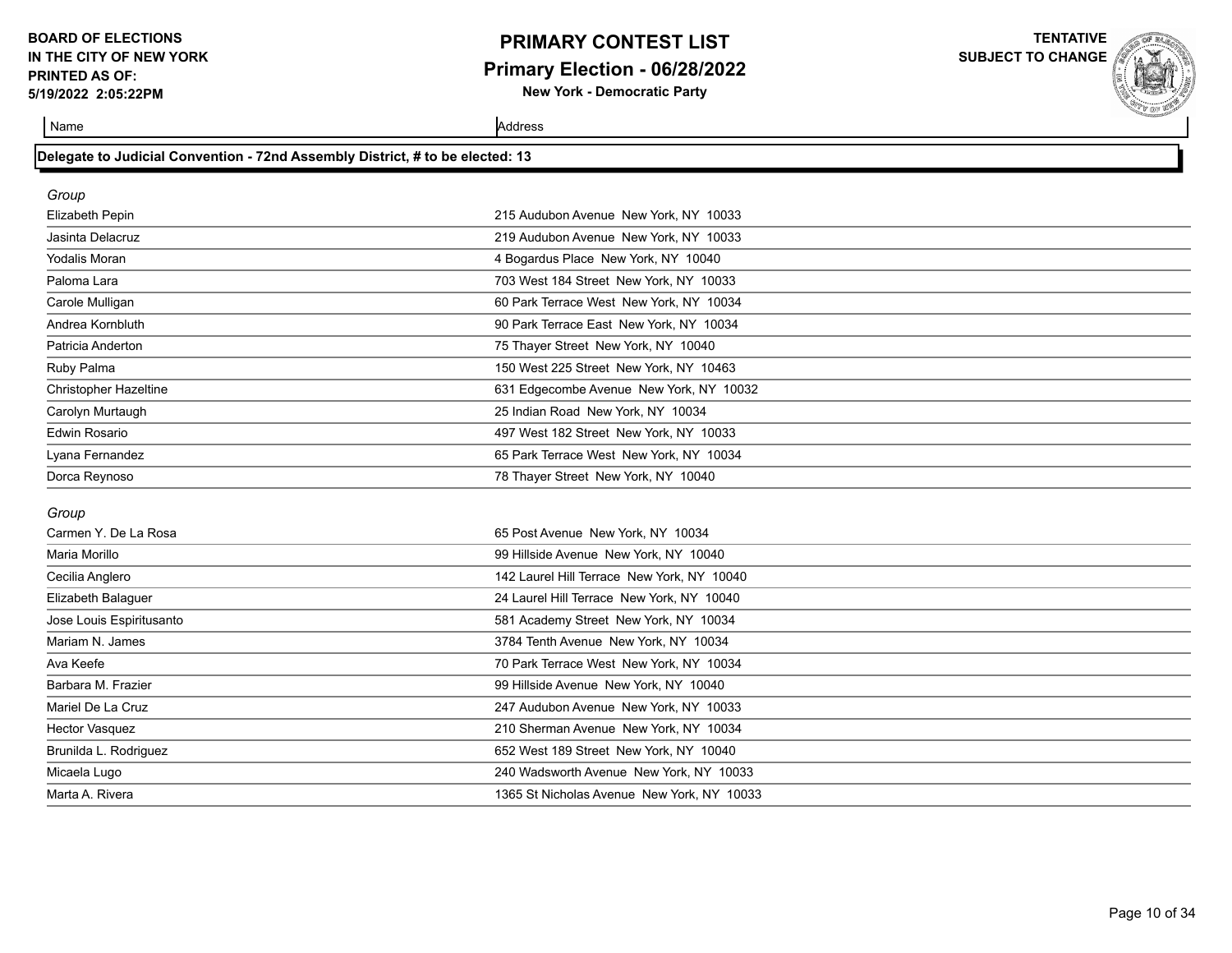**BOARD OF ELECTIONS IN THE CITY OF NEW YORK**
**PRINTED AS OF: 5/19/2022 2:05:22PM**

# PRIMARY CONTEST LIST

## Primary Election - 06/28/2022

**New York - Democratic Party**

**TENTATIVE SUBJECT TO CHANGE**

### Delegate to Judicial Convention - 72nd Assembly District, # to be elected: 13

*Group*

| Name | Address |
|---|---|
| Elizabeth Pepin | 215 Audubon Avenue New York, NY 10033 |
| Jasinta Delacruz | 219 Audubon Avenue New York, NY 10033 |
| Yodalis Moran | 4 Bogardus Place New York, NY 10040 |
| Paloma Lara | 703 West 184 Street New York, NY 10033 |
| Carole Mulligan | 60 Park Terrace West New York, NY 10034 |
| Andrea Kornbluth | 90 Park Terrace East New York, NY 10034 |
| Patricia Anderton | 75 Thayer Street New York, NY 10040 |
| Ruby Palma | 150 West 225 Street New York, NY 10463 |
| Christopher Hazeltine | 631 Edgecombe Avenue New York, NY 10032 |
| Carolyn Murtaugh | 25 Indian Road New York, NY 10034 |
| Edwin Rosario | 497 West 182 Street New York, NY 10033 |
| Lyana Fernandez | 65 Park Terrace West New York, NY 10034 |
| Dorca Reynoso | 78 Thayer Street New York, NY 10040 |

*Group*

| Name | Address |
|---|---|
| Carmen Y. De La Rosa | 65 Post Avenue New York, NY 10034 |
| Maria Morillo | 99 Hillside Avenue New York, NY 10040 |
| Cecilia Anglero | 142 Laurel Hill Terrace New York, NY 10040 |
| Elizabeth Balaguer | 24 Laurel Hill Terrace New York, NY 10040 |
| Jose Louis Espiritusanto | 581 Academy Street New York, NY 10034 |
| Mariam N. James | 3784 Tenth Avenue New York, NY 10034 |
| Ava Keefe | 70 Park Terrace West New York, NY 10034 |
| Barbara M. Frazier | 99 Hillside Avenue New York, NY 10040 |
| Mariel De La Cruz | 247 Audubon Avenue New York, NY 10033 |
| Hector Vasquez | 210 Sherman Avenue New York, NY 10034 |
| Brunilda L. Rodriguez | 652 West 189 Street New York, NY 10040 |
| Micaela Lugo | 240 Wadsworth Avenue New York, NY 10033 |
| Marta A. Rivera | 1365 St Nicholas Avenue New York, NY 10033 |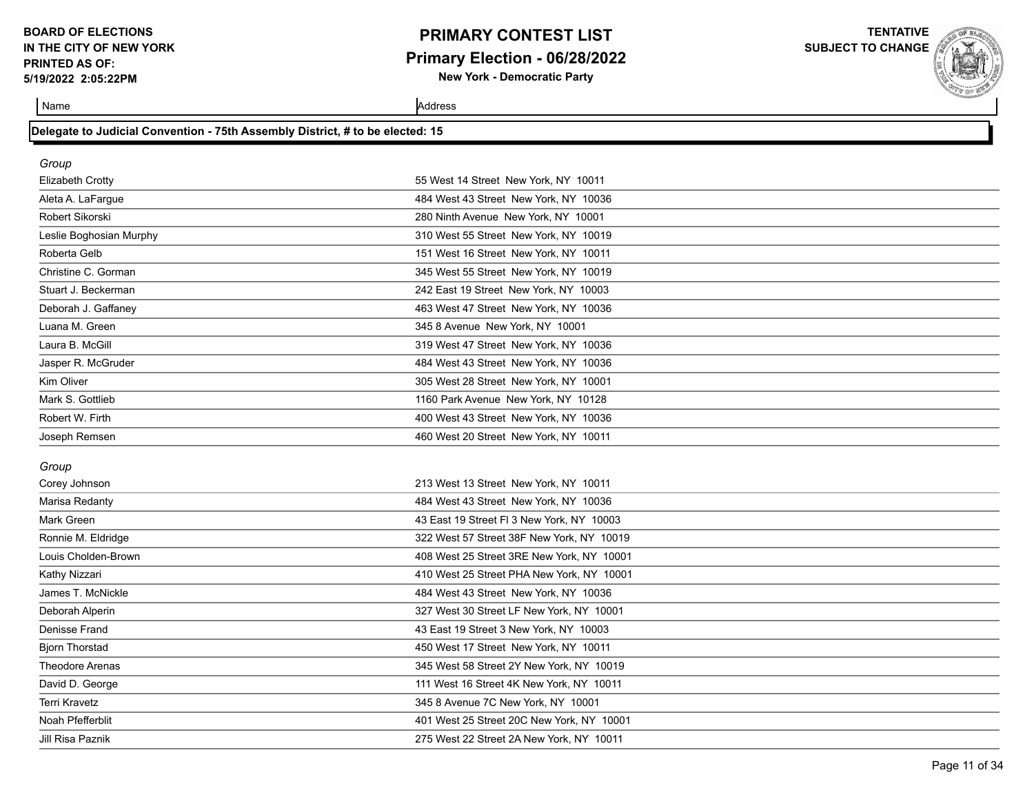**BOARD OF ELECTIONS IN THE CITY OF NEW YORK**
**PRINTED AS OF:**
**5/19/2022 2:05:22PM**

# PRIMARY CONTEST LIST
## Primary Election - 06/28/2022
**New York - Democratic Party**

**TENTATIVE SUBJECT TO CHANGE**

### Delegate to Judicial Convention - 75th Assembly District, # to be elected: 15

*Group*

| Name | Address |
|---|---|
| Elizabeth Crotty | 55 West 14 Street New York, NY 10011 |
| Aleta A. LaFargue | 484 West 43 Street New York, NY 10036 |
| Robert Sikorski | 280 Ninth Avenue New York, NY 10001 |
| Leslie Boghosian Murphy | 310 West 55 Street New York, NY 10019 |
| Roberta Gelb | 151 West 16 Street New York, NY 10011 |
| Christine C. Gorman | 345 West 55 Street New York, NY 10019 |
| Stuart J. Beckerman | 242 East 19 Street New York, NY 10003 |
| Deborah J. Gaffaney | 463 West 47 Street New York, NY 10036 |
| Luana M. Green | 345 8 Avenue New York, NY 10001 |
| Laura B. McGill | 319 West 47 Street New York, NY 10036 |
| Jasper R. McGruder | 484 West 43 Street New York, NY 10036 |
| Kim Oliver | 305 West 28 Street New York, NY 10001 |
| Mark S. Gottlieb | 1160 Park Avenue New York, NY 10128 |
| Robert W. Firth | 400 West 43 Street New York, NY 10036 |
| Joseph Remsen | 460 West 20 Street New York, NY 10011 |

*Group*

| Name | Address |
|---|---|
| Corey Johnson | 213 West 13 Street New York, NY 10011 |
| Marisa Redanty | 484 West 43 Street New York, NY 10036 |
| Mark Green | 43 East 19 Street Fl 3 New York, NY 10003 |
| Ronnie M. Eldridge | 322 West 57 Street 38F New York, NY 10019 |
| Louis Cholden-Brown | 408 West 25 Street 3RE New York, NY 10001 |
| Kathy Nizzari | 410 West 25 Street PHA New York, NY 10001 |
| James T. McNickle | 484 West 43 Street New York, NY 10036 |
| Deborah Alperin | 327 West 30 Street LF New York, NY 10001 |
| Denisse Frand | 43 East 19 Street 3 New York, NY 10003 |
| Bjorn Thorstad | 450 West 17 Street New York, NY 10011 |
| Theodore Arenas | 345 West 58 Street 2Y New York, NY 10019 |
| David D. George | 111 West 16 Street 4K New York, NY 10011 |
| Terri Kravetz | 345 8 Avenue 7C New York, NY 10001 |
| Noah Pfefferblit | 401 West 25 Street 20C New York, NY 10001 |
| Jill Risa Paznik | 275 West 22 Street 2A New York, NY 10011 |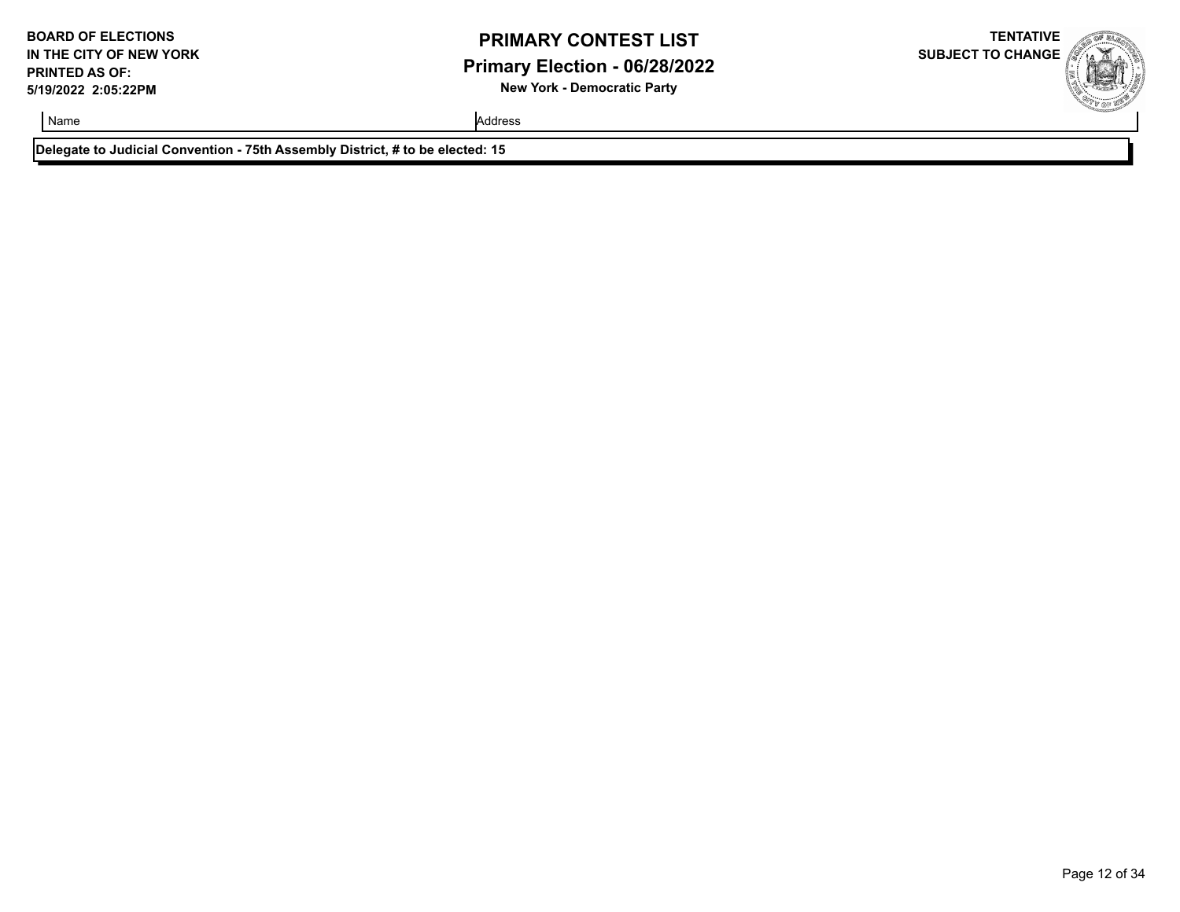| Name | Address |
| --- | --- |
| **Delegate to Judicial Convention - 75th Assembly District, # to be elected: 15** | |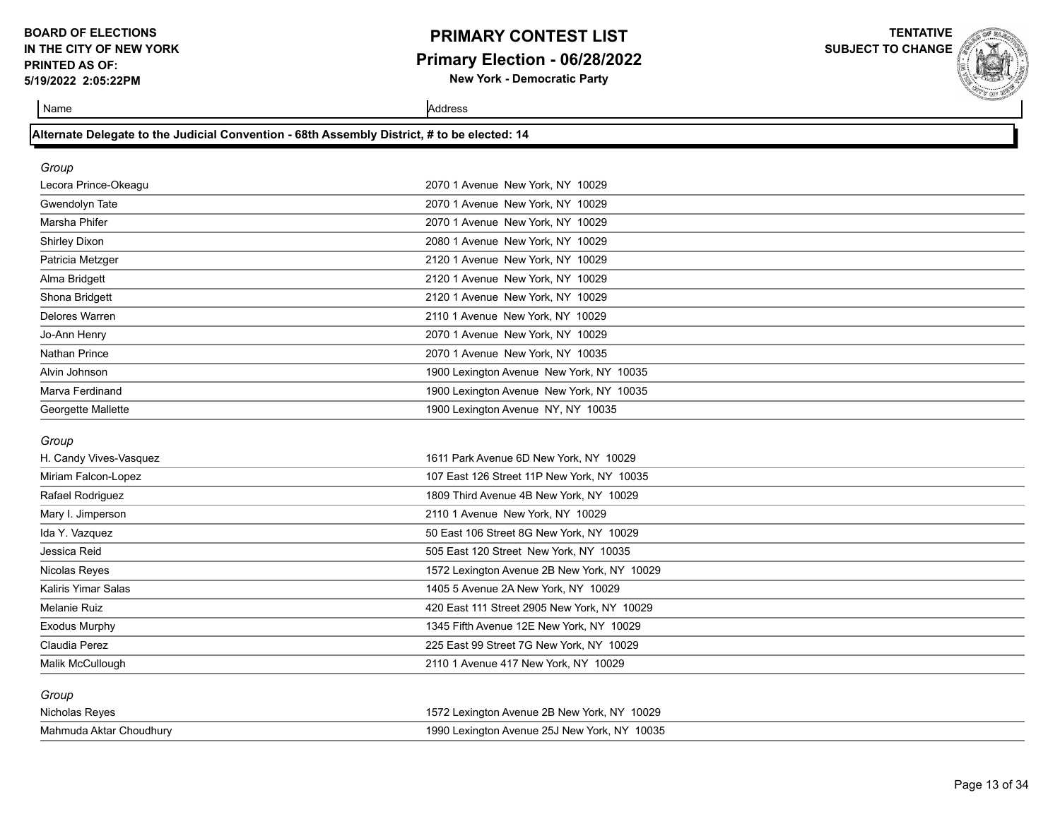**BOARD OF ELECTIONS IN THE CITY OF NEW YORK**
**PRINTED AS OF: 5/19/2022 2:05:22PM**

# PRIMARY CONTEST LIST

## Primary Election - 06/28/2022

**New York - Democratic Party**

**TENTATIVE SUBJECT TO CHANGE**

### Alternate Delegate to the Judicial Convention - 68th Assembly District, # to be elected: 14

*Group*

| Name | Address |
|---|---|
| Lecora Prince-Okeagu | 2070 1 Avenue New York, NY 10029 |
| Gwendolyn Tate | 2070 1 Avenue New York, NY 10029 |
| Marsha Phifer | 2070 1 Avenue New York, NY 10029 |
| Shirley Dixon | 2080 1 Avenue New York, NY 10029 |
| Patricia Metzger | 2120 1 Avenue New York, NY 10029 |
| Alma Bridgett | 2120 1 Avenue New York, NY 10029 |
| Shona Bridgett | 2120 1 Avenue New York, NY 10029 |
| Delores Warren | 2110 1 Avenue New York, NY 10029 |
| Jo-Ann Henry | 2070 1 Avenue New York, NY 10029 |
| Nathan Prince | 2070 1 Avenue New York, NY 10035 |
| Alvin Johnson | 1900 Lexington Avenue New York, NY 10035 |
| Marva Ferdinand | 1900 Lexington Avenue New York, NY 10035 |
| Georgette Mallette | 1900 Lexington Avenue NY, NY 10035 |

*Group*

| Name | Address |
|---|---|
| H. Candy Vives-Vasquez | 1611 Park Avenue 6D New York, NY 10029 |
| Miriam Falcon-Lopez | 107 East 126 Street 11P New York, NY 10035 |
| Rafael Rodriguez | 1809 Third Avenue 4B New York, NY 10029 |
| Mary I. Jimperson | 2110 1 Avenue New York, NY 10029 |
| Ida Y. Vazquez | 50 East 106 Street 8G New York, NY 10029 |
| Jessica Reid | 505 East 120 Street New York, NY 10035 |
| Nicolas Reyes | 1572 Lexington Avenue 2B New York, NY 10029 |
| Kaliris Yimar Salas | 1405 5 Avenue 2A New York, NY 10029 |
| Melanie Ruiz | 420 East 111 Street 2905 New York, NY 10029 |
| Exodus Murphy | 1345 Fifth Avenue 12E New York, NY 10029 |
| Claudia Perez | 225 East 99 Street 7G New York, NY 10029 |
| Malik McCullough | 2110 1 Avenue 417 New York, NY 10029 |

*Group*

| Name | Address |
|---|---|
| Nicholas Reyes | 1572 Lexington Avenue 2B New York, NY 10029 |
| Mahmuda Aktar Choudhury | 1990 Lexington Avenue 25J New York, NY 10035 |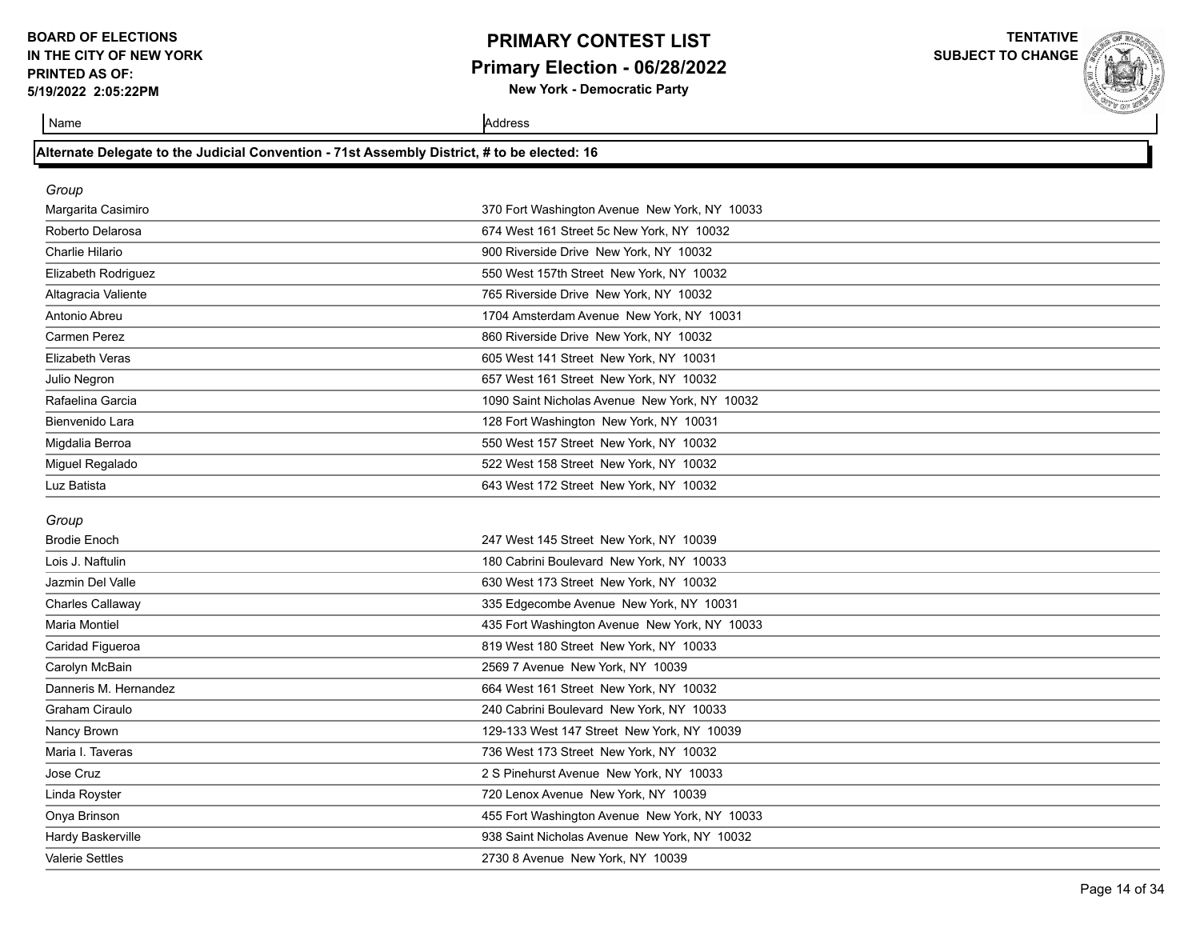| Name | Address |
| --- | --- |

## Alternate Delegate to the Judicial Convention - 71st Assembly District, # to be elected: 16

*Group*

| Name | Address |
| --- | --- |
| Margarita Casimiro | 370 Fort Washington Avenue New York, NY 10033 |
| Roberto Delarosa | 674 West 161 Street 5c New York, NY 10032 |
| Charlie Hilario | 900 Riverside Drive New York, NY 10032 |
| Elizabeth Rodriguez | 550 West 157th Street New York, NY 10032 |
| Altagracia Valiente | 765 Riverside Drive New York, NY 10032 |
| Antonio Abreu | 1704 Amsterdam Avenue New York, NY 10031 |
| Carmen Perez | 860 Riverside Drive New York, NY 10032 |
| Elizabeth Veras | 605 West 141 Street New York, NY 10031 |
| Julio Negron | 657 West 161 Street New York, NY 10032 |
| Rafaelina Garcia | 1090 Saint Nicholas Avenue New York, NY 10032 |
| Bienvenido Lara | 128 Fort Washington New York, NY 10031 |
| Migdalia Berroa | 550 West 157 Street New York, NY 10032 |
| Miguel Regalado | 522 West 158 Street New York, NY 10032 |
| Luz Batista | 643 West 172 Street New York, NY 10032 |

*Group*

| Name | Address |
| --- | --- |
| Brodie Enoch | 247 West 145 Street New York, NY 10039 |
| Lois J. Naftulin | 180 Cabrini Boulevard New York, NY 10033 |
| Jazmin Del Valle | 630 West 173 Street New York, NY 10032 |
| Charles Callaway | 335 Edgecombe Avenue New York, NY 10031 |
| Maria Montiel | 435 Fort Washington Avenue New York, NY 10033 |
| Caridad Figueroa | 819 West 180 Street New York, NY 10033 |
| Carolyn McBain | 2569 7 Avenue New York, NY 10039 |
| Danneris M. Hernandez | 664 West 161 Street New York, NY 10032 |
| Graham Ciraulo | 240 Cabrini Boulevard New York, NY 10033 |
| Nancy Brown | 129-133 West 147 Street New York, NY 10039 |
| Maria I. Taveras | 736 West 173 Street New York, NY 10032 |
| Jose Cruz | 2 S Pinehurst Avenue New York, NY 10033 |
| Linda Royster | 720 Lenox Avenue New York, NY 10039 |
| Onya Brinson | 455 Fort Washington Avenue New York, NY 10033 |
| Hardy Baskerville | 938 Saint Nicholas Avenue New York, NY 10032 |
| Valerie Settles | 2730 8 Avenue New York, NY 10039 |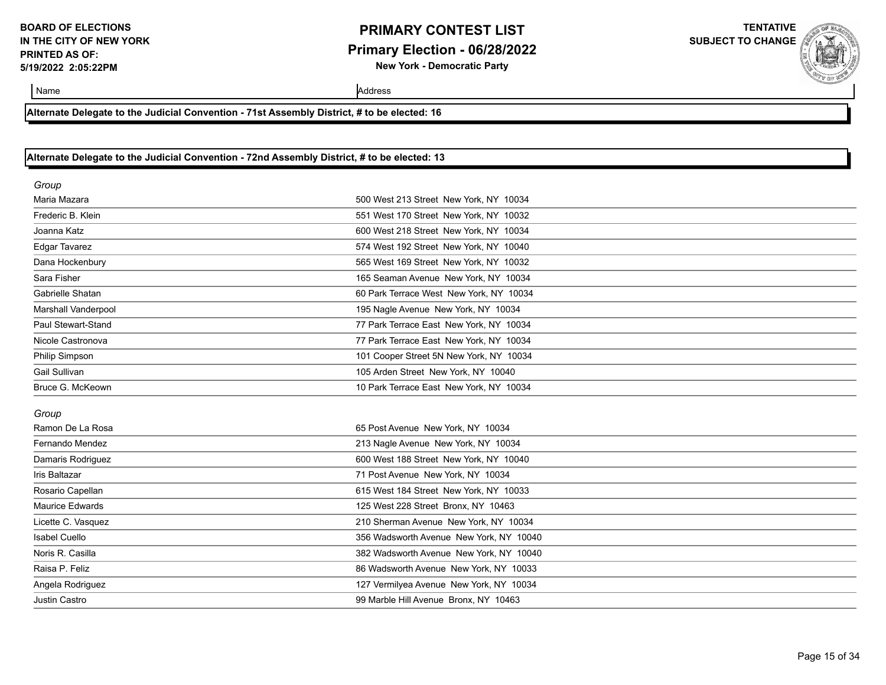| Name | Address |
|---|---|

**Alternate Delegate to the Judicial Convention - 71st Assembly District, # to be elected: 16**

**Alternate Delegate to the Judicial Convention - 72nd Assembly District, # to be elected: 13**

*Group*

| Name | Address |
|---|---|
| Maria Mazara | 500 West 213 Street New York, NY 10034 |
| Frederic B. Klein | 551 West 170 Street New York, NY 10032 |
| Joanna Katz | 600 West 218 Street New York, NY 10034 |
| Edgar Tavarez | 574 West 192 Street New York, NY 10040 |
| Dana Hockenbury | 565 West 169 Street New York, NY 10032 |
| Sara Fisher | 165 Seaman Avenue New York, NY 10034 |
| Gabrielle Shatan | 60 Park Terrace West New York, NY 10034 |
| Marshall Vanderpool | 195 Nagle Avenue New York, NY 10034 |
| Paul Stewart-Stand | 77 Park Terrace East New York, NY 10034 |
| Nicole Castronova | 77 Park Terrace East New York, NY 10034 |
| Philip Simpson | 101 Cooper Street 5N New York, NY 10034 |
| Gail Sullivan | 105 Arden Street New York, NY 10040 |
| Bruce G. McKeown | 10 Park Terrace East New York, NY 10034 |

*Group*

| Name | Address |
|---|---|
| Ramon De La Rosa | 65 Post Avenue New York, NY 10034 |
| Fernando Mendez | 213 Nagle Avenue New York, NY 10034 |
| Damaris Rodriguez | 600 West 188 Street New York, NY 10040 |
| Iris Baltazar | 71 Post Avenue New York, NY 10034 |
| Rosario Capellan | 615 West 184 Street New York, NY 10033 |
| Maurice Edwards | 125 West 228 Street Bronx, NY 10463 |
| Licette C. Vasquez | 210 Sherman Avenue New York, NY 10034 |
| Isabel Cuello | 356 Wadsworth Avenue New York, NY 10040 |
| Noris R. Casilla | 382 Wadsworth Avenue New York, NY 10040 |
| Raisa P. Feliz | 86 Wadsworth Avenue New York, NY 10033 |
| Angela Rodriguez | 127 Vermilyea Avenue New York, NY 10034 |
| Justin Castro | 99 Marble Hill Avenue Bronx, NY 10463 |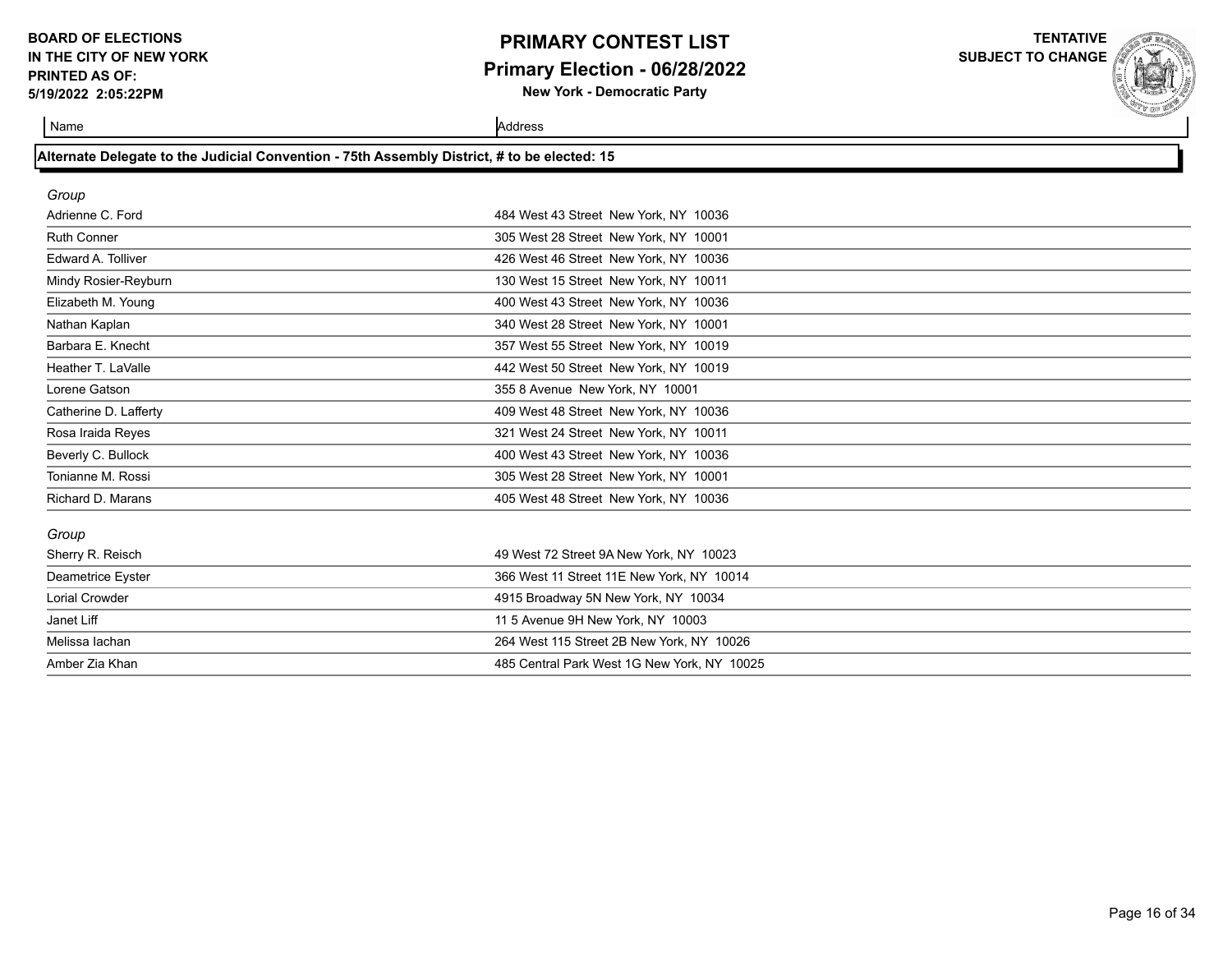**BOARD OF ELECTIONS IN THE CITY OF NEW YORK**
**PRINTED AS OF: 5/19/2022 2:05:22PM**

# PRIMARY CONTEST LIST
## Primary Election - 06/28/2022
**New York - Democratic Party**

**TENTATIVE SUBJECT TO CHANGE**

### Alternate Delegate to the Judicial Convention - 75th Assembly District, # to be elected: 15

*Group*

| Name | Address |
|---|---|
| Adrienne C. Ford | 484 West 43 Street New York, NY 10036 |
| Ruth Conner | 305 West 28 Street New York, NY 10001 |
| Edward A. Tolliver | 426 West 46 Street New York, NY 10036 |
| Mindy Rosier-Reyburn | 130 West 15 Street New York, NY 10011 |
| Elizabeth M. Young | 400 West 43 Street New York, NY 10036 |
| Nathan Kaplan | 340 West 28 Street New York, NY 10001 |
| Barbara E. Knecht | 357 West 55 Street New York, NY 10019 |
| Heather T. LaValle | 442 West 50 Street New York, NY 10019 |
| Lorene Gatson | 355 8 Avenue New York, NY 10001 |
| Catherine D. Lafferty | 409 West 48 Street New York, NY 10036 |
| Rosa Iraida Reyes | 321 West 24 Street New York, NY 10011 |
| Beverly C. Bullock | 400 West 43 Street New York, NY 10036 |
| Tonianne M. Rossi | 305 West 28 Street New York, NY 10001 |
| Richard D. Marans | 405 West 48 Street New York, NY 10036 |

*Group*

| Name | Address |
|---|---|
| Sherry R. Reisch | 49 West 72 Street 9A New York, NY 10023 |
| Deametrice Eyster | 366 West 11 Street 11E New York, NY 10014 |
| Lorial Crowder | 4915 Broadway 5N New York, NY 10034 |
| Janet Liff | 11 5 Avenue 9H New York, NY 10003 |
| Melissa Iachan | 264 West 115 Street 2B New York, NY 10026 |
| Amber Zia Khan | 485 Central Park West 1G New York, NY 10025 |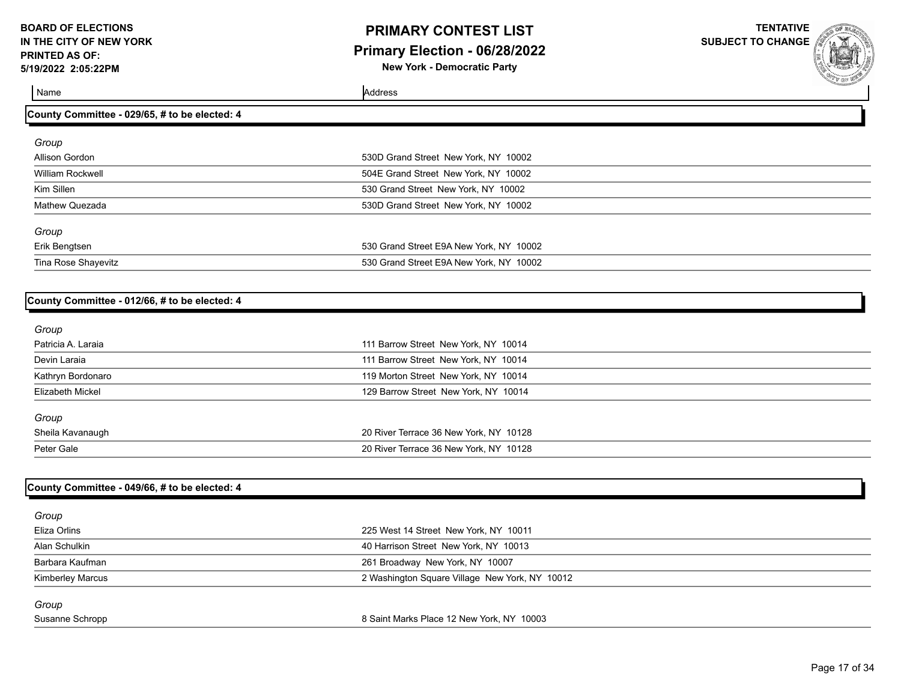| Name | Address |
|---|---|

## County Committee - 029/65, # to be elected: 4

*Group*

| Name | Address |
|---|---|
| Allison Gordon | 530D Grand Street New York, NY 10002 |
| William Rockwell | 504E Grand Street New York, NY 10002 |
| Kim Sillen | 530 Grand Street New York, NY 10002 |
| Mathew Quezada | 530D Grand Street New York, NY 10002 |

*Group*

| Name | Address |
|---|---|
| Erik Bengtsen | 530 Grand Street E9A New York, NY 10002 |
| Tina Rose Shayevitz | 530 Grand Street E9A New York, NY 10002 |

## County Committee - 012/66, # to be elected: 4

*Group*

| Name | Address |
|---|---|
| Patricia A. Laraia | 111 Barrow Street New York, NY 10014 |
| Devin Laraia | 111 Barrow Street New York, NY 10014 |
| Kathryn Bordonaro | 119 Morton Street New York, NY 10014 |
| Elizabeth Mickel | 129 Barrow Street New York, NY 10014 |

*Group*

| Name | Address |
|---|---|
| Sheila Kavanaugh | 20 River Terrace 36 New York, NY 10128 |
| Peter Gale | 20 River Terrace 36 New York, NY 10128 |

## County Committee - 049/66, # to be elected: 4

*Group*

| Name | Address |
|---|---|
| Eliza Orlins | 225 West 14 Street New York, NY 10011 |
| Alan Schulkin | 40 Harrison Street New York, NY 10013 |
| Barbara Kaufman | 261 Broadway New York, NY 10007 |
| Kimberley Marcus | 2 Washington Square Village New York, NY 10012 |

*Group*

| Name | Address |
|---|---|
| Susanne Schropp | 8 Saint Marks Place 12 New York, NY 10003 |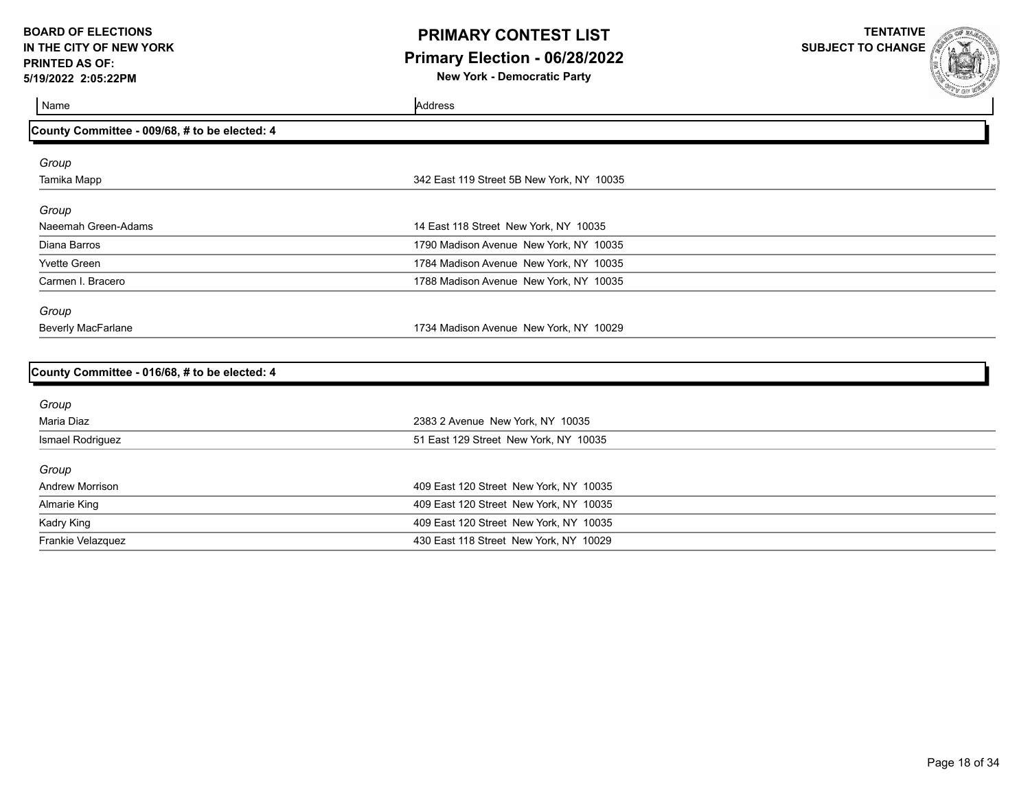**BOARD OF ELECTIONS IN THE CITY OF NEW YORK**
**PRINTED AS OF: 5/19/2022 2:05:22PM**

# PRIMARY CONTEST LIST
## Primary Election - 06/28/2022
**New York - Democratic Party**

**TENTATIVE SUBJECT TO CHANGE**

### County Committee - 009/68, # to be elected: 4

| Name | Address |
|---|---|
| *Group* | |
| Tamika Mapp | 342 East 119 Street 5B New York, NY 10035 |
| *Group* | |
| Naeemah Green-Adams | 14 East 118 Street New York, NY 10035 |
| Diana Barros | 1790 Madison Avenue New York, NY 10035 |
| Yvette Green | 1784 Madison Avenue New York, NY 10035 |
| Carmen I. Bracero | 1788 Madison Avenue New York, NY 10035 |
| *Group* | |
| Beverly MacFarlane | 1734 Madison Avenue New York, NY 10029 |

### County Committee - 016/68, # to be elected: 4

| Name | Address |
|---|---|
| *Group* | |
| Maria Diaz | 2383 2 Avenue New York, NY 10035 |
| Ismael Rodriguez | 51 East 129 Street New York, NY 10035 |
| *Group* | |
| Andrew Morrison | 409 East 120 Street New York, NY 10035 |
| Almarie King | 409 East 120 Street New York, NY 10035 |
| Kadry King | 409 East 120 Street New York, NY 10035 |
| Frankie Velazquez | 430 East 118 Street New York, NY 10029 |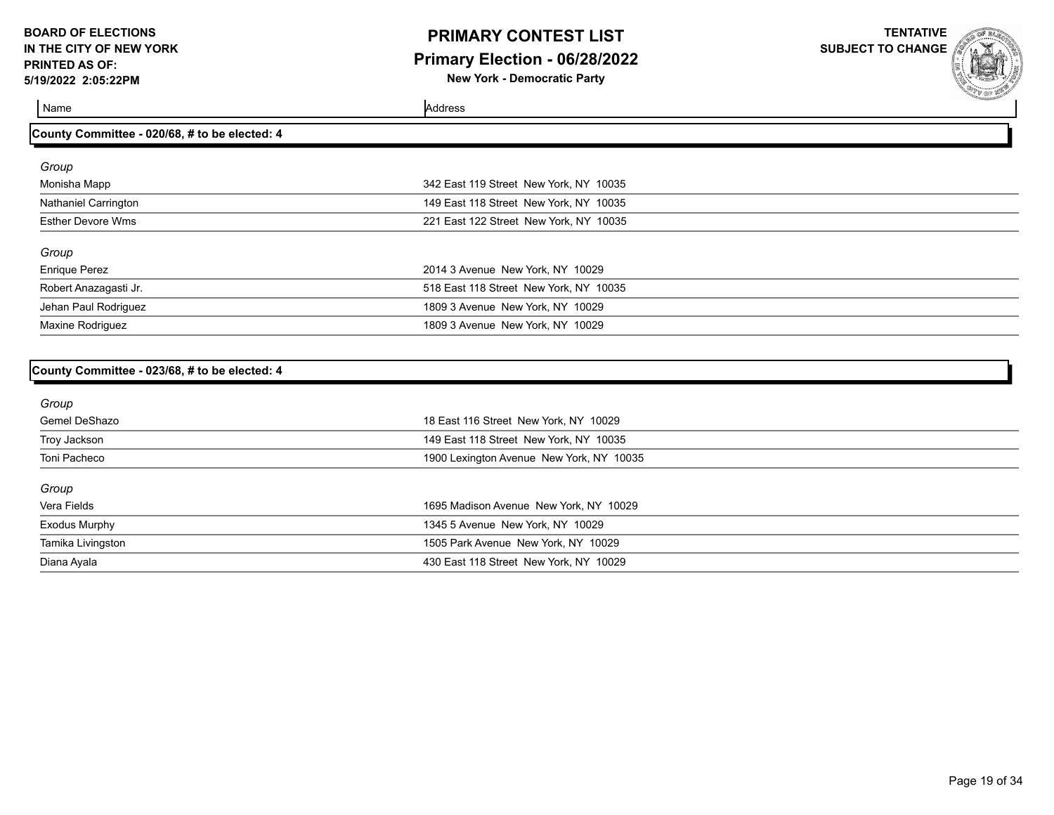| Name | Address |
|---|---|

## County Committee - 020/68, # to be elected: 4

*Group*

| Name | Address |
|---|---|
| Monisha Mapp | 342 East 119 Street New York, NY 10035 |
| Nathaniel Carrington | 149 East 118 Street New York, NY 10035 |
| Esther Devore Wms | 221 East 122 Street New York, NY 10035 |

*Group*

| Name | Address |
|---|---|
| Enrique Perez | 2014 3 Avenue New York, NY 10029 |
| Robert Anazagasti Jr. | 518 East 118 Street New York, NY 10035 |
| Jehan Paul Rodriguez | 1809 3 Avenue New York, NY 10029 |
| Maxine Rodriguez | 1809 3 Avenue New York, NY 10029 |

## County Committee - 023/68, # to be elected: 4

*Group*

| Name | Address |
|---|---|
| Gemel DeShazo | 18 East 116 Street New York, NY 10029 |
| Troy Jackson | 149 East 118 Street New York, NY 10035 |
| Toni Pacheco | 1900 Lexington Avenue New York, NY 10035 |

*Group*

| Name | Address |
|---|---|
| Vera Fields | 1695 Madison Avenue New York, NY 10029 |
| Exodus Murphy | 1345 5 Avenue New York, NY 10029 |
| Tamika Livingston | 1505 Park Avenue New York, NY 10029 |
| Diana Ayala | 430 East 118 Street New York, NY 10029 |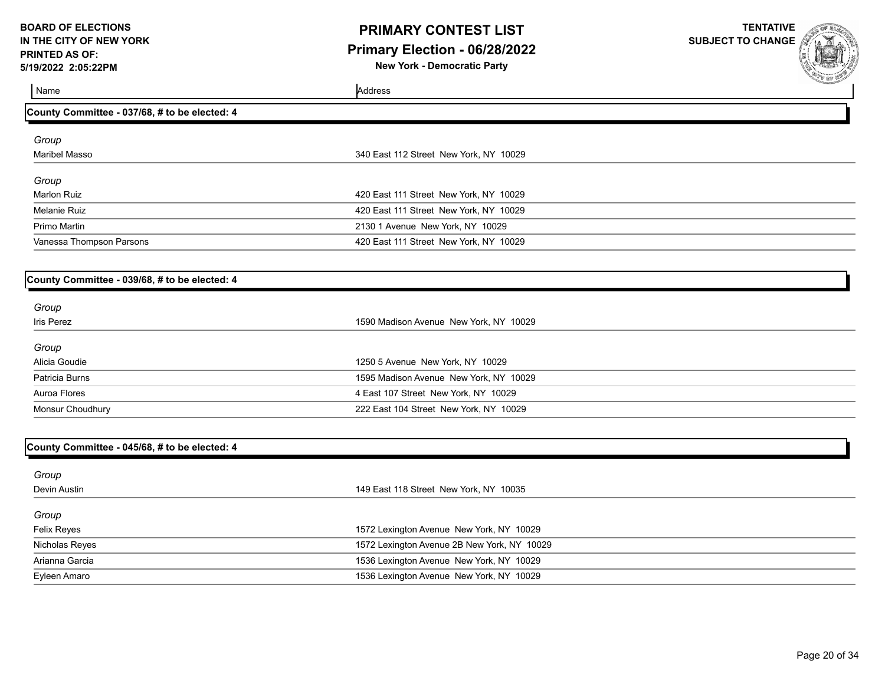| Name | Address |
|---|---|

## County Committee - 037/68, # to be elected: 4

| Name | Address |
|---|---|
| *Group* | |
| Maribel Masso | 340 East 112 Street New York, NY 10029 |
| *Group* | |
| Marlon Ruiz | 420 East 111 Street New York, NY 10029 |
| Melanie Ruiz | 420 East 111 Street New York, NY 10029 |
| Primo Martin | 2130 1 Avenue New York, NY 10029 |
| Vanessa Thompson Parsons | 420 East 111 Street New York, NY 10029 |

## County Committee - 039/68, # to be elected: 4

| Name | Address |
|---|---|
| *Group* | |
| Iris Perez | 1590 Madison Avenue New York, NY 10029 |
| *Group* | |
| Alicia Goudie | 1250 5 Avenue New York, NY 10029 |
| Patricia Burns | 1595 Madison Avenue New York, NY 10029 |
| Auroa Flores | 4 East 107 Street New York, NY 10029 |
| Monsur Choudhury | 222 East 104 Street New York, NY 10029 |

## County Committee - 045/68, # to be elected: 4

| Name | Address |
|---|---|
| *Group* | |
| Devin Austin | 149 East 118 Street New York, NY 10035 |
| *Group* | |
| Felix Reyes | 1572 Lexington Avenue New York, NY 10029 |
| Nicholas Reyes | 1572 Lexington Avenue 2B New York, NY 10029 |
| Arianna Garcia | 1536 Lexington Avenue New York, NY 10029 |
| Eyleen Amaro | 1536 Lexington Avenue New York, NY 10029 |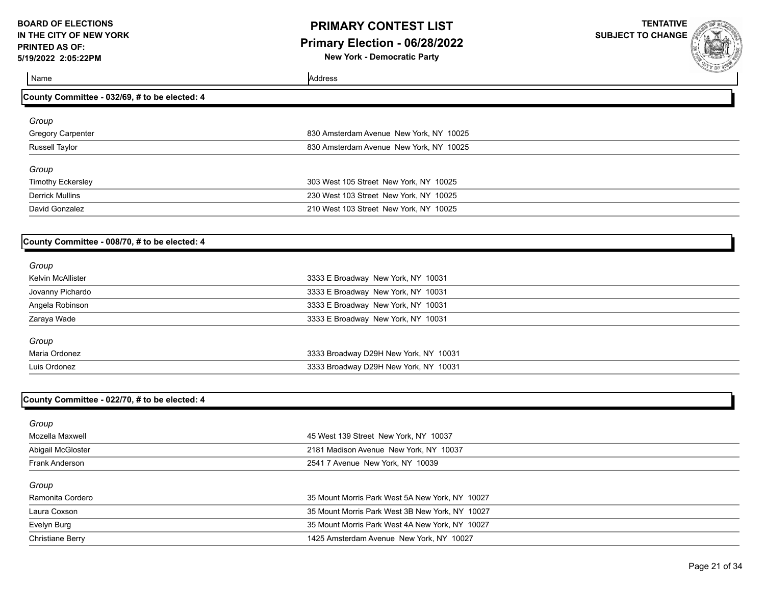| Name | Address |
| --- | --- |

## County Committee - 032/69, # to be elected: 4

*Group*

| Name | Address |
| --- | --- |
| Gregory Carpenter | 830 Amsterdam Avenue New York, NY 10025 |
| Russell Taylor | 830 Amsterdam Avenue New York, NY 10025 |

*Group*

| Name | Address |
| --- | --- |
| Timothy Eckersley | 303 West 105 Street New York, NY 10025 |
| Derrick Mullins | 230 West 103 Street New York, NY 10025 |
| David Gonzalez | 210 West 103 Street New York, NY 10025 |

## County Committee - 008/70, # to be elected: 4

*Group*

| Name | Address |
| --- | --- |
| Kelvin McAllister | 3333 E Broadway New York, NY 10031 |
| Jovanny Pichardo | 3333 E Broadway New York, NY 10031 |
| Angela Robinson | 3333 E Broadway New York, NY 10031 |
| Zaraya Wade | 3333 E Broadway New York, NY 10031 |

*Group*

| Name | Address |
| --- | --- |
| Maria Ordonez | 3333 Broadway D29H New York, NY 10031 |
| Luis Ordonez | 3333 Broadway D29H New York, NY 10031 |

## County Committee - 022/70, # to be elected: 4

*Group*

| Name | Address |
| --- | --- |
| Mozella Maxwell | 45 West 139 Street New York, NY 10037 |
| Abigail McGloster | 2181 Madison Avenue New York, NY 10037 |
| Frank Anderson | 2541 7 Avenue New York, NY 10039 |

*Group*

| Name | Address |
| --- | --- |
| Ramonita Cordero | 35 Mount Morris Park West 5A New York, NY 10027 |
| Laura Coxson | 35 Mount Morris Park West 3B New York, NY 10027 |
| Evelyn Burg | 35 Mount Morris Park West 4A New York, NY 10027 |
| Christiane Berry | 1425 Amsterdam Avenue New York, NY 10027 |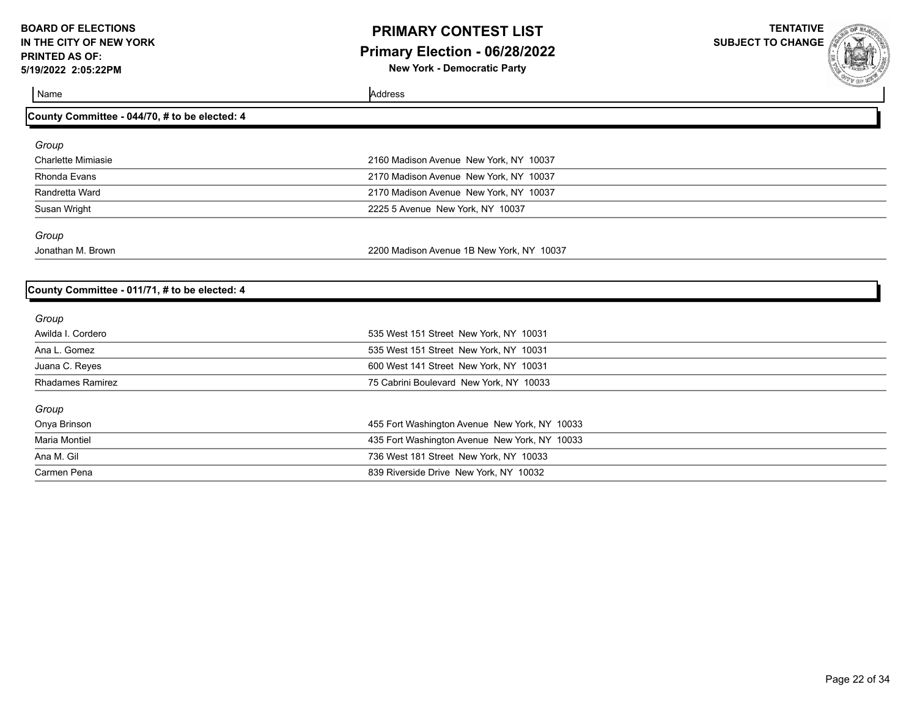| Name | Address |
|---|---|

## County Committee - 044/70, # to be elected: 4

*Group*

| Name | Address |
|---|---|
| Charlette Mimiasie | 2160 Madison Avenue New York, NY 10037 |
| Rhonda Evans | 2170 Madison Avenue New York, NY 10037 |
| Randretta Ward | 2170 Madison Avenue New York, NY 10037 |
| Susan Wright | 2225 5 Avenue New York, NY 10037 |

*Group*

| Name | Address |
|---|---|
| Jonathan M. Brown | 2200 Madison Avenue 1B New York, NY 10037 |

## County Committee - 011/71, # to be elected: 4

*Group*

| Name | Address |
|---|---|
| Awilda I. Cordero | 535 West 151 Street New York, NY 10031 |
| Ana L. Gomez | 535 West 151 Street New York, NY 10031 |
| Juana C. Reyes | 600 West 141 Street New York, NY 10031 |
| Rhadames Ramirez | 75 Cabrini Boulevard New York, NY 10033 |

*Group*

| Name | Address |
|---|---|
| Onya Brinson | 455 Fort Washington Avenue New York, NY 10033 |
| Maria Montiel | 435 Fort Washington Avenue New York, NY 10033 |
| Ana M. Gil | 736 West 181 Street New York, NY 10033 |
| Carmen Pena | 839 Riverside Drive New York, NY 10032 |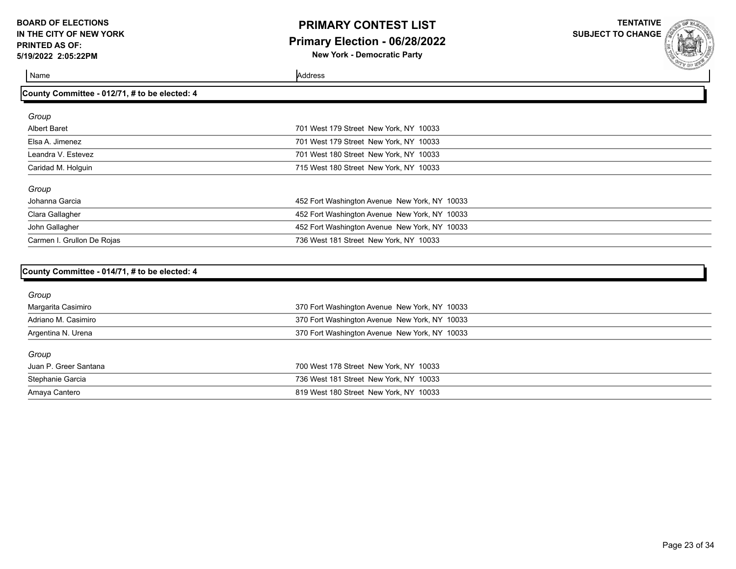| Name | Address |
|---|---|

## County Committee - 012/71, # to be elected: 4

*Group*

| Name | Address |
|---|---|
| Albert Baret | 701 West 179 Street New York, NY 10033 |
| Elsa A. Jimenez | 701 West 179 Street New York, NY 10033 |
| Leandra V. Estevez | 701 West 180 Street New York, NY 10033 |
| Caridad M. Holguin | 715 West 180 Street New York, NY 10033 |

*Group*

| Name | Address |
|---|---|
| Johanna Garcia | 452 Fort Washington Avenue New York, NY 10033 |
| Clara Gallagher | 452 Fort Washington Avenue New York, NY 10033 |
| John Gallagher | 452 Fort Washington Avenue New York, NY 10033 |
| Carmen I. Grullon De Rojas | 736 West 181 Street New York, NY 10033 |

## County Committee - 014/71, # to be elected: 4

*Group*

| Name | Address |
|---|---|
| Margarita Casimiro | 370 Fort Washington Avenue New York, NY 10033 |
| Adriano M. Casimiro | 370 Fort Washington Avenue New York, NY 10033 |
| Argentina N. Urena | 370 Fort Washington Avenue New York, NY 10033 |

*Group*

| Name | Address |
|---|---|
| Juan P. Greer Santana | 700 West 178 Street New York, NY 10033 |
| Stephanie Garcia | 736 West 181 Street New York, NY 10033 |
| Amaya Cantero | 819 West 180 Street New York, NY 10033 |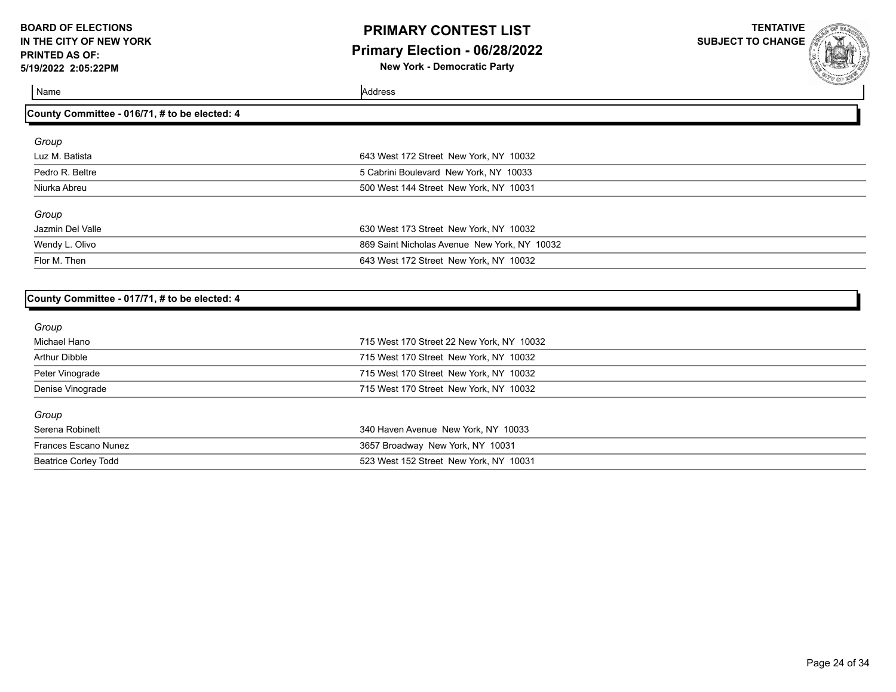**BOARD OF ELECTIONS IN THE CITY OF NEW YORK**
**PRINTED AS OF: 5/19/2022 2:05:22PM**

# PRIMARY CONTEST LIST
## Primary Election - 06/28/2022
**New York - Democratic Party**

**TENTATIVE SUBJECT TO CHANGE**

| Name | Address |
|---|---|

### County Committee - 016/71, # to be elected: 4

*Group*

| Name | Address |
|---|---|
| Luz M. Batista | 643 West 172 Street New York, NY 10032 |
| Pedro R. Beltre | 5 Cabrini Boulevard New York, NY 10033 |
| Niurka Abreu | 500 West 144 Street New York, NY 10031 |

*Group*

| Name | Address |
|---|---|
| Jazmin Del Valle | 630 West 173 Street New York, NY 10032 |
| Wendy L. Olivo | 869 Saint Nicholas Avenue New York, NY 10032 |
| Flor M. Then | 643 West 172 Street New York, NY 10032 |

### County Committee - 017/71, # to be elected: 4

*Group*

| Name | Address |
|---|---|
| Michael Hano | 715 West 170 Street 22 New York, NY 10032 |
| Arthur Dibble | 715 West 170 Street New York, NY 10032 |
| Peter Vinograde | 715 West 170 Street New York, NY 10032 |
| Denise Vinograde | 715 West 170 Street New York, NY 10032 |

*Group*

| Name | Address |
|---|---|
| Serena Robinett | 340 Haven Avenue New York, NY 10033 |
| Frances Escano Nunez | 3657 Broadway New York, NY 10031 |
| Beatrice Corley Todd | 523 West 152 Street New York, NY 10031 |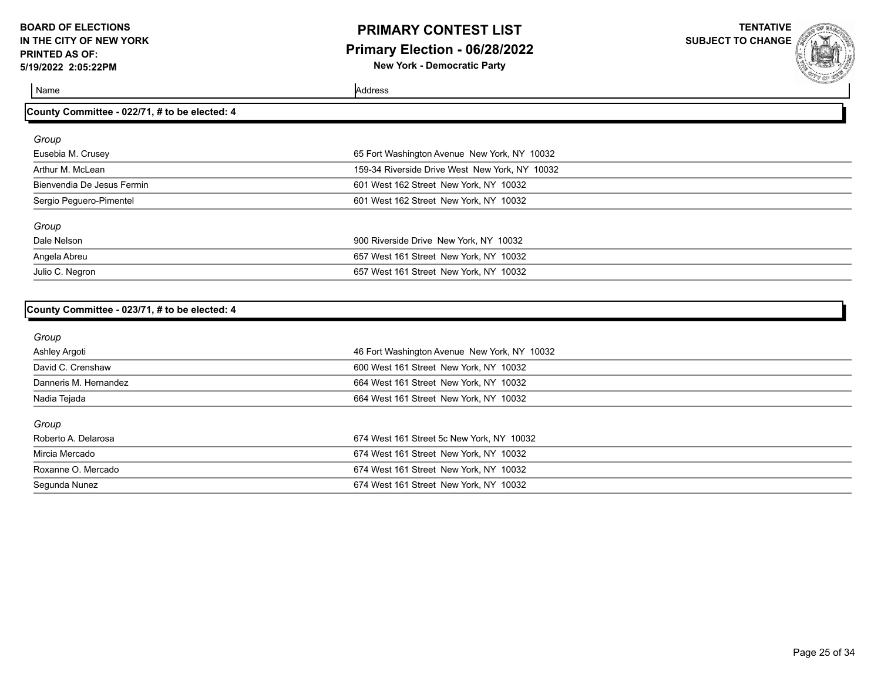## County Committee - 022/71, # to be elected: 4

| Name | Address |
|---|---|
| *Group* | |
| Eusebia M. Crusey | 65 Fort Washington Avenue New York, NY 10032 |
| Arthur M. McLean | 159-34 Riverside Drive West New York, NY 10032 |
| Bienvendia De Jesus Fermin | 601 West 162 Street New York, NY 10032 |
| Sergio Peguero-Pimentel | 601 West 162 Street New York, NY 10032 |
| *Group* | |
| Dale Nelson | 900 Riverside Drive New York, NY 10032 |
| Angela Abreu | 657 West 161 Street New York, NY 10032 |
| Julio C. Negron | 657 West 161 Street New York, NY 10032 |

## County Committee - 023/71, # to be elected: 4

| Name | Address |
|---|---|
| *Group* | |
| Ashley Argoti | 46 Fort Washington Avenue New York, NY 10032 |
| David C. Crenshaw | 600 West 161 Street New York, NY 10032 |
| Danneris M. Hernandez | 664 West 161 Street New York, NY 10032 |
| Nadia Tejada | 664 West 161 Street New York, NY 10032 |
| *Group* | |
| Roberto A. Delarosa | 674 West 161 Street 5c New York, NY 10032 |
| Mircia Mercado | 674 West 161 Street New York, NY 10032 |
| Roxanne O. Mercado | 674 West 161 Street New York, NY 10032 |
| Segunda Nunez | 674 West 161 Street New York, NY 10032 |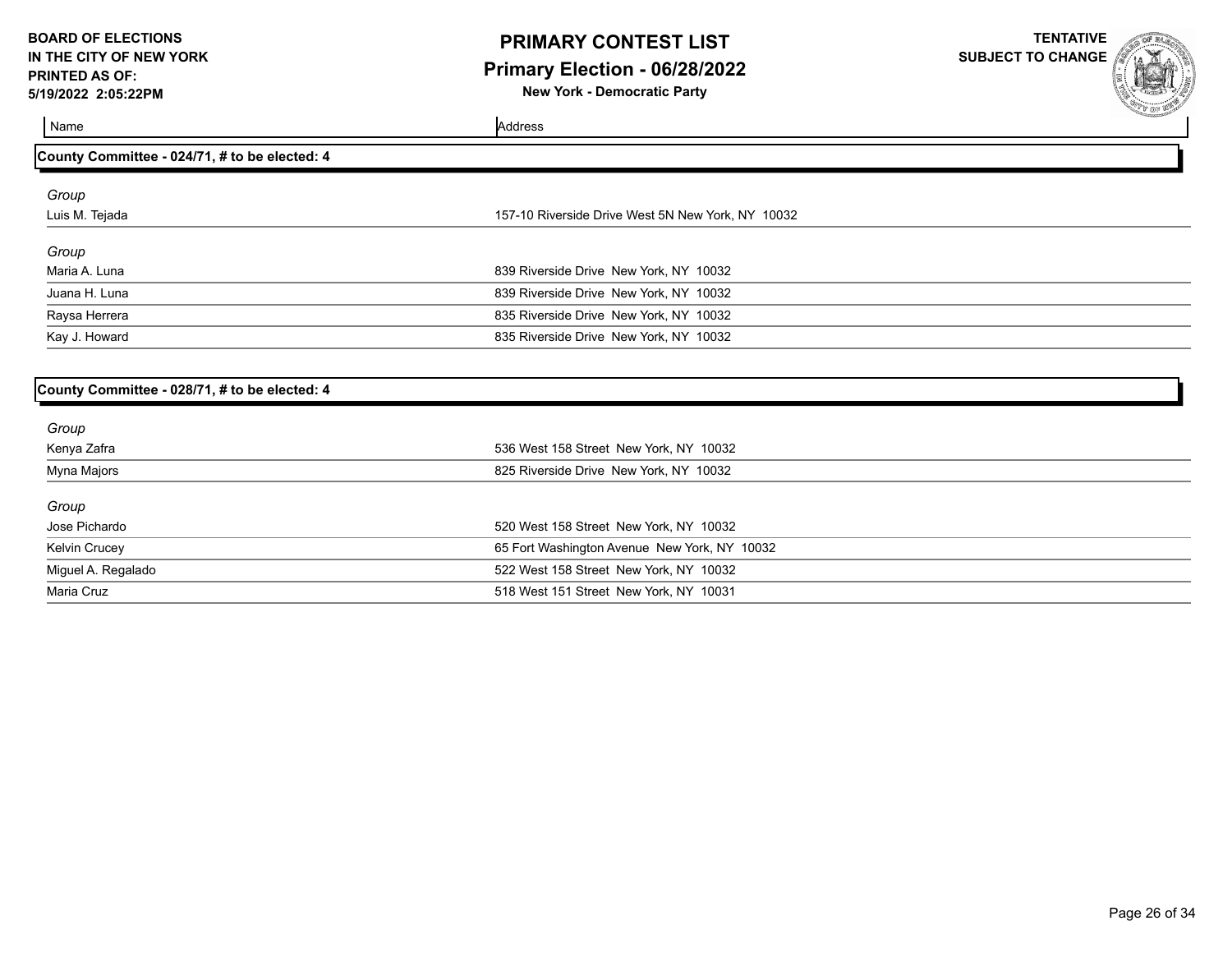**BOARD OF ELECTIONS IN THE CITY OF NEW YORK PRINTED AS OF: 5/19/2022 2:05:22PM**

# PRIMARY CONTEST LIST
## Primary Election - 06/28/2022
**New York - Democratic Party**

**TENTATIVE SUBJECT TO CHANGE**

| Name | Address |
|---|---|

### County Committee - 024/71, # to be elected: 4

*Group*

| Name | Address |
|---|---|
| Luis M. Tejada | 157-10 Riverside Drive West 5N New York, NY 10032 |

*Group*

| Name | Address |
|---|---|
| Maria A. Luna | 839 Riverside Drive New York, NY 10032 |
| Juana H. Luna | 839 Riverside Drive New York, NY 10032 |
| Raysa Herrera | 835 Riverside Drive New York, NY 10032 |
| Kay J. Howard | 835 Riverside Drive New York, NY 10032 |

### County Committee - 028/71, # to be elected: 4

*Group*

| Name | Address |
|---|---|
| Kenya Zafra | 536 West 158 Street New York, NY 10032 |
| Myna Majors | 825 Riverside Drive New York, NY 10032 |

*Group*

| Name | Address |
|---|---|
| Jose Pichardo | 520 West 158 Street New York, NY 10032 |
| Kelvin Crucey | 65 Fort Washington Avenue New York, NY 10032 |
| Miguel A. Regalado | 522 West 158 Street New York, NY 10032 |
| Maria Cruz | 518 West 151 Street New York, NY 10031 |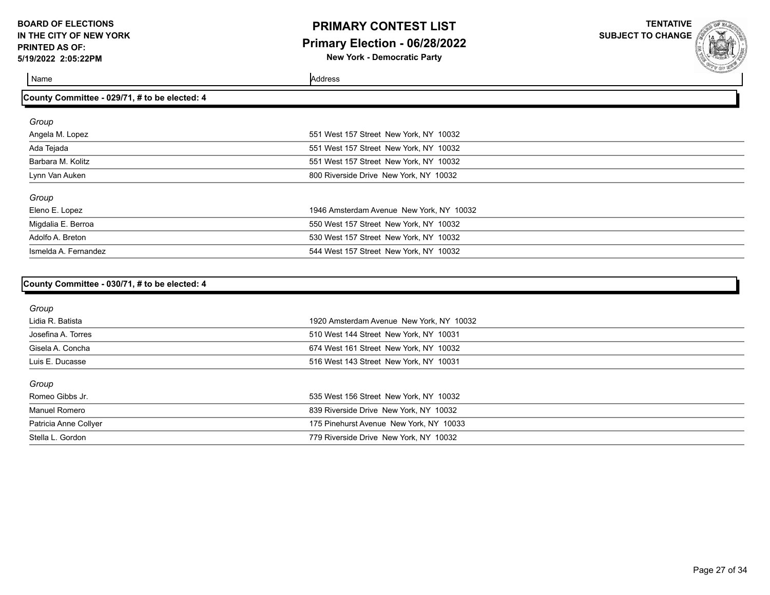| Name | Address |
|---|---|

## County Committee - 029/71, # to be elected: 4

*Group*

| Name | Address |
|---|---|
| Angela M. Lopez | 551 West 157 Street New York, NY 10032 |
| Ada Tejada | 551 West 157 Street New York, NY 10032 |
| Barbara M. Kolitz | 551 West 157 Street New York, NY 10032 |
| Lynn Van Auken | 800 Riverside Drive New York, NY 10032 |

*Group*

| Name | Address |
|---|---|
| Eleno E. Lopez | 1946 Amsterdam Avenue New York, NY 10032 |
| Migdalia E. Berroa | 550 West 157 Street New York, NY 10032 |
| Adolfo A. Breton | 530 West 157 Street New York, NY 10032 |
| Ismelda A. Fernandez | 544 West 157 Street New York, NY 10032 |

## County Committee - 030/71, # to be elected: 4

*Group*

| Name | Address |
|---|---|
| Lidia R. Batista | 1920 Amsterdam Avenue New York, NY 10032 |
| Josefina A. Torres | 510 West 144 Street New York, NY 10031 |
| Gisela A. Concha | 674 West 161 Street New York, NY 10032 |
| Luis E. Ducasse | 516 West 143 Street New York, NY 10031 |

*Group*

| Name | Address |
|---|---|
| Romeo Gibbs Jr. | 535 West 156 Street New York, NY 10032 |
| Manuel Romero | 839 Riverside Drive New York, NY 10032 |
| Patricia Anne Collyer | 175 Pinehurst Avenue New York, NY 10033 |
| Stella L. Gordon | 779 Riverside Drive New York, NY 10032 |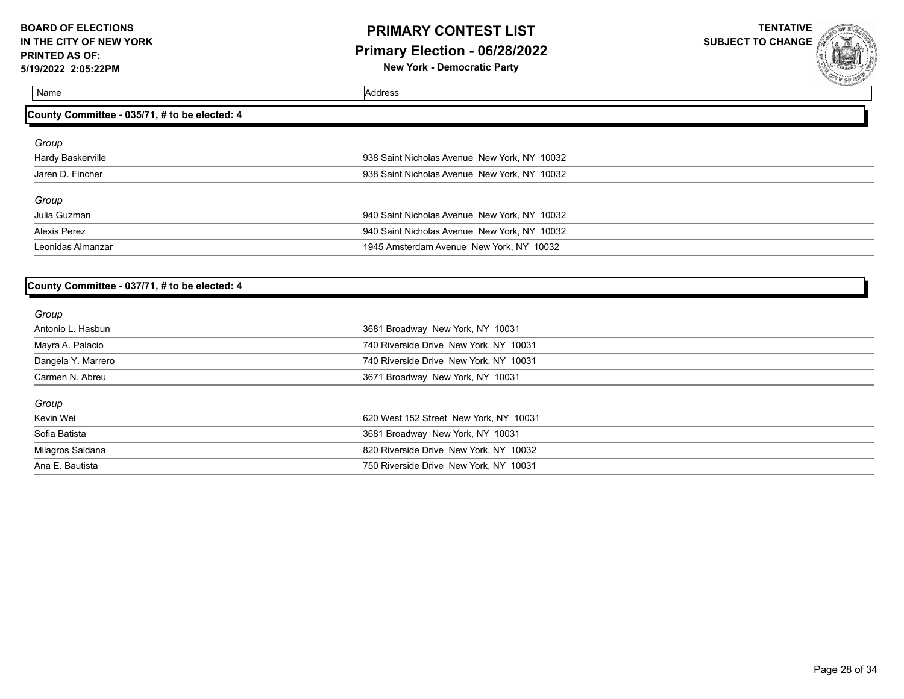| Name | Address |
| --- | --- |

## County Committee - 035/71, # to be elected: 4

*Group*

| Name | Address |
| --- | --- |
| Hardy Baskerville | 938 Saint Nicholas Avenue New York, NY 10032 |
| Jaren D. Fincher | 938 Saint Nicholas Avenue New York, NY 10032 |

*Group*

| Name | Address |
| --- | --- |
| Julia Guzman | 940 Saint Nicholas Avenue New York, NY 10032 |
| Alexis Perez | 940 Saint Nicholas Avenue New York, NY 10032 |
| Leonidas Almanzar | 1945 Amsterdam Avenue New York, NY 10032 |

## County Committee - 037/71, # to be elected: 4

*Group*

| Name | Address |
| --- | --- |
| Antonio L. Hasbun | 3681 Broadway New York, NY 10031 |
| Mayra A. Palacio | 740 Riverside Drive New York, NY 10031 |
| Dangela Y. Marrero | 740 Riverside Drive New York, NY 10031 |
| Carmen N. Abreu | 3671 Broadway New York, NY 10031 |

*Group*

| Name | Address |
| --- | --- |
| Kevin Wei | 620 West 152 Street New York, NY 10031 |
| Sofia Batista | 3681 Broadway New York, NY 10031 |
| Milagros Saldana | 820 Riverside Drive New York, NY 10032 |
| Ana E. Bautista | 750 Riverside Drive New York, NY 10031 |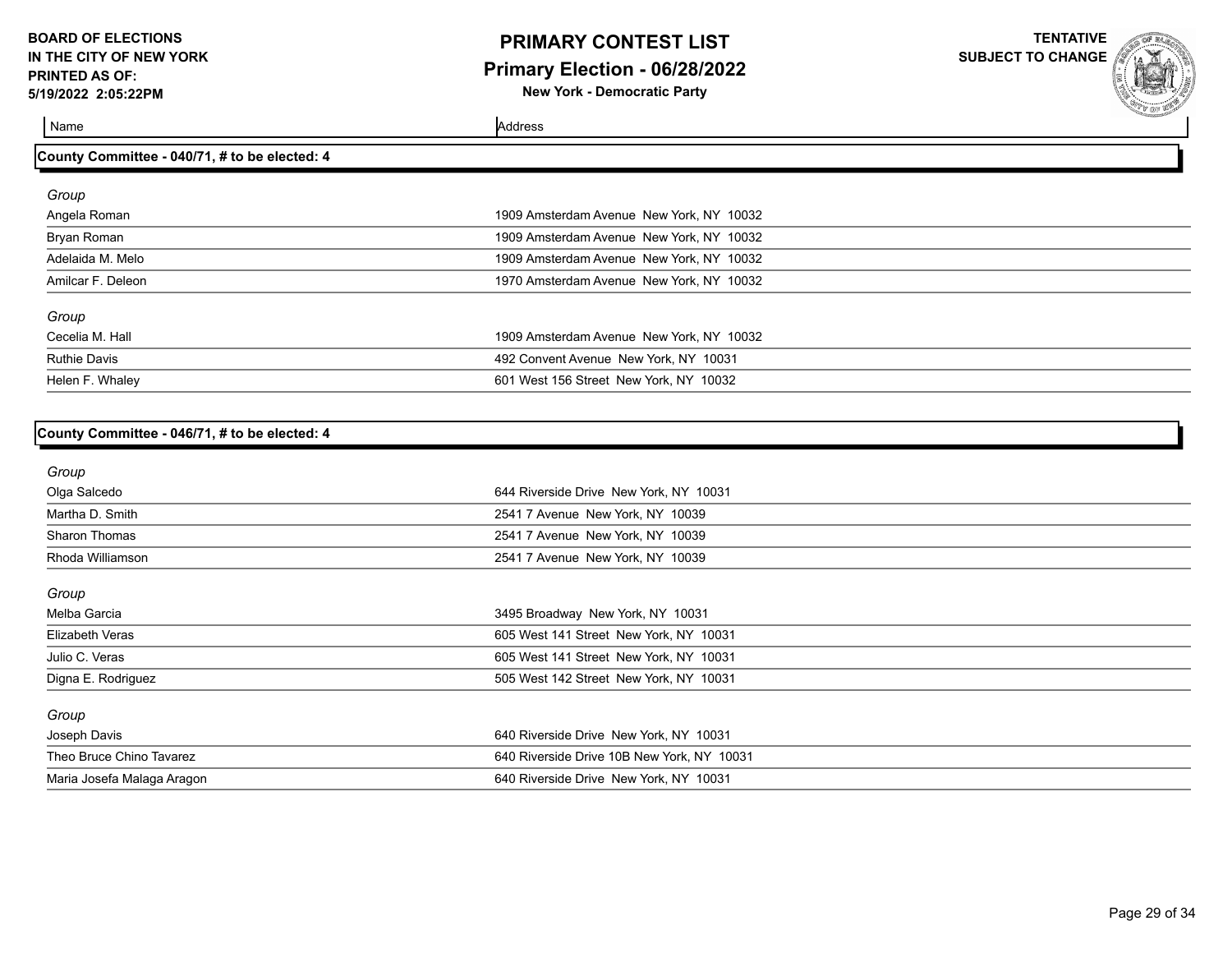# PRIMARY CONTEST LIST

## Primary Election - 06/28/2022

**New York - Democratic Party**

BOARD OF ELECTIONS IN THE CITY OF NEW YORK PRINTED AS OF: 5/19/2022 2:05:22PM

TENTATIVE SUBJECT TO CHANGE

| Name | Address |
|---|---|

### County Committee - 040/71, # to be elected: 4

*Group*

| Name | Address |
|---|---|
| Angela Roman | 1909 Amsterdam Avenue New York, NY 10032 |
| Bryan Roman | 1909 Amsterdam Avenue New York, NY 10032 |
| Adelaida M. Melo | 1909 Amsterdam Avenue New York, NY 10032 |
| Amilcar F. Deleon | 1970 Amsterdam Avenue New York, NY 10032 |

*Group*

| Name | Address |
|---|---|
| Cecelia M. Hall | 1909 Amsterdam Avenue New York, NY 10032 |
| Ruthie Davis | 492 Convent Avenue New York, NY 10031 |
| Helen F. Whaley | 601 West 156 Street New York, NY 10032 |

### County Committee - 046/71, # to be elected: 4

*Group*

| Name | Address |
|---|---|
| Olga Salcedo | 644 Riverside Drive New York, NY 10031 |
| Martha D. Smith | 2541 7 Avenue New York, NY 10039 |
| Sharon Thomas | 2541 7 Avenue New York, NY 10039 |
| Rhoda Williamson | 2541 7 Avenue New York, NY 10039 |

*Group*

| Name | Address |
|---|---|
| Melba Garcia | 3495 Broadway New York, NY 10031 |
| Elizabeth Veras | 605 West 141 Street New York, NY 10031 |
| Julio C. Veras | 605 West 141 Street New York, NY 10031 |
| Digna E. Rodriguez | 505 West 142 Street New York, NY 10031 |

*Group*

| Name | Address |
|---|---|
| Joseph Davis | 640 Riverside Drive New York, NY 10031 |
| Theo Bruce Chino Tavarez | 640 Riverside Drive 10B New York, NY 10031 |
| Maria Josefa Malaga Aragon | 640 Riverside Drive New York, NY 10031 |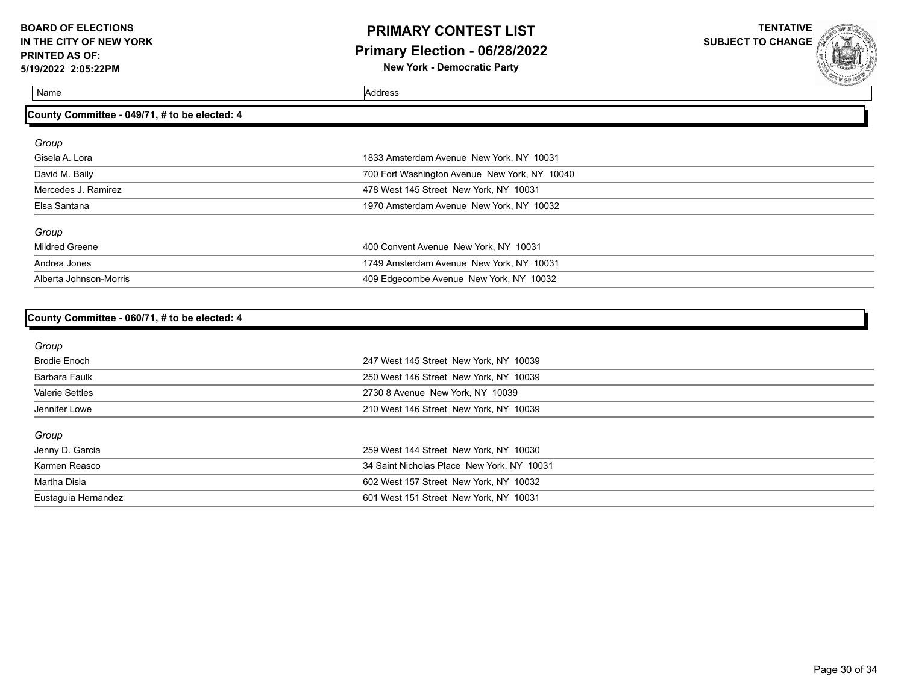**BOARD OF ELECTIONS IN THE CITY OF NEW YORK**
**PRINTED AS OF: 5/19/2022 2:05:22PM**

# PRIMARY CONTEST LIST

## Primary Election - 06/28/2022

**New York - Democratic Party**

**TENTATIVE SUBJECT TO CHANGE**

### County Committee - 049/71, # to be elected: 4

*Group*

| Name | Address |
|---|---|
| Gisela A. Lora | 1833 Amsterdam Avenue New York, NY 10031 |
| David M. Baily | 700 Fort Washington Avenue New York, NY 10040 |
| Mercedes J. Ramirez | 478 West 145 Street New York, NY 10031 |
| Elsa Santana | 1970 Amsterdam Avenue New York, NY 10032 |

*Group*

| Name | Address |
|---|---|
| Mildred Greene | 400 Convent Avenue New York, NY 10031 |
| Andrea Jones | 1749 Amsterdam Avenue New York, NY 10031 |
| Alberta Johnson-Morris | 409 Edgecombe Avenue New York, NY 10032 |

### County Committee - 060/71, # to be elected: 4

*Group*

| Name | Address |
|---|---|
| Brodie Enoch | 247 West 145 Street New York, NY 10039 |
| Barbara Faulk | 250 West 146 Street New York, NY 10039 |
| Valerie Settles | 2730 8 Avenue New York, NY 10039 |
| Jennifer Lowe | 210 West 146 Street New York, NY 10039 |

*Group*

| Name | Address |
|---|---|
| Jenny D. Garcia | 259 West 144 Street New York, NY 10030 |
| Karmen Reasco | 34 Saint Nicholas Place New York, NY 10031 |
| Martha Disla | 602 West 157 Street New York, NY 10032 |
| Eustaguia Hernandez | 601 West 151 Street New York, NY 10031 |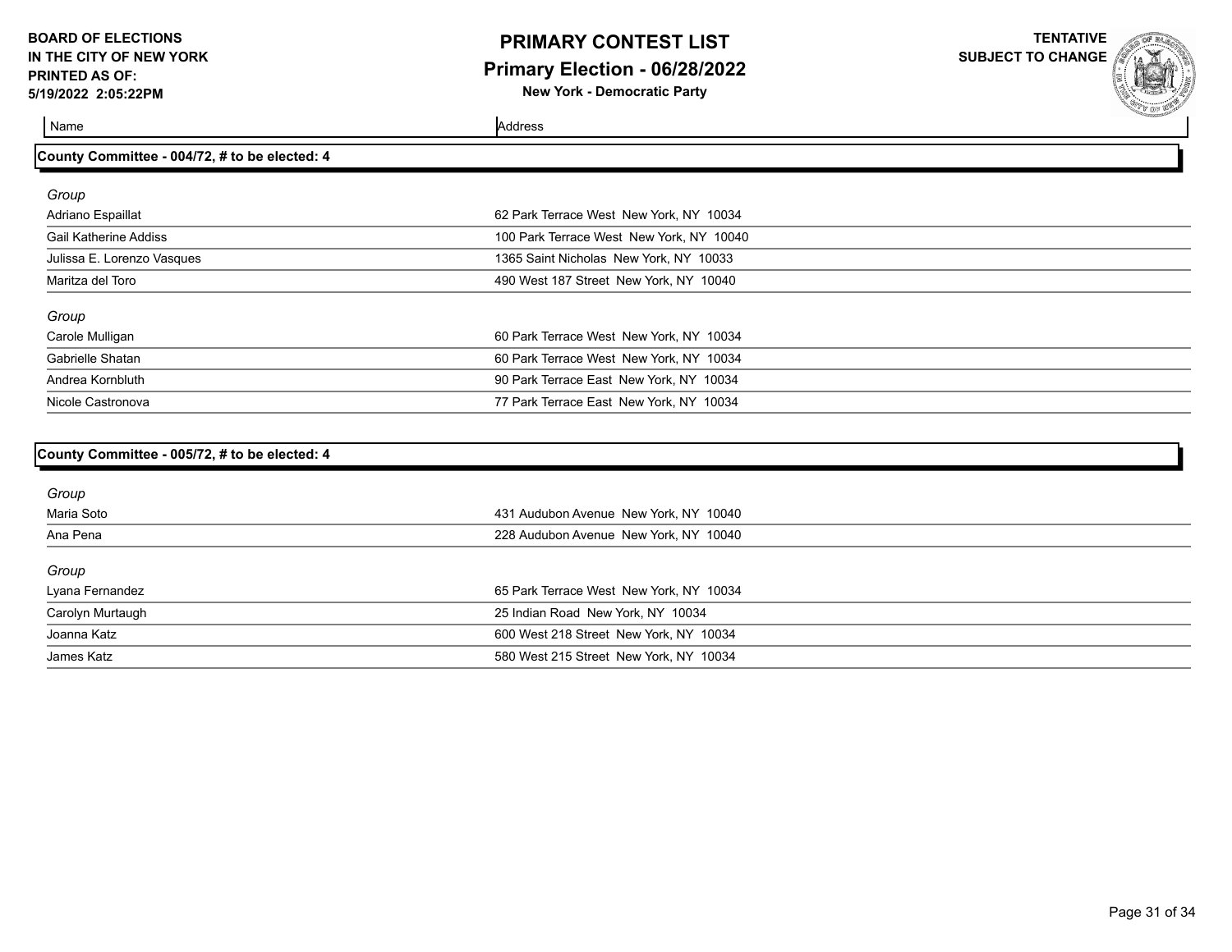BOARD OF ELECTIONS
IN THE CITY OF NEW YORK
PRINTED AS OF:
5/19/2022 2:05:22PM

# PRIMARY CONTEST LIST
## Primary Election - 06/28/2022
**New York - Democratic Party**

TENTATIVE
SUBJECT TO CHANGE

### County Committee - 004/72, # to be elected: 4

| Name | Address |
|---|---|
| *Group* | |
| Adriano Espaillat | 62 Park Terrace West New York, NY 10034 |
| Gail Katherine Addiss | 100 Park Terrace West New York, NY 10040 |
| Julissa E. Lorenzo Vasques | 1365 Saint Nicholas New York, NY 10033 |
| Maritza del Toro | 490 West 187 Street New York, NY 10040 |
| *Group* | |
| Carole Mulligan | 60 Park Terrace West New York, NY 10034 |
| Gabrielle Shatan | 60 Park Terrace West New York, NY 10034 |
| Andrea Kornbluth | 90 Park Terrace East New York, NY 10034 |
| Nicole Castronova | 77 Park Terrace East New York, NY 10034 |

### County Committee - 005/72, # to be elected: 4

| Name | Address |
|---|---|
| *Group* | |
| Maria Soto | 431 Audubon Avenue New York, NY 10040 |
| Ana Pena | 228 Audubon Avenue New York, NY 10040 |
| *Group* | |
| Lyana Fernandez | 65 Park Terrace West New York, NY 10034 |
| Carolyn Murtaugh | 25 Indian Road New York, NY 10034 |
| Joanna Katz | 600 West 218 Street New York, NY 10034 |
| James Katz | 580 West 215 Street New York, NY 10034 |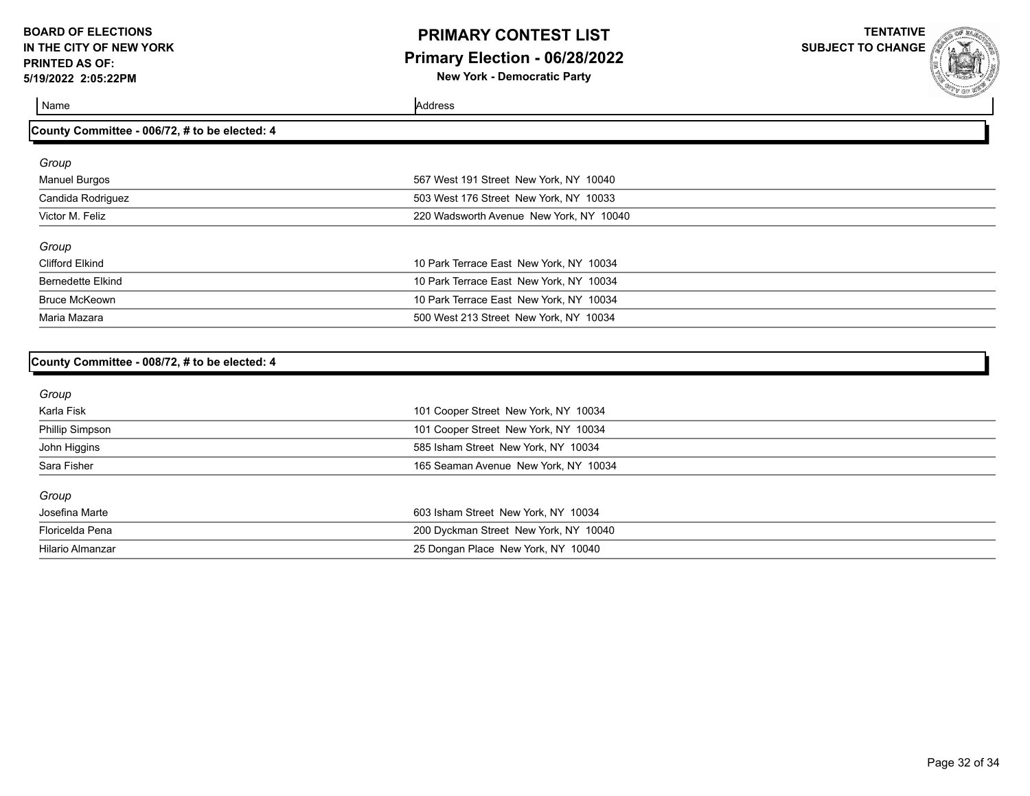**BOARD OF ELECTIONS IN THE CITY OF NEW YORK**
**PRINTED AS OF: 5/19/2022 2:05:22PM**

# PRIMARY CONTEST LIST
## Primary Election - 06/28/2022
**New York - Democratic Party**

**TENTATIVE SUBJECT TO CHANGE**

### County Committee - 006/72, # to be elected: 4

*Group*

| Name | Address |
|---|---|
| Manuel Burgos | 567 West 191 Street New York, NY 10040 |
| Candida Rodriguez | 503 West 176 Street New York, NY 10033 |
| Victor M. Feliz | 220 Wadsworth Avenue New York, NY 10040 |

*Group*

| Name | Address |
|---|---|
| Clifford Elkind | 10 Park Terrace East New York, NY 10034 |
| Bernedette Elkind | 10 Park Terrace East New York, NY 10034 |
| Bruce McKeown | 10 Park Terrace East New York, NY 10034 |
| Maria Mazara | 500 West 213 Street New York, NY 10034 |

### County Committee - 008/72, # to be elected: 4

*Group*

| Name | Address |
|---|---|
| Karla Fisk | 101 Cooper Street New York, NY 10034 |
| Phillip Simpson | 101 Cooper Street New York, NY 10034 |
| John Higgins | 585 Isham Street New York, NY 10034 |
| Sara Fisher | 165 Seaman Avenue New York, NY 10034 |

*Group*

| Name | Address |
|---|---|
| Josefina Marte | 603 Isham Street New York, NY 10034 |
| Floricelda Pena | 200 Dyckman Street New York, NY 10040 |
| Hilario Almanzar | 25 Dongan Place New York, NY 10040 |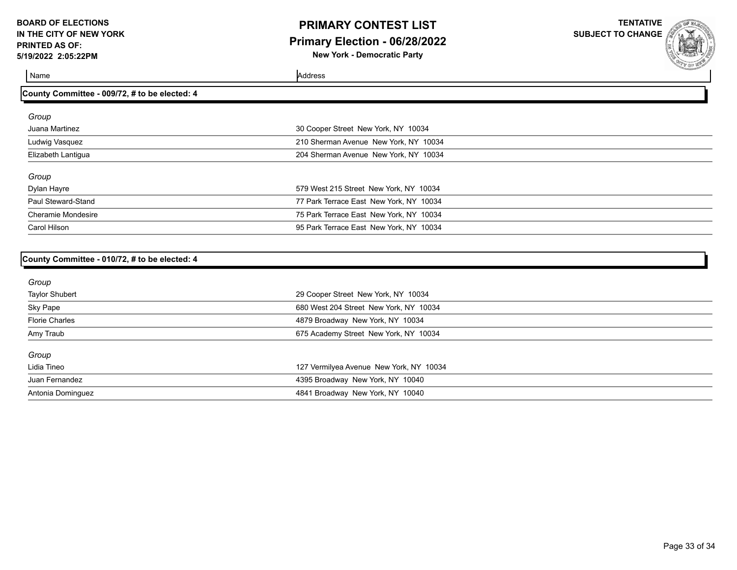**BOARD OF ELECTIONS IN THE CITY OF NEW YORK**
**PRINTED AS OF: 5/19/2022 2:05:22PM**

# PRIMARY CONTEST LIST
## Primary Election - 06/28/2022
**New York - Democratic Party**

**TENTATIVE SUBJECT TO CHANGE**

### County Committee - 009/72, # to be elected: 4

| Name | Address |
|---|---|
| *Group* | |
| Juana Martinez | 30 Cooper Street New York, NY 10034 |
| Ludwig Vasquez | 210 Sherman Avenue New York, NY 10034 |
| Elizabeth Lantigua | 204 Sherman Avenue New York, NY 10034 |
| *Group* | |
| Dylan Hayre | 579 West 215 Street New York, NY 10034 |
| Paul Steward-Stand | 77 Park Terrace East New York, NY 10034 |
| Cheramie Mondesire | 75 Park Terrace East New York, NY 10034 |
| Carol Hilson | 95 Park Terrace East New York, NY 10034 |

### County Committee - 010/72, # to be elected: 4

| Name | Address |
|---|---|
| *Group* | |
| Taylor Shubert | 29 Cooper Street New York, NY 10034 |
| Sky Pape | 680 West 204 Street New York, NY 10034 |
| Florie Charles | 4879 Broadway New York, NY 10034 |
| Amy Traub | 675 Academy Street New York, NY 10034 |
| *Group* | |
| Lidia Tineo | 127 Vermilyea Avenue New York, NY 10034 |
| Juan Fernandez | 4395 Broadway New York, NY 10040 |
| Antonia Dominguez | 4841 Broadway New York, NY 10040 |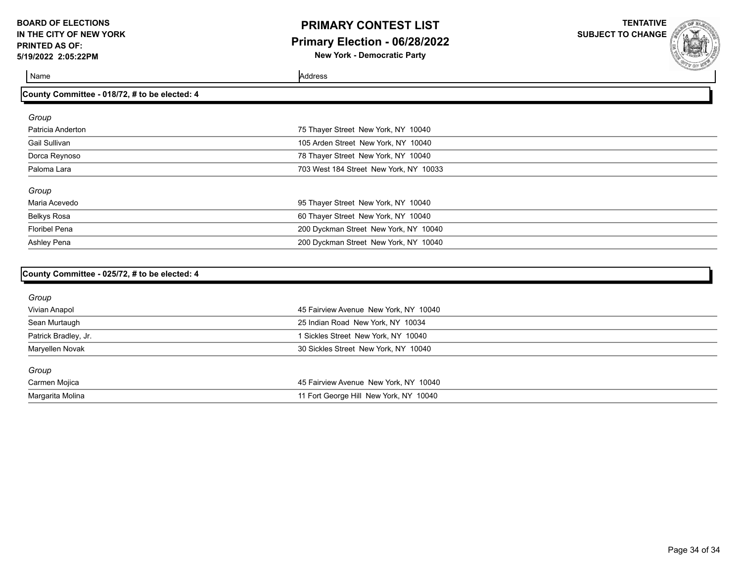| Name | Address |
|---|---|

## County Committee - 018/72, # to be elected: 4

*Group*

| Name | Address |
|---|---|
| Patricia Anderton | 75 Thayer Street New York, NY 10040 |
| Gail Sullivan | 105 Arden Street New York, NY 10040 |
| Dorca Reynoso | 78 Thayer Street New York, NY 10040 |
| Paloma Lara | 703 West 184 Street New York, NY 10033 |

*Group*

| Name | Address |
|---|---|
| Maria Acevedo | 95 Thayer Street New York, NY 10040 |
| Belkys Rosa | 60 Thayer Street New York, NY 10040 |
| Floribel Pena | 200 Dyckman Street New York, NY 10040 |
| Ashley Pena | 200 Dyckman Street New York, NY 10040 |

## County Committee - 025/72, # to be elected: 4

*Group*

| Name | Address |
|---|---|
| Vivian Anapol | 45 Fairview Avenue New York, NY 10040 |
| Sean Murtaugh | 25 Indian Road New York, NY 10034 |
| Patrick Bradley, Jr. | 1 Sickles Street New York, NY 10040 |
| Maryellen Novak | 30 Sickles Street New York, NY 10040 |

*Group*

| Name | Address |
|---|---|
| Carmen Mojica | 45 Fairview Avenue New York, NY 10040 |
| Margarita Molina | 11 Fort George Hill New York, NY 10040 |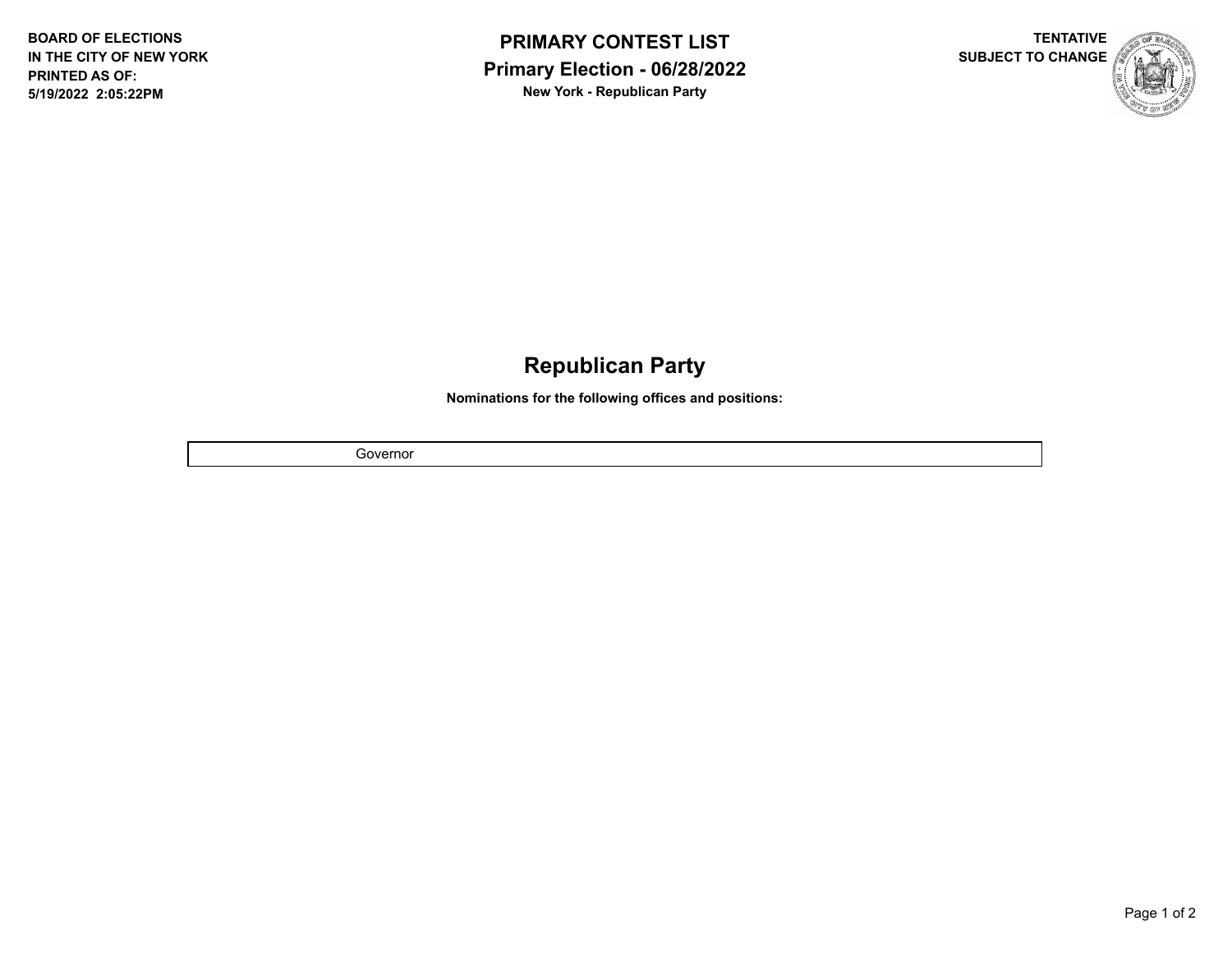BOARD OF ELECTIONS
IN THE CITY OF NEW YORK
PRINTED AS OF:
5/19/2022 2:05:22PM

# PRIMARY CONTEST LIST
## Primary Election - 06/28/2022
**New York - Republican Party**

TENTATIVE
SUBJECT TO CHANGE

## Republican Party

**Nominations for the following offices and positions:**

| Governor |
| --- |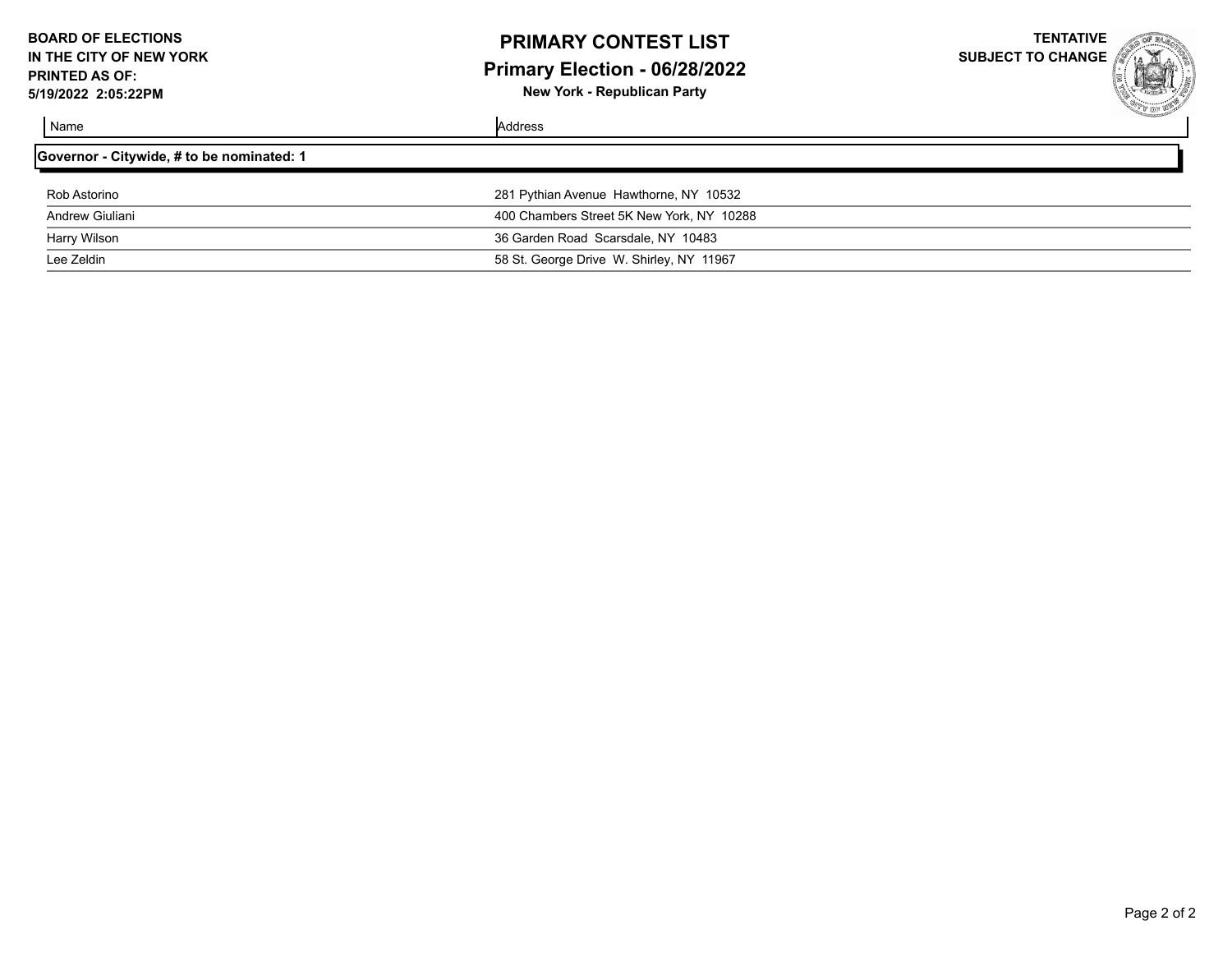**BOARD OF ELECTIONS**
**IN THE CITY OF NEW YORK**
**PRINTED AS OF:**
**5/19/2022 2:05:22PM**

# PRIMARY CONTEST LIST

## Primary Election - 06/28/2022

**New York - Republican Party**

**TENTATIVE**
**SUBJECT TO CHANGE**

### Governor - Citywide, # to be nominated: 1

| Name | Address |
| --- | --- |
| Rob Astorino | 281 Pythian Avenue  Hawthorne, NY  10532 |
| Andrew Giuliani | 400 Chambers Street 5K New York, NY  10288 |
| Harry Wilson | 36 Garden Road  Scarsdale, NY  10483 |
| Lee Zeldin | 58 St. George Drive  W. Shirley, NY  11967 |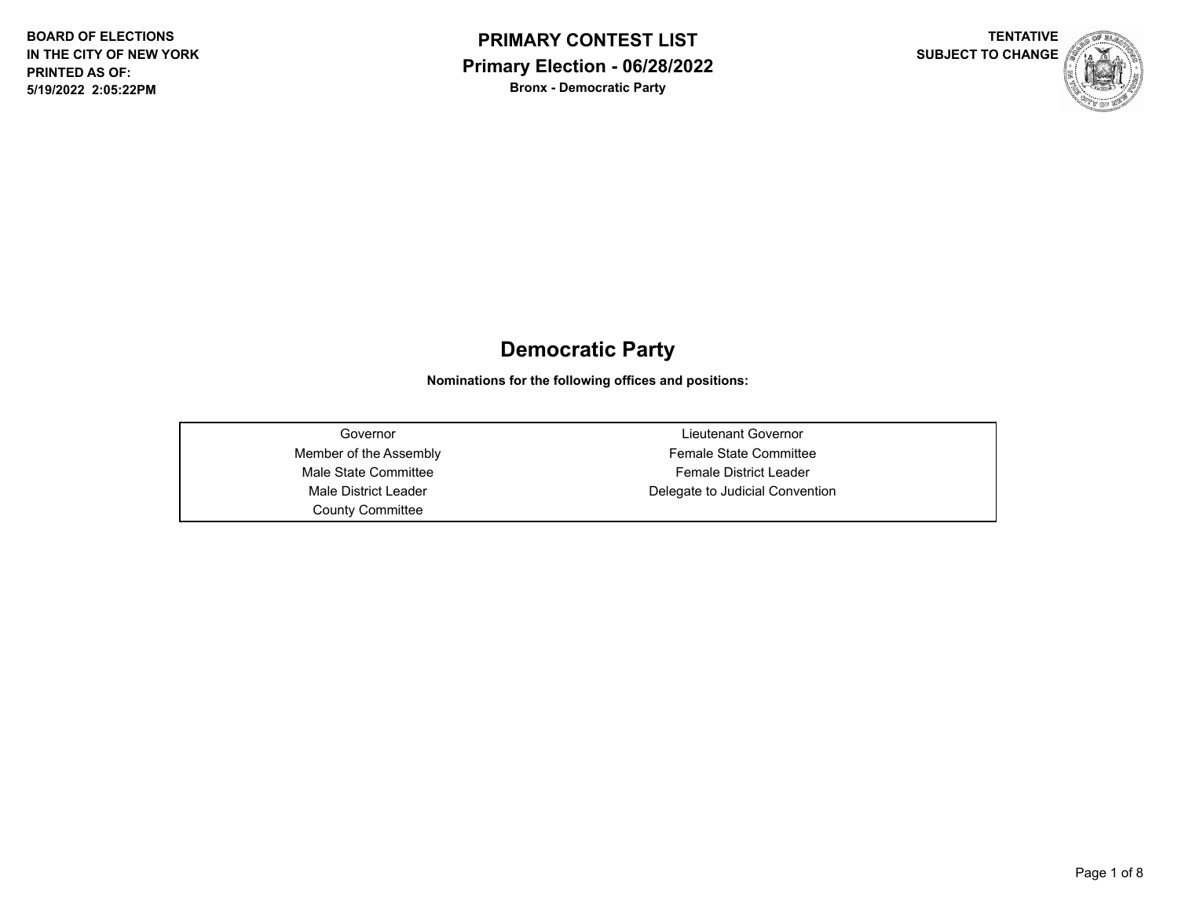BOARD OF ELECTIONS
IN THE CITY OF NEW YORK
PRINTED AS OF:
5/19/2022 2:05:22PM

# PRIMARY CONTEST LIST

## Primary Election - 06/28/2022

**Bronx - Democratic Party**

TENTATIVE
SUBJECT TO CHANGE

## Democratic Party

**Nominations for the following offices and positions:**

| | |
|---|---|
| Governor | Lieutenant Governor |
| Member of the Assembly | Female State Committee |
| Male State Committee | Female District Leader |
| Male District Leader | Delegate to Judicial Convention |
| County Committee | |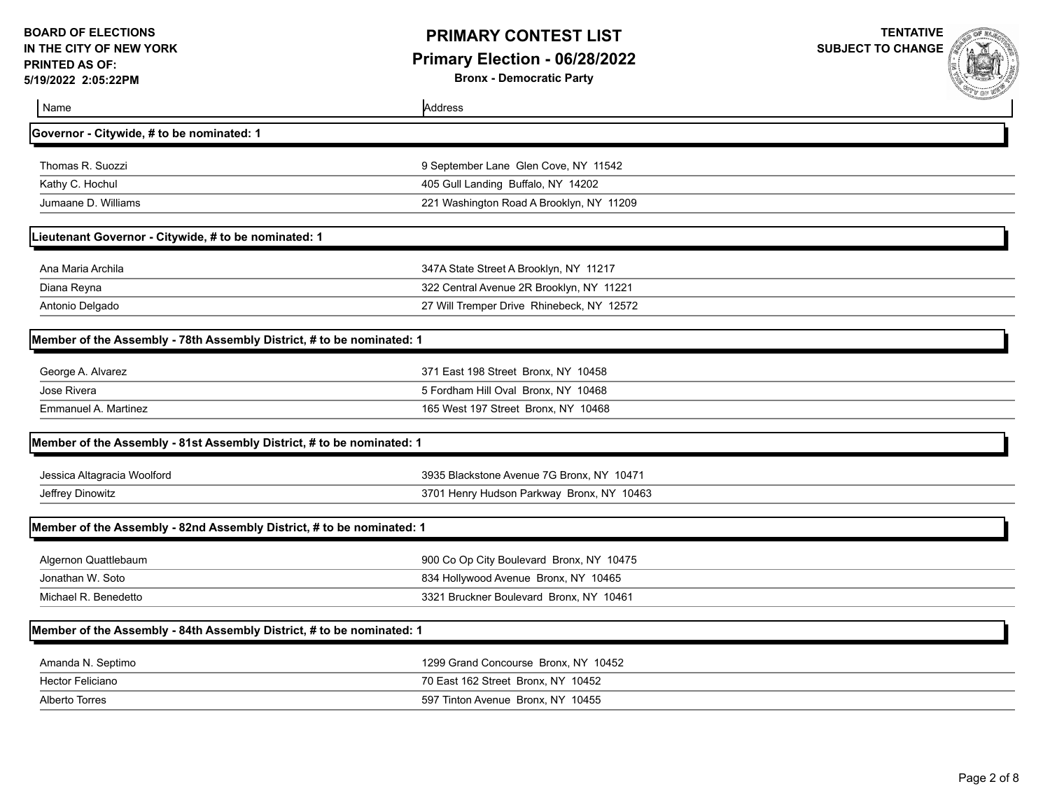**BOARD OF ELECTIONS**
**IN THE CITY OF NEW YORK**
**PRINTED AS OF:**
**5/19/2022 2:05:22PM**

# PRIMARY CONTEST LIST

## Primary Election - 06/28/2022

**Bronx - Democratic Party**

**TENTATIVE**
**SUBJECT TO CHANGE**

| Name | Address |
|---|---|

### Governor - Citywide, # to be nominated: 1

| Name | Address |
|---|---|
| Thomas R. Suozzi | 9 September Lane Glen Cove, NY 11542 |
| Kathy C. Hochul | 405 Gull Landing Buffalo, NY 14202 |
| Jumaane D. Williams | 221 Washington Road A Brooklyn, NY 11209 |

### Lieutenant Governor - Citywide, # to be nominated: 1

| Name | Address |
|---|---|
| Ana Maria Archila | 347A State Street A Brooklyn, NY 11217 |
| Diana Reyna | 322 Central Avenue 2R Brooklyn, NY 11221 |
| Antonio Delgado | 27 Will Tremper Drive Rhinebeck, NY 12572 |

### Member of the Assembly - 78th Assembly District, # to be nominated: 1

| Name | Address |
|---|---|
| George A. Alvarez | 371 East 198 Street Bronx, NY 10458 |
| Jose Rivera | 5 Fordham Hill Oval Bronx, NY 10468 |
| Emmanuel A. Martinez | 165 West 197 Street Bronx, NY 10468 |

### Member of the Assembly - 81st Assembly District, # to be nominated: 1

| Name | Address |
|---|---|
| Jessica Altagracia Woolford | 3935 Blackstone Avenue 7G Bronx, NY 10471 |
| Jeffrey Dinowitz | 3701 Henry Hudson Parkway Bronx, NY 10463 |

### Member of the Assembly - 82nd Assembly District, # to be nominated: 1

| Name | Address |
|---|---|
| Algernon Quattlebaum | 900 Co Op City Boulevard Bronx, NY 10475 |
| Jonathan W. Soto | 834 Hollywood Avenue Bronx, NY 10465 |
| Michael R. Benedetto | 3321 Bruckner Boulevard Bronx, NY 10461 |

### Member of the Assembly - 84th Assembly District, # to be nominated: 1

| Name | Address |
|---|---|
| Amanda N. Septimo | 1299 Grand Concourse Bronx, NY 10452 |
| Hector Feliciano | 70 East 162 Street Bronx, NY 10452 |
| Alberto Torres | 597 Tinton Avenue Bronx, NY 10455 |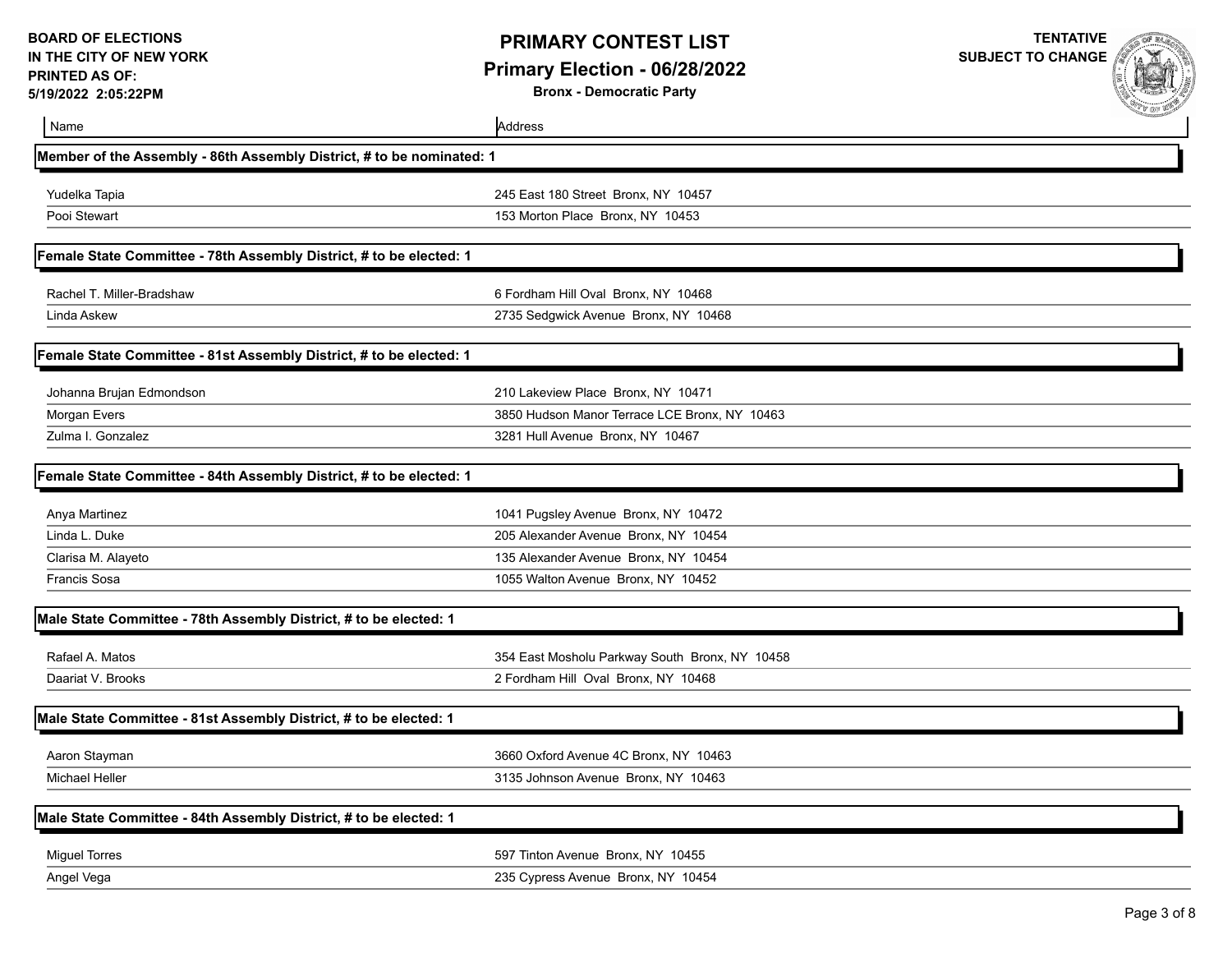**BOARD OF ELECTIONS IN THE CITY OF NEW YORK**
**PRINTED AS OF: 5/19/2022 2:05:22PM**

# PRIMARY CONTEST LIST

## Primary Election - 06/28/2022

**Bronx - Democratic Party**

**TENTATIVE SUBJECT TO CHANGE**

| Name | Address |
| --- | --- |
| **Member of the Assembly - 86th Assembly District, # to be nominated: 1** | |
| Yudelka Tapia | 245 East 180 Street Bronx, NY 10457 |
| Pooi Stewart | 153 Morton Place Bronx, NY 10453 |
| **Female State Committee - 78th Assembly District, # to be elected: 1** | |
| Rachel T. Miller-Bradshaw | 6 Fordham Hill Oval Bronx, NY 10468 |
| Linda Askew | 2735 Sedgwick Avenue Bronx, NY 10468 |
| **Female State Committee - 81st Assembly District, # to be elected: 1** | |
| Johanna Brujan Edmondson | 210 Lakeview Place Bronx, NY 10471 |
| Morgan Evers | 3850 Hudson Manor Terrace LCE Bronx, NY 10463 |
| Zulma I. Gonzalez | 3281 Hull Avenue Bronx, NY 10467 |
| **Female State Committee - 84th Assembly District, # to be elected: 1** | |
| Anya Martinez | 1041 Pugsley Avenue Bronx, NY 10472 |
| Linda L. Duke | 205 Alexander Avenue Bronx, NY 10454 |
| Clarisa M. Alayeto | 135 Alexander Avenue Bronx, NY 10454 |
| Francis Sosa | 1055 Walton Avenue Bronx, NY 10452 |
| **Male State Committee - 78th Assembly District, # to be elected: 1** | |
| Rafael A. Matos | 354 East Mosholu Parkway South Bronx, NY 10458 |
| Daariat V. Brooks | 2 Fordham Hill Oval Bronx, NY 10468 |
| **Male State Committee - 81st Assembly District, # to be elected: 1** | |
| Aaron Stayman | 3660 Oxford Avenue 4C Bronx, NY 10463 |
| Michael Heller | 3135 Johnson Avenue Bronx, NY 10463 |
| **Male State Committee - 84th Assembly District, # to be elected: 1** | |
| Miguel Torres | 597 Tinton Avenue Bronx, NY 10455 |
| Angel Vega | 235 Cypress Avenue Bronx, NY 10454 |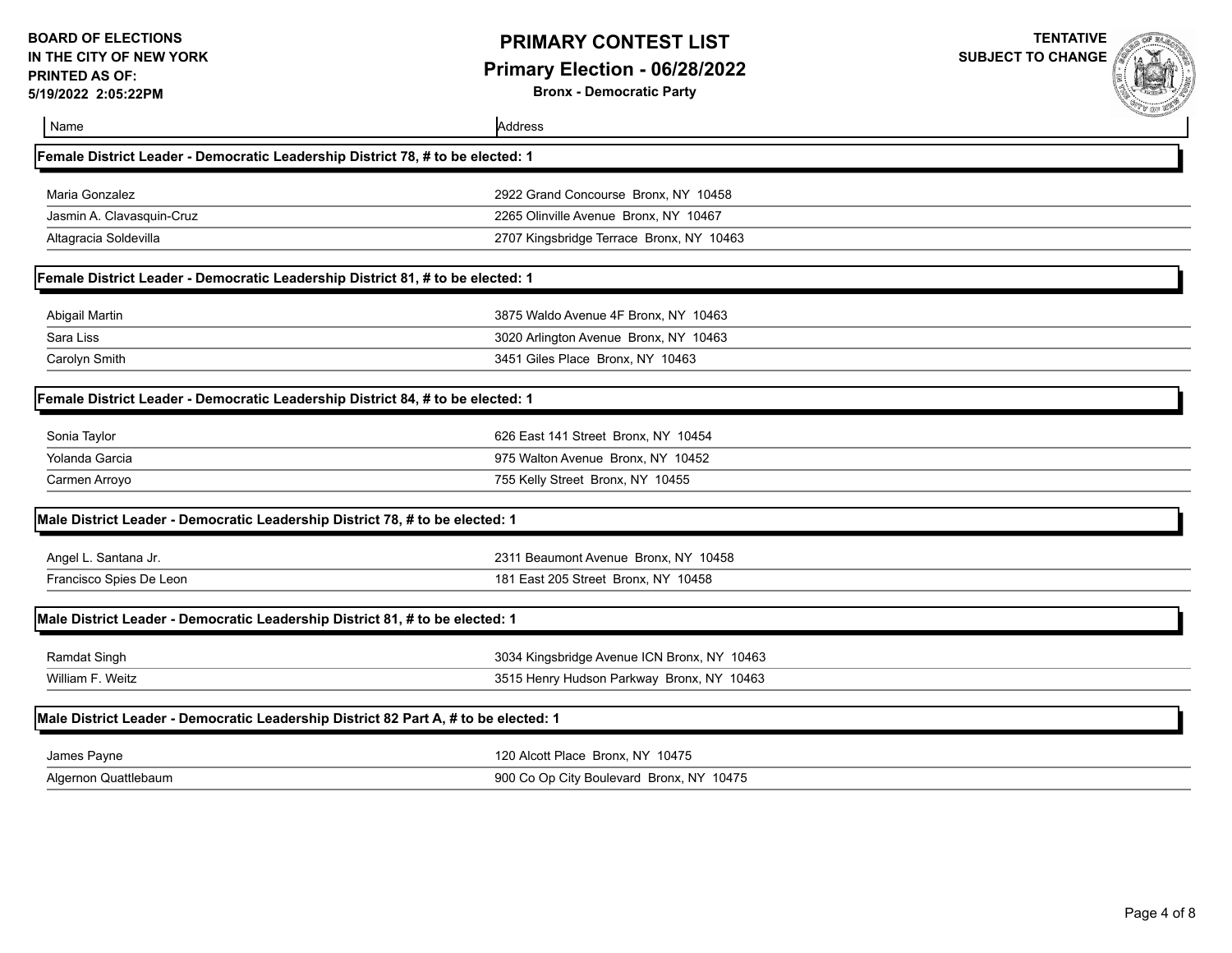**BOARD OF ELECTIONS IN THE CITY OF NEW YORK**
**PRINTED AS OF: 5/19/2022 2:05:22PM**

# PRIMARY CONTEST LIST

## Primary Election - 06/28/2022

**Bronx - Democratic Party**

**TENTATIVE SUBJECT TO CHANGE**

| Name | Address |
|---|---|

### Female District Leader - Democratic Leadership District 78, # to be elected: 1

| Name | Address |
|---|---|
| Maria Gonzalez | 2922 Grand Concourse Bronx, NY 10458 |
| Jasmin A. Clavasquin-Cruz | 2265 Olinville Avenue Bronx, NY 10467 |
| Altagracia Soldevilla | 2707 Kingsbridge Terrace Bronx, NY 10463 |

### Female District Leader - Democratic Leadership District 81, # to be elected: 1

| Name | Address |
|---|---|
| Abigail Martin | 3875 Waldo Avenue 4F Bronx, NY 10463 |
| Sara Liss | 3020 Arlington Avenue Bronx, NY 10463 |
| Carolyn Smith | 3451 Giles Place Bronx, NY 10463 |

### Female District Leader - Democratic Leadership District 84, # to be elected: 1

| Name | Address |
|---|---|
| Sonia Taylor | 626 East 141 Street Bronx, NY 10454 |
| Yolanda Garcia | 975 Walton Avenue Bronx, NY 10452 |
| Carmen Arroyo | 755 Kelly Street Bronx, NY 10455 |

### Male District Leader - Democratic Leadership District 78, # to be elected: 1

| Name | Address |
|---|---|
| Angel L. Santana Jr. | 2311 Beaumont Avenue Bronx, NY 10458 |
| Francisco Spies De Leon | 181 East 205 Street Bronx, NY 10458 |

### Male District Leader - Democratic Leadership District 81, # to be elected: 1

| Name | Address |
|---|---|
| Ramdat Singh | 3034 Kingsbridge Avenue ICN Bronx, NY 10463 |
| William F. Weitz | 3515 Henry Hudson Parkway Bronx, NY 10463 |

### Male District Leader - Democratic Leadership District 82 Part A, # to be elected: 1

| Name | Address |
|---|---|
| James Payne | 120 Alcott Place Bronx, NY 10475 |
| Algernon Quattlebaum | 900 Co Op City Boulevard Bronx, NY 10475 |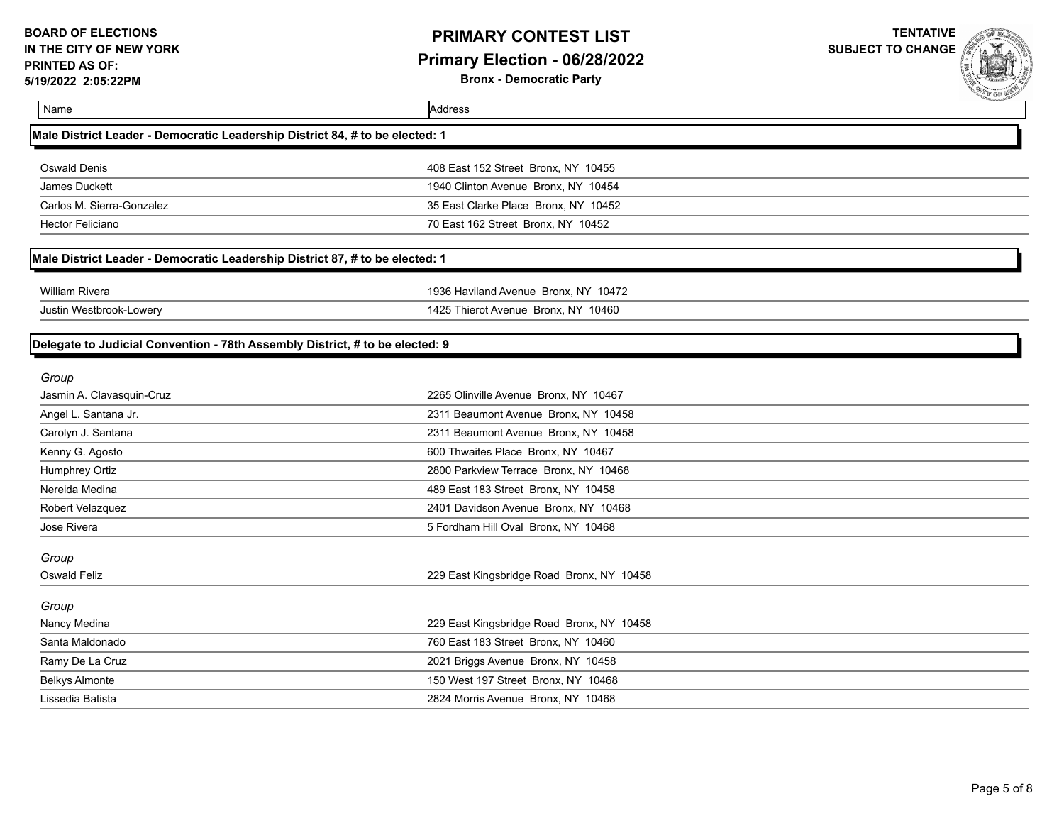**BOARD OF ELECTIONS IN THE CITY OF NEW YORK**
**PRINTED AS OF: 5/19/2022 2:05:22PM**

# PRIMARY CONTEST LIST
## Primary Election - 06/28/2022
### Bronx - Democratic Party

**TENTATIVE SUBJECT TO CHANGE**

### Male District Leader - Democratic Leadership District 84, # to be elected: 1

| Name | Address |
|---|---|
| Oswald Denis | 408 East 152 Street Bronx, NY 10455 |
| James Duckett | 1940 Clinton Avenue Bronx, NY 10454 |
| Carlos M. Sierra-Gonzalez | 35 East Clarke Place Bronx, NY 10452 |
| Hector Feliciano | 70 East 162 Street Bronx, NY 10452 |

### Male District Leader - Democratic Leadership District 87, # to be elected: 1

| Name | Address |
|---|---|
| William Rivera | 1936 Haviland Avenue Bronx, NY 10472 |
| Justin Westbrook-Lowery | 1425 Thierot Avenue Bronx, NY 10460 |

### Delegate to Judicial Convention - 78th Assembly District, # to be elected: 9

*Group*

| Name | Address |
|---|---|
| Jasmin A. Clavasquin-Cruz | 2265 Olinville Avenue Bronx, NY 10467 |
| Angel L. Santana Jr. | 2311 Beaumont Avenue Bronx, NY 10458 |
| Carolyn J. Santana | 2311 Beaumont Avenue Bronx, NY 10458 |
| Kenny G. Agosto | 600 Thwaites Place Bronx, NY 10467 |
| Humphrey Ortiz | 2800 Parkview Terrace Bronx, NY 10468 |
| Nereida Medina | 489 East 183 Street Bronx, NY 10458 |
| Robert Velazquez | 2401 Davidson Avenue Bronx, NY 10468 |
| Jose Rivera | 5 Fordham Hill Oval Bronx, NY 10468 |

*Group*

| Name | Address |
|---|---|
| Oswald Feliz | 229 East Kingsbridge Road Bronx, NY 10458 |

*Group*

| Name | Address |
|---|---|
| Nancy Medina | 229 East Kingsbridge Road Bronx, NY 10458 |
| Santa Maldonado | 760 East 183 Street Bronx, NY 10460 |
| Ramy De La Cruz | 2021 Briggs Avenue Bronx, NY 10458 |
| Belkys Almonte | 150 West 197 Street Bronx, NY 10468 |
| Lissedia Batista | 2824 Morris Avenue Bronx, NY 10468 |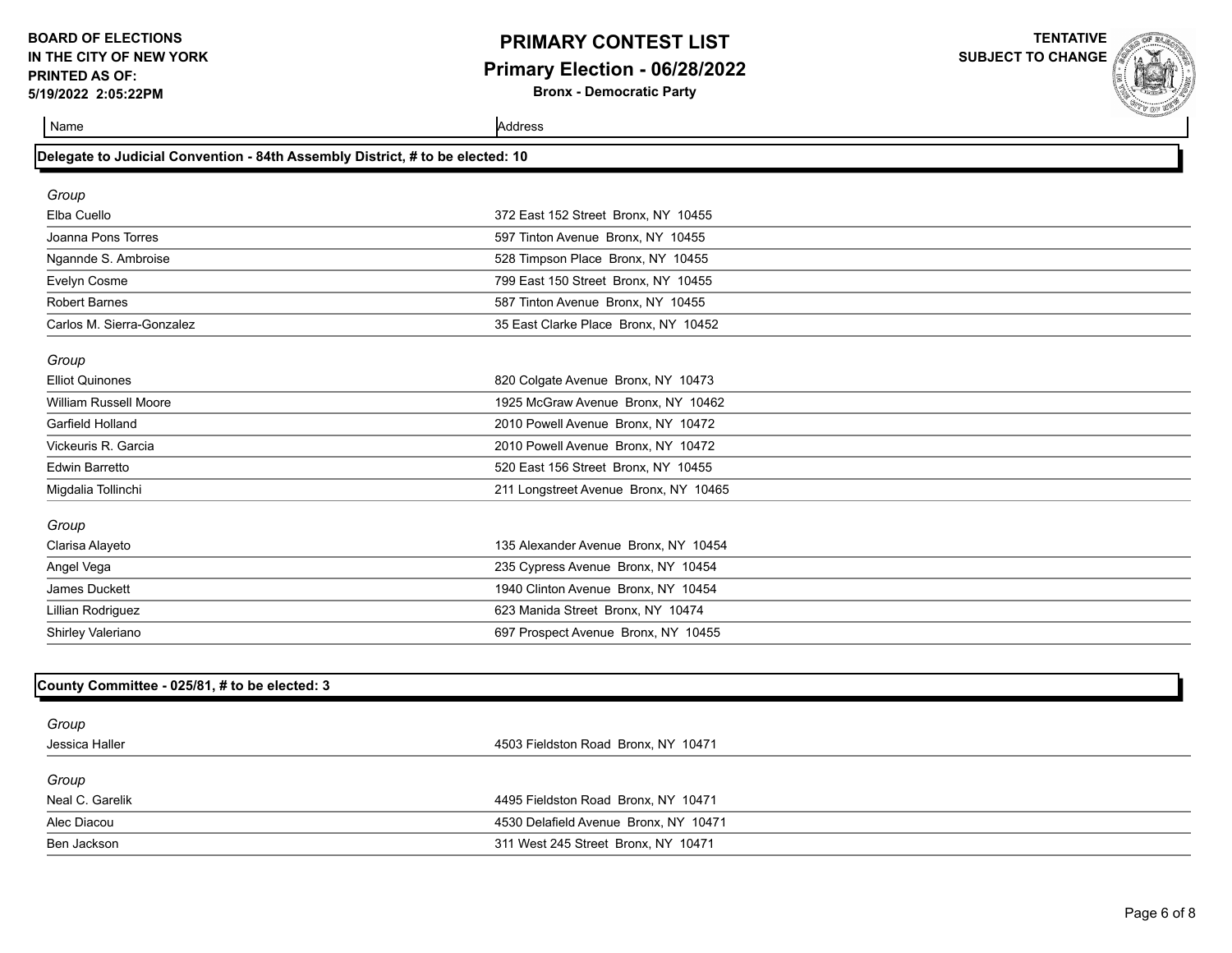**BOARD OF ELECTIONS IN THE CITY OF NEW YORK**
**PRINTED AS OF: 5/19/2022 2:05:22PM**

# PRIMARY CONTEST LIST
## Primary Election - 06/28/2022
**Bronx - Democratic Party**

**TENTATIVE SUBJECT TO CHANGE**

### Delegate to Judicial Convention - 84th Assembly District, # to be elected: 10

| Name | Address |
|---|---|
| *Group* | |
| Elba Cuello | 372 East 152 Street Bronx, NY 10455 |
| Joanna Pons Torres | 597 Tinton Avenue Bronx, NY 10455 |
| Ngannde S. Ambroise | 528 Timpson Place Bronx, NY 10455 |
| Evelyn Cosme | 799 East 150 Street Bronx, NY 10455 |
| Robert Barnes | 587 Tinton Avenue Bronx, NY 10455 |
| Carlos M. Sierra-Gonzalez | 35 East Clarke Place Bronx, NY 10452 |
| *Group* | |
| Elliot Quinones | 820 Colgate Avenue Bronx, NY 10473 |
| William Russell Moore | 1925 McGraw Avenue Bronx, NY 10462 |
| Garfield Holland | 2010 Powell Avenue Bronx, NY 10472 |
| Vickeuris R. Garcia | 2010 Powell Avenue Bronx, NY 10472 |
| Edwin Barretto | 520 East 156 Street Bronx, NY 10455 |
| Migdalia Tollinchi | 211 Longstreet Avenue Bronx, NY 10465 |
| *Group* | |
| Clarisa Alayeto | 135 Alexander Avenue Bronx, NY 10454 |
| Angel Vega | 235 Cypress Avenue Bronx, NY 10454 |
| James Duckett | 1940 Clinton Avenue Bronx, NY 10454 |
| Lillian Rodriguez | 623 Manida Street Bronx, NY 10474 |
| Shirley Valeriano | 697 Prospect Avenue Bronx, NY 10455 |

### County Committee - 025/81, # to be elected: 3

| Name | Address |
|---|---|
| *Group* | |
| Jessica Haller | 4503 Fieldston Road Bronx, NY 10471 |
| *Group* | |
| Neal C. Garelik | 4495 Fieldston Road Bronx, NY 10471 |
| Alec Diacou | 4530 Delafield Avenue Bronx, NY 10471 |
| Ben Jackson | 311 West 245 Street Bronx, NY 10471 |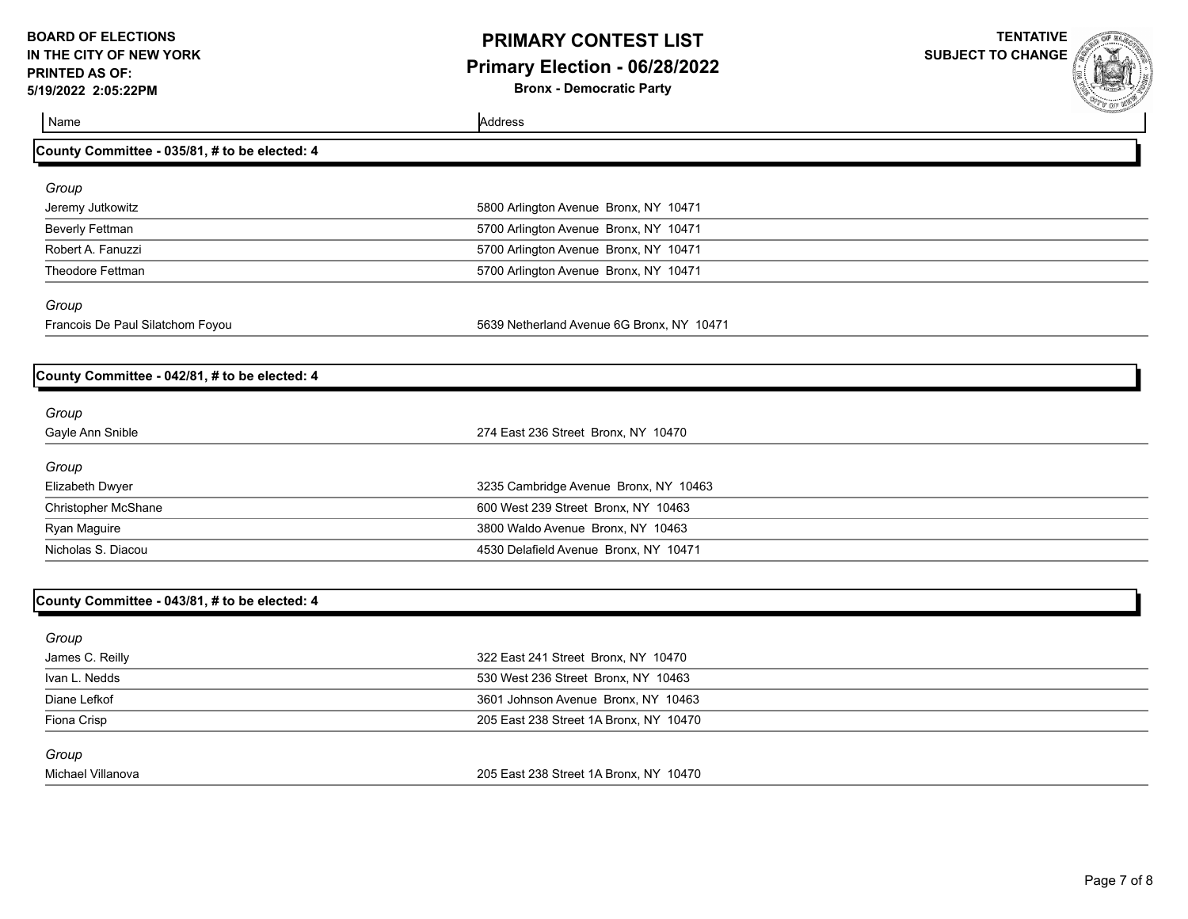**BOARD OF ELECTIONS IN THE CITY OF NEW YORK**
**PRINTED AS OF: 5/19/2022 2:05:22PM**

# PRIMARY CONTEST LIST

## Primary Election - 06/28/2022

**Bronx - Democratic Party**

**TENTATIVE SUBJECT TO CHANGE**

| Name | Address |
|---|---|

### County Committee - 035/81, # to be elected: 4

*Group*

| Name | Address |
|---|---|
| Jeremy Jutkowitz | 5800 Arlington Avenue Bronx, NY 10471 |
| Beverly Fettman | 5700 Arlington Avenue Bronx, NY 10471 |
| Robert A. Fanuzzi | 5700 Arlington Avenue Bronx, NY 10471 |
| Theodore Fettman | 5700 Arlington Avenue Bronx, NY 10471 |

*Group*

| Name | Address |
|---|---|
| Francois De Paul Silatchom Foyou | 5639 Netherland Avenue 6G Bronx, NY 10471 |

### County Committee - 042/81, # to be elected: 4

*Group*

| Name | Address |
|---|---|
| Gayle Ann Snible | 274 East 236 Street Bronx, NY 10470 |

*Group*

| Name | Address |
|---|---|
| Elizabeth Dwyer | 3235 Cambridge Avenue Bronx, NY 10463 |
| Christopher McShane | 600 West 239 Street Bronx, NY 10463 |
| Ryan Maguire | 3800 Waldo Avenue Bronx, NY 10463 |
| Nicholas S. Diacou | 4530 Delafield Avenue Bronx, NY 10471 |

### County Committee - 043/81, # to be elected: 4

*Group*

| Name | Address |
|---|---|
| James C. Reilly | 322 East 241 Street Bronx, NY 10470 |
| Ivan L. Nedds | 530 West 236 Street Bronx, NY 10463 |
| Diane Lefkof | 3601 Johnson Avenue Bronx, NY 10463 |
| Fiona Crisp | 205 East 238 Street 1A Bronx, NY 10470 |

*Group*

| Name | Address |
|---|---|
| Michael Villanova | 205 East 238 Street 1A Bronx, NY 10470 |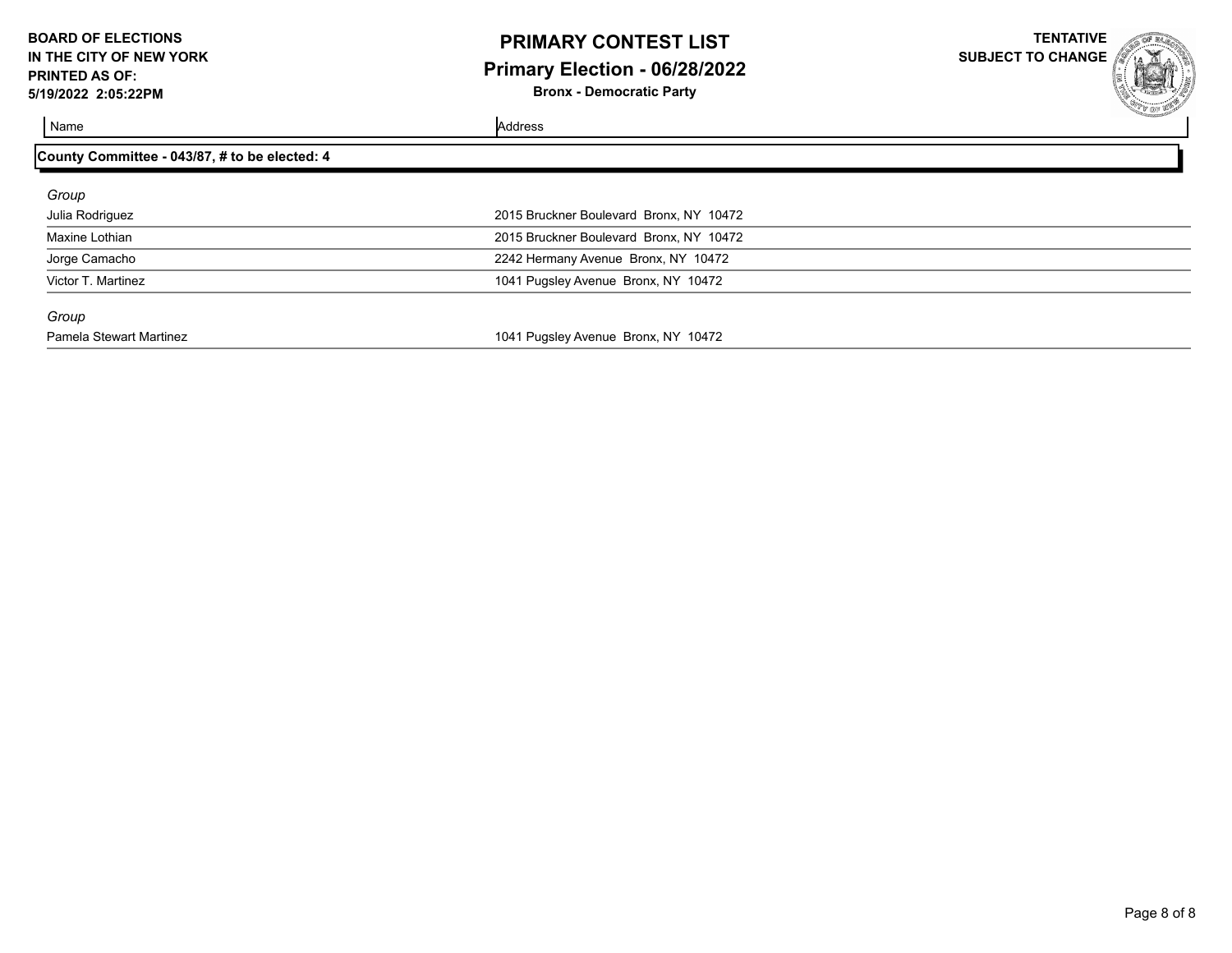**BOARD OF ELECTIONS IN THE CITY OF NEW YORK**
**PRINTED AS OF: 5/19/2022 2:05:22PM**

# PRIMARY CONTEST LIST
## Primary Election - 06/28/2022
**Bronx - Democratic Party**

**TENTATIVE SUBJECT TO CHANGE**

| Name | Address |
|---|---|

### County Committee - 043/87, # to be elected: 4

*Group*

| Name | Address |
|---|---|
| Julia Rodriguez | 2015 Bruckner Boulevard Bronx, NY 10472 |
| Maxine Lothian | 2015 Bruckner Boulevard Bronx, NY 10472 |
| Jorge Camacho | 2242 Hermany Avenue Bronx, NY 10472 |
| Victor T. Martinez | 1041 Pugsley Avenue Bronx, NY 10472 |

*Group*

| Name | Address |
|---|---|
| Pamela Stewart Martinez | 1041 Pugsley Avenue Bronx, NY 10472 |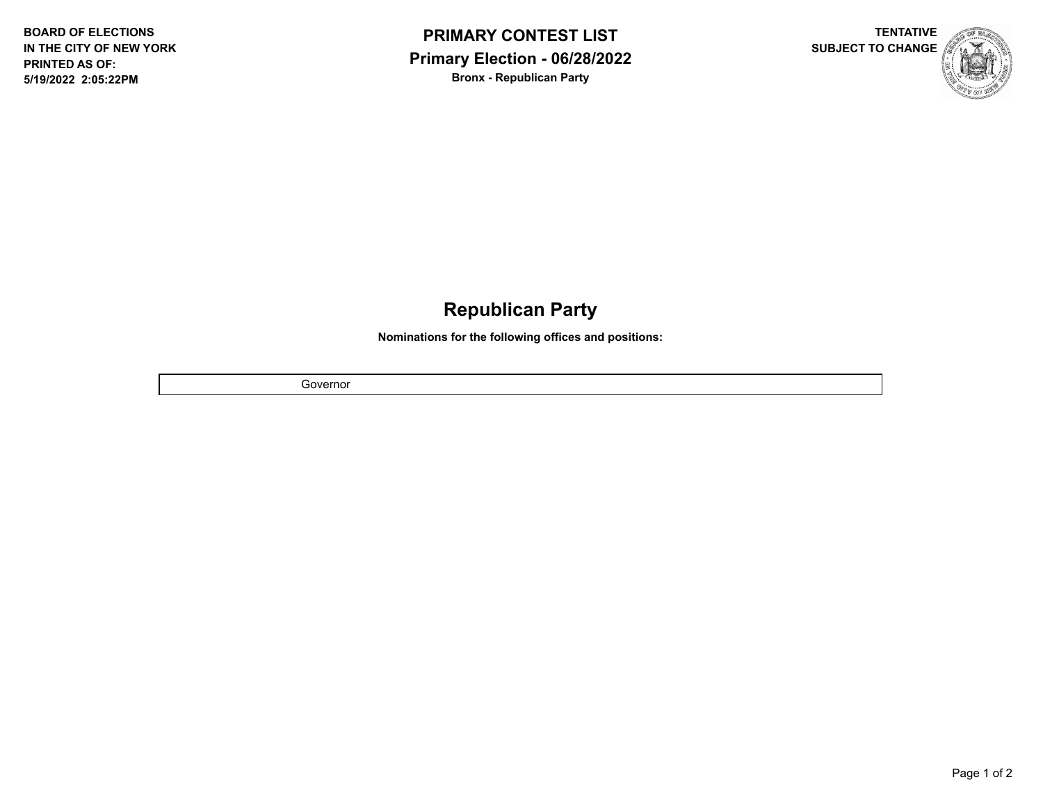BOARD OF ELECTIONS
IN THE CITY OF NEW YORK
PRINTED AS OF:
5/19/2022 2:05:22PM

# PRIMARY CONTEST LIST

## Primary Election - 06/28/2022

**Bronx - Republican Party**

TENTATIVE
SUBJECT TO CHANGE

## Republican Party

**Nominations for the following offices and positions:**

| Governor |
|---|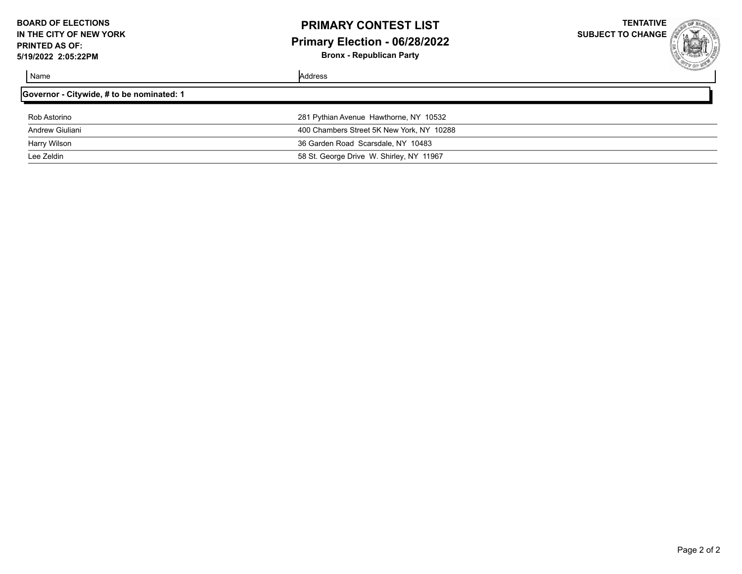**BOARD OF ELECTIONS IN THE CITY OF NEW YORK**
**PRINTED AS OF:**
**5/19/2022 2:05:22PM**

# PRIMARY CONTEST LIST

## Primary Election - 06/28/2022

**Bronx - Republican Party**

**TENTATIVE SUBJECT TO CHANGE**

| Name | Address |
|---|---|
| **Governor - Citywide, # to be nominated: 1** | |
| Rob Astorino | 281 Pythian Avenue Hawthorne, NY 10532 |
| Andrew Giuliani | 400 Chambers Street 5K New York, NY 10288 |
| Harry Wilson | 36 Garden Road Scarsdale, NY 10483 |
| Lee Zeldin | 58 St. George Drive W. Shirley, NY 11967 |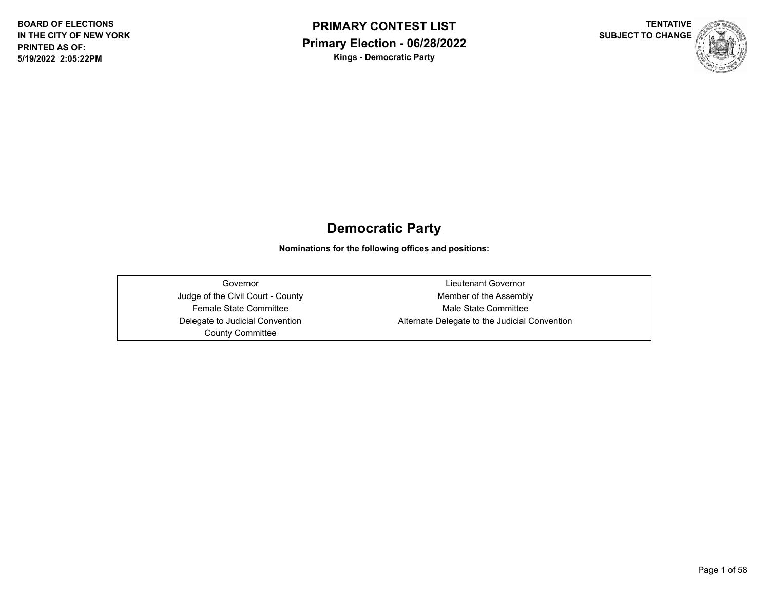BOARD OF ELECTIONS
IN THE CITY OF NEW YORK
PRINTED AS OF:
5/19/2022 2:05:22PM

# PRIMARY CONTEST LIST

## Primary Election - 06/28/2022

**Kings - Democratic Party**

TENTATIVE
SUBJECT TO CHANGE

## Democratic Party

**Nominations for the following offices and positions:**

| | |
|---|---|
| Governor | Lieutenant Governor |
| Judge of the Civil Court - County | Member of the Assembly |
| Female State Committee | Male State Committee |
| Delegate to Judicial Convention | Alternate Delegate to the Judicial Convention |
| County Committee | |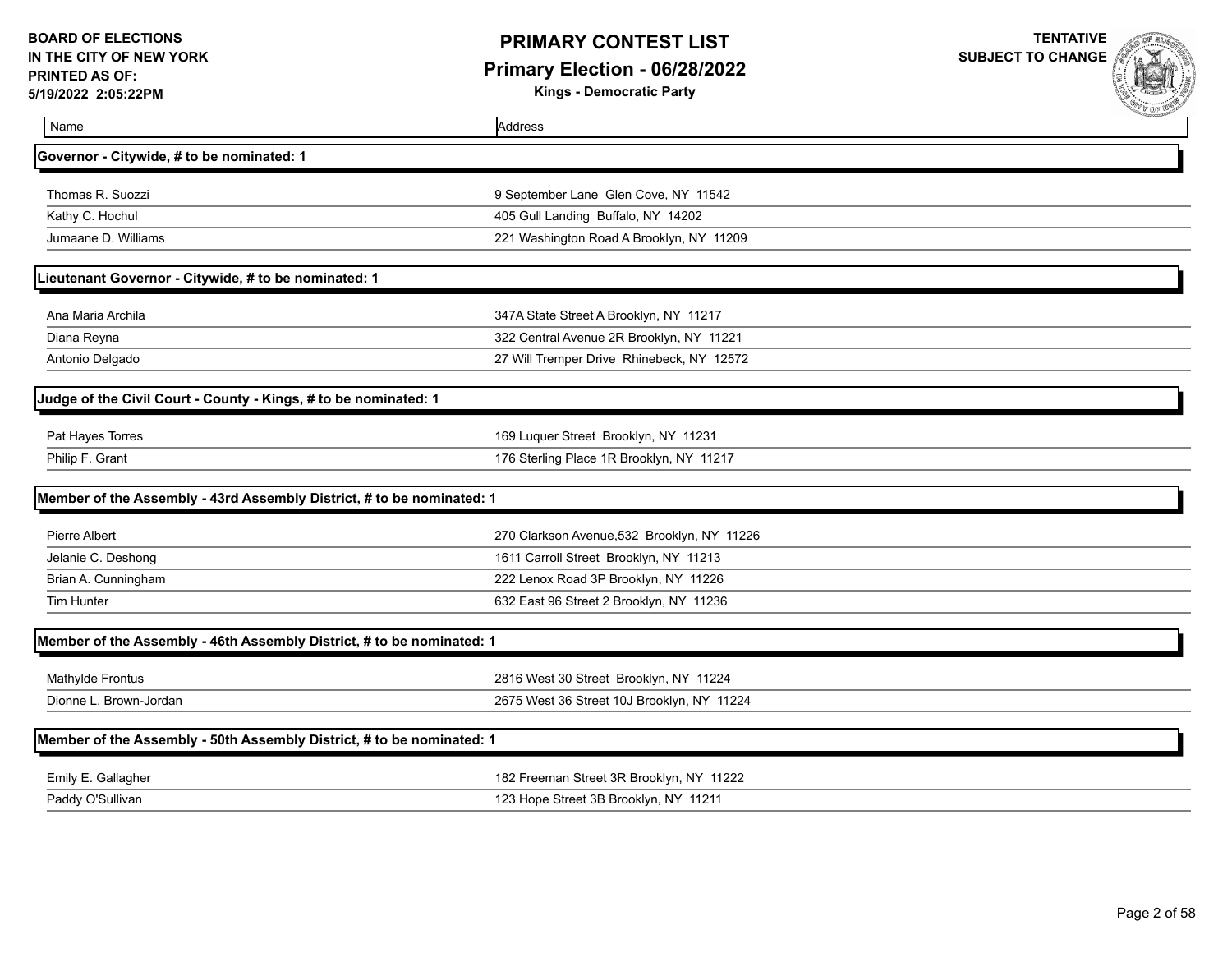| Name | Address |
|---|---|
| **Governor - Citywide, # to be nominated: 1** | |
| Thomas R. Suozzi | 9 September Lane Glen Cove, NY 11542 |
| Kathy C. Hochul | 405 Gull Landing Buffalo, NY 14202 |
| Jumaane D. Williams | 221 Washington Road A Brooklyn, NY 11209 |
| **Lieutenant Governor - Citywide, # to be nominated: 1** | |
| Ana Maria Archila | 347A State Street A Brooklyn, NY 11217 |
| Diana Reyna | 322 Central Avenue 2R Brooklyn, NY 11221 |
| Antonio Delgado | 27 Will Tremper Drive Rhinebeck, NY 12572 |
| **Judge of the Civil Court - County - Kings, # to be nominated: 1** | |
| Pat Hayes Torres | 169 Luquer Street Brooklyn, NY 11231 |
| Philip F. Grant | 176 Sterling Place 1R Brooklyn, NY 11217 |
| **Member of the Assembly - 43rd Assembly District, # to be nominated: 1** | |
| Pierre Albert | 270 Clarkson Avenue,532 Brooklyn, NY 11226 |
| Jelanie C. Deshong | 1611 Carroll Street Brooklyn, NY 11213 |
| Brian A. Cunningham | 222 Lenox Road 3P Brooklyn, NY 11226 |
| Tim Hunter | 632 East 96 Street 2 Brooklyn, NY 11236 |
| **Member of the Assembly - 46th Assembly District, # to be nominated: 1** | |
| Mathylde Frontus | 2816 West 30 Street Brooklyn, NY 11224 |
| Dionne L. Brown-Jordan | 2675 West 36 Street 10J Brooklyn, NY 11224 |
| **Member of the Assembly - 50th Assembly District, # to be nominated: 1** | |
| Emily E. Gallagher | 182 Freeman Street 3R Brooklyn, NY 11222 |
| Paddy O'Sullivan | 123 Hope Street 3B Brooklyn, NY 11211 |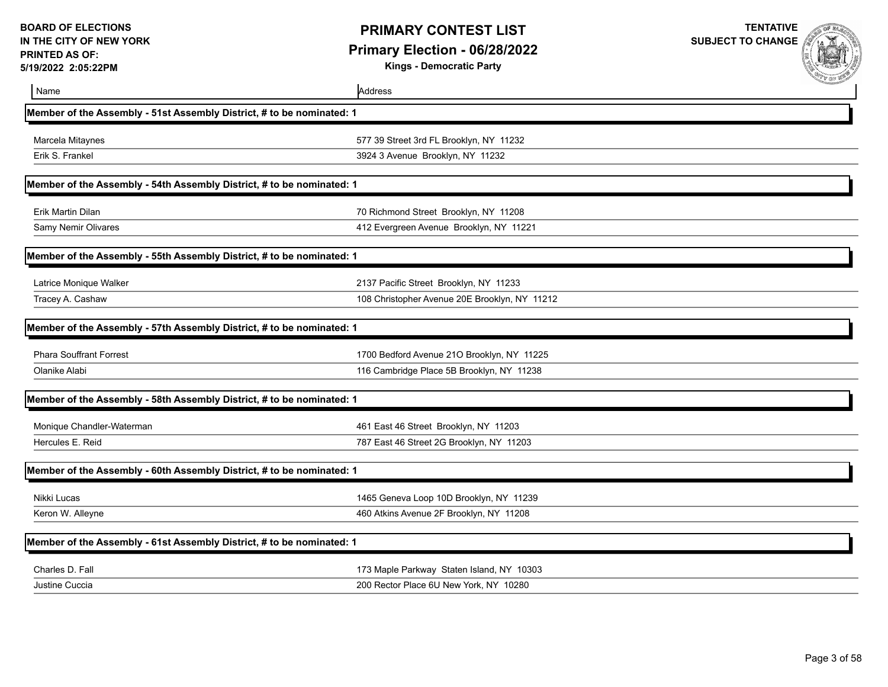**BOARD OF ELECTIONS IN THE CITY OF NEW YORK**
**PRINTED AS OF: 5/19/2022 2:05:22PM**

# PRIMARY CONTEST LIST

## Primary Election - 06/28/2022

**Kings - Democratic Party**

**TENTATIVE SUBJECT TO CHANGE**

| Name | Address |
|---|---|
| **Member of the Assembly - 51st Assembly District, # to be nominated: 1** | |
| Marcela Mitaynes | 577 39 Street 3rd FL Brooklyn, NY 11232 |
| Erik S. Frankel | 3924 3 Avenue Brooklyn, NY 11232 |
| **Member of the Assembly - 54th Assembly District, # to be nominated: 1** | |
| Erik Martin Dilan | 70 Richmond Street Brooklyn, NY 11208 |
| Samy Nemir Olivares | 412 Evergreen Avenue Brooklyn, NY 11221 |
| **Member of the Assembly - 55th Assembly District, # to be nominated: 1** | |
| Latrice Monique Walker | 2137 Pacific Street Brooklyn, NY 11233 |
| Tracey A. Cashaw | 108 Christopher Avenue 20E Brooklyn, NY 11212 |
| **Member of the Assembly - 57th Assembly District, # to be nominated: 1** | |
| Phara Souffrant Forrest | 1700 Bedford Avenue 21O Brooklyn, NY 11225 |
| Olanike Alabi | 116 Cambridge Place 5B Brooklyn, NY 11238 |
| **Member of the Assembly - 58th Assembly District, # to be nominated: 1** | |
| Monique Chandler-Waterman | 461 East 46 Street Brooklyn, NY 11203 |
| Hercules E. Reid | 787 East 46 Street 2G Brooklyn, NY 11203 |
| **Member of the Assembly - 60th Assembly District, # to be nominated: 1** | |
| Nikki Lucas | 1465 Geneva Loop 10D Brooklyn, NY 11239 |
| Keron W. Alleyne | 460 Atkins Avenue 2F Brooklyn, NY 11208 |
| **Member of the Assembly - 61st Assembly District, # to be nominated: 1** | |
| Charles D. Fall | 173 Maple Parkway Staten Island, NY 10303 |
| Justine Cuccia | 200 Rector Place 6U New York, NY 10280 |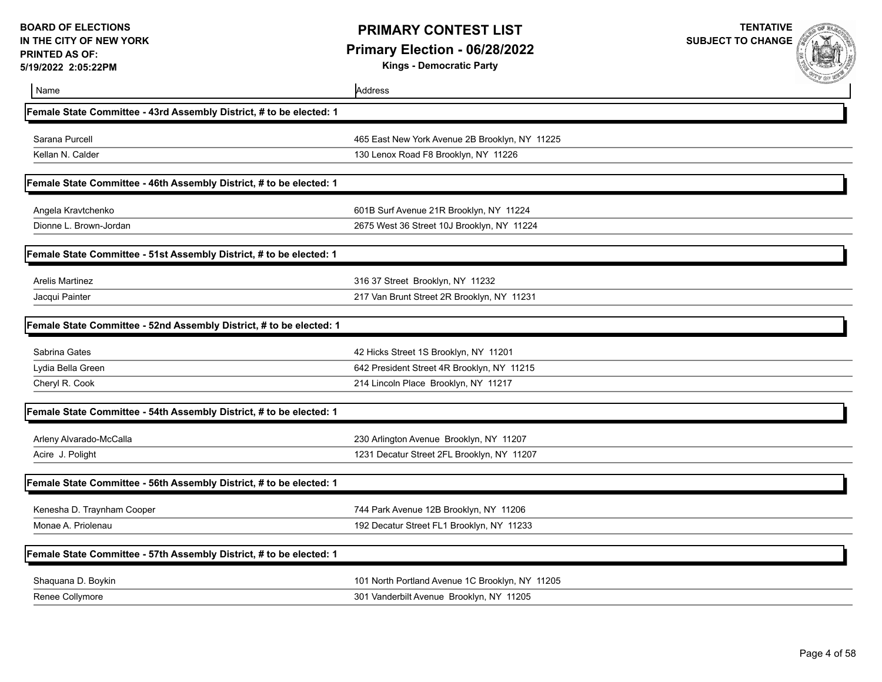BOARD OF ELECTIONS
IN THE CITY OF NEW YORK
PRINTED AS OF:
5/19/2022 2:05:22PM

# PRIMARY CONTEST LIST

## Primary Election - 06/28/2022

**Kings - Democratic Party**

TENTATIVE
SUBJECT TO CHANGE

| Name | Address |
|---|---|
| **Female State Committee - 43rd Assembly District, # to be elected: 1** | |
| Sarana Purcell | 465 East New York Avenue 2B Brooklyn, NY 11225 |
| Kellan N. Calder | 130 Lenox Road F8 Brooklyn, NY 11226 |
| **Female State Committee - 46th Assembly District, # to be elected: 1** | |
| Angela Kravtchenko | 601B Surf Avenue 21R Brooklyn, NY 11224 |
| Dionne L. Brown-Jordan | 2675 West 36 Street 10J Brooklyn, NY 11224 |
| **Female State Committee - 51st Assembly District, # to be elected: 1** | |
| Arelis Martinez | 316 37 Street Brooklyn, NY 11232 |
| Jacqui Painter | 217 Van Brunt Street 2R Brooklyn, NY 11231 |
| **Female State Committee - 52nd Assembly District, # to be elected: 1** | |
| Sabrina Gates | 42 Hicks Street 1S Brooklyn, NY 11201 |
| Lydia Bella Green | 642 President Street 4R Brooklyn, NY 11215 |
| Cheryl R. Cook | 214 Lincoln Place Brooklyn, NY 11217 |
| **Female State Committee - 54th Assembly District, # to be elected: 1** | |
| Arleny Alvarado-McCalla | 230 Arlington Avenue Brooklyn, NY 11207 |
| Acire J. Polight | 1231 Decatur Street 2FL Brooklyn, NY 11207 |
| **Female State Committee - 56th Assembly District, # to be elected: 1** | |
| Kenesha D. Traynham Cooper | 744 Park Avenue 12B Brooklyn, NY 11206 |
| Monae A. Priolenau | 192 Decatur Street FL1 Brooklyn, NY 11233 |
| **Female State Committee - 57th Assembly District, # to be elected: 1** | |
| Shaquana D. Boykin | 101 North Portland Avenue 1C Brooklyn, NY 11205 |
| Renee Collymore | 301 Vanderbilt Avenue Brooklyn, NY 11205 |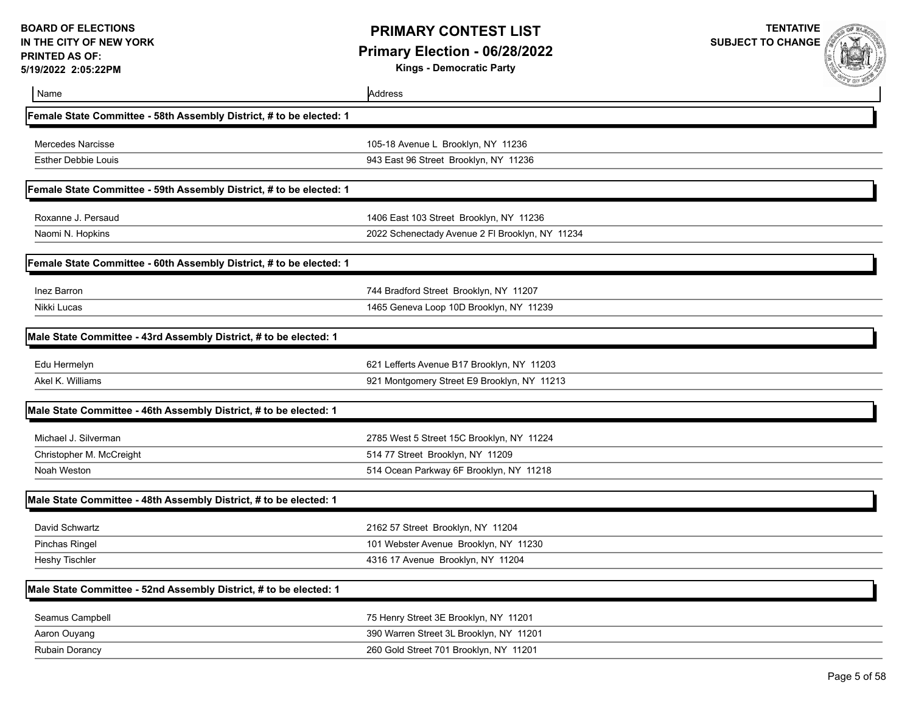**BOARD OF ELECTIONS IN THE CITY OF NEW YORK**
**PRINTED AS OF: 5/19/2022 2:05:22PM**

# PRIMARY CONTEST LIST
## Primary Election - 06/28/2022
### Kings - Democratic Party

**TENTATIVE SUBJECT TO CHANGE**

| Name | Address |
|---|---|
| **Female State Committee - 58th Assembly District, # to be elected: 1** | |
| Mercedes Narcisse | 105-18 Avenue L Brooklyn, NY 11236 |
| Esther Debbie Louis | 943 East 96 Street Brooklyn, NY 11236 |
| **Female State Committee - 59th Assembly District, # to be elected: 1** | |
| Roxanne J. Persaud | 1406 East 103 Street Brooklyn, NY 11236 |
| Naomi N. Hopkins | 2022 Schenectady Avenue 2 Fl Brooklyn, NY 11234 |
| **Female State Committee - 60th Assembly District, # to be elected: 1** | |
| Inez Barron | 744 Bradford Street Brooklyn, NY 11207 |
| Nikki Lucas | 1465 Geneva Loop 10D Brooklyn, NY 11239 |
| **Male State Committee - 43rd Assembly District, # to be elected: 1** | |
| Edu Hermelyn | 621 Lefferts Avenue B17 Brooklyn, NY 11203 |
| Akel K. Williams | 921 Montgomery Street E9 Brooklyn, NY 11213 |
| **Male State Committee - 46th Assembly District, # to be elected: 1** | |
| Michael J. Silverman | 2785 West 5 Street 15C Brooklyn, NY 11224 |
| Christopher M. McCreight | 514 77 Street Brooklyn, NY 11209 |
| Noah Weston | 514 Ocean Parkway 6F Brooklyn, NY 11218 |
| **Male State Committee - 48th Assembly District, # to be elected: 1** | |
| David Schwartz | 2162 57 Street Brooklyn, NY 11204 |
| Pinchas Ringel | 101 Webster Avenue Brooklyn, NY 11230 |
| Heshy Tischler | 4316 17 Avenue Brooklyn, NY 11204 |
| **Male State Committee - 52nd Assembly District, # to be elected: 1** | |
| Seamus Campbell | 75 Henry Street 3E Brooklyn, NY 11201 |
| Aaron Ouyang | 390 Warren Street 3L Brooklyn, NY 11201 |
| Rubain Dorancy | 260 Gold Street 701 Brooklyn, NY 11201 |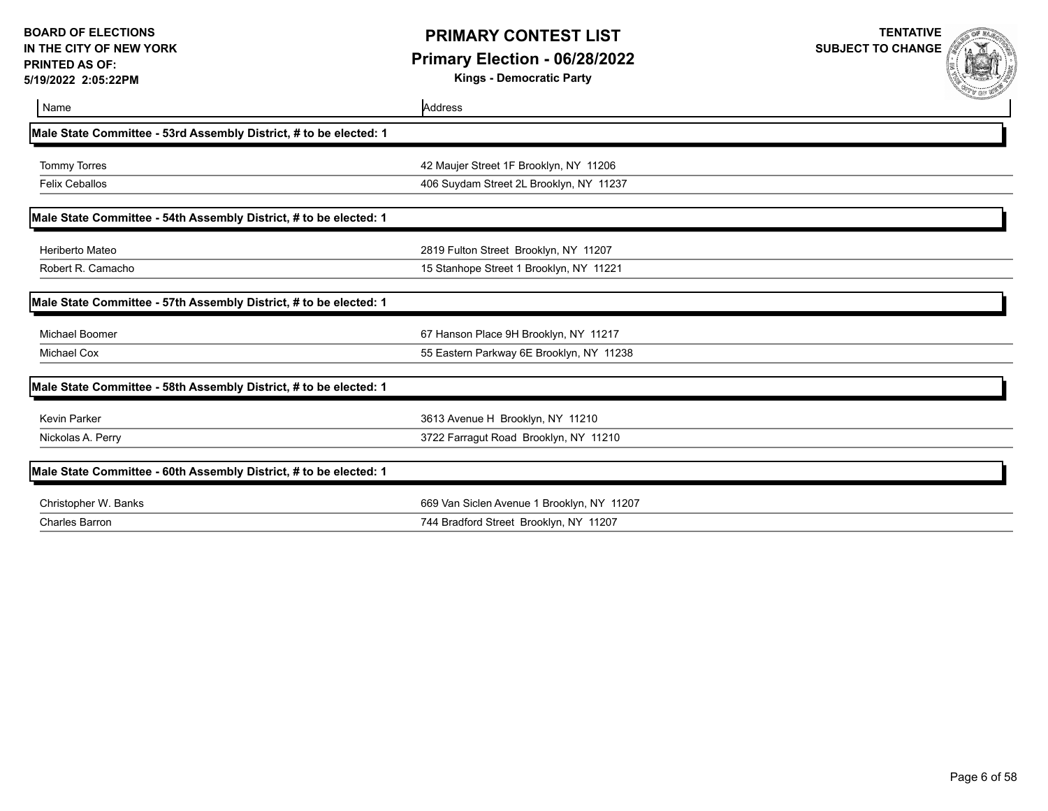**BOARD OF ELECTIONS IN THE CITY OF NEW YORK**
**PRINTED AS OF: 5/19/2022 2:05:22PM**

# PRIMARY CONTEST LIST
## Primary Election - 06/28/2022
### Kings - Democratic Party

**TENTATIVE SUBJECT TO CHANGE**

| Name | Address |
|---|---|
| **Male State Committee - 53rd Assembly District, # to be elected: 1** | |
| Tommy Torres | 42 Maujer Street 1F Brooklyn, NY 11206 |
| Felix Ceballos | 406 Suydam Street 2L Brooklyn, NY 11237 |
| **Male State Committee - 54th Assembly District, # to be elected: 1** | |
| Heriberto Mateo | 2819 Fulton Street Brooklyn, NY 11207 |
| Robert R. Camacho | 15 Stanhope Street 1 Brooklyn, NY 11221 |
| **Male State Committee - 57th Assembly District, # to be elected: 1** | |
| Michael Boomer | 67 Hanson Place 9H Brooklyn, NY 11217 |
| Michael Cox | 55 Eastern Parkway 6E Brooklyn, NY 11238 |
| **Male State Committee - 58th Assembly District, # to be elected: 1** | |
| Kevin Parker | 3613 Avenue H Brooklyn, NY 11210 |
| Nickolas A. Perry | 3722 Farragut Road Brooklyn, NY 11210 |
| **Male State Committee - 60th Assembly District, # to be elected: 1** | |
| Christopher W. Banks | 669 Van Siclen Avenue 1 Brooklyn, NY 11207 |
| Charles Barron | 744 Bradford Street Brooklyn, NY 11207 |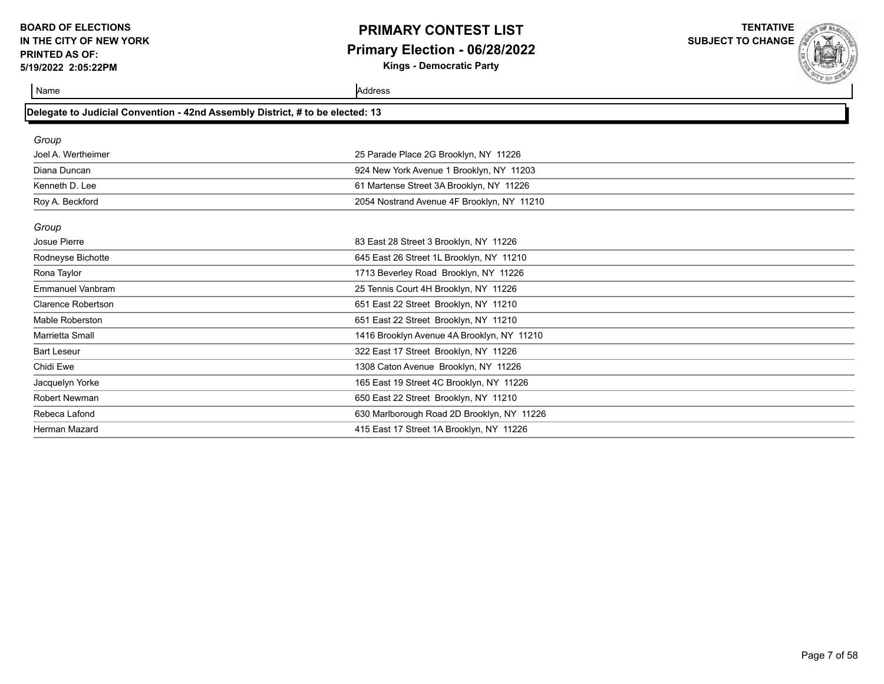**BOARD OF ELECTIONS IN THE CITY OF NEW YORK**
**PRINTED AS OF: 5/19/2022 2:05:22PM**

# PRIMARY CONTEST LIST

## Primary Election - 06/28/2022

**Kings - Democratic Party**

**TENTATIVE SUBJECT TO CHANGE**

### Delegate to Judicial Convention - 42nd Assembly District, # to be elected: 13

*Group*

| Name | Address |
|---|---|
| Joel A. Wertheimer | 25 Parade Place 2G Brooklyn, NY 11226 |
| Diana Duncan | 924 New York Avenue 1 Brooklyn, NY 11203 |
| Kenneth D. Lee | 61 Martense Street 3A Brooklyn, NY 11226 |
| Roy A. Beckford | 2054 Nostrand Avenue 4F Brooklyn, NY 11210 |

*Group*

| Name | Address |
|---|---|
| Josue Pierre | 83 East 28 Street 3 Brooklyn, NY 11226 |
| Rodneyse Bichotte | 645 East 26 Street 1L Brooklyn, NY 11210 |
| Rona Taylor | 1713 Beverley Road Brooklyn, NY 11226 |
| Emmanuel Vanbram | 25 Tennis Court 4H Brooklyn, NY 11226 |
| Clarence Robertson | 651 East 22 Street Brooklyn, NY 11210 |
| Mable Roberston | 651 East 22 Street Brooklyn, NY 11210 |
| Marrietta Small | 1416 Brooklyn Avenue 4A Brooklyn, NY 11210 |
| Bart Leseur | 322 East 17 Street Brooklyn, NY 11226 |
| Chidi Ewe | 1308 Caton Avenue Brooklyn, NY 11226 |
| Jacquelyn Yorke | 165 East 19 Street 4C Brooklyn, NY 11226 |
| Robert Newman | 650 East 22 Street Brooklyn, NY 11210 |
| Rebeca Lafond | 630 Marlborough Road 2D Brooklyn, NY 11226 |
| Herman Mazard | 415 East 17 Street 1A Brooklyn, NY 11226 |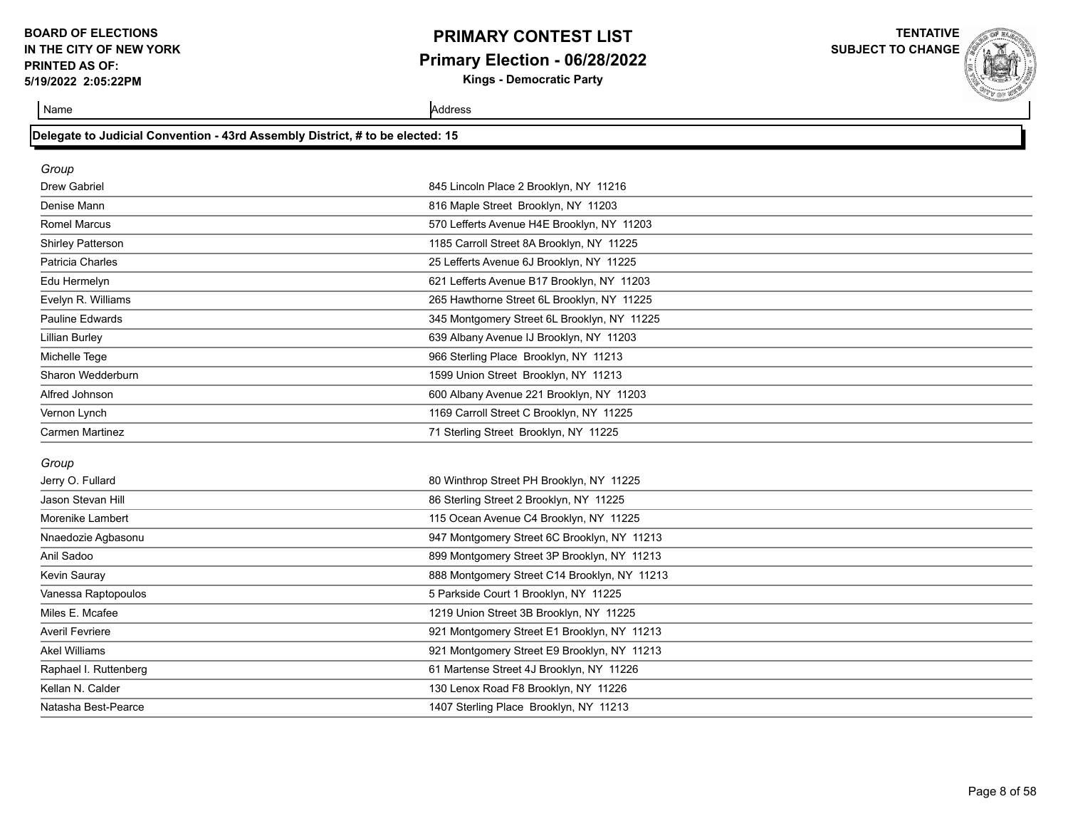**BOARD OF ELECTIONS IN THE CITY OF NEW YORK**
**PRINTED AS OF: 5/19/2022 2:05:22PM**

# PRIMARY CONTEST LIST
## Primary Election - 06/28/2022
**Kings - Democratic Party**

**TENTATIVE SUBJECT TO CHANGE**

### Delegate to Judicial Convention - 43rd Assembly District, # to be elected: 15

*Group*

| Name | Address |
|---|---|
| Drew Gabriel | 845 Lincoln Place 2 Brooklyn, NY 11216 |
| Denise Mann | 816 Maple Street Brooklyn, NY 11203 |
| Romel Marcus | 570 Lefferts Avenue H4E Brooklyn, NY 11203 |
| Shirley Patterson | 1185 Carroll Street 8A Brooklyn, NY 11225 |
| Patricia Charles | 25 Lefferts Avenue 6J Brooklyn, NY 11225 |
| Edu Hermelyn | 621 Lefferts Avenue B17 Brooklyn, NY 11203 |
| Evelyn R. Williams | 265 Hawthorne Street 6L Brooklyn, NY 11225 |
| Pauline Edwards | 345 Montgomery Street 6L Brooklyn, NY 11225 |
| Lillian Burley | 639 Albany Avenue IJ Brooklyn, NY 11203 |
| Michelle Tege | 966 Sterling Place Brooklyn, NY 11213 |
| Sharon Wedderburn | 1599 Union Street Brooklyn, NY 11213 |
| Alfred Johnson | 600 Albany Avenue 221 Brooklyn, NY 11203 |
| Vernon Lynch | 1169 Carroll Street C Brooklyn, NY 11225 |
| Carmen Martinez | 71 Sterling Street Brooklyn, NY 11225 |

*Group*

| Name | Address |
|---|---|
| Jerry O. Fullard | 80 Winthrop Street PH Brooklyn, NY 11225 |
| Jason Stevan Hill | 86 Sterling Street 2 Brooklyn, NY 11225 |
| Morenike Lambert | 115 Ocean Avenue C4 Brooklyn, NY 11225 |
| Nnaedozie Agbasonu | 947 Montgomery Street 6C Brooklyn, NY 11213 |
| Anil Sadoo | 899 Montgomery Street 3P Brooklyn, NY 11213 |
| Kevin Sauray | 888 Montgomery Street C14 Brooklyn, NY 11213 |
| Vanessa Raptopoulos | 5 Parkside Court 1 Brooklyn, NY 11225 |
| Miles E. Mcafee | 1219 Union Street 3B Brooklyn, NY 11225 |
| Averil Fevriere | 921 Montgomery Street E1 Brooklyn, NY 11213 |
| Akel Williams | 921 Montgomery Street E9 Brooklyn, NY 11213 |
| Raphael I. Ruttenberg | 61 Martense Street 4J Brooklyn, NY 11226 |
| Kellan N. Calder | 130 Lenox Road F8 Brooklyn, NY 11226 |
| Natasha Best-Pearce | 1407 Sterling Place Brooklyn, NY 11213 |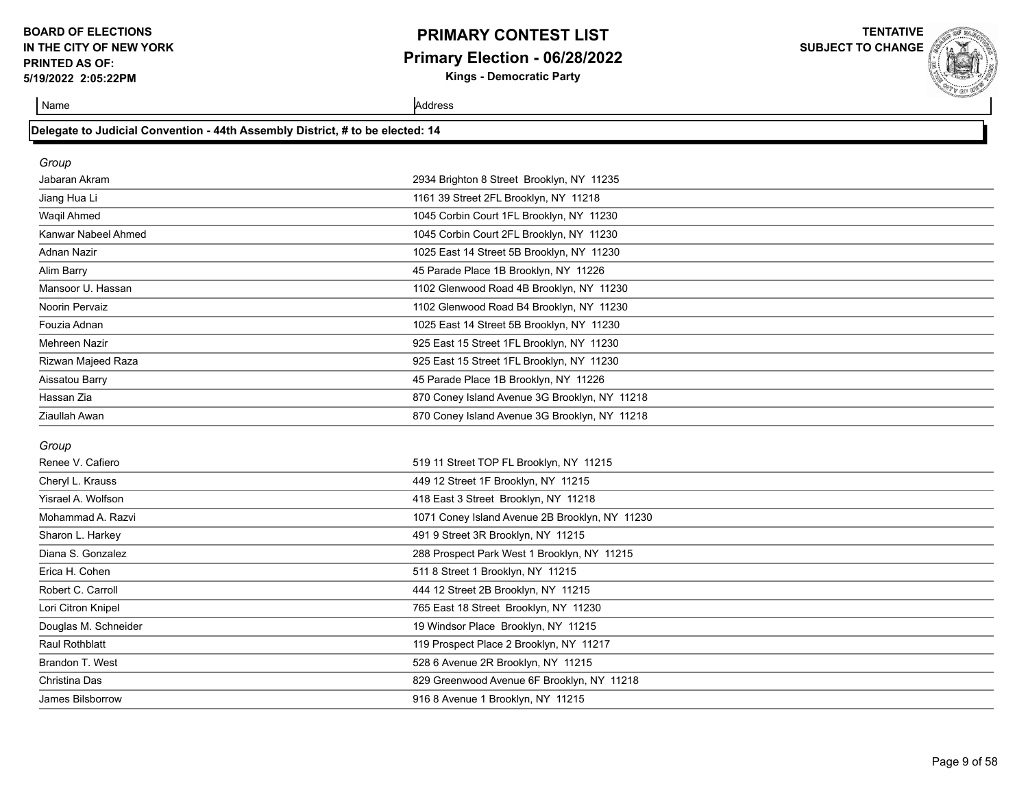**BOARD OF ELECTIONS IN THE CITY OF NEW YORK PRINTED AS OF: 5/19/2022 2:05:22PM**

# PRIMARY CONTEST LIST

## Primary Election - 06/28/2022

**Kings - Democratic Party**

**TENTATIVE SUBJECT TO CHANGE**

### Delegate to Judicial Convention - 44th Assembly District, # to be elected: 14

*Group*

| Name | Address |
|---|---|
| Jabaran Akram | 2934 Brighton 8 Street Brooklyn, NY 11235 |
| Jiang Hua Li | 1161 39 Street 2FL Brooklyn, NY 11218 |
| Waqil Ahmed | 1045 Corbin Court 1FL Brooklyn, NY 11230 |
| Kanwar Nabeel Ahmed | 1045 Corbin Court 2FL Brooklyn, NY 11230 |
| Adnan Nazir | 1025 East 14 Street 5B Brooklyn, NY 11230 |
| Alim Barry | 45 Parade Place 1B Brooklyn, NY 11226 |
| Mansoor U. Hassan | 1102 Glenwood Road 4B Brooklyn, NY 11230 |
| Noorin Pervaiz | 1102 Glenwood Road B4 Brooklyn, NY 11230 |
| Fouzia Adnan | 1025 East 14 Street 5B Brooklyn, NY 11230 |
| Mehreen Nazir | 925 East 15 Street 1FL Brooklyn, NY 11230 |
| Rizwan Majeed Raza | 925 East 15 Street 1FL Brooklyn, NY 11230 |
| Aissatou Barry | 45 Parade Place 1B Brooklyn, NY 11226 |
| Hassan Zia | 870 Coney Island Avenue 3G Brooklyn, NY 11218 |
| Ziaullah Awan | 870 Coney Island Avenue 3G Brooklyn, NY 11218 |

*Group*

| Name | Address |
|---|---|
| Renee V. Cafiero | 519 11 Street TOP FL Brooklyn, NY 11215 |
| Cheryl L. Krauss | 449 12 Street 1F Brooklyn, NY 11215 |
| Yisrael A. Wolfson | 418 East 3 Street Brooklyn, NY 11218 |
| Mohammad A. Razvi | 1071 Coney Island Avenue 2B Brooklyn, NY 11230 |
| Sharon L. Harkey | 491 9 Street 3R Brooklyn, NY 11215 |
| Diana S. Gonzalez | 288 Prospect Park West 1 Brooklyn, NY 11215 |
| Erica H. Cohen | 511 8 Street 1 Brooklyn, NY 11215 |
| Robert C. Carroll | 444 12 Street 2B Brooklyn, NY 11215 |
| Lori Citron Knipel | 765 East 18 Street Brooklyn, NY 11230 |
| Douglas M. Schneider | 19 Windsor Place Brooklyn, NY 11215 |
| Raul Rothblatt | 119 Prospect Place 2 Brooklyn, NY 11217 |
| Brandon T. West | 528 6 Avenue 2R Brooklyn, NY 11215 |
| Christina Das | 829 Greenwood Avenue 6F Brooklyn, NY 11218 |
| James Bilsborrow | 916 8 Avenue 1 Brooklyn, NY 11215 |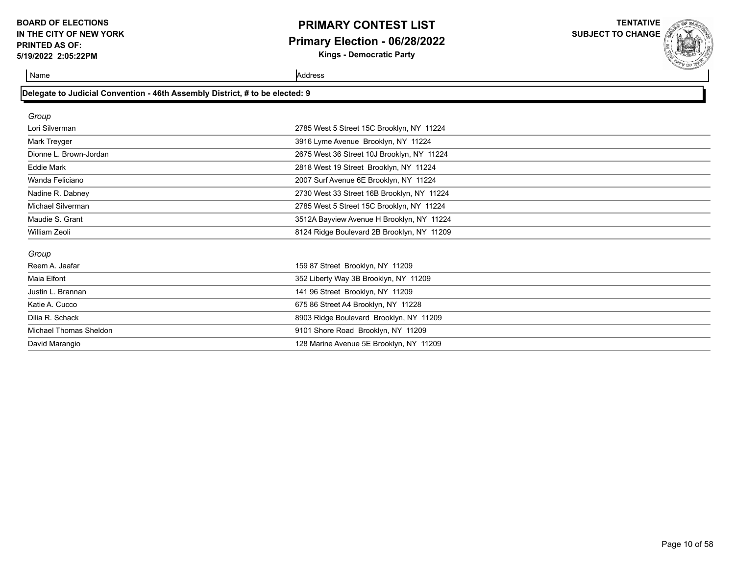**BOARD OF ELECTIONS IN THE CITY OF NEW YORK**
**PRINTED AS OF: 5/19/2022 2:05:22PM**

# PRIMARY CONTEST LIST
## Primary Election - 06/28/2022
### Kings - Democratic Party

**TENTATIVE SUBJECT TO CHANGE**

### Delegate to Judicial Convention - 46th Assembly District, # to be elected: 9

*Group*

| Name | Address |
|---|---|
| Lori Silverman | 2785 West 5 Street 15C Brooklyn, NY 11224 |
| Mark Treyger | 3916 Lyme Avenue Brooklyn, NY 11224 |
| Dionne L. Brown-Jordan | 2675 West 36 Street 10J Brooklyn, NY 11224 |
| Eddie Mark | 2818 West 19 Street Brooklyn, NY 11224 |
| Wanda Feliciano | 2007 Surf Avenue 6E Brooklyn, NY 11224 |
| Nadine R. Dabney | 2730 West 33 Street 16B Brooklyn, NY 11224 |
| Michael Silverman | 2785 West 5 Street 15C Brooklyn, NY 11224 |
| Maudie S. Grant | 3512A Bayview Avenue H Brooklyn, NY 11224 |
| William Zeoli | 8124 Ridge Boulevard 2B Brooklyn, NY 11209 |

*Group*

| Name | Address |
|---|---|
| Reem A. Jaafar | 159 87 Street Brooklyn, NY 11209 |
| Maia Elfont | 352 Liberty Way 3B Brooklyn, NY 11209 |
| Justin L. Brannan | 141 96 Street Brooklyn, NY 11209 |
| Katie A. Cucco | 675 86 Street A4 Brooklyn, NY 11228 |
| Dilia R. Schack | 8903 Ridge Boulevard Brooklyn, NY 11209 |
| Michael Thomas Sheldon | 9101 Shore Road Brooklyn, NY 11209 |
| David Marangio | 128 Marine Avenue 5E Brooklyn, NY 11209 |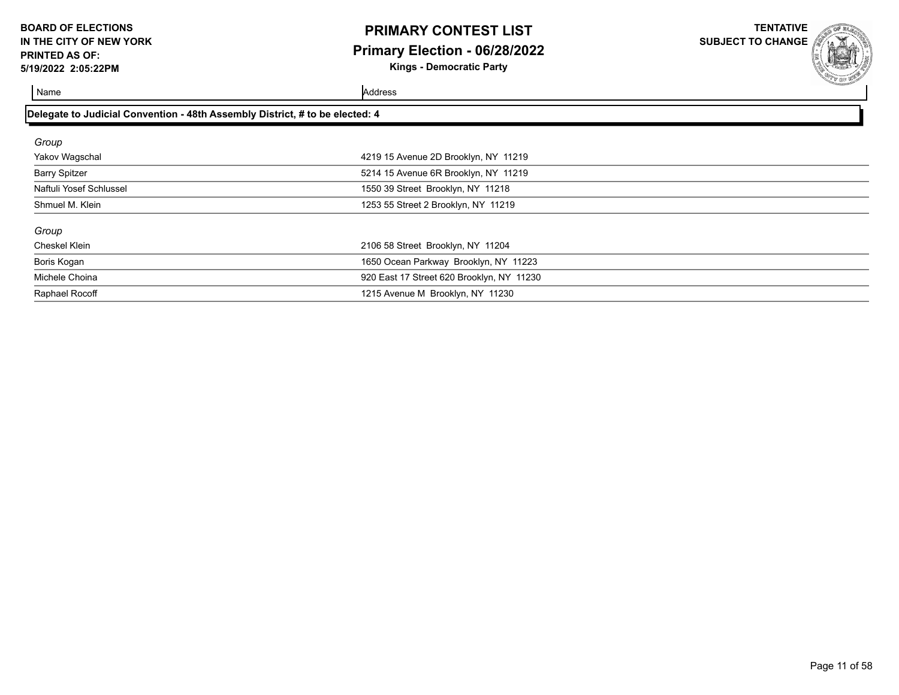**BOARD OF ELECTIONS IN THE CITY OF NEW YORK**
**PRINTED AS OF: 5/19/2022 2:05:22PM**

# PRIMARY CONTEST LIST
## Primary Election - 06/28/2022
**Kings - Democratic Party**

**TENTATIVE SUBJECT TO CHANGE**

### Delegate to Judicial Convention - 48th Assembly District, # to be elected: 4

| Name | Address |
|---|---|
| *Group* | |
| Yakov Wagschal | 4219 15 Avenue 2D Brooklyn, NY 11219 |
| Barry Spitzer | 5214 15 Avenue 6R Brooklyn, NY 11219 |
| Naftuli Yosef Schlussel | 1550 39 Street Brooklyn, NY 11218 |
| Shmuel M. Klein | 1253 55 Street 2 Brooklyn, NY 11219 |
| *Group* | |
| Cheskel Klein | 2106 58 Street Brooklyn, NY 11204 |
| Boris Kogan | 1650 Ocean Parkway Brooklyn, NY 11223 |
| Michele Choina | 920 East 17 Street 620 Brooklyn, NY 11230 |
| Raphael Rocoff | 1215 Avenue M Brooklyn, NY 11230 |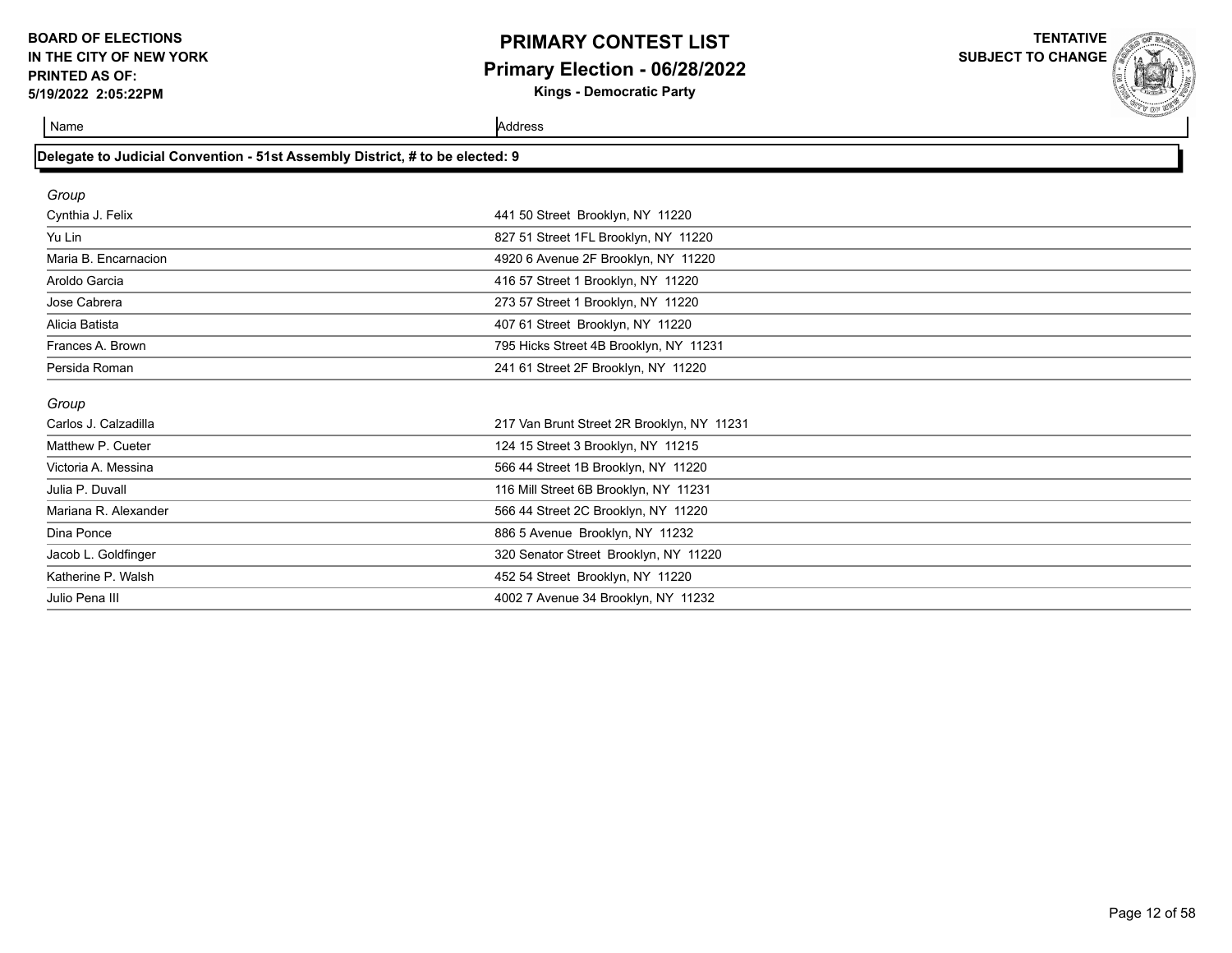BOARD OF ELECTIONS
IN THE CITY OF NEW YORK
PRINTED AS OF:
5/19/2022 2:05:22PM

# PRIMARY CONTEST LIST
## Primary Election - 06/28/2022
**Kings - Democratic Party**

**TENTATIVE SUBJECT TO CHANGE**

### Delegate to Judicial Convention - 51st Assembly District, # to be elected: 9

| Name | Address |
|---|---|
| *Group* | |
| Cynthia J. Felix | 441 50 Street Brooklyn, NY 11220 |
| Yu Lin | 827 51 Street 1FL Brooklyn, NY 11220 |
| Maria B. Encarnacion | 4920 6 Avenue 2F Brooklyn, NY 11220 |
| Aroldo Garcia | 416 57 Street 1 Brooklyn, NY 11220 |
| Jose Cabrera | 273 57 Street 1 Brooklyn, NY 11220 |
| Alicia Batista | 407 61 Street Brooklyn, NY 11220 |
| Frances A. Brown | 795 Hicks Street 4B Brooklyn, NY 11231 |
| Persida Roman | 241 61 Street 2F Brooklyn, NY 11220 |
| *Group* | |
| Carlos J. Calzadilla | 217 Van Brunt Street 2R Brooklyn, NY 11231 |
| Matthew P. Cueter | 124 15 Street 3 Brooklyn, NY 11215 |
| Victoria A. Messina | 566 44 Street 1B Brooklyn, NY 11220 |
| Julia P. Duvall | 116 Mill Street 6B Brooklyn, NY 11231 |
| Mariana R. Alexander | 566 44 Street 2C Brooklyn, NY 11220 |
| Dina Ponce | 886 5 Avenue Brooklyn, NY 11232 |
| Jacob L. Goldfinger | 320 Senator Street Brooklyn, NY 11220 |
| Katherine P. Walsh | 452 54 Street Brooklyn, NY 11220 |
| Julio Pena III | 4002 7 Avenue 34 Brooklyn, NY 11232 |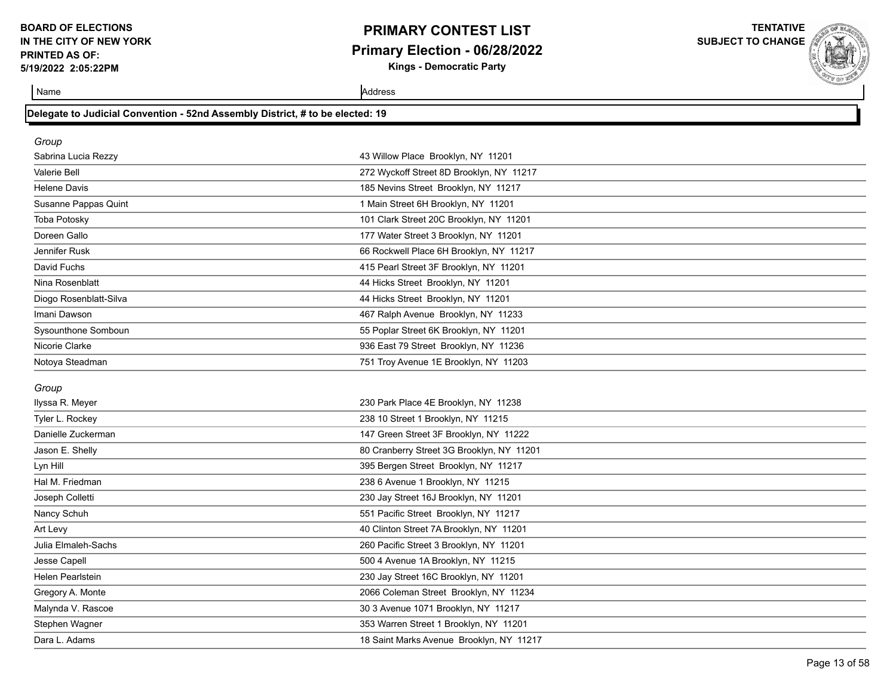**BOARD OF ELECTIONS IN THE CITY OF NEW YORK PRINTED AS OF: 5/19/2022 2:05:22PM**

# PRIMARY CONTEST LIST

## Primary Election - 06/28/2022

**Kings - Democratic Party**

**TENTATIVE SUBJECT TO CHANGE**

### Delegate to Judicial Convention - 52nd Assembly District, # to be elected: 19

*Group*

| Name | Address |
| --- | --- |
| Sabrina Lucia Rezzy | 43 Willow Place Brooklyn, NY 11201 |
| Valerie Bell | 272 Wyckoff Street 8D Brooklyn, NY 11217 |
| Helene Davis | 185 Nevins Street Brooklyn, NY 11217 |
| Susanne Pappas Quint | 1 Main Street 6H Brooklyn, NY 11201 |
| Toba Potosky | 101 Clark Street 20C Brooklyn, NY 11201 |
| Doreen Gallo | 177 Water Street 3 Brooklyn, NY 11201 |
| Jennifer Rusk | 66 Rockwell Place 6H Brooklyn, NY 11217 |
| David Fuchs | 415 Pearl Street 3F Brooklyn, NY 11201 |
| Nina Rosenblatt | 44 Hicks Street Brooklyn, NY 11201 |
| Diogo Rosenblatt-Silva | 44 Hicks Street Brooklyn, NY 11201 |
| Imani Dawson | 467 Ralph Avenue Brooklyn, NY 11233 |
| Sysounthone Somboun | 55 Poplar Street 6K Brooklyn, NY 11201 |
| Nicorie Clarke | 936 East 79 Street Brooklyn, NY 11236 |
| Notoya Steadman | 751 Troy Avenue 1E Brooklyn, NY 11203 |

*Group*

| Name | Address |
| --- | --- |
| Ilyssa R. Meyer | 230 Park Place 4E Brooklyn, NY 11238 |
| Tyler L. Rockey | 238 10 Street 1 Brooklyn, NY 11215 |
| Danielle Zuckerman | 147 Green Street 3F Brooklyn, NY 11222 |
| Jason E. Shelly | 80 Cranberry Street 3G Brooklyn, NY 11201 |
| Lyn Hill | 395 Bergen Street Brooklyn, NY 11217 |
| Hal M. Friedman | 238 6 Avenue 1 Brooklyn, NY 11215 |
| Joseph Colletti | 230 Jay Street 16J Brooklyn, NY 11201 |
| Nancy Schuh | 551 Pacific Street Brooklyn, NY 11217 |
| Art Levy | 40 Clinton Street 7A Brooklyn, NY 11201 |
| Julia Elmaleh-Sachs | 260 Pacific Street 3 Brooklyn, NY 11201 |
| Jesse Capell | 500 4 Avenue 1A Brooklyn, NY 11215 |
| Helen Pearlstein | 230 Jay Street 16C Brooklyn, NY 11201 |
| Gregory A. Monte | 2066 Coleman Street Brooklyn, NY 11234 |
| Malynda V. Rascoe | 30 3 Avenue 1071 Brooklyn, NY 11217 |
| Stephen Wagner | 353 Warren Street 1 Brooklyn, NY 11201 |
| Dara L. Adams | 18 Saint Marks Avenue Brooklyn, NY 11217 |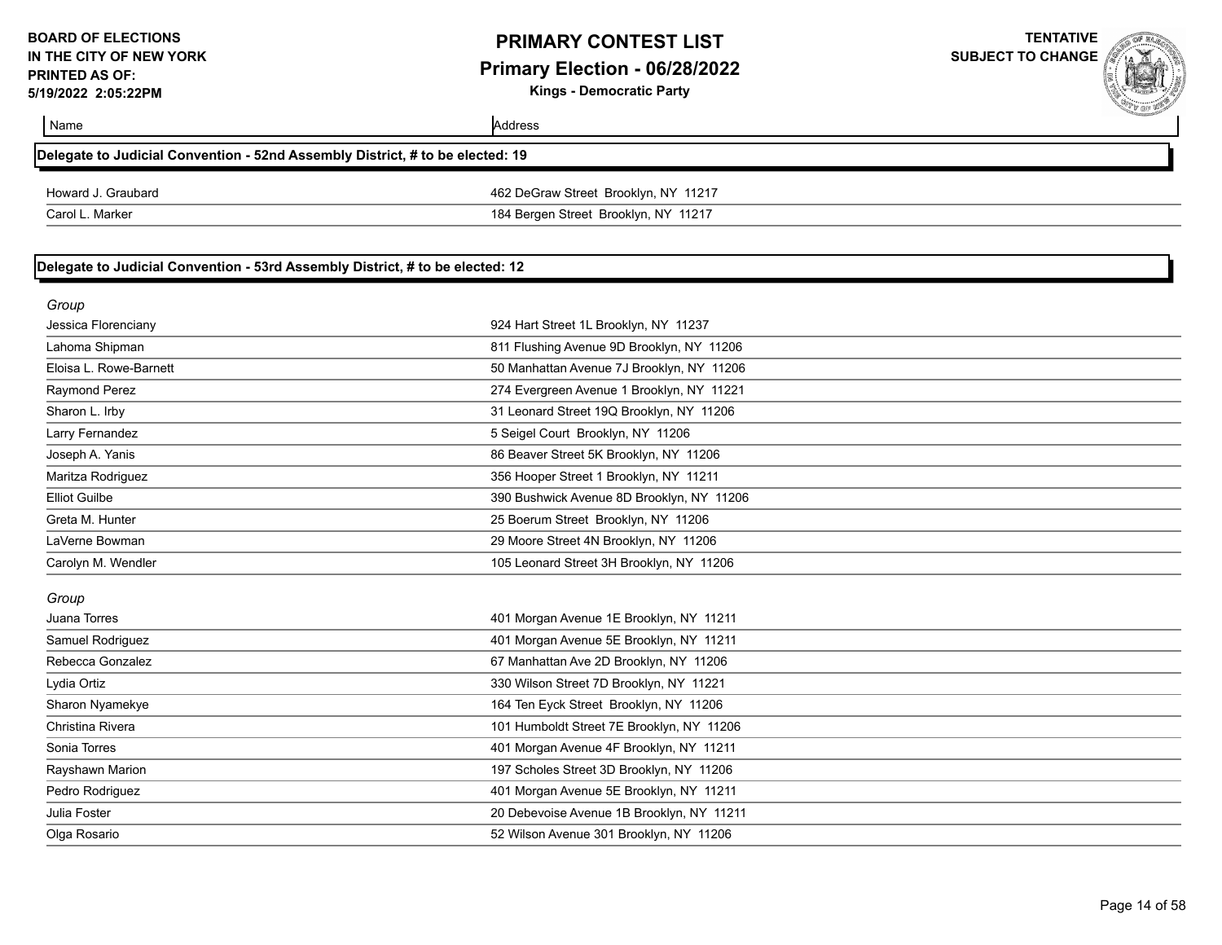**BOARD OF ELECTIONS IN THE CITY OF NEW YORK**
**PRINTED AS OF: 5/19/2022 2:05:22PM**

# PRIMARY CONTEST LIST
## Primary Election - 06/28/2022
### Kings - Democratic Party

**TENTATIVE SUBJECT TO CHANGE**

### Delegate to Judicial Convention - 52nd Assembly District, # to be elected: 19

| Name | Address |
|---|---|
| Howard J. Graubard | 462 DeGraw Street Brooklyn, NY 11217 |
| Carol L. Marker | 184 Bergen Street Brooklyn, NY 11217 |

### Delegate to Judicial Convention - 53rd Assembly District, # to be elected: 12

*Group*

| Name | Address |
|---|---|
| Jessica Florenciany | 924 Hart Street 1L Brooklyn, NY 11237 |
| Lahoma Shipman | 811 Flushing Avenue 9D Brooklyn, NY 11206 |
| Eloisa L. Rowe-Barnett | 50 Manhattan Avenue 7J Brooklyn, NY 11206 |
| Raymond Perez | 274 Evergreen Avenue 1 Brooklyn, NY 11221 |
| Sharon L. Irby | 31 Leonard Street 19Q Brooklyn, NY 11206 |
| Larry Fernandez | 5 Seigel Court Brooklyn, NY 11206 |
| Joseph A. Yanis | 86 Beaver Street 5K Brooklyn, NY 11206 |
| Maritza Rodriguez | 356 Hooper Street 1 Brooklyn, NY 11211 |
| Elliot Guilbe | 390 Bushwick Avenue 8D Brooklyn, NY 11206 |
| Greta M. Hunter | 25 Boerum Street Brooklyn, NY 11206 |
| LaVerne Bowman | 29 Moore Street 4N Brooklyn, NY 11206 |
| Carolyn M. Wendler | 105 Leonard Street 3H Brooklyn, NY 11206 |

*Group*

| Name | Address |
|---|---|
| Juana Torres | 401 Morgan Avenue 1E Brooklyn, NY 11211 |
| Samuel Rodriguez | 401 Morgan Avenue 5E Brooklyn, NY 11211 |
| Rebecca Gonzalez | 67 Manhattan Ave 2D Brooklyn, NY 11206 |
| Lydia Ortiz | 330 Wilson Street 7D Brooklyn, NY 11221 |
| Sharon Nyamekye | 164 Ten Eyck Street Brooklyn, NY 11206 |
| Christina Rivera | 101 Humboldt Street 7E Brooklyn, NY 11206 |
| Sonia Torres | 401 Morgan Avenue 4F Brooklyn, NY 11211 |
| Rayshawn Marion | 197 Scholes Street 3D Brooklyn, NY 11206 |
| Pedro Rodriguez | 401 Morgan Avenue 5E Brooklyn, NY 11211 |
| Julia Foster | 20 Debevoise Avenue 1B Brooklyn, NY 11211 |
| Olga Rosario | 52 Wilson Avenue 301 Brooklyn, NY 11206 |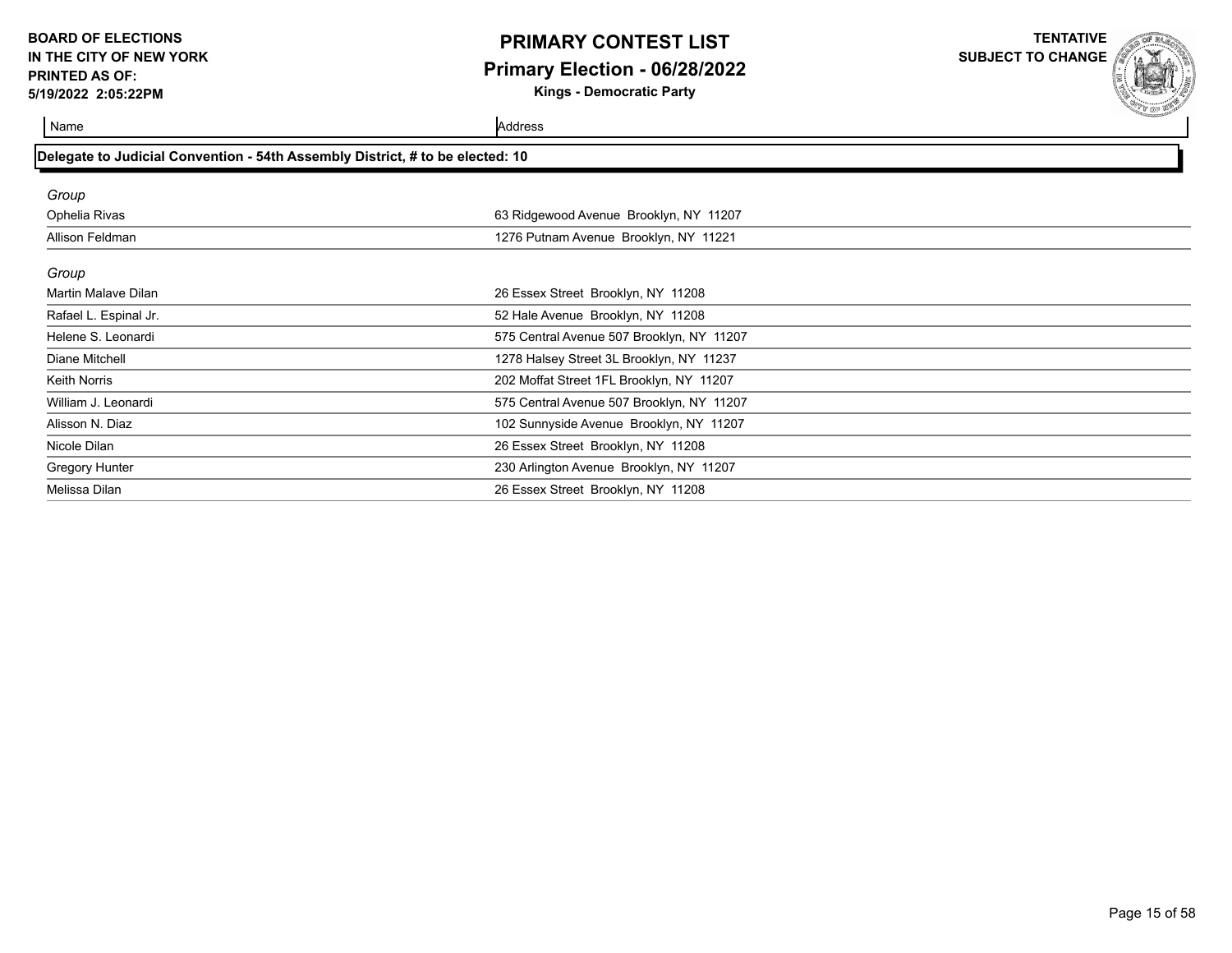**BOARD OF ELECTIONS IN THE CITY OF NEW YORK**
**PRINTED AS OF: 5/19/2022 2:05:22PM**

# PRIMARY CONTEST LIST

## Primary Election - 06/28/2022

**Kings - Democratic Party**

**TENTATIVE SUBJECT TO CHANGE**

### Delegate to Judicial Convention - 54th Assembly District, # to be elected: 10

| Name | Address |
|---|---|
| *Group* | |
| Ophelia Rivas | 63 Ridgewood Avenue Brooklyn, NY 11207 |
| Allison Feldman | 1276 Putnam Avenue Brooklyn, NY 11221 |
| *Group* | |
| Martin Malave Dilan | 26 Essex Street Brooklyn, NY 11208 |
| Rafael L. Espinal Jr. | 52 Hale Avenue Brooklyn, NY 11208 |
| Helene S. Leonardi | 575 Central Avenue 507 Brooklyn, NY 11207 |
| Diane Mitchell | 1278 Halsey Street 3L Brooklyn, NY 11237 |
| Keith Norris | 202 Moffat Street 1FL Brooklyn, NY 11207 |
| William J. Leonardi | 575 Central Avenue 507 Brooklyn, NY 11207 |
| Alisson N. Diaz | 102 Sunnyside Avenue Brooklyn, NY 11207 |
| Nicole Dilan | 26 Essex Street Brooklyn, NY 11208 |
| Gregory Hunter | 230 Arlington Avenue Brooklyn, NY 11207 |
| Melissa Dilan | 26 Essex Street Brooklyn, NY 11208 |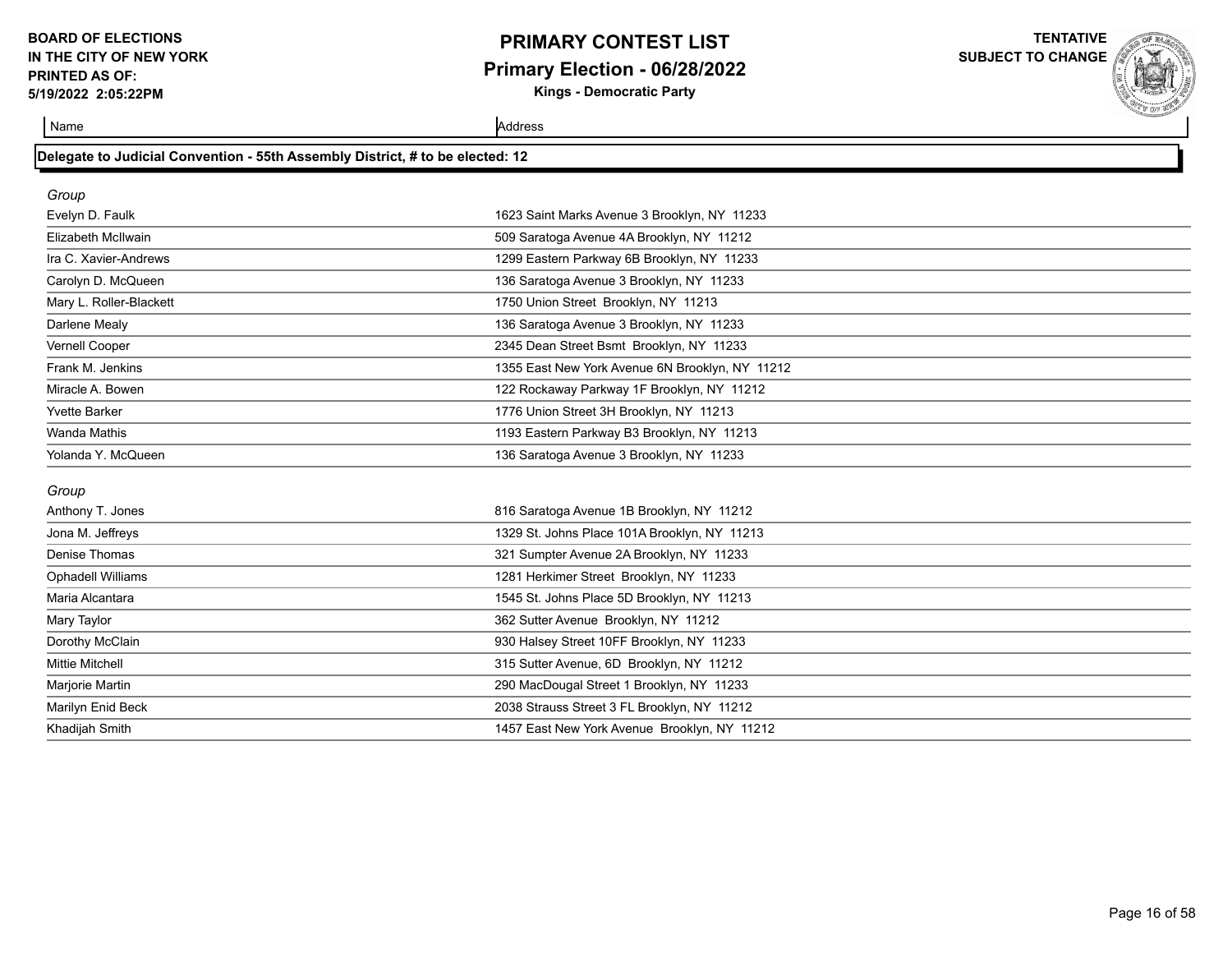**BOARD OF ELECTIONS IN THE CITY OF NEW YORK**
**PRINTED AS OF: 5/19/2022 2:05:22PM**

# PRIMARY CONTEST LIST

## Primary Election - 06/28/2022

**Kings - Democratic Party**

**TENTATIVE SUBJECT TO CHANGE**

### Delegate to Judicial Convention - 55th Assembly District, # to be elected: 12

*Group*

| Name | Address |
| --- | --- |
| Evelyn D. Faulk | 1623 Saint Marks Avenue 3 Brooklyn, NY 11233 |
| Elizabeth McIlwain | 509 Saratoga Avenue 4A Brooklyn, NY 11212 |
| Ira C. Xavier-Andrews | 1299 Eastern Parkway 6B Brooklyn, NY 11233 |
| Carolyn D. McQueen | 136 Saratoga Avenue 3 Brooklyn, NY 11233 |
| Mary L. Roller-Blackett | 1750 Union Street Brooklyn, NY 11213 |
| Darlene Mealy | 136 Saratoga Avenue 3 Brooklyn, NY 11233 |
| Vernell Cooper | 2345 Dean Street Bsmt Brooklyn, NY 11233 |
| Frank M. Jenkins | 1355 East New York Avenue 6N Brooklyn, NY 11212 |
| Miracle A. Bowen | 122 Rockaway Parkway 1F Brooklyn, NY 11212 |
| Yvette Barker | 1776 Union Street 3H Brooklyn, NY 11213 |
| Wanda Mathis | 1193 Eastern Parkway B3 Brooklyn, NY 11213 |
| Yolanda Y. McQueen | 136 Saratoga Avenue 3 Brooklyn, NY 11233 |

*Group*

| Name | Address |
| --- | --- |
| Anthony T. Jones | 816 Saratoga Avenue 1B Brooklyn, NY 11212 |
| Jona M. Jeffreys | 1329 St. Johns Place 101A Brooklyn, NY 11213 |
| Denise Thomas | 321 Sumpter Avenue 2A Brooklyn, NY 11233 |
| Ophadell Williams | 1281 Herkimer Street Brooklyn, NY 11233 |
| Maria Alcantara | 1545 St. Johns Place 5D Brooklyn, NY 11213 |
| Mary Taylor | 362 Sutter Avenue Brooklyn, NY 11212 |
| Dorothy McClain | 930 Halsey Street 10FF Brooklyn, NY 11233 |
| Mittie Mitchell | 315 Sutter Avenue, 6D Brooklyn, NY 11212 |
| Marjorie Martin | 290 MacDougal Street 1 Brooklyn, NY 11233 |
| Marilyn Enid Beck | 2038 Strauss Street 3 FL Brooklyn, NY 11212 |
| Khadijah Smith | 1457 East New York Avenue Brooklyn, NY 11212 |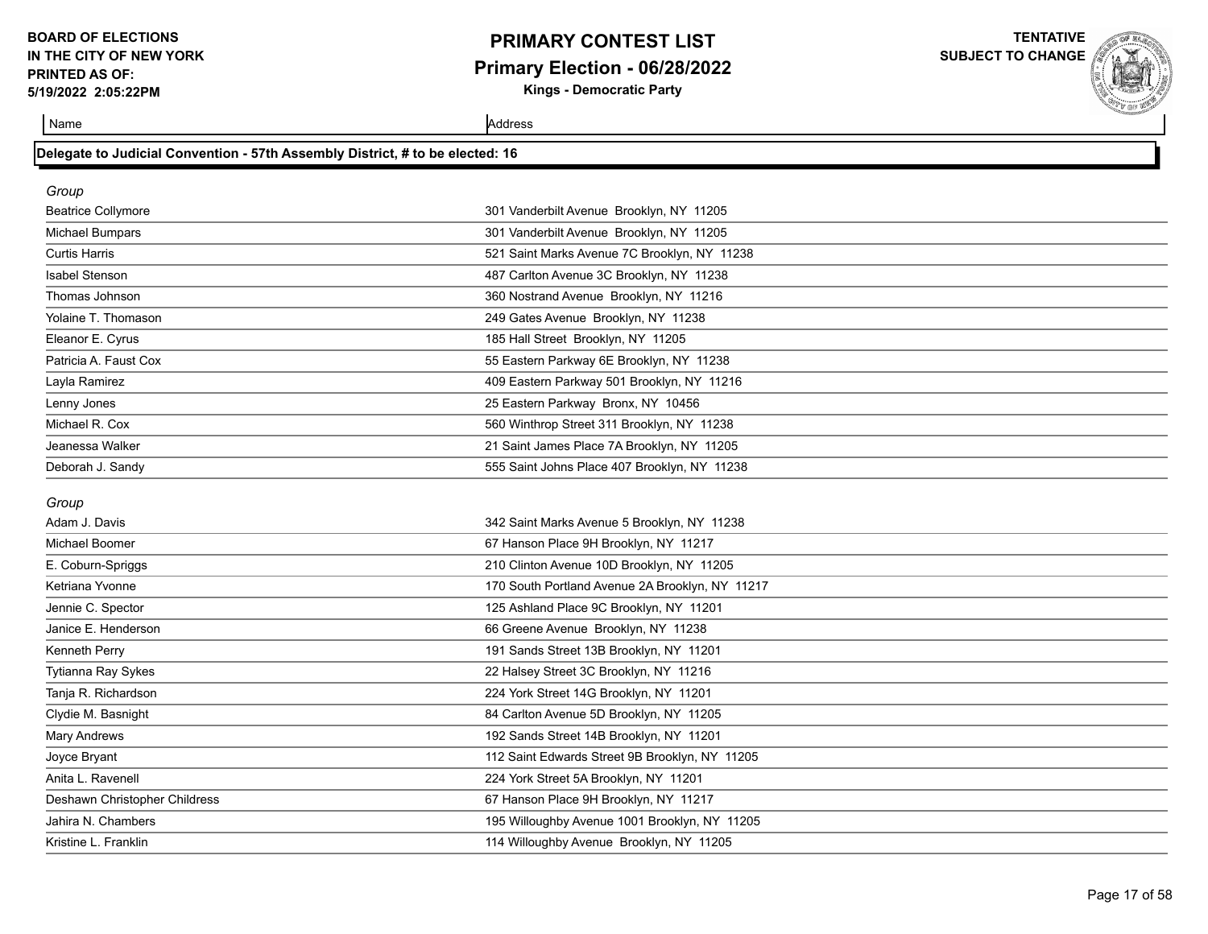**BOARD OF ELECTIONS IN THE CITY OF NEW YORK PRINTED AS OF: 5/19/2022 2:05:22PM**

# PRIMARY CONTEST LIST

## Primary Election - 06/28/2022

**Kings - Democratic Party**

**TENTATIVE SUBJECT TO CHANGE**

### Delegate to Judicial Convention - 57th Assembly District, # to be elected: 16

*Group*

| Name | Address |
| --- | --- |
| Beatrice Collymore | 301 Vanderbilt Avenue Brooklyn, NY 11205 |
| Michael Bumpars | 301 Vanderbilt Avenue Brooklyn, NY 11205 |
| Curtis Harris | 521 Saint Marks Avenue 7C Brooklyn, NY 11238 |
| Isabel Stenson | 487 Carlton Avenue 3C Brooklyn, NY 11238 |
| Thomas Johnson | 360 Nostrand Avenue Brooklyn, NY 11216 |
| Yolaine T. Thomason | 249 Gates Avenue Brooklyn, NY 11238 |
| Eleanor E. Cyrus | 185 Hall Street Brooklyn, NY 11205 |
| Patricia A. Faust Cox | 55 Eastern Parkway 6E Brooklyn, NY 11238 |
| Layla Ramirez | 409 Eastern Parkway 501 Brooklyn, NY 11216 |
| Lenny Jones | 25 Eastern Parkway Bronx, NY 10456 |
| Michael R. Cox | 560 Winthrop Street 311 Brooklyn, NY 11238 |
| Jeanessa Walker | 21 Saint James Place 7A Brooklyn, NY 11205 |
| Deborah J. Sandy | 555 Saint Johns Place 407 Brooklyn, NY 11238 |

*Group*

| Name | Address |
| --- | --- |
| Adam J. Davis | 342 Saint Marks Avenue 5 Brooklyn, NY 11238 |
| Michael Boomer | 67 Hanson Place 9H Brooklyn, NY 11217 |
| E. Coburn-Spriggs | 210 Clinton Avenue 10D Brooklyn, NY 11205 |
| Ketriana Yvonne | 170 South Portland Avenue 2A Brooklyn, NY 11217 |
| Jennie C. Spector | 125 Ashland Place 9C Brooklyn, NY 11201 |
| Janice E. Henderson | 66 Greene Avenue Brooklyn, NY 11238 |
| Kenneth Perry | 191 Sands Street 13B Brooklyn, NY 11201 |
| Tytianna Ray Sykes | 22 Halsey Street 3C Brooklyn, NY 11216 |
| Tanja R. Richardson | 224 York Street 14G Brooklyn, NY 11201 |
| Clydie M. Basnight | 84 Carlton Avenue 5D Brooklyn, NY 11205 |
| Mary Andrews | 192 Sands Street 14B Brooklyn, NY 11201 |
| Joyce Bryant | 112 Saint Edwards Street 9B Brooklyn, NY 11205 |
| Anita L. Ravenell | 224 York Street 5A Brooklyn, NY 11201 |
| Deshawn Christopher Childress | 67 Hanson Place 9H Brooklyn, NY 11217 |
| Jahira N. Chambers | 195 Willoughby Avenue 1001 Brooklyn, NY 11205 |
| Kristine L. Franklin | 114 Willoughby Avenue Brooklyn, NY 11205 |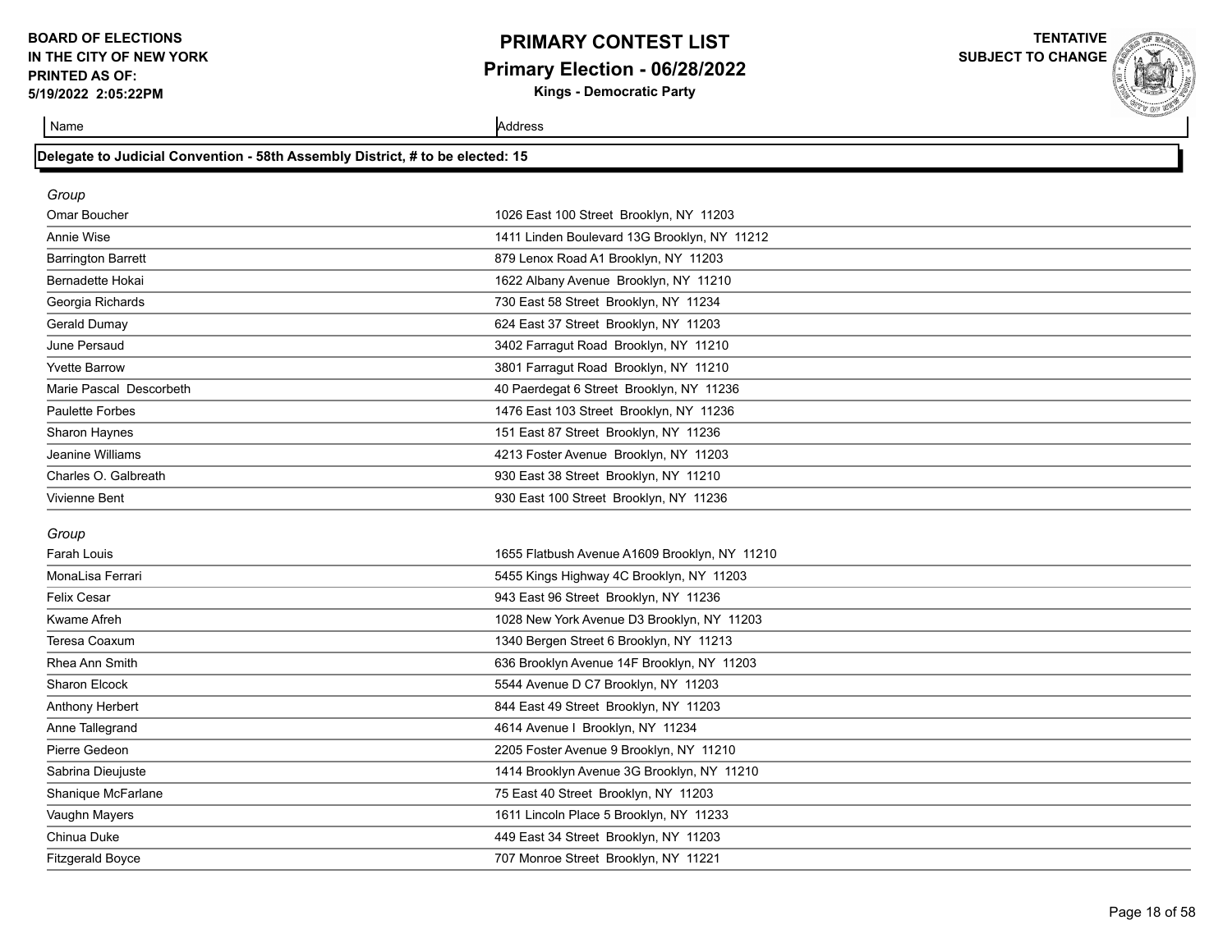# PRIMARY CONTEST LIST

## Primary Election - 06/28/2022

**Kings - Democratic Party**

BOARD OF ELECTIONS IN THE CITY OF NEW YORK
PRINTED AS OF: 5/19/2022 2:05:22PM

TENTATIVE SUBJECT TO CHANGE

### Delegate to Judicial Convention - 58th Assembly District, # to be elected: 15

*Group*

| Name | Address |
|---|---|
| Omar Boucher | 1026 East 100 Street Brooklyn, NY 11203 |
| Annie Wise | 1411 Linden Boulevard 13G Brooklyn, NY 11212 |
| Barrington Barrett | 879 Lenox Road A1 Brooklyn, NY 11203 |
| Bernadette Hokai | 1622 Albany Avenue Brooklyn, NY 11210 |
| Georgia Richards | 730 East 58 Street Brooklyn, NY 11234 |
| Gerald Dumay | 624 East 37 Street Brooklyn, NY 11203 |
| June Persaud | 3402 Farragut Road Brooklyn, NY 11210 |
| Yvette Barrow | 3801 Farragut Road Brooklyn, NY 11210 |
| Marie Pascal Descorbeth | 40 Paerdegat 6 Street Brooklyn, NY 11236 |
| Paulette Forbes | 1476 East 103 Street Brooklyn, NY 11236 |
| Sharon Haynes | 151 East 87 Street Brooklyn, NY 11236 |
| Jeanine Williams | 4213 Foster Avenue Brooklyn, NY 11203 |
| Charles O. Galbreath | 930 East 38 Street Brooklyn, NY 11210 |
| Vivienne Bent | 930 East 100 Street Brooklyn, NY 11236 |

*Group*

| Name | Address |
|---|---|
| Farah Louis | 1655 Flatbush Avenue A1609 Brooklyn, NY 11210 |
| MonaLisa Ferrari | 5455 Kings Highway 4C Brooklyn, NY 11203 |
| Felix Cesar | 943 East 96 Street Brooklyn, NY 11236 |
| Kwame Afreh | 1028 New York Avenue D3 Brooklyn, NY 11203 |
| Teresa Coaxum | 1340 Bergen Street 6 Brooklyn, NY 11213 |
| Rhea Ann Smith | 636 Brooklyn Avenue 14F Brooklyn, NY 11203 |
| Sharon Elcock | 5544 Avenue D C7 Brooklyn, NY 11203 |
| Anthony Herbert | 844 East 49 Street Brooklyn, NY 11203 |
| Anne Tallegrand | 4614 Avenue I Brooklyn, NY 11234 |
| Pierre Gedeon | 2205 Foster Avenue 9 Brooklyn, NY 11210 |
| Sabrina Dieujuste | 1414 Brooklyn Avenue 3G Brooklyn, NY 11210 |
| Shanique McFarlane | 75 East 40 Street Brooklyn, NY 11203 |
| Vaughn Mayers | 1611 Lincoln Place 5 Brooklyn, NY 11233 |
| Chinua Duke | 449 East 34 Street Brooklyn, NY 11203 |
| Fitzgerald Boyce | 707 Monroe Street Brooklyn, NY 11221 |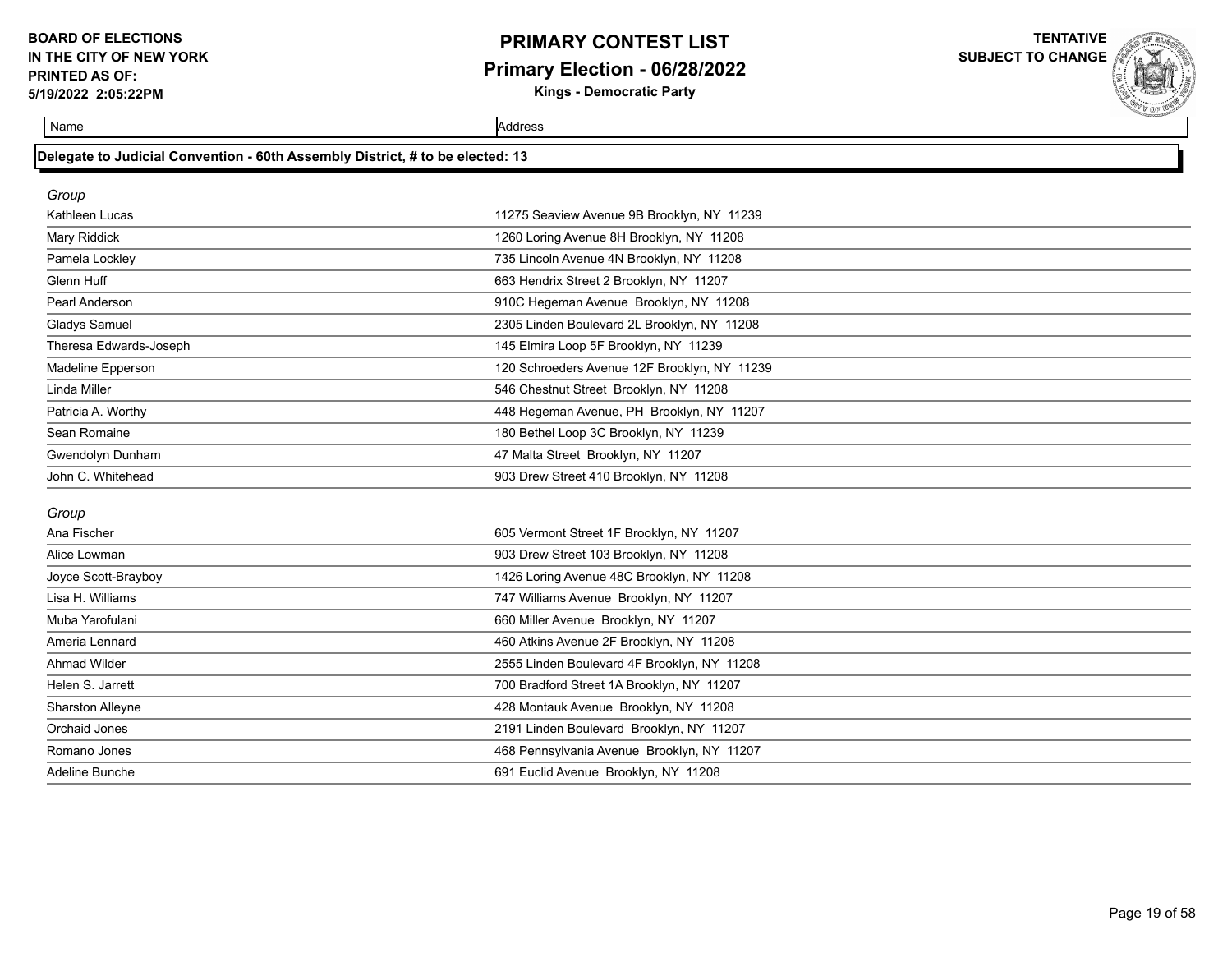**BOARD OF ELECTIONS IN THE CITY OF NEW YORK**
**PRINTED AS OF: 5/19/2022 2:05:22PM**

# PRIMARY CONTEST LIST
## Primary Election - 06/28/2022
### Kings - Democratic Party

**TENTATIVE SUBJECT TO CHANGE**

### Delegate to Judicial Convention - 60th Assembly District, # to be elected: 13

*Group*

| Name | Address |
|---|---|
| Kathleen Lucas | 11275 Seaview Avenue 9B Brooklyn, NY 11239 |
| Mary Riddick | 1260 Loring Avenue 8H Brooklyn, NY 11208 |
| Pamela Lockley | 735 Lincoln Avenue 4N Brooklyn, NY 11208 |
| Glenn Huff | 663 Hendrix Street 2 Brooklyn, NY 11207 |
| Pearl Anderson | 910C Hegeman Avenue Brooklyn, NY 11208 |
| Gladys Samuel | 2305 Linden Boulevard 2L Brooklyn, NY 11208 |
| Theresa Edwards-Joseph | 145 Elmira Loop 5F Brooklyn, NY 11239 |
| Madeline Epperson | 120 Schroeders Avenue 12F Brooklyn, NY 11239 |
| Linda Miller | 546 Chestnut Street Brooklyn, NY 11208 |
| Patricia A. Worthy | 448 Hegeman Avenue, PH Brooklyn, NY 11207 |
| Sean Romaine | 180 Bethel Loop 3C Brooklyn, NY 11239 |
| Gwendolyn Dunham | 47 Malta Street Brooklyn, NY 11207 |
| John C. Whitehead | 903 Drew Street 410 Brooklyn, NY 11208 |

*Group*

| Name | Address |
|---|---|
| Ana Fischer | 605 Vermont Street 1F Brooklyn, NY 11207 |
| Alice Lowman | 903 Drew Street 103 Brooklyn, NY 11208 |
| Joyce Scott-Brayboy | 1426 Loring Avenue 48C Brooklyn, NY 11208 |
| Lisa H. Williams | 747 Williams Avenue Brooklyn, NY 11207 |
| Muba Yarofulani | 660 Miller Avenue Brooklyn, NY 11207 |
| Ameria Lennard | 460 Atkins Avenue 2F Brooklyn, NY 11208 |
| Ahmad Wilder | 2555 Linden Boulevard 4F Brooklyn, NY 11208 |
| Helen S. Jarrett | 700 Bradford Street 1A Brooklyn, NY 11207 |
| Sharston Alleyne | 428 Montauk Avenue Brooklyn, NY 11208 |
| Orchaid Jones | 2191 Linden Boulevard Brooklyn, NY 11207 |
| Romano Jones | 468 Pennsylvania Avenue Brooklyn, NY 11207 |
| Adeline Bunche | 691 Euclid Avenue Brooklyn, NY 11208 |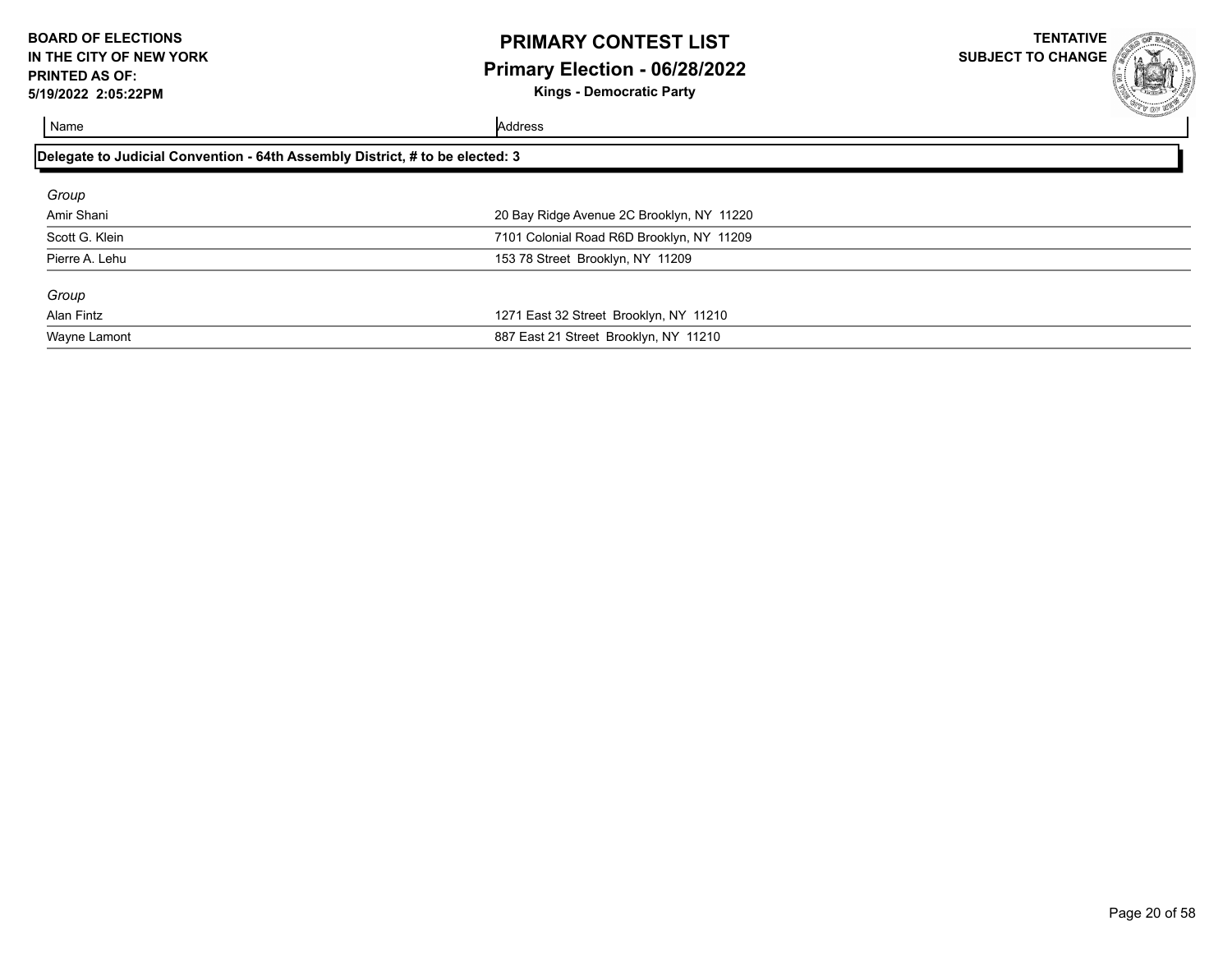**BOARD OF ELECTIONS IN THE CITY OF NEW YORK PRINTED AS OF: 5/19/2022 2:05:22PM**

# PRIMARY CONTEST LIST

## Primary Election - 06/28/2022

**Kings - Democratic Party**

**TENTATIVE SUBJECT TO CHANGE**

### Delegate to Judicial Convention - 64th Assembly District, # to be elected: 3

| Name | Address |
| --- | --- |
| *Group* | |
| Amir Shani | 20 Bay Ridge Avenue 2C Brooklyn, NY 11220 |
| Scott G. Klein | 7101 Colonial Road R6D Brooklyn, NY 11209 |
| Pierre A. Lehu | 153 78 Street Brooklyn, NY 11209 |
| *Group* | |
| Alan Fintz | 1271 East 32 Street Brooklyn, NY 11210 |
| Wayne Lamont | 887 East 21 Street Brooklyn, NY 11210 |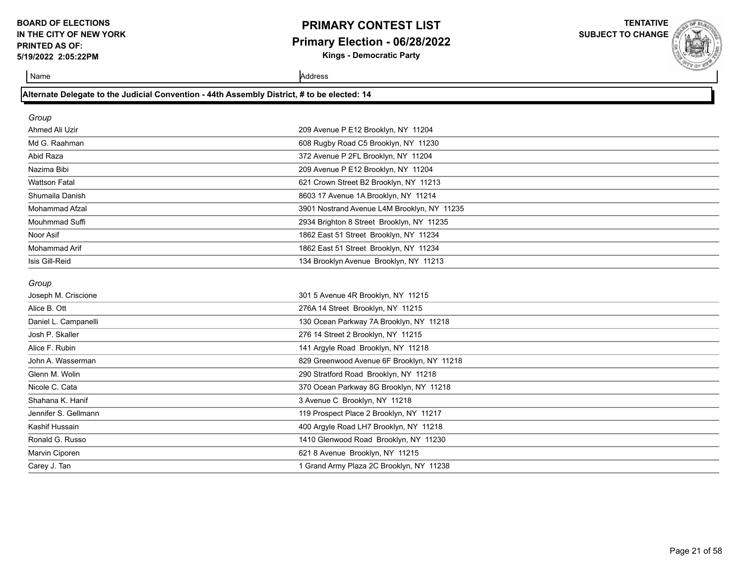**BOARD OF ELECTIONS IN THE CITY OF NEW YORK**
**PRINTED AS OF: 5/19/2022 2:05:22PM**

# PRIMARY CONTEST LIST
## Primary Election - 06/28/2022
**Kings - Democratic Party**

**TENTATIVE SUBJECT TO CHANGE**

### Alternate Delegate to the Judicial Convention - 44th Assembly District, # to be elected: 14

*Group*

| Name | Address |
|---|---|
| Ahmed Ali Uzir | 209 Avenue P E12 Brooklyn, NY 11204 |
| Md G. Raahman | 608 Rugby Road C5 Brooklyn, NY 11230 |
| Abid Raza | 372 Avenue P 2FL Brooklyn, NY 11204 |
| Nazima Bibi | 209 Avenue P E12 Brooklyn, NY 11204 |
| Wattson Fatal | 621 Crown Street B2 Brooklyn, NY 11213 |
| Shumaila Danish | 8603 17 Avenue 1A Brooklyn, NY 11214 |
| Mohammad Afzal | 3901 Nostrand Avenue L4M Brooklyn, NY 11235 |
| Mouhmmad Suffi | 2934 Brighton 8 Street Brooklyn, NY 11235 |
| Noor Asif | 1862 East 51 Street Brooklyn, NY 11234 |
| Mohammad Arif | 1862 East 51 Street Brooklyn, NY 11234 |
| Isis Gill-Reid | 134 Brooklyn Avenue Brooklyn, NY 11213 |

*Group*

| Name | Address |
|---|---|
| Joseph M. Criscione | 301 5 Avenue 4R Brooklyn, NY 11215 |
| Alice B. Ott | 276A 14 Street Brooklyn, NY 11215 |
| Daniel L. Campanelli | 130 Ocean Parkway 7A Brooklyn, NY 11218 |
| Josh P. Skaller | 276 14 Street 2 Brooklyn, NY 11215 |
| Alice F. Rubin | 141 Argyle Road Brooklyn, NY 11218 |
| John A. Wasserman | 829 Greenwood Avenue 6F Brooklyn, NY 11218 |
| Glenn M. Wolin | 290 Stratford Road Brooklyn, NY 11218 |
| Nicole C. Cata | 370 Ocean Parkway 8G Brooklyn, NY 11218 |
| Shahana K. Hanif | 3 Avenue C Brooklyn, NY 11218 |
| Jennifer S. Gellmann | 119 Prospect Place 2 Brooklyn, NY 11217 |
| Kashif Hussain | 400 Argyle Road LH7 Brooklyn, NY 11218 |
| Ronald G. Russo | 1410 Glenwood Road Brooklyn, NY 11230 |
| Marvin Ciporen | 621 8 Avenue Brooklyn, NY 11215 |
| Carey J. Tan | 1 Grand Army Plaza 2C Brooklyn, NY 11238 |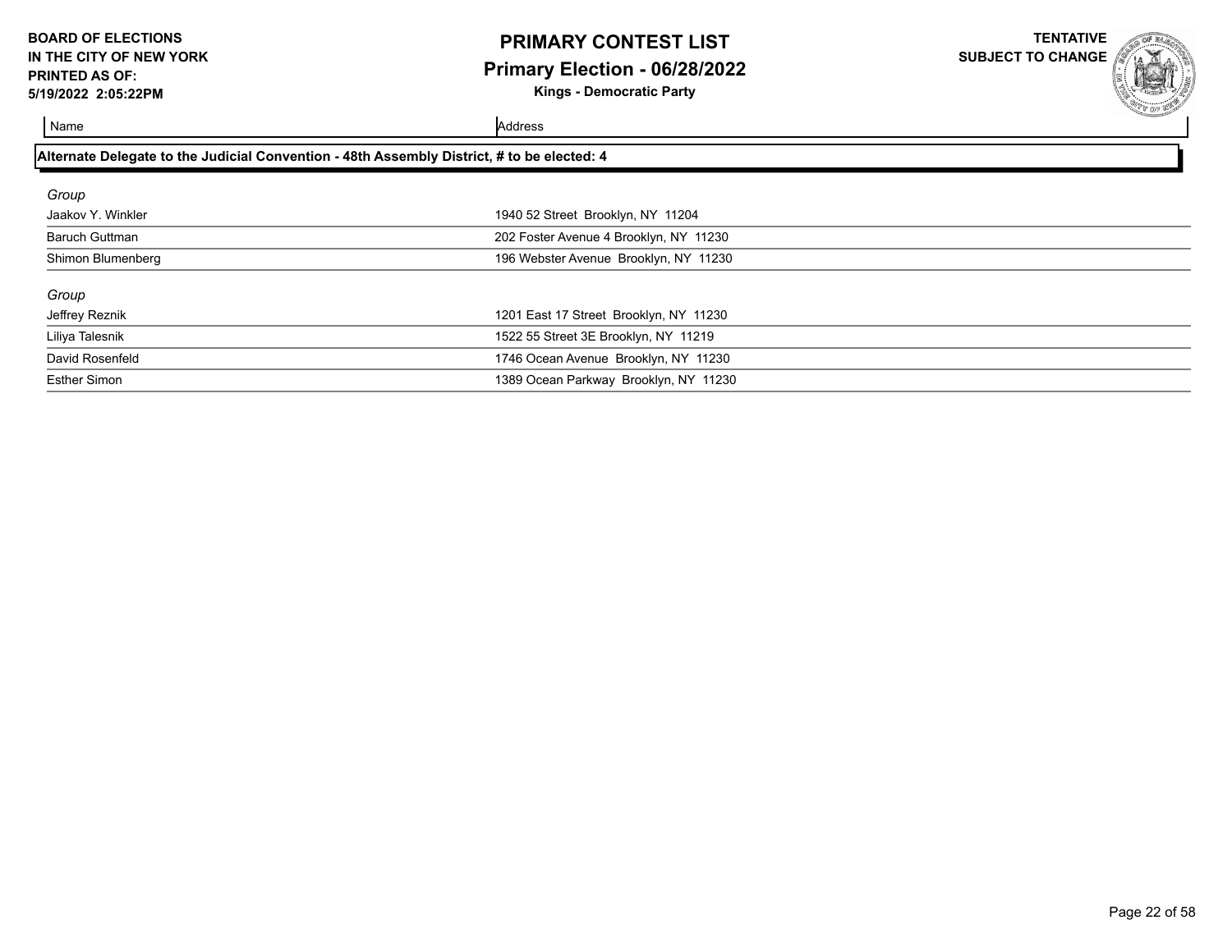| Name | Address |
| --- | --- |

**Alternate Delegate to the Judicial Convention - 48th Assembly District, # to be elected: 4**

*Group*

| Name | Address |
| --- | --- |
| Jaakov Y. Winkler | 1940 52 Street Brooklyn, NY 11204 |
| Baruch Guttman | 202 Foster Avenue 4 Brooklyn, NY 11230 |
| Shimon Blumenberg | 196 Webster Avenue Brooklyn, NY 11230 |

*Group*

| Name | Address |
| --- | --- |
| Jeffrey Reznik | 1201 East 17 Street Brooklyn, NY 11230 |
| Liliya Talesnik | 1522 55 Street 3E Brooklyn, NY 11219 |
| David Rosenfeld | 1746 Ocean Avenue Brooklyn, NY 11230 |
| Esther Simon | 1389 Ocean Parkway Brooklyn, NY 11230 |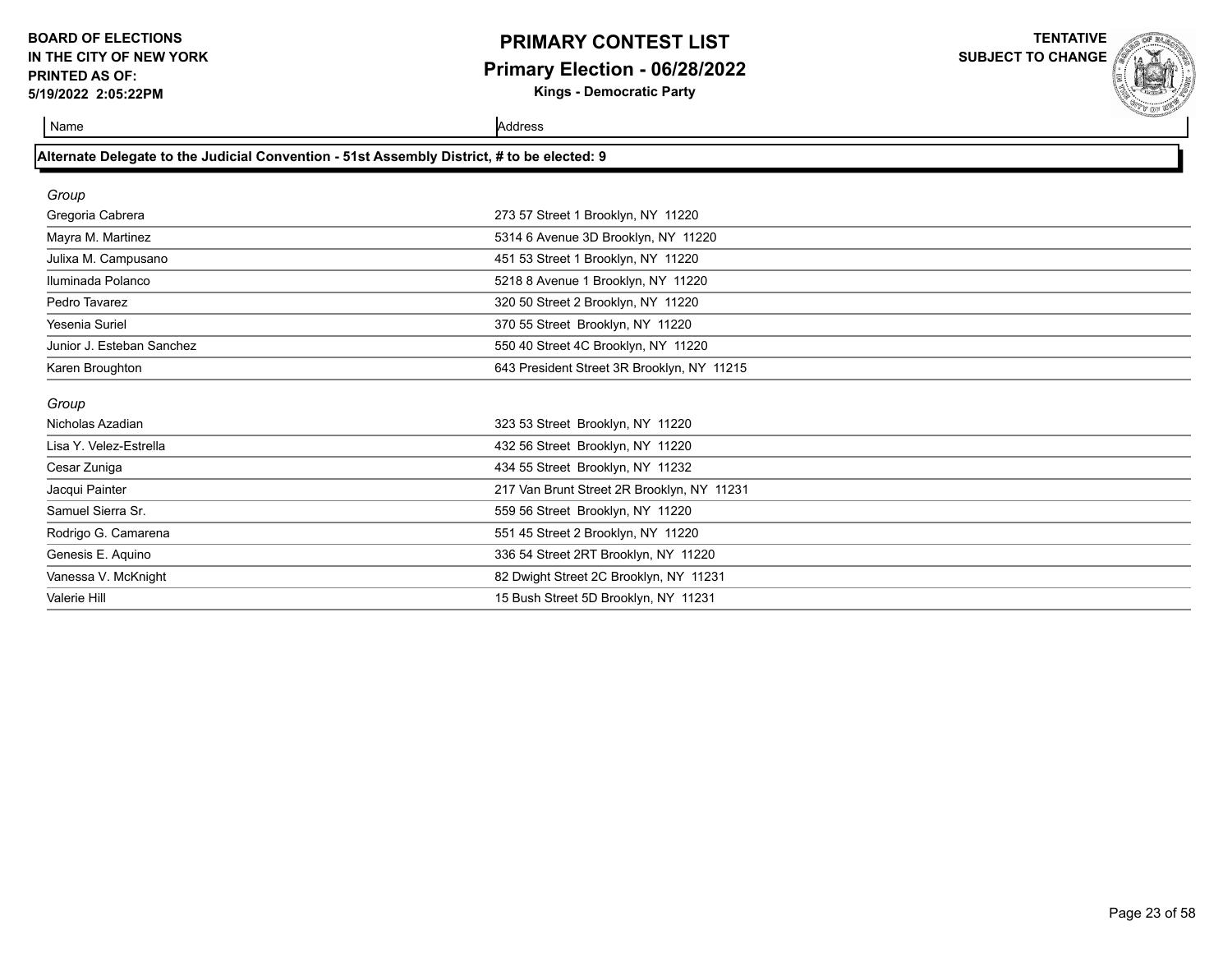**BOARD OF ELECTIONS IN THE CITY OF NEW YORK**
**PRINTED AS OF: 5/19/2022 2:05:22PM**

# PRIMARY CONTEST LIST
## Primary Election - 06/28/2022
**Kings - Democratic Party**

**TENTATIVE SUBJECT TO CHANGE**

### Alternate Delegate to the Judicial Convention - 51st Assembly District, # to be elected: 9

| Name | Address |
|---|---|
| *Group* | |
| Gregoria Cabrera | 273 57 Street 1 Brooklyn, NY 11220 |
| Mayra M. Martinez | 5314 6 Avenue 3D Brooklyn, NY 11220 |
| Julixa M. Campusano | 451 53 Street 1 Brooklyn, NY 11220 |
| Iluminada Polanco | 5218 8 Avenue 1 Brooklyn, NY 11220 |
| Pedro Tavarez | 320 50 Street 2 Brooklyn, NY 11220 |
| Yesenia Suriel | 370 55 Street Brooklyn, NY 11220 |
| Junior J. Esteban Sanchez | 550 40 Street 4C Brooklyn, NY 11220 |
| Karen Broughton | 643 President Street 3R Brooklyn, NY 11215 |
| *Group* | |
| Nicholas Azadian | 323 53 Street Brooklyn, NY 11220 |
| Lisa Y. Velez-Estrella | 432 56 Street Brooklyn, NY 11220 |
| Cesar Zuniga | 434 55 Street Brooklyn, NY 11232 |
| Jacqui Painter | 217 Van Brunt Street 2R Brooklyn, NY 11231 |
| Samuel Sierra Sr. | 559 56 Street Brooklyn, NY 11220 |
| Rodrigo G. Camarena | 551 45 Street 2 Brooklyn, NY 11220 |
| Genesis E. Aquino | 336 54 Street 2RT Brooklyn, NY 11220 |
| Vanessa V. McKnight | 82 Dwight Street 2C Brooklyn, NY 11231 |
| Valerie Hill | 15 Bush Street 5D Brooklyn, NY 11231 |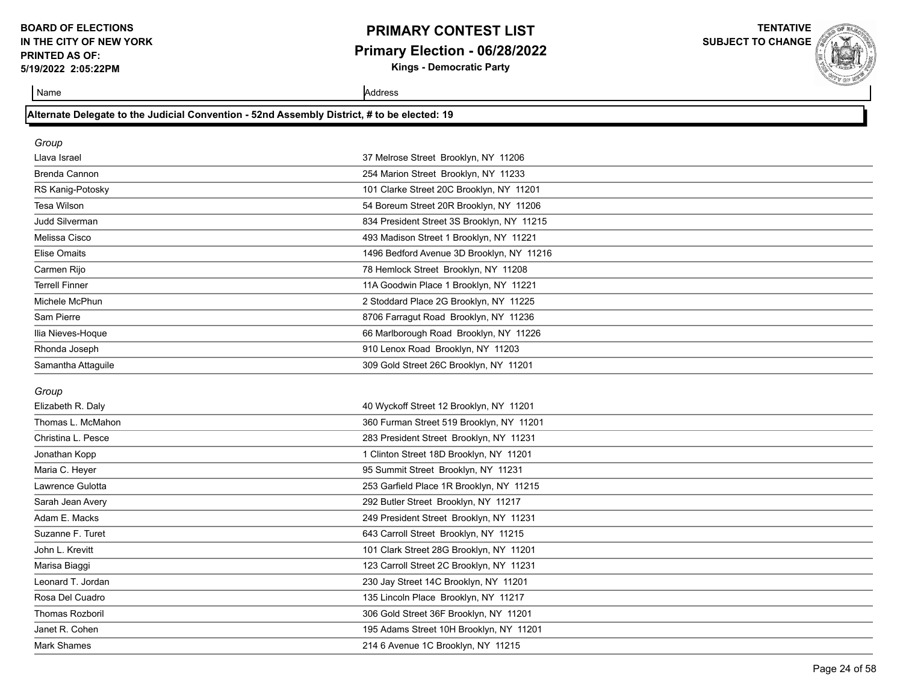# PRIMARY CONTEST LIST

## Primary Election - 06/28/2022

**Kings - Democratic Party**

**BOARD OF ELECTIONS IN THE CITY OF NEW YORK**
**PRINTED AS OF: 5/19/2022 2:05:22PM**

**TENTATIVE SUBJECT TO CHANGE**

### Alternate Delegate to the Judicial Convention - 52nd Assembly District, # to be elected: 19

*Group*

| Name | Address |
|---|---|
| Llava Israel | 37 Melrose Street Brooklyn, NY 11206 |
| Brenda Cannon | 254 Marion Street Brooklyn, NY 11233 |
| RS Kanig-Potosky | 101 Clarke Street 20C Brooklyn, NY 11201 |
| Tesa Wilson | 54 Boreum Street 20R Brooklyn, NY 11206 |
| Judd Silverman | 834 President Street 3S Brooklyn, NY 11215 |
| Melissa Cisco | 493 Madison Street 1 Brooklyn, NY 11221 |
| Elise Omaits | 1496 Bedford Avenue 3D Brooklyn, NY 11216 |
| Carmen Rijo | 78 Hemlock Street Brooklyn, NY 11208 |
| Terrell Finner | 11A Goodwin Place 1 Brooklyn, NY 11221 |
| Michele McPhun | 2 Stoddard Place 2G Brooklyn, NY 11225 |
| Sam Pierre | 8706 Farragut Road Brooklyn, NY 11236 |
| Ilia Nieves-Hoque | 66 Marlborough Road Brooklyn, NY 11226 |
| Rhonda Joseph | 910 Lenox Road Brooklyn, NY 11203 |
| Samantha Attaguile | 309 Gold Street 26C Brooklyn, NY 11201 |

*Group*

| Name | Address |
|---|---|
| Elizabeth R. Daly | 40 Wyckoff Street 12 Brooklyn, NY 11201 |
| Thomas L. McMahon | 360 Furman Street 519 Brooklyn, NY 11201 |
| Christina L. Pesce | 283 President Street Brooklyn, NY 11231 |
| Jonathan Kopp | 1 Clinton Street 18D Brooklyn, NY 11201 |
| Maria C. Heyer | 95 Summit Street Brooklyn, NY 11231 |
| Lawrence Gulotta | 253 Garfield Place 1R Brooklyn, NY 11215 |
| Sarah Jean Avery | 292 Butler Street Brooklyn, NY 11217 |
| Adam E. Macks | 249 President Street Brooklyn, NY 11231 |
| Suzanne F. Turet | 643 Carroll Street Brooklyn, NY 11215 |
| John L. Krevitt | 101 Clark Street 28G Brooklyn, NY 11201 |
| Marisa Biaggi | 123 Carroll Street 2C Brooklyn, NY 11231 |
| Leonard T. Jordan | 230 Jay Street 14C Brooklyn, NY 11201 |
| Rosa Del Cuadro | 135 Lincoln Place Brooklyn, NY 11217 |
| Thomas Rozboril | 306 Gold Street 36F Brooklyn, NY 11201 |
| Janet R. Cohen | 195 Adams Street 10H Brooklyn, NY 11201 |
| Mark Shames | 214 6 Avenue 1C Brooklyn, NY 11215 |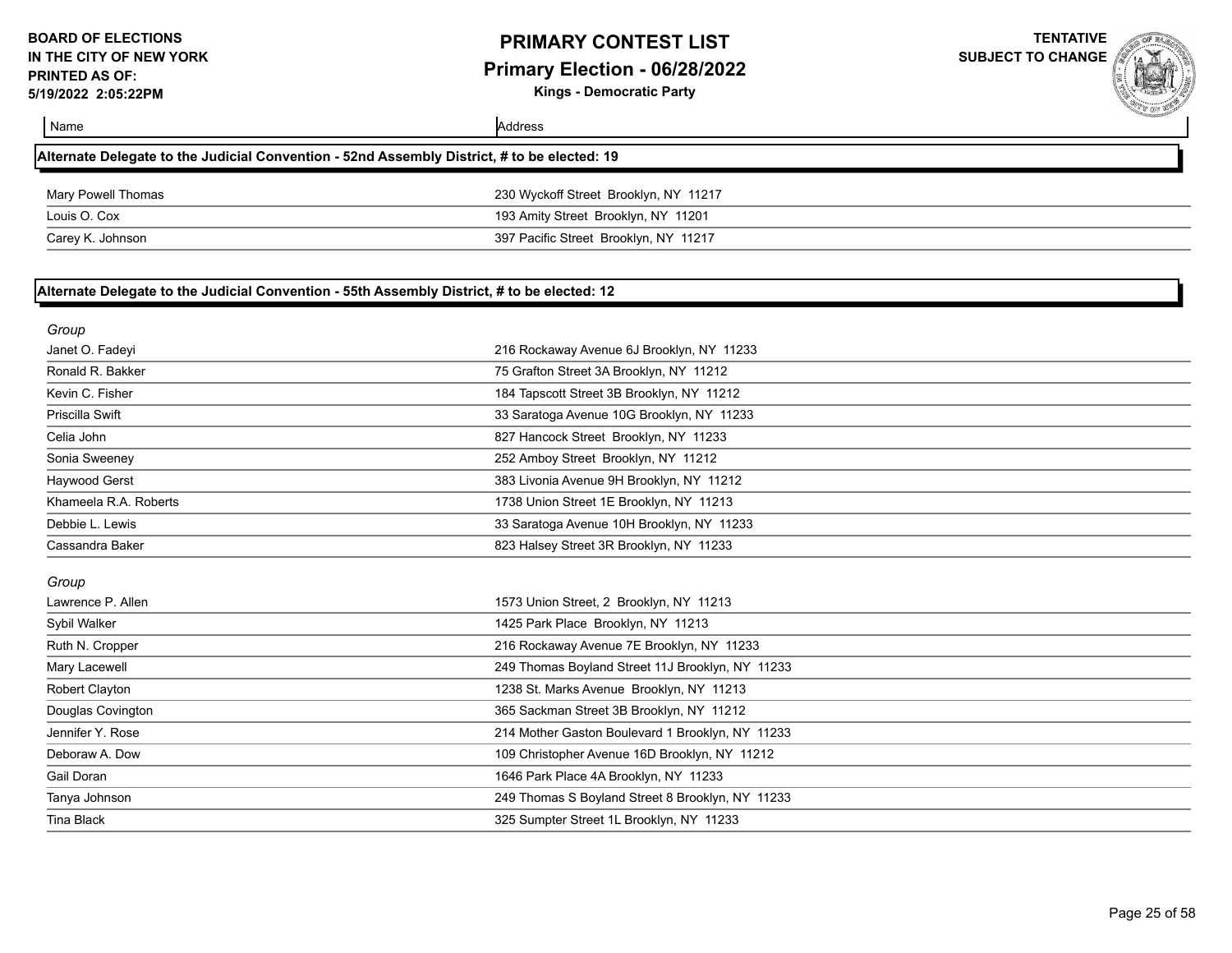| Name | Address |
|---|---|

## Alternate Delegate to the Judicial Convention - 52nd Assembly District, # to be elected: 19

| Name | Address |
|---|---|
| Mary Powell Thomas | 230 Wyckoff Street Brooklyn, NY 11217 |
| Louis O. Cox | 193 Amity Street Brooklyn, NY 11201 |
| Carey K. Johnson | 397 Pacific Street Brooklyn, NY 11217 |

## Alternate Delegate to the Judicial Convention - 55th Assembly District, # to be elected: 12

*Group*

| Name | Address |
|---|---|
| Janet O. Fadeyi | 216 Rockaway Avenue 6J Brooklyn, NY 11233 |
| Ronald R. Bakker | 75 Grafton Street 3A Brooklyn, NY 11212 |
| Kevin C. Fisher | 184 Tapscott Street 3B Brooklyn, NY 11212 |
| Priscilla Swift | 33 Saratoga Avenue 10G Brooklyn, NY 11233 |
| Celia John | 827 Hancock Street Brooklyn, NY 11233 |
| Sonia Sweeney | 252 Amboy Street Brooklyn, NY 11212 |
| Haywood Gerst | 383 Livonia Avenue 9H Brooklyn, NY 11212 |
| Khameela R.A. Roberts | 1738 Union Street 1E Brooklyn, NY 11213 |
| Debbie L. Lewis | 33 Saratoga Avenue 10H Brooklyn, NY 11233 |
| Cassandra Baker | 823 Halsey Street 3R Brooklyn, NY 11233 |

*Group*

| Name | Address |
|---|---|
| Lawrence P. Allen | 1573 Union Street, 2 Brooklyn, NY 11213 |
| Sybil Walker | 1425 Park Place Brooklyn, NY 11213 |
| Ruth N. Cropper | 216 Rockaway Avenue 7E Brooklyn, NY 11233 |
| Mary Lacewell | 249 Thomas Boyland Street 11J Brooklyn, NY 11233 |
| Robert Clayton | 1238 St. Marks Avenue Brooklyn, NY 11213 |
| Douglas Covington | 365 Sackman Street 3B Brooklyn, NY 11212 |
| Jennifer Y. Rose | 214 Mother Gaston Boulevard 1 Brooklyn, NY 11233 |
| Deboraw A. Dow | 109 Christopher Avenue 16D Brooklyn, NY 11212 |
| Gail Doran | 1646 Park Place 4A Brooklyn, NY 11233 |
| Tanya Johnson | 249 Thomas S Boyland Street 8 Brooklyn, NY 11233 |
| Tina Black | 325 Sumpter Street 1L Brooklyn, NY 11233 |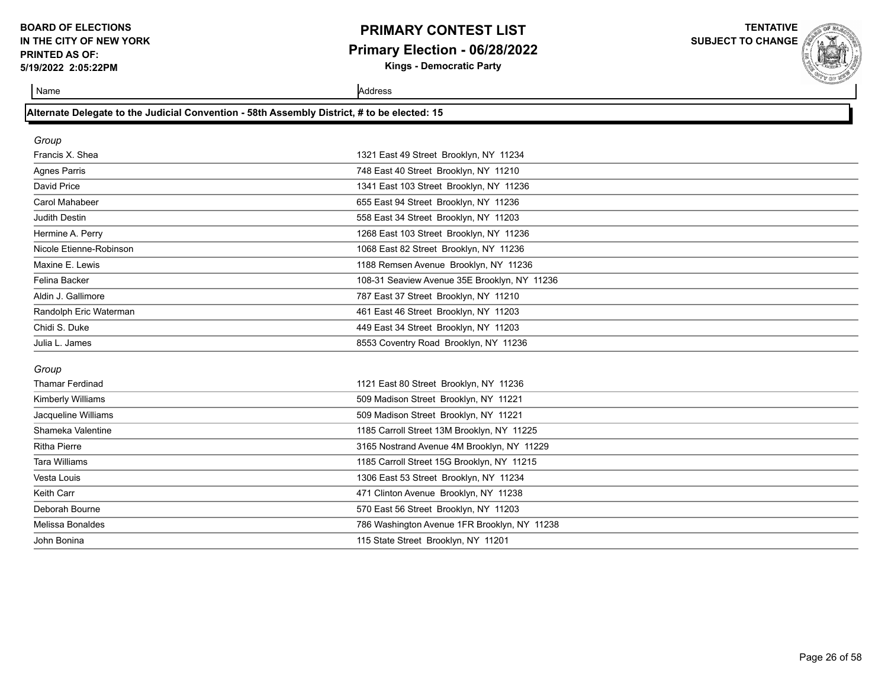**BOARD OF ELECTIONS IN THE CITY OF NEW YORK**
**PRINTED AS OF: 5/19/2022 2:05:22PM**

# PRIMARY CONTEST LIST
## Primary Election - 06/28/2022
### Kings - Democratic Party

**TENTATIVE SUBJECT TO CHANGE**

### Alternate Delegate to the Judicial Convention - 58th Assembly District, # to be elected: 15

*Group*

| Name | Address |
|---|---|
| Francis X. Shea | 1321 East 49 Street Brooklyn, NY 11234 |
| Agnes Parris | 748 East 40 Street Brooklyn, NY 11210 |
| David Price | 1341 East 103 Street Brooklyn, NY 11236 |
| Carol Mahabeer | 655 East 94 Street Brooklyn, NY 11236 |
| Judith Destin | 558 East 34 Street Brooklyn, NY 11203 |
| Hermine A. Perry | 1268 East 103 Street Brooklyn, NY 11236 |
| Nicole Etienne-Robinson | 1068 East 82 Street Brooklyn, NY 11236 |
| Maxine E. Lewis | 1188 Remsen Avenue Brooklyn, NY 11236 |
| Felina Backer | 108-31 Seaview Avenue 35E Brooklyn, NY 11236 |
| Aldin J. Gallimore | 787 East 37 Street Brooklyn, NY 11210 |
| Randolph Eric Waterman | 461 East 46 Street Brooklyn, NY 11203 |
| Chidi S. Duke | 449 East 34 Street Brooklyn, NY 11203 |
| Julia L. James | 8553 Coventry Road Brooklyn, NY 11236 |

*Group*

| Name | Address |
|---|---|
| Thamar Ferdinad | 1121 East 80 Street Brooklyn, NY 11236 |
| Kimberly Williams | 509 Madison Street Brooklyn, NY 11221 |
| Jacqueline Williams | 509 Madison Street Brooklyn, NY 11221 |
| Shameka Valentine | 1185 Carroll Street 13M Brooklyn, NY 11225 |
| Ritha Pierre | 3165 Nostrand Avenue 4M Brooklyn, NY 11229 |
| Tara Williams | 1185 Carroll Street 15G Brooklyn, NY 11215 |
| Vesta Louis | 1306 East 53 Street Brooklyn, NY 11234 |
| Keith Carr | 471 Clinton Avenue Brooklyn, NY 11238 |
| Deborah Bourne | 570 East 56 Street Brooklyn, NY 11203 |
| Melissa Bonaldes | 786 Washington Avenue 1FR Brooklyn, NY 11238 |
| John Bonina | 115 State Street Brooklyn, NY 11201 |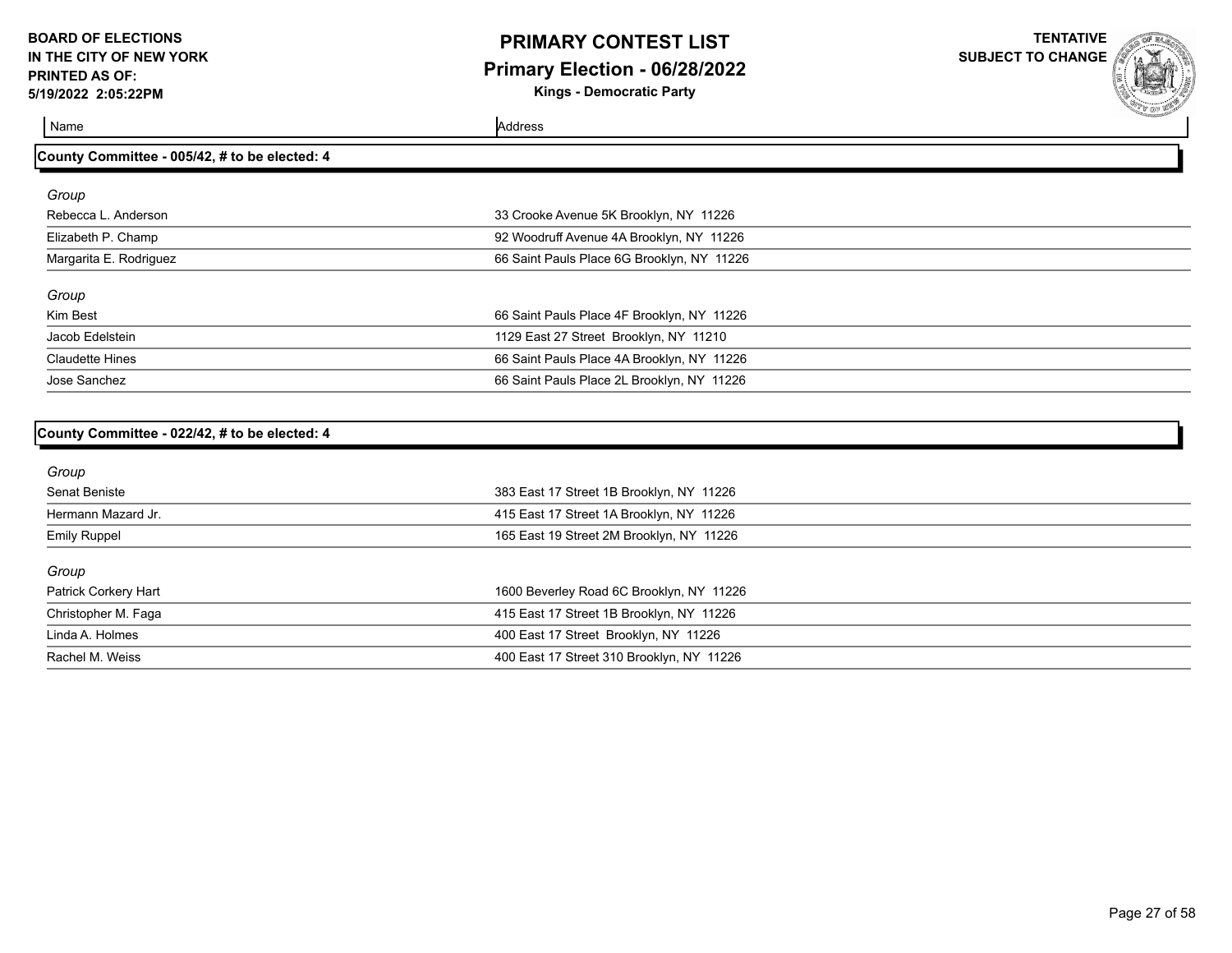**BOARD OF ELECTIONS IN THE CITY OF NEW YORK**
**PRINTED AS OF: 5/19/2022 2:05:22PM**

# PRIMARY CONTEST LIST
## Primary Election - 06/28/2022
**Kings - Democratic Party**

**TENTATIVE SUBJECT TO CHANGE**

| Name | Address |
|---|---|

### County Committee - 005/42, # to be elected: 4

*Group*

| Name | Address |
|---|---|
| Rebecca L. Anderson | 33 Crooke Avenue 5K Brooklyn, NY 11226 |
| Elizabeth P. Champ | 92 Woodruff Avenue 4A Brooklyn, NY 11226 |
| Margarita E. Rodriguez | 66 Saint Pauls Place 6G Brooklyn, NY 11226 |

*Group*

| Name | Address |
|---|---|
| Kim Best | 66 Saint Pauls Place 4F Brooklyn, NY 11226 |
| Jacob Edelstein | 1129 East 27 Street Brooklyn, NY 11210 |
| Claudette Hines | 66 Saint Pauls Place 4A Brooklyn, NY 11226 |
| Jose Sanchez | 66 Saint Pauls Place 2L Brooklyn, NY 11226 |

### County Committee - 022/42, # to be elected: 4

*Group*

| Name | Address |
|---|---|
| Senat Beniste | 383 East 17 Street 1B Brooklyn, NY 11226 |
| Hermann Mazard Jr. | 415 East 17 Street 1A Brooklyn, NY 11226 |
| Emily Ruppel | 165 East 19 Street 2M Brooklyn, NY 11226 |

*Group*

| Name | Address |
|---|---|
| Patrick Corkery Hart | 1600 Beverley Road 6C Brooklyn, NY 11226 |
| Christopher M. Faga | 415 East 17 Street 1B Brooklyn, NY 11226 |
| Linda A. Holmes | 400 East 17 Street Brooklyn, NY 11226 |
| Rachel M. Weiss | 400 East 17 Street 310 Brooklyn, NY 11226 |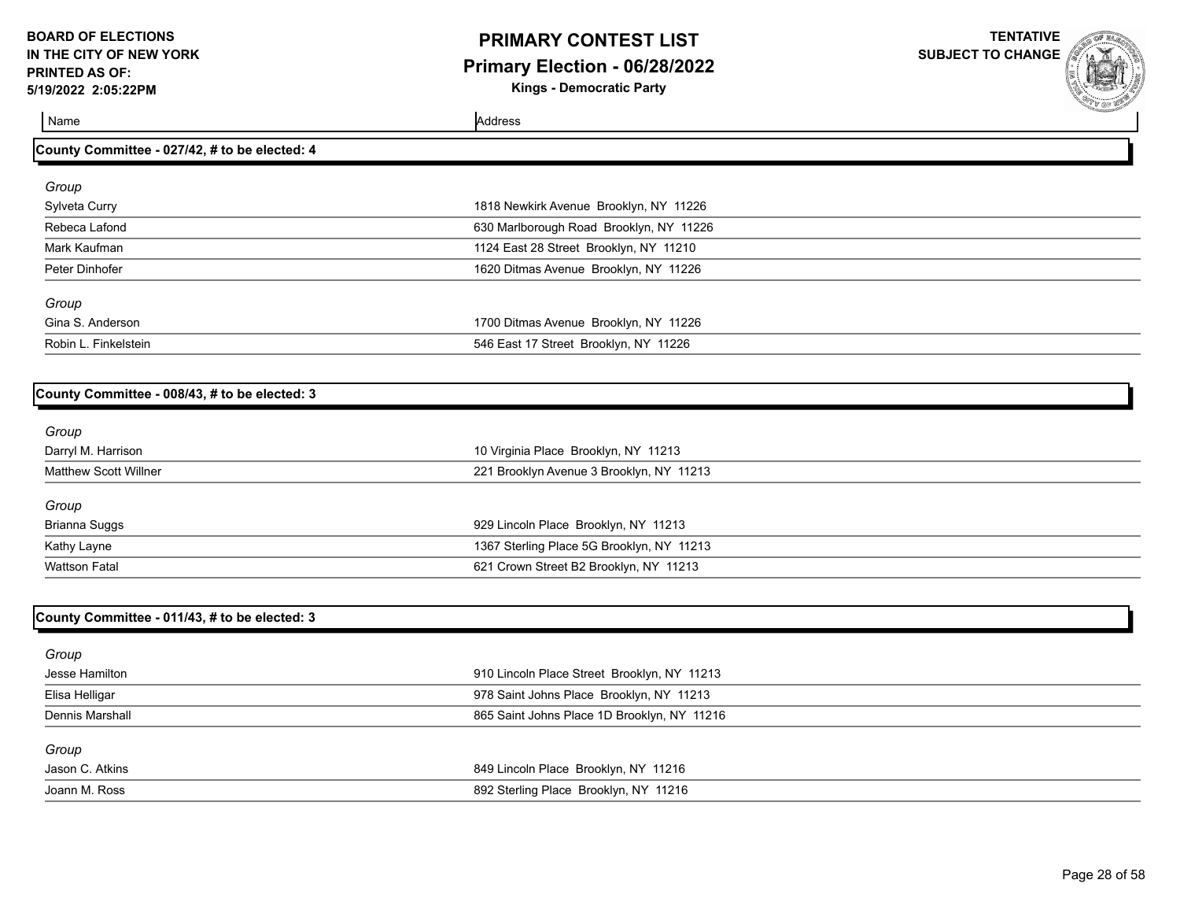**BOARD OF ELECTIONS IN THE CITY OF NEW YORK**
**PRINTED AS OF: 5/19/2022 2:05:22PM**

# PRIMARY CONTEST LIST
## Primary Election - 06/28/2022
### Kings - Democratic Party

**TENTATIVE SUBJECT TO CHANGE**

| Name | Address |
|---|---|

### County Committee - 027/42, # to be elected: 4

*Group*

| Name | Address |
|---|---|
| Sylveta Curry | 1818 Newkirk Avenue Brooklyn, NY 11226 |
| Rebeca Lafond | 630 Marlborough Road Brooklyn, NY 11226 |
| Mark Kaufman | 1124 East 28 Street Brooklyn, NY 11210 |
| Peter Dinhofer | 1620 Ditmas Avenue Brooklyn, NY 11226 |

*Group*

| Name | Address |
|---|---|
| Gina S. Anderson | 1700 Ditmas Avenue Brooklyn, NY 11226 |
| Robin L. Finkelstein | 546 East 17 Street Brooklyn, NY 11226 |

### County Committee - 008/43, # to be elected: 3

*Group*

| Name | Address |
|---|---|
| Darryl M. Harrison | 10 Virginia Place Brooklyn, NY 11213 |
| Matthew Scott Willner | 221 Brooklyn Avenue 3 Brooklyn, NY 11213 |

*Group*

| Name | Address |
|---|---|
| Brianna Suggs | 929 Lincoln Place Brooklyn, NY 11213 |
| Kathy Layne | 1367 Sterling Place 5G Brooklyn, NY 11213 |
| Wattson Fatal | 621 Crown Street B2 Brooklyn, NY 11213 |

### County Committee - 011/43, # to be elected: 3

*Group*

| Name | Address |
|---|---|
| Jesse Hamilton | 910 Lincoln Place Street Brooklyn, NY 11213 |
| Elisa Helligar | 978 Saint Johns Place Brooklyn, NY 11213 |
| Dennis Marshall | 865 Saint Johns Place 1D Brooklyn, NY 11216 |

*Group*

| Name | Address |
|---|---|
| Jason C. Atkins | 849 Lincoln Place Brooklyn, NY 11216 |
| Joann M. Ross | 892 Sterling Place Brooklyn, NY 11216 |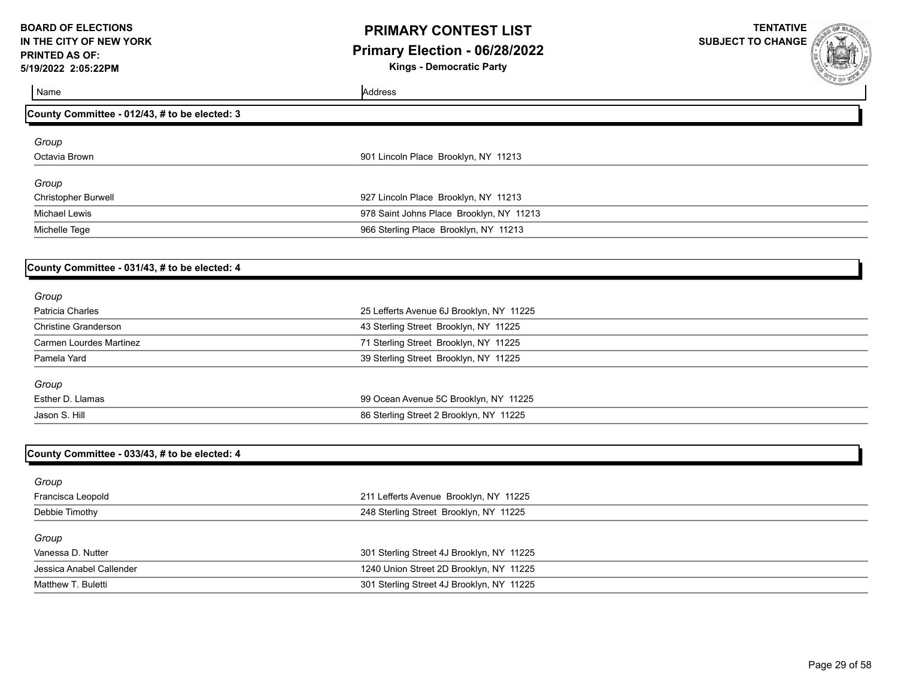**BOARD OF ELECTIONS IN THE CITY OF NEW YORK PRINTED AS OF: 5/19/2022 2:05:22PM**

# PRIMARY CONTEST LIST
## Primary Election - 06/28/2022
### Kings - Democratic Party

**TENTATIVE SUBJECT TO CHANGE**

| Name | Address |
|---|---|

### County Committee - 012/43, # to be elected: 3

*Group*

| Name | Address |
|---|---|
| Octavia Brown | 901 Lincoln Place Brooklyn, NY 11213 |

*Group*

| Name | Address |
|---|---|
| Christopher Burwell | 927 Lincoln Place Brooklyn, NY 11213 |
| Michael Lewis | 978 Saint Johns Place Brooklyn, NY 11213 |
| Michelle Tege | 966 Sterling Place Brooklyn, NY 11213 |

### County Committee - 031/43, # to be elected: 4

*Group*

| Name | Address |
|---|---|
| Patricia Charles | 25 Lefferts Avenue 6J Brooklyn, NY 11225 |
| Christine Granderson | 43 Sterling Street Brooklyn, NY 11225 |
| Carmen Lourdes Martinez | 71 Sterling Street Brooklyn, NY 11225 |
| Pamela Yard | 39 Sterling Street Brooklyn, NY 11225 |

*Group*

| Name | Address |
|---|---|
| Esther D. Llamas | 99 Ocean Avenue 5C Brooklyn, NY 11225 |
| Jason S. Hill | 86 Sterling Street 2 Brooklyn, NY 11225 |

### County Committee - 033/43, # to be elected: 4

*Group*

| Name | Address |
|---|---|
| Francisca Leopold | 211 Lefferts Avenue Brooklyn, NY 11225 |
| Debbie Timothy | 248 Sterling Street Brooklyn, NY 11225 |

*Group*

| Name | Address |
|---|---|
| Vanessa D. Nutter | 301 Sterling Street 4J Brooklyn, NY 11225 |
| Jessica Anabel Callender | 1240 Union Street 2D Brooklyn, NY 11225 |
| Matthew T. Buletti | 301 Sterling Street 4J Brooklyn, NY 11225 |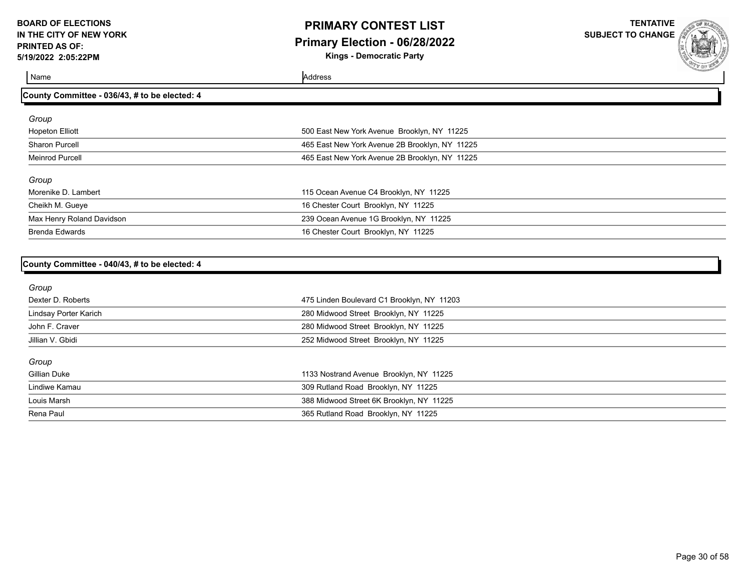| Name | Address |
| --- | --- |

## County Committee - 036/43, # to be elected: 4

*Group*

| Name | Address |
| --- | --- |
| Hopeton Elliott | 500 East New York Avenue Brooklyn, NY 11225 |
| Sharon Purcell | 465 East New York Avenue 2B Brooklyn, NY 11225 |
| Meinrod Purcell | 465 East New York Avenue 2B Brooklyn, NY 11225 |

*Group*

| Name | Address |
| --- | --- |
| Morenike D. Lambert | 115 Ocean Avenue C4 Brooklyn, NY 11225 |
| Cheikh M. Gueye | 16 Chester Court Brooklyn, NY 11225 |
| Max Henry Roland Davidson | 239 Ocean Avenue 1G Brooklyn, NY 11225 |
| Brenda Edwards | 16 Chester Court Brooklyn, NY 11225 |

## County Committee - 040/43, # to be elected: 4

*Group*

| Name | Address |
| --- | --- |
| Dexter D. Roberts | 475 Linden Boulevard C1 Brooklyn, NY 11203 |
| Lindsay Porter Karich | 280 Midwood Street Brooklyn, NY 11225 |
| John F. Craver | 280 Midwood Street Brooklyn, NY 11225 |
| Jillian V. Gbidi | 252 Midwood Street Brooklyn, NY 11225 |

*Group*

| Name | Address |
| --- | --- |
| Gillian Duke | 1133 Nostrand Avenue Brooklyn, NY 11225 |
| Lindiwe Kamau | 309 Rutland Road Brooklyn, NY 11225 |
| Louis Marsh | 388 Midwood Street 6K Brooklyn, NY 11225 |
| Rena Paul | 365 Rutland Road Brooklyn, NY 11225 |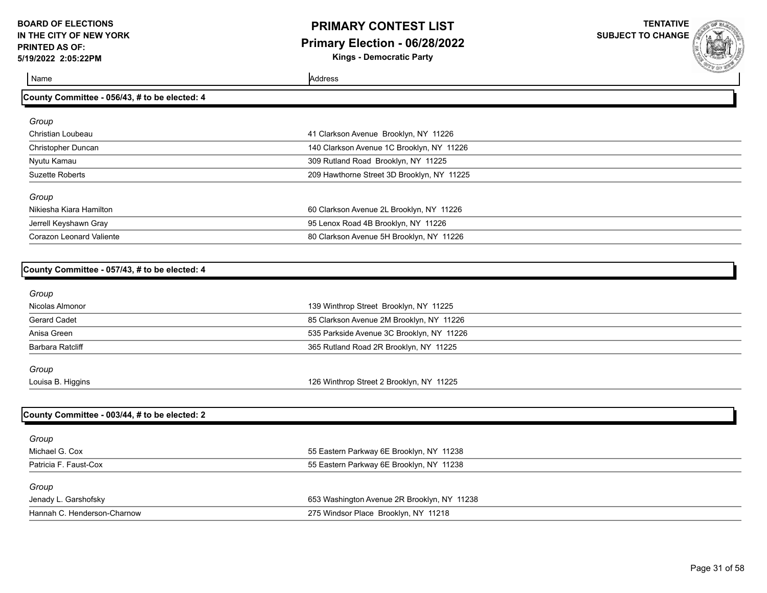| Name | Address |
|---|---|

## County Committee - 056/43, # to be elected: 4

*Group*

| Name | Address |
|---|---|
| Christian Loubeau | 41 Clarkson Avenue Brooklyn, NY 11226 |
| Christopher Duncan | 140 Clarkson Avenue 1C Brooklyn, NY 11226 |
| Nyutu Kamau | 309 Rutland Road Brooklyn, NY 11225 |
| Suzette Roberts | 209 Hawthorne Street 3D Brooklyn, NY 11225 |

*Group*

| Name | Address |
|---|---|
| Nikiesha Kiara Hamilton | 60 Clarkson Avenue 2L Brooklyn, NY 11226 |
| Jerrell Keyshawn Gray | 95 Lenox Road 4B Brooklyn, NY 11226 |
| Corazon Leonard Valiente | 80 Clarkson Avenue 5H Brooklyn, NY 11226 |

## County Committee - 057/43, # to be elected: 4

*Group*

| Name | Address |
|---|---|
| Nicolas Almonor | 139 Winthrop Street Brooklyn, NY 11225 |
| Gerard Cadet | 85 Clarkson Avenue 2M Brooklyn, NY 11226 |
| Anisa Green | 535 Parkside Avenue 3C Brooklyn, NY 11226 |
| Barbara Ratcliff | 365 Rutland Road 2R Brooklyn, NY 11225 |

*Group*

| Name | Address |
|---|---|
| Louisa B. Higgins | 126 Winthrop Street 2 Brooklyn, NY 11225 |

## County Committee - 003/44, # to be elected: 2

*Group*

| Name | Address |
|---|---|
| Michael G. Cox | 55 Eastern Parkway 6E Brooklyn, NY 11238 |
| Patricia F. Faust-Cox | 55 Eastern Parkway 6E Brooklyn, NY 11238 |

*Group*

| Name | Address |
|---|---|
| Jenady L. Garshofsky | 653 Washington Avenue 2R Brooklyn, NY 11238 |
| Hannah C. Henderson-Charnow | 275 Windsor Place Brooklyn, NY 11218 |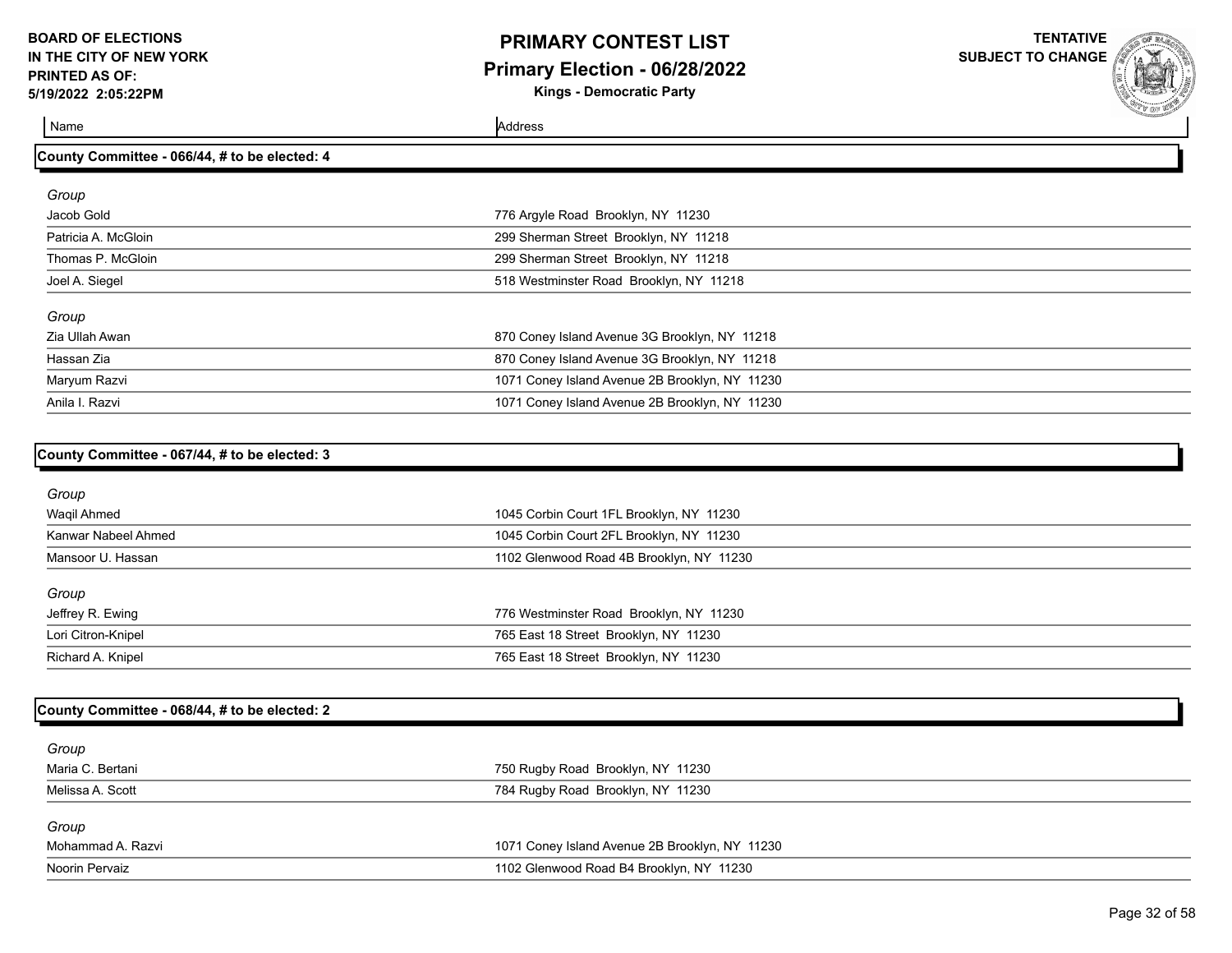| Name | Address |
|---|---|

## County Committee - 066/44, # to be elected: 4

*Group*

| Name | Address |
|---|---|
| Jacob Gold | 776 Argyle Road Brooklyn, NY 11230 |
| Patricia A. McGloin | 299 Sherman Street Brooklyn, NY 11218 |
| Thomas P. McGloin | 299 Sherman Street Brooklyn, NY 11218 |
| Joel A. Siegel | 518 Westminster Road Brooklyn, NY 11218 |

*Group*

| Name | Address |
|---|---|
| Zia Ullah Awan | 870 Coney Island Avenue 3G Brooklyn, NY 11218 |
| Hassan Zia | 870 Coney Island Avenue 3G Brooklyn, NY 11218 |
| Maryum Razvi | 1071 Coney Island Avenue 2B Brooklyn, NY 11230 |
| Anila I. Razvi | 1071 Coney Island Avenue 2B Brooklyn, NY 11230 |

## County Committee - 067/44, # to be elected: 3

*Group*

| Name | Address |
|---|---|
| Waqil Ahmed | 1045 Corbin Court 1FL Brooklyn, NY 11230 |
| Kanwar Nabeel Ahmed | 1045 Corbin Court 2FL Brooklyn, NY 11230 |
| Mansoor U. Hassan | 1102 Glenwood Road 4B Brooklyn, NY 11230 |

*Group*

| Name | Address |
|---|---|
| Jeffrey R. Ewing | 776 Westminster Road Brooklyn, NY 11230 |
| Lori Citron-Knipel | 765 East 18 Street Brooklyn, NY 11230 |
| Richard A. Knipel | 765 East 18 Street Brooklyn, NY 11230 |

## County Committee - 068/44, # to be elected: 2

*Group*

| Name | Address |
|---|---|
| Maria C. Bertani | 750 Rugby Road Brooklyn, NY 11230 |
| Melissa A. Scott | 784 Rugby Road Brooklyn, NY 11230 |

*Group*

| Name | Address |
|---|---|
| Mohammad A. Razvi | 1071 Coney Island Avenue 2B Brooklyn, NY 11230 |
| Noorin Pervaiz | 1102 Glenwood Road B4 Brooklyn, NY 11230 |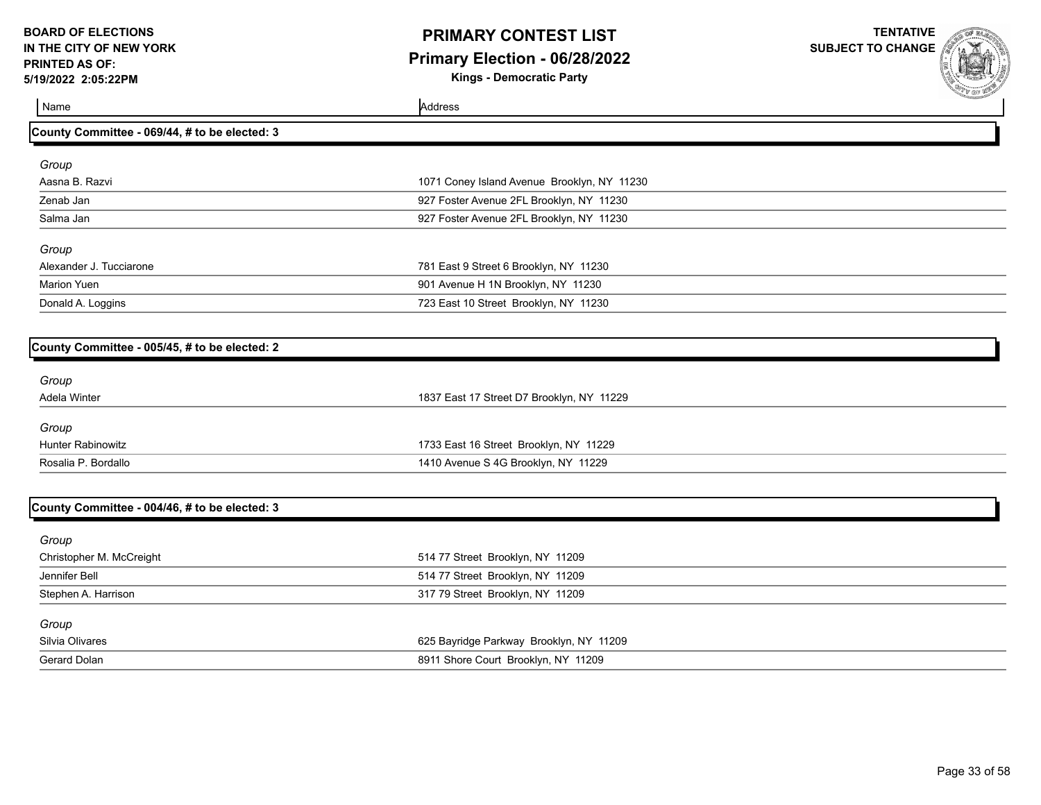# PRIMARY CONTEST LIST

## Primary Election - 06/28/2022

**Kings - Democratic Party**

BOARD OF ELECTIONS IN THE CITY OF NEW YORK
PRINTED AS OF:
5/19/2022 2:05:22PM

TENTATIVE
SUBJECT TO CHANGE

| Name | Address |
| --- | --- |

### County Committee - 069/44, # to be elected: 3

*Group*

| Name | Address |
| --- | --- |
| Aasna B. Razvi | 1071 Coney Island Avenue Brooklyn, NY 11230 |
| Zenab Jan | 927 Foster Avenue 2FL Brooklyn, NY 11230 |
| Salma Jan | 927 Foster Avenue 2FL Brooklyn, NY 11230 |

*Group*

| Name | Address |
| --- | --- |
| Alexander J. Tucciarone | 781 East 9 Street 6 Brooklyn, NY 11230 |
| Marion Yuen | 901 Avenue H 1N Brooklyn, NY 11230 |
| Donald A. Loggins | 723 East 10 Street Brooklyn, NY 11230 |

### County Committee - 005/45, # to be elected: 2

*Group*

| Name | Address |
| --- | --- |
| Adela Winter | 1837 East 17 Street D7 Brooklyn, NY 11229 |

*Group*

| Name | Address |
| --- | --- |
| Hunter Rabinowitz | 1733 East 16 Street Brooklyn, NY 11229 |
| Rosalia P. Bordallo | 1410 Avenue S 4G Brooklyn, NY 11229 |

### County Committee - 004/46, # to be elected: 3

*Group*

| Name | Address |
| --- | --- |
| Christopher M. McCreight | 514 77 Street Brooklyn, NY 11209 |
| Jennifer Bell | 514 77 Street Brooklyn, NY 11209 |
| Stephen A. Harrison | 317 79 Street Brooklyn, NY 11209 |

*Group*

| Name | Address |
| --- | --- |
| Silvia Olivares | 625 Bayridge Parkway Brooklyn, NY 11209 |
| Gerard Dolan | 8911 Shore Court Brooklyn, NY 11209 |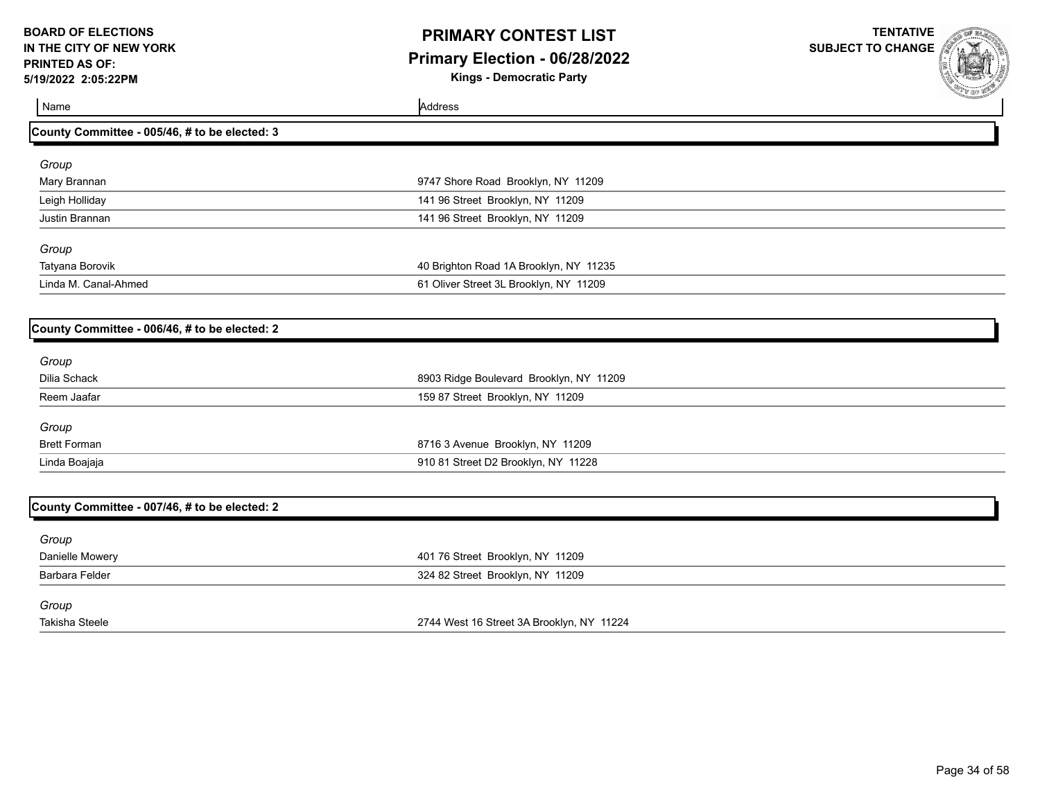**BOARD OF ELECTIONS IN THE CITY OF NEW YORK PRINTED AS OF: 5/19/2022 2:05:22PM**

# PRIMARY CONTEST LIST

## Primary Election - 06/28/2022

**Kings - Democratic Party**

**TENTATIVE SUBJECT TO CHANGE**

| Name | Address |
|---|---|

### County Committee - 005/46, # to be elected: 3

*Group*

| Name | Address |
|---|---|
| Mary Brannan | 9747 Shore Road Brooklyn, NY 11209 |
| Leigh Holliday | 141 96 Street Brooklyn, NY 11209 |
| Justin Brannan | 141 96 Street Brooklyn, NY 11209 |

*Group*

| Name | Address |
|---|---|
| Tatyana Borovik | 40 Brighton Road 1A Brooklyn, NY 11235 |
| Linda M. Canal-Ahmed | 61 Oliver Street 3L Brooklyn, NY 11209 |

### County Committee - 006/46, # to be elected: 2

*Group*

| Name | Address |
|---|---|
| Dilia Schack | 8903 Ridge Boulevard Brooklyn, NY 11209 |
| Reem Jaafar | 159 87 Street Brooklyn, NY 11209 |

*Group*

| Name | Address |
|---|---|
| Brett Forman | 8716 3 Avenue Brooklyn, NY 11209 |
| Linda Boajaja | 910 81 Street D2 Brooklyn, NY 11228 |

### County Committee - 007/46, # to be elected: 2

*Group*

| Name | Address |
|---|---|
| Danielle Mowery | 401 76 Street Brooklyn, NY 11209 |
| Barbara Felder | 324 82 Street Brooklyn, NY 11209 |

*Group*

| Name | Address |
|---|---|
| Takisha Steele | 2744 West 16 Street 3A Brooklyn, NY 11224 |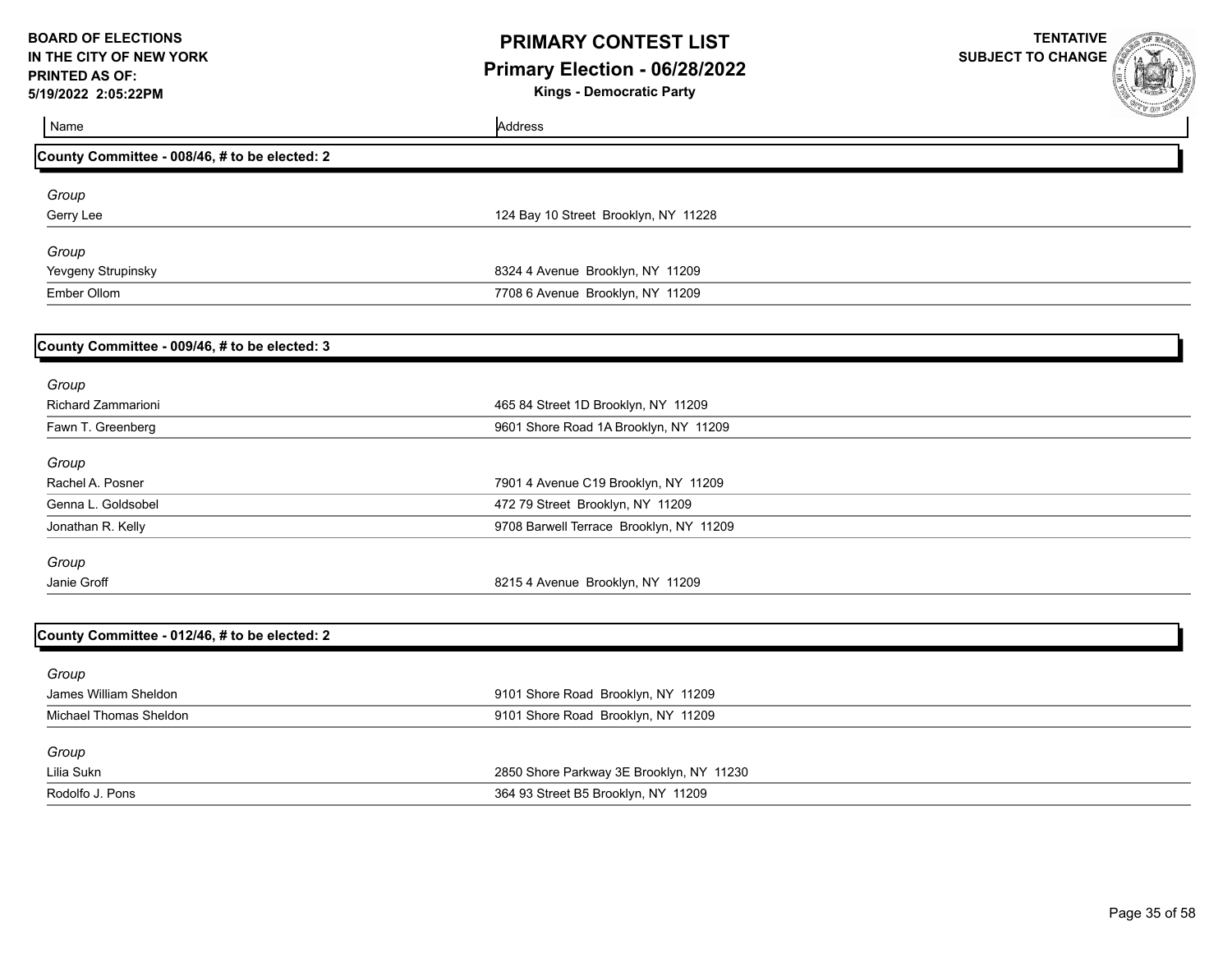**BOARD OF ELECTIONS IN THE CITY OF NEW YORK**
**PRINTED AS OF: 5/19/2022 2:05:22PM**

# PRIMARY CONTEST LIST

## Primary Election - 06/28/2022

**Kings - Democratic Party**

**TENTATIVE SUBJECT TO CHANGE**

| Name | Address |
|---|---|

### County Committee - 008/46, # to be elected: 2

*Group*

| Name | Address |
|---|---|
| Gerry Lee | 124 Bay 10 Street Brooklyn, NY 11228 |

*Group*

| Name | Address |
|---|---|
| Yevgeny Strupinsky | 8324 4 Avenue Brooklyn, NY 11209 |
| Ember Ollom | 7708 6 Avenue Brooklyn, NY 11209 |

### County Committee - 009/46, # to be elected: 3

*Group*

| Name | Address |
|---|---|
| Richard Zammarioni | 465 84 Street 1D Brooklyn, NY 11209 |
| Fawn T. Greenberg | 9601 Shore Road 1A Brooklyn, NY 11209 |

*Group*

| Name | Address |
|---|---|
| Rachel A. Posner | 7901 4 Avenue C19 Brooklyn, NY 11209 |
| Genna L. Goldsobel | 472 79 Street Brooklyn, NY 11209 |
| Jonathan R. Kelly | 9708 Barwell Terrace Brooklyn, NY 11209 |

*Group*

| Name | Address |
|---|---|
| Janie Groff | 8215 4 Avenue Brooklyn, NY 11209 |

### County Committee - 012/46, # to be elected: 2

*Group*

| Name | Address |
|---|---|
| James William Sheldon | 9101 Shore Road Brooklyn, NY 11209 |
| Michael Thomas Sheldon | 9101 Shore Road Brooklyn, NY 11209 |

*Group*

| Name | Address |
|---|---|
| Lilia Sukn | 2850 Shore Parkway 3E Brooklyn, NY 11230 |
| Rodolfo J. Pons | 364 93 Street B5 Brooklyn, NY 11209 |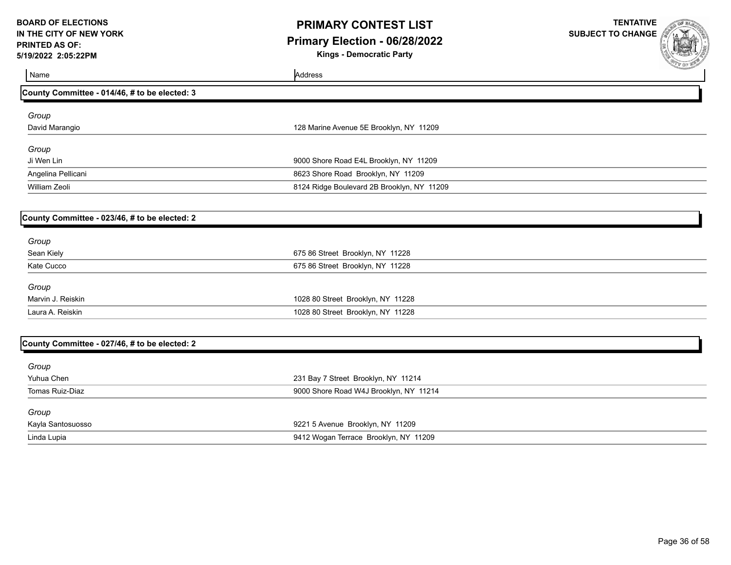**BOARD OF ELECTIONS IN THE CITY OF NEW YORK**
**PRINTED AS OF: 5/19/2022 2:05:22PM**

# PRIMARY CONTEST LIST
## Primary Election - 06/28/2022
### Kings - Democratic Party

**TENTATIVE SUBJECT TO CHANGE**

| Name | Address |
|---|---|

### County Committee - 014/46, # to be elected: 3

*Group*

| Name | Address |
|---|---|
| David Marangio | 128 Marine Avenue 5E Brooklyn, NY 11209 |

*Group*

| Name | Address |
|---|---|
| Ji Wen Lin | 9000 Shore Road E4L Brooklyn, NY 11209 |
| Angelina Pellicani | 8623 Shore Road Brooklyn, NY 11209 |
| William Zeoli | 8124 Ridge Boulevard 2B Brooklyn, NY 11209 |

### County Committee - 023/46, # to be elected: 2

*Group*

| Name | Address |
|---|---|
| Sean Kiely | 675 86 Street Brooklyn, NY 11228 |
| Kate Cucco | 675 86 Street Brooklyn, NY 11228 |

*Group*

| Name | Address |
|---|---|
| Marvin J. Reiskin | 1028 80 Street Brooklyn, NY 11228 |
| Laura A. Reiskin | 1028 80 Street Brooklyn, NY 11228 |

### County Committee - 027/46, # to be elected: 2

*Group*

| Name | Address |
|---|---|
| Yuhua Chen | 231 Bay 7 Street Brooklyn, NY 11214 |
| Tomas Ruiz-Diaz | 9000 Shore Road W4J Brooklyn, NY 11214 |

*Group*

| Name | Address |
|---|---|
| Kayla Santosuosso | 9221 5 Avenue Brooklyn, NY 11209 |
| Linda Lupia | 9412 Wogan Terrace Brooklyn, NY 11209 |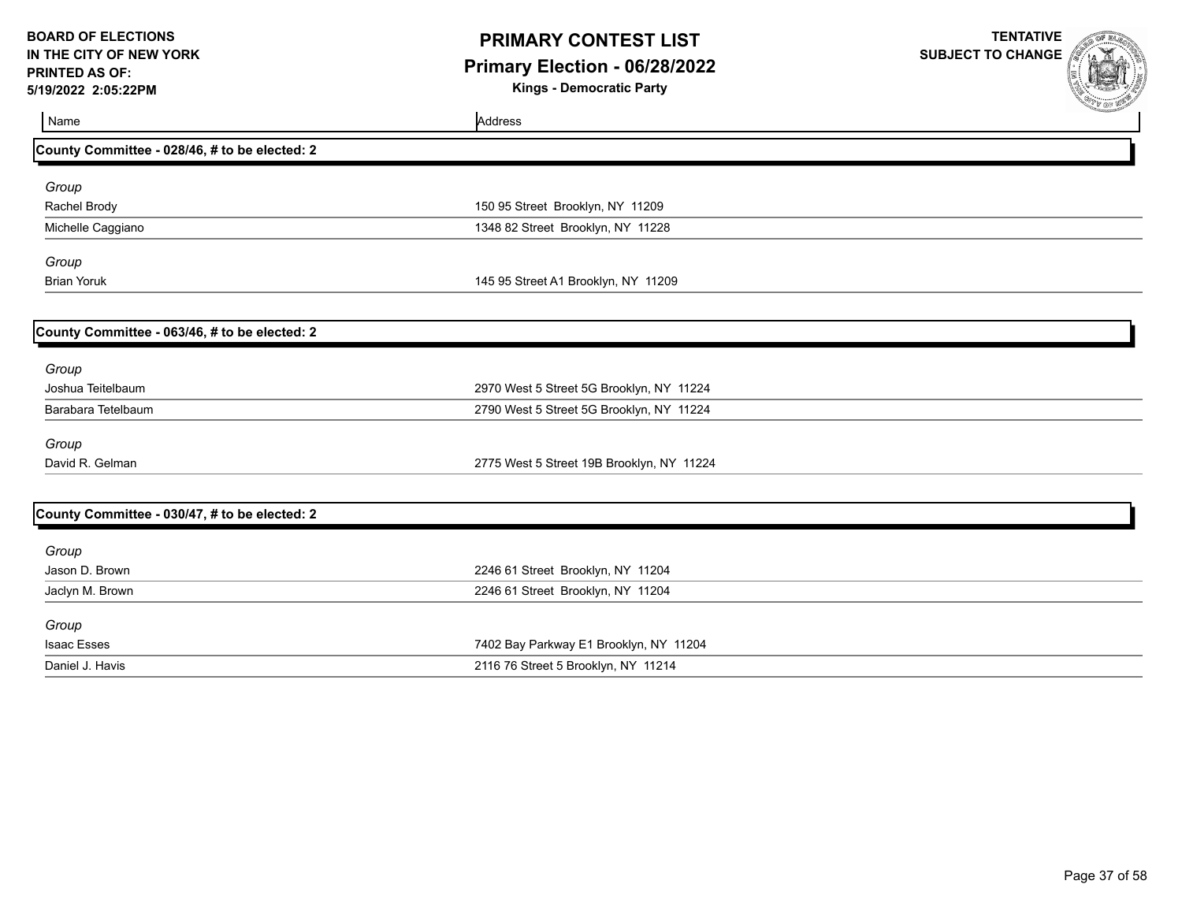**BOARD OF ELECTIONS IN THE CITY OF NEW YORK**
**PRINTED AS OF: 5/19/2022 2:05:22PM**

# PRIMARY CONTEST LIST
## Primary Election - 06/28/2022
### Kings - Democratic Party

**TENTATIVE SUBJECT TO CHANGE**

| Name | Address |
|---|---|
| **County Committee - 028/46, # to be elected: 2** | |
| *Group* | |
| Rachel Brody | 150 95 Street Brooklyn, NY 11209 |
| Michelle Caggiano | 1348 82 Street Brooklyn, NY 11228 |
| *Group* | |
| Brian Yoruk | 145 95 Street A1 Brooklyn, NY 11209 |
| **County Committee - 063/46, # to be elected: 2** | |
| *Group* | |
| Joshua Teitelbaum | 2970 West 5 Street 5G Brooklyn, NY 11224 |
| Barabara Tetelbaum | 2790 West 5 Street 5G Brooklyn, NY 11224 |
| *Group* | |
| David R. Gelman | 2775 West 5 Street 19B Brooklyn, NY 11224 |
| **County Committee - 030/47, # to be elected: 2** | |
| *Group* | |
| Jason D. Brown | 2246 61 Street Brooklyn, NY 11204 |
| Jaclyn M. Brown | 2246 61 Street Brooklyn, NY 11204 |
| *Group* | |
| Isaac Esses | 7402 Bay Parkway E1 Brooklyn, NY 11204 |
| Daniel J. Havis | 2116 76 Street 5 Brooklyn, NY 11214 |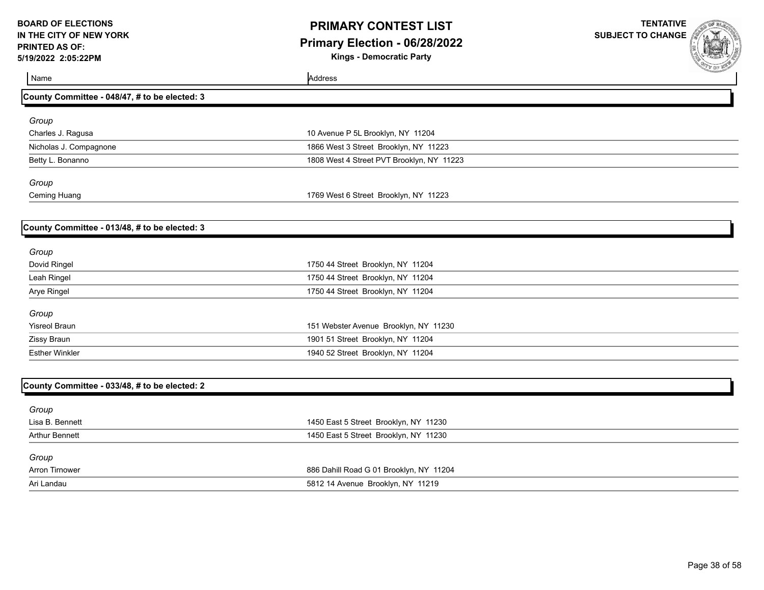**BOARD OF ELECTIONS IN THE CITY OF NEW YORK**
**PRINTED AS OF: 5/19/2022 2:05:22PM**

# PRIMARY CONTEST LIST
## Primary Election - 06/28/2022
### Kings - Democratic Party

**TENTATIVE SUBJECT TO CHANGE**

| Name | Address |
|---|---|

### County Committee - 048/47, # to be elected: 3

*Group*

| Name | Address |
|---|---|
| Charles J. Ragusa | 10 Avenue P 5L Brooklyn, NY 11204 |
| Nicholas J. Compagnone | 1866 West 3 Street Brooklyn, NY 11223 |
| Betty L. Bonanno | 1808 West 4 Street PVT Brooklyn, NY 11223 |

*Group*

| Name | Address |
|---|---|
| Ceming Huang | 1769 West 6 Street Brooklyn, NY 11223 |

### County Committee - 013/48, # to be elected: 3

*Group*

| Name | Address |
|---|---|
| Dovid Ringel | 1750 44 Street Brooklyn, NY 11204 |
| Leah Ringel | 1750 44 Street Brooklyn, NY 11204 |
| Arye Ringel | 1750 44 Street Brooklyn, NY 11204 |

*Group*

| Name | Address |
|---|---|
| Yisreol Braun | 151 Webster Avenue Brooklyn, NY 11230 |
| Zissy Braun | 1901 51 Street Brooklyn, NY 11204 |
| Esther Winkler | 1940 52 Street Brooklyn, NY 11204 |

### County Committee - 033/48, # to be elected: 2

*Group*

| Name | Address |
|---|---|
| Lisa B. Bennett | 1450 East 5 Street Brooklyn, NY 11230 |
| Arthur Bennett | 1450 East 5 Street Brooklyn, NY 11230 |

*Group*

| Name | Address |
|---|---|
| Arron Tirnower | 886 Dahill Road G 01 Brooklyn, NY 11204 |
| Ari Landau | 5812 14 Avenue Brooklyn, NY 11219 |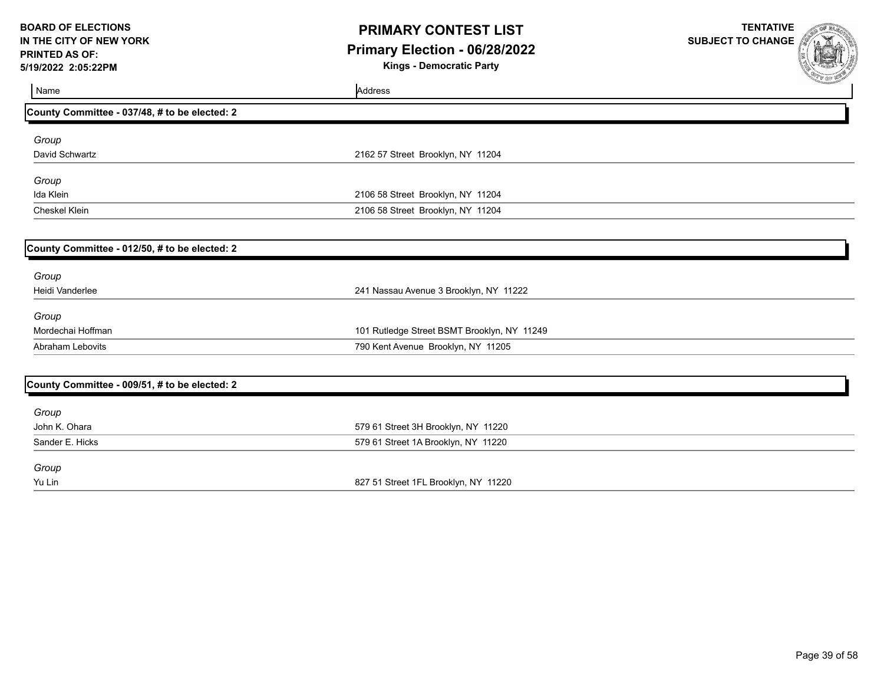| Name | Address |
|---|---|

## County Committee - 037/48, # to be elected: 2

*Group*

| Name | Address |
|---|---|
| David Schwartz | 2162 57 Street Brooklyn, NY 11204 |

*Group*

| Name | Address |
|---|---|
| Ida Klein | 2106 58 Street Brooklyn, NY 11204 |
| Cheskel Klein | 2106 58 Street Brooklyn, NY 11204 |

## County Committee - 012/50, # to be elected: 2

*Group*

| Name | Address |
|---|---|
| Heidi Vanderlee | 241 Nassau Avenue 3 Brooklyn, NY 11222 |

*Group*

| Name | Address |
|---|---|
| Mordechai Hoffman | 101 Rutledge Street BSMT Brooklyn, NY 11249 |
| Abraham Lebovits | 790 Kent Avenue Brooklyn, NY 11205 |

## County Committee - 009/51, # to be elected: 2

*Group*

| Name | Address |
|---|---|
| John K. Ohara | 579 61 Street 3H Brooklyn, NY 11220 |
| Sander E. Hicks | 579 61 Street 1A Brooklyn, NY 11220 |

*Group*

| Name | Address |
|---|---|
| Yu Lin | 827 51 Street 1FL Brooklyn, NY 11220 |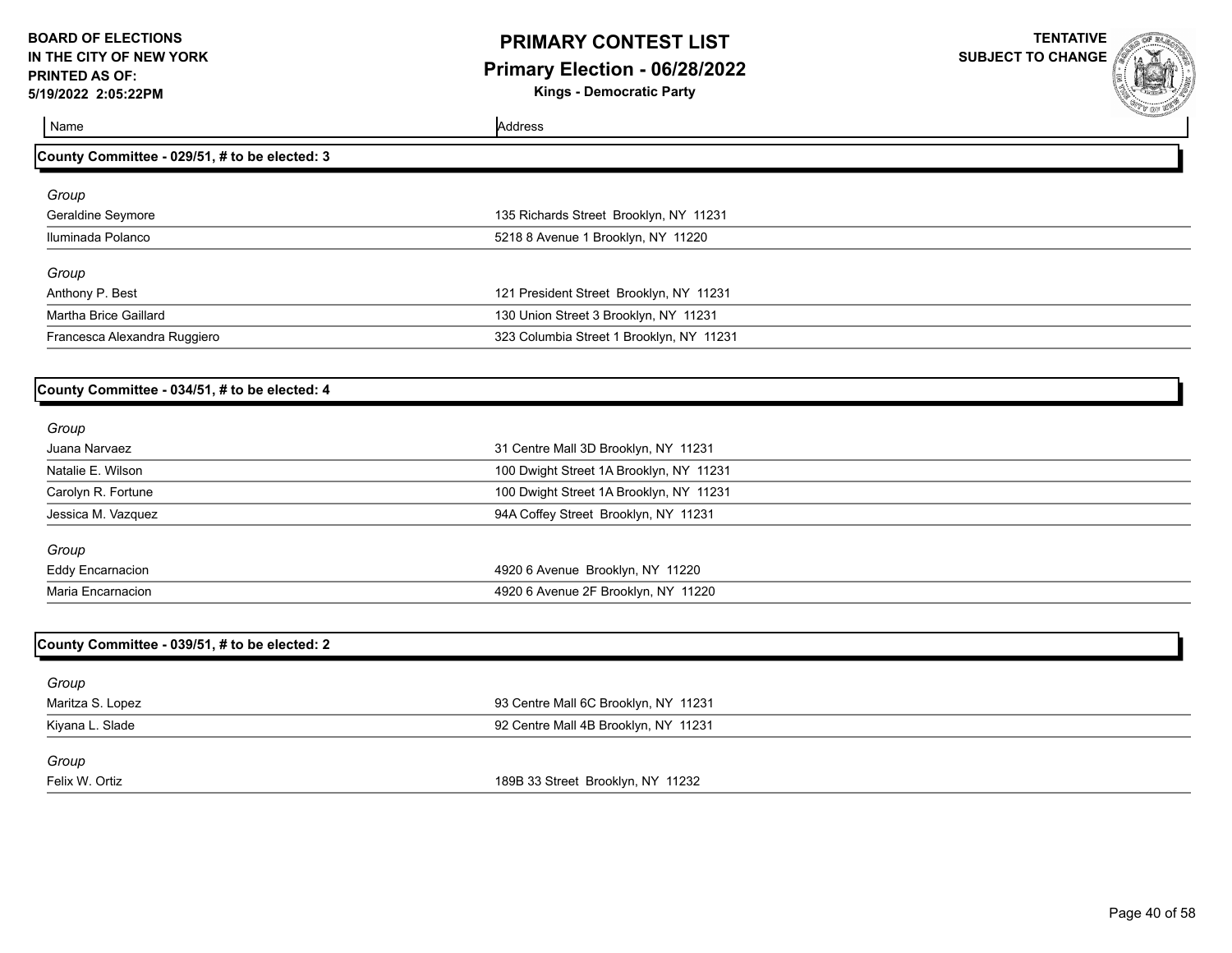| Name | Address |
|---|---|

## County Committee - 029/51, # to be elected: 3

*Group*

| Name | Address |
|---|---|
| Geraldine Seymore | 135 Richards Street Brooklyn, NY 11231 |
| Iluminada Polanco | 5218 8 Avenue 1 Brooklyn, NY 11220 |

*Group*

| Name | Address |
|---|---|
| Anthony P. Best | 121 President Street Brooklyn, NY 11231 |
| Martha Brice Gaillard | 130 Union Street 3 Brooklyn, NY 11231 |
| Francesca Alexandra Ruggiero | 323 Columbia Street 1 Brooklyn, NY 11231 |

## County Committee - 034/51, # to be elected: 4

*Group*

| Name | Address |
|---|---|
| Juana Narvaez | 31 Centre Mall 3D Brooklyn, NY 11231 |
| Natalie E. Wilson | 100 Dwight Street 1A Brooklyn, NY 11231 |
| Carolyn R. Fortune | 100 Dwight Street 1A Brooklyn, NY 11231 |
| Jessica M. Vazquez | 94A Coffey Street Brooklyn, NY 11231 |

*Group*

| Name | Address |
|---|---|
| Eddy Encarnacion | 4920 6 Avenue Brooklyn, NY 11220 |
| Maria Encarnacion | 4920 6 Avenue 2F Brooklyn, NY 11220 |

## County Committee - 039/51, # to be elected: 2

*Group*

| Name | Address |
|---|---|
| Maritza S. Lopez | 93 Centre Mall 6C Brooklyn, NY 11231 |
| Kiyana L. Slade | 92 Centre Mall 4B Brooklyn, NY 11231 |

*Group*

| Name | Address |
|---|---|
| Felix W. Ortiz | 189B 33 Street Brooklyn, NY 11232 |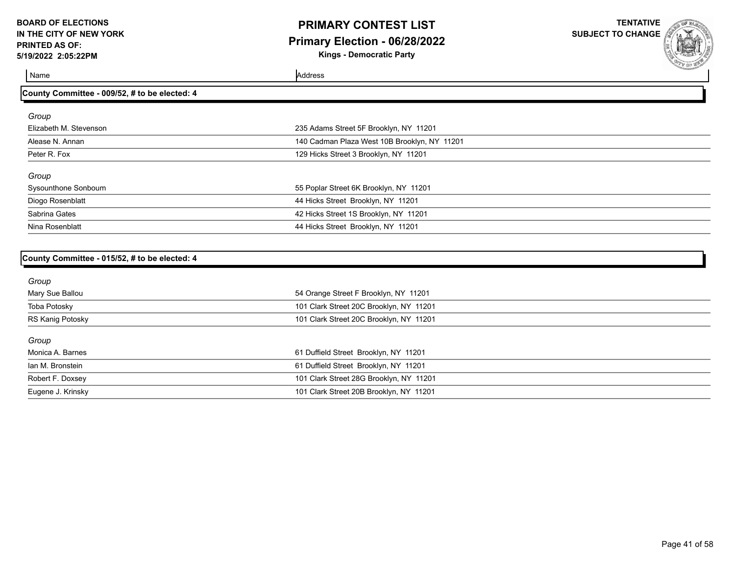# PRIMARY CONTEST LIST

## Primary Election - 06/28/2022

**Kings - Democratic Party**

BOARD OF ELECTIONS IN THE CITY OF NEW YORK
PRINTED AS OF: 5/19/2022 2:05:22PM

TENTATIVE SUBJECT TO CHANGE

### County Committee - 009/52, # to be elected: 4

| Name | Address |
|---|---|
| *Group* | |
| Elizabeth M. Stevenson | 235 Adams Street 5F Brooklyn, NY 11201 |
| Alease N. Annan | 140 Cadman Plaza West 10B Brooklyn, NY 11201 |
| Peter R. Fox | 129 Hicks Street 3 Brooklyn, NY 11201 |
| *Group* | |
| Sysounthone Sonboum | 55 Poplar Street 6K Brooklyn, NY 11201 |
| Diogo Rosenblatt | 44 Hicks Street Brooklyn, NY 11201 |
| Sabrina Gates | 42 Hicks Street 1S Brooklyn, NY 11201 |
| Nina Rosenblatt | 44 Hicks Street Brooklyn, NY 11201 |

### County Committee - 015/52, # to be elected: 4

| Name | Address |
|---|---|
| *Group* | |
| Mary Sue Ballou | 54 Orange Street F Brooklyn, NY 11201 |
| Toba Potosky | 101 Clark Street 20C Brooklyn, NY 11201 |
| RS Kanig Potosky | 101 Clark Street 20C Brooklyn, NY 11201 |
| *Group* | |
| Monica A. Barnes | 61 Duffield Street Brooklyn, NY 11201 |
| Ian M. Bronstein | 61 Duffield Street Brooklyn, NY 11201 |
| Robert F. Doxsey | 101 Clark Street 28G Brooklyn, NY 11201 |
| Eugene J. Krinsky | 101 Clark Street 20B Brooklyn, NY 11201 |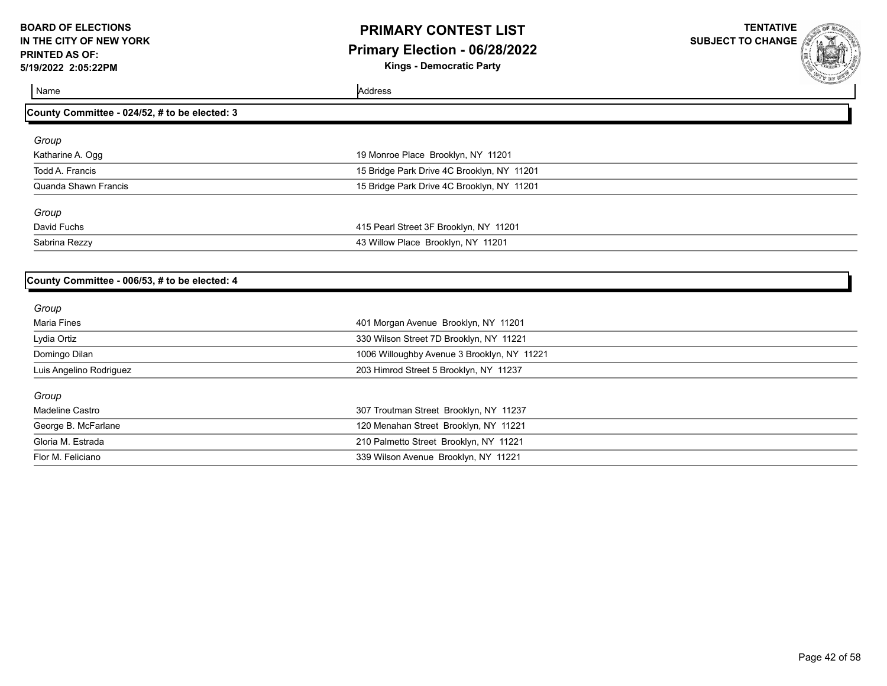| Name | Address |
|---|---|

## County Committee - 024/52, # to be elected: 3

*Group*

| Name | Address |
|---|---|
| Katharine A. Ogg | 19 Monroe Place Brooklyn, NY 11201 |
| Todd A. Francis | 15 Bridge Park Drive 4C Brooklyn, NY 11201 |
| Quanda Shawn Francis | 15 Bridge Park Drive 4C Brooklyn, NY 11201 |

*Group*

| Name | Address |
|---|---|
| David Fuchs | 415 Pearl Street 3F Brooklyn, NY 11201 |
| Sabrina Rezzy | 43 Willow Place Brooklyn, NY 11201 |

## County Committee - 006/53, # to be elected: 4

*Group*

| Name | Address |
|---|---|
| Maria Fines | 401 Morgan Avenue Brooklyn, NY 11201 |
| Lydia Ortiz | 330 Wilson Street 7D Brooklyn, NY 11221 |
| Domingo Dilan | 1006 Willoughby Avenue 3 Brooklyn, NY 11221 |
| Luis Angelino Rodriguez | 203 Himrod Street 5 Brooklyn, NY 11237 |

*Group*

| Name | Address |
|---|---|
| Madeline Castro | 307 Troutman Street Brooklyn, NY 11237 |
| George B. McFarlane | 120 Menahan Street Brooklyn, NY 11221 |
| Gloria M. Estrada | 210 Palmetto Street Brooklyn, NY 11221 |
| Flor M. Feliciano | 339 Wilson Avenue Brooklyn, NY 11221 |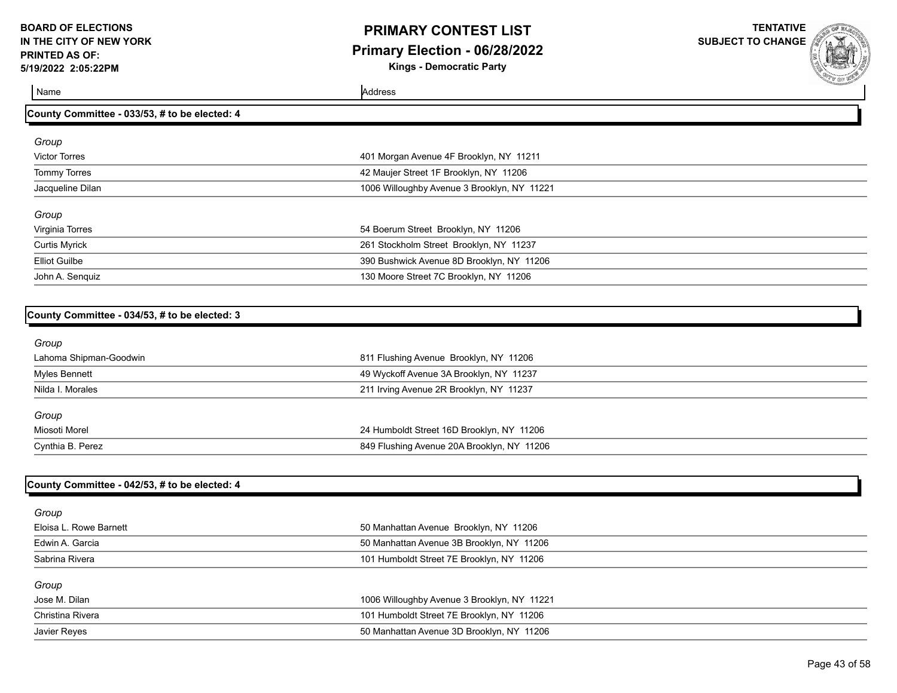**BOARD OF ELECTIONS IN THE CITY OF NEW YORK**
**PRINTED AS OF: 5/19/2022 2:05:22PM**

# PRIMARY CONTEST LIST

## Primary Election - 06/28/2022

### Kings - Democratic Party

**TENTATIVE SUBJECT TO CHANGE**

| Name | Address |
| --- | --- |

### County Committee - 033/53, # to be elected: 4

*Group*

| Name | Address |
| --- | --- |
| Victor Torres | 401 Morgan Avenue 4F Brooklyn, NY 11211 |
| Tommy Torres | 42 Maujer Street 1F Brooklyn, NY 11206 |
| Jacqueline Dilan | 1006 Willoughby Avenue 3 Brooklyn, NY 11221 |

*Group*

| Name | Address |
| --- | --- |
| Virginia Torres | 54 Boerum Street Brooklyn, NY 11206 |
| Curtis Myrick | 261 Stockholm Street Brooklyn, NY 11237 |
| Elliot Guilbe | 390 Bushwick Avenue 8D Brooklyn, NY 11206 |
| John A. Senquiz | 130 Moore Street 7C Brooklyn, NY 11206 |

### County Committee - 034/53, # to be elected: 3

*Group*

| Name | Address |
| --- | --- |
| Lahoma Shipman-Goodwin | 811 Flushing Avenue Brooklyn, NY 11206 |
| Myles Bennett | 49 Wyckoff Avenue 3A Brooklyn, NY 11237 |
| Nilda I. Morales | 211 Irving Avenue 2R Brooklyn, NY 11237 |

*Group*

| Name | Address |
| --- | --- |
| Miosoti Morel | 24 Humboldt Street 16D Brooklyn, NY 11206 |
| Cynthia B. Perez | 849 Flushing Avenue 20A Brooklyn, NY 11206 |

### County Committee - 042/53, # to be elected: 4

*Group*

| Name | Address |
| --- | --- |
| Eloisa L. Rowe Barnett | 50 Manhattan Avenue Brooklyn, NY 11206 |
| Edwin A. Garcia | 50 Manhattan Avenue 3B Brooklyn, NY 11206 |
| Sabrina Rivera | 101 Humboldt Street 7E Brooklyn, NY 11206 |

*Group*

| Name | Address |
| --- | --- |
| Jose M. Dilan | 1006 Willoughby Avenue 3 Brooklyn, NY 11221 |
| Christina Rivera | 101 Humboldt Street 7E Brooklyn, NY 11206 |
| Javier Reyes | 50 Manhattan Avenue 3D Brooklyn, NY 11206 |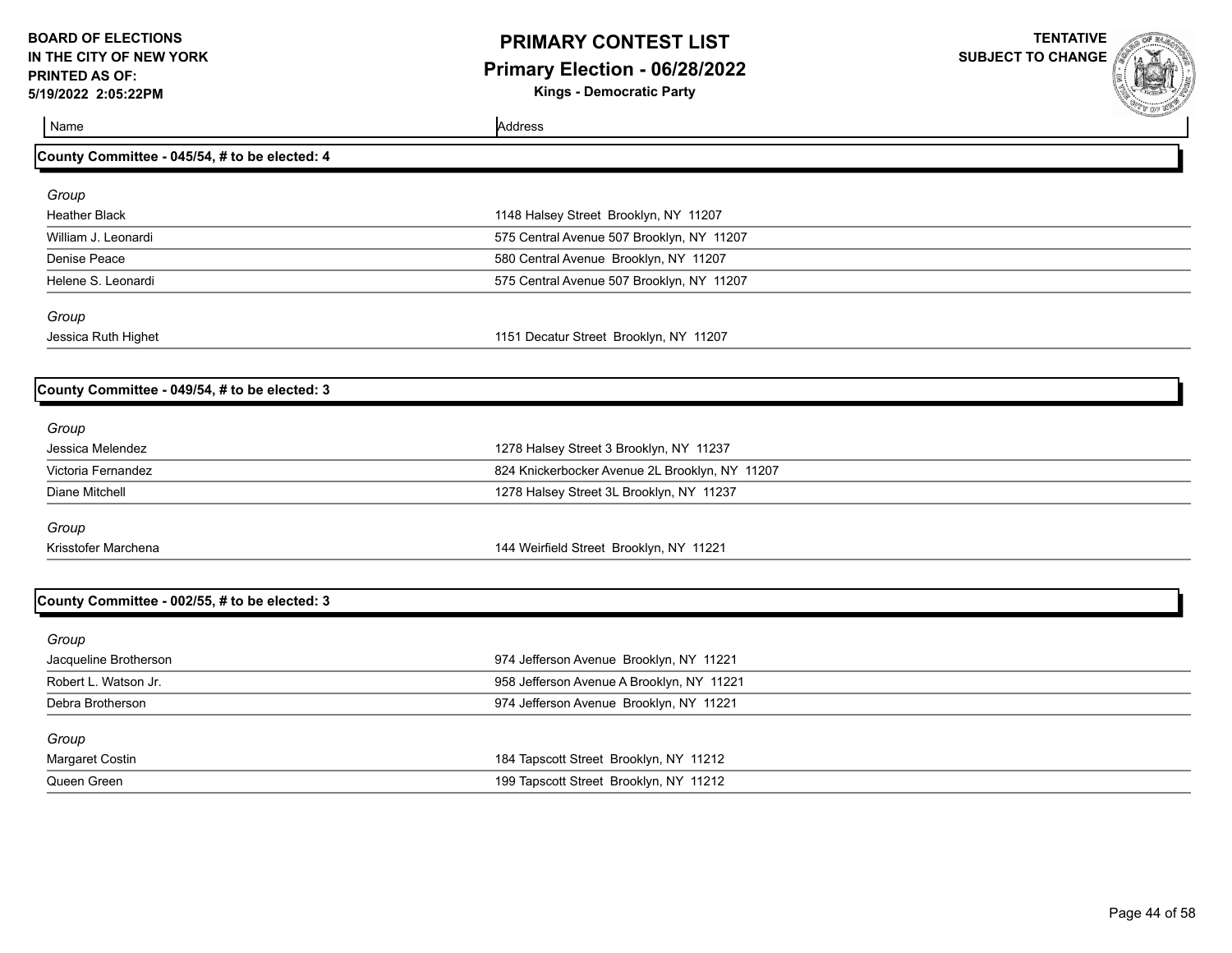**BOARD OF ELECTIONS IN THE CITY OF NEW YORK**
**PRINTED AS OF: 5/19/2022 2:05:22PM**

# PRIMARY CONTEST LIST
## Primary Election - 06/28/2022
### Kings - Democratic Party

**TENTATIVE SUBJECT TO CHANGE**

| Name | Address |
|---|---|

### County Committee - 045/54, # to be elected: 4

*Group*

| Name | Address |
|---|---|
| Heather Black | 1148 Halsey Street Brooklyn, NY 11207 |
| William J. Leonardi | 575 Central Avenue 507 Brooklyn, NY 11207 |
| Denise Peace | 580 Central Avenue Brooklyn, NY 11207 |
| Helene S. Leonardi | 575 Central Avenue 507 Brooklyn, NY 11207 |

*Group*

| Name | Address |
|---|---|
| Jessica Ruth Highet | 1151 Decatur Street Brooklyn, NY 11207 |

### County Committee - 049/54, # to be elected: 3

*Group*

| Name | Address |
|---|---|
| Jessica Melendez | 1278 Halsey Street 3 Brooklyn, NY 11237 |
| Victoria Fernandez | 824 Knickerbocker Avenue 2L Brooklyn, NY 11207 |
| Diane Mitchell | 1278 Halsey Street 3L Brooklyn, NY 11237 |

*Group*

| Name | Address |
|---|---|
| Krisstofer Marchena | 144 Weirfield Street Brooklyn, NY 11221 |

### County Committee - 002/55, # to be elected: 3

*Group*

| Name | Address |
|---|---|
| Jacqueline Brotherson | 974 Jefferson Avenue Brooklyn, NY 11221 |
| Robert L. Watson Jr. | 958 Jefferson Avenue A Brooklyn, NY 11221 |
| Debra Brotherson | 974 Jefferson Avenue Brooklyn, NY 11221 |

*Group*

| Name | Address |
|---|---|
| Margaret Costin | 184 Tapscott Street Brooklyn, NY 11212 |
| Queen Green | 199 Tapscott Street Brooklyn, NY 11212 |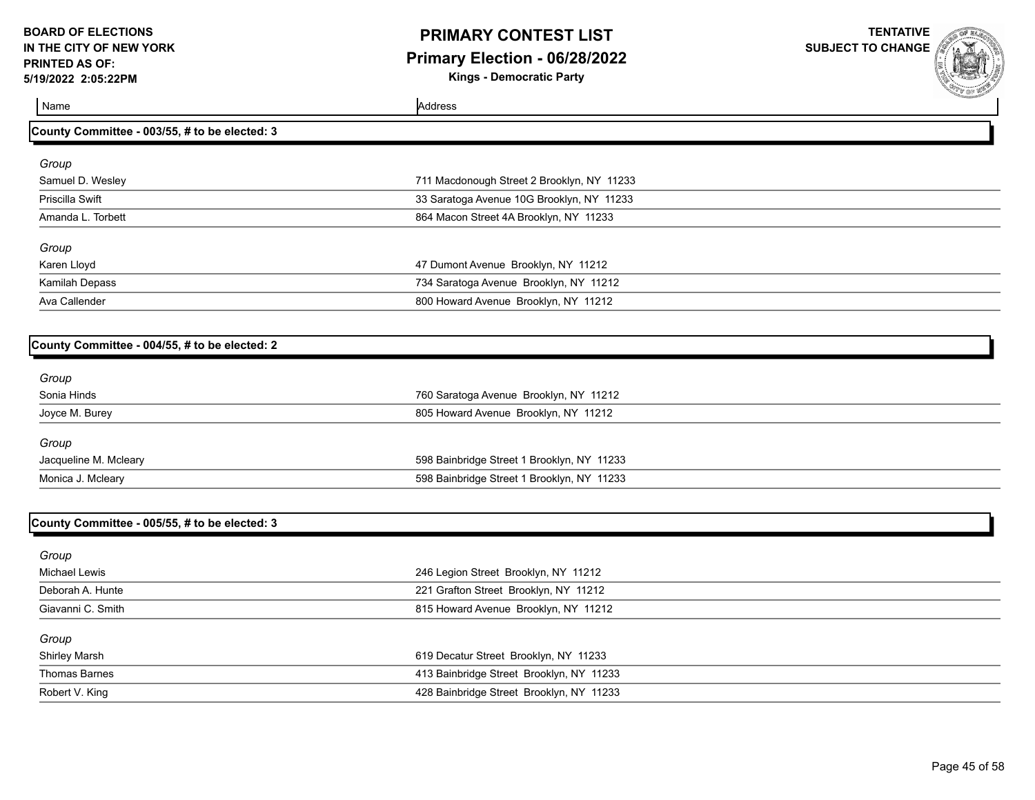# PRIMARY CONTEST LIST

## Primary Election - 06/28/2022

**Kings - Democratic Party**

BOARD OF ELECTIONS IN THE CITY OF NEW YORK
PRINTED AS OF: 5/19/2022 2:05:22PM

TENTATIVE SUBJECT TO CHANGE

| Name | Address |
| --- | --- |

### County Committee - 003/55, # to be elected: 3

*Group*

| Name | Address |
| --- | --- |
| Samuel D. Wesley | 711 Macdonough Street 2 Brooklyn, NY 11233 |
| Priscilla Swift | 33 Saratoga Avenue 10G Brooklyn, NY 11233 |
| Amanda L. Torbett | 864 Macon Street 4A Brooklyn, NY 11233 |

*Group*

| Name | Address |
| --- | --- |
| Karen Lloyd | 47 Dumont Avenue Brooklyn, NY 11212 |
| Kamilah Depass | 734 Saratoga Avenue Brooklyn, NY 11212 |
| Ava Callender | 800 Howard Avenue Brooklyn, NY 11212 |

### County Committee - 004/55, # to be elected: 2

*Group*

| Name | Address |
| --- | --- |
| Sonia Hinds | 760 Saratoga Avenue Brooklyn, NY 11212 |
| Joyce M. Burey | 805 Howard Avenue Brooklyn, NY 11212 |

*Group*

| Name | Address |
| --- | --- |
| Jacqueline M. Mcleary | 598 Bainbridge Street 1 Brooklyn, NY 11233 |
| Monica J. Mcleary | 598 Bainbridge Street 1 Brooklyn, NY 11233 |

### County Committee - 005/55, # to be elected: 3

*Group*

| Name | Address |
| --- | --- |
| Michael Lewis | 246 Legion Street Brooklyn, NY 11212 |
| Deborah A. Hunte | 221 Grafton Street Brooklyn, NY 11212 |
| Giavanni C. Smith | 815 Howard Avenue Brooklyn, NY 11212 |

*Group*

| Name | Address |
| --- | --- |
| Shirley Marsh | 619 Decatur Street Brooklyn, NY 11233 |
| Thomas Barnes | 413 Bainbridge Street Brooklyn, NY 11233 |
| Robert V. King | 428 Bainbridge Street Brooklyn, NY 11233 |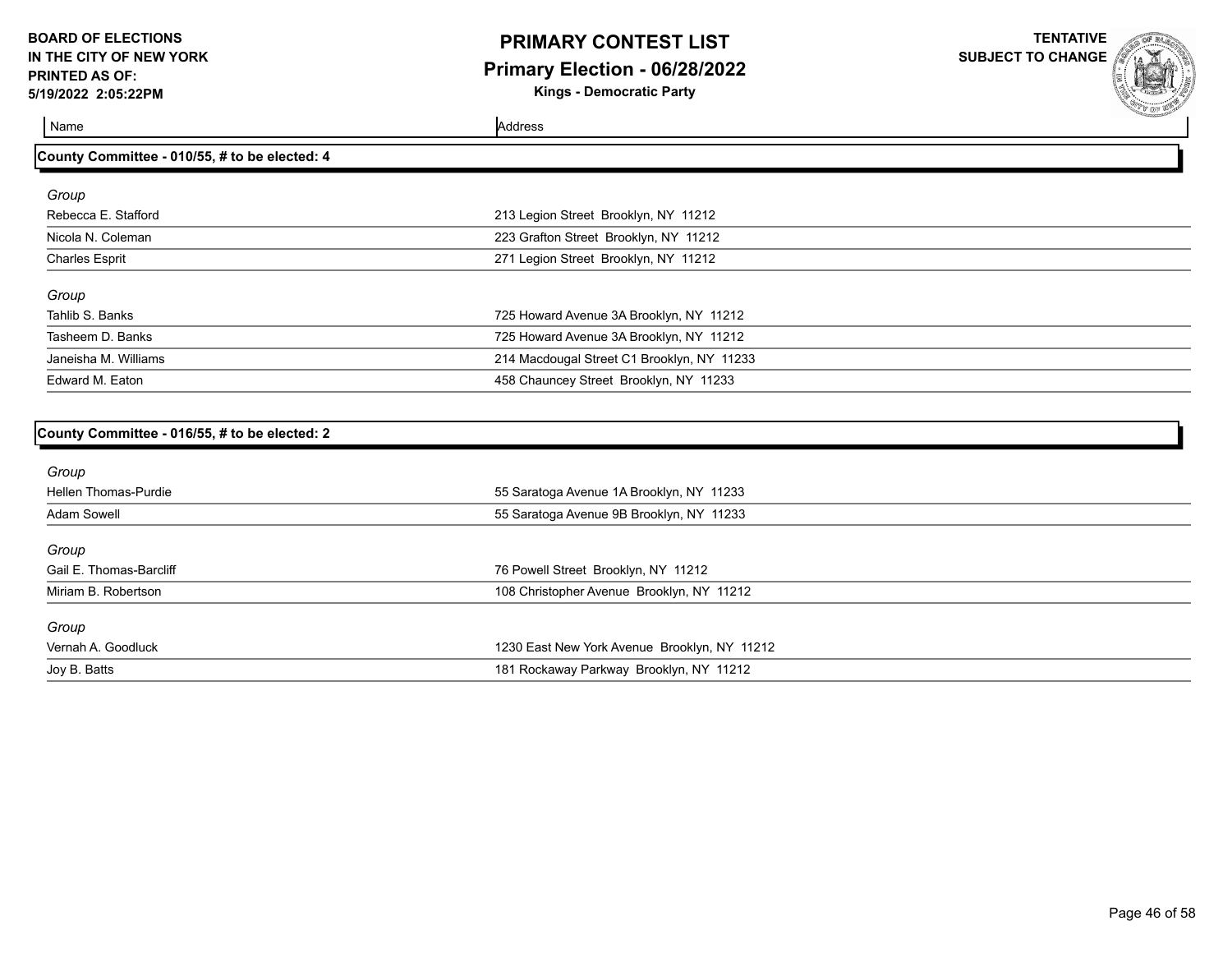**BOARD OF ELECTIONS IN THE CITY OF NEW YORK**
**PRINTED AS OF: 5/19/2022 2:05:22PM**

# PRIMARY CONTEST LIST
## Primary Election - 06/28/2022
### Kings - Democratic Party

**TENTATIVE SUBJECT TO CHANGE**

| Name | Address |
|---|---|

### County Committee - 010/55, # to be elected: 4

*Group*

| Name | Address |
|---|---|
| Rebecca E. Stafford | 213 Legion Street Brooklyn, NY 11212 |
| Nicola N. Coleman | 223 Grafton Street Brooklyn, NY 11212 |
| Charles Esprit | 271 Legion Street Brooklyn, NY 11212 |

*Group*

| Name | Address |
|---|---|
| Tahlib S. Banks | 725 Howard Avenue 3A Brooklyn, NY 11212 |
| Tasheem D. Banks | 725 Howard Avenue 3A Brooklyn, NY 11212 |
| Janeisha M. Williams | 214 Macdougal Street C1 Brooklyn, NY 11233 |
| Edward M. Eaton | 458 Chauncey Street Brooklyn, NY 11233 |

### County Committee - 016/55, # to be elected: 2

*Group*

| Name | Address |
|---|---|
| Hellen Thomas-Purdie | 55 Saratoga Avenue 1A Brooklyn, NY 11233 |
| Adam Sowell | 55 Saratoga Avenue 9B Brooklyn, NY 11233 |

*Group*

| Name | Address |
|---|---|
| Gail E. Thomas-Barcliff | 76 Powell Street Brooklyn, NY 11212 |
| Miriam B. Robertson | 108 Christopher Avenue Brooklyn, NY 11212 |

*Group*

| Name | Address |
|---|---|
| Vernah A. Goodluck | 1230 East New York Avenue Brooklyn, NY 11212 |
| Joy B. Batts | 181 Rockaway Parkway Brooklyn, NY 11212 |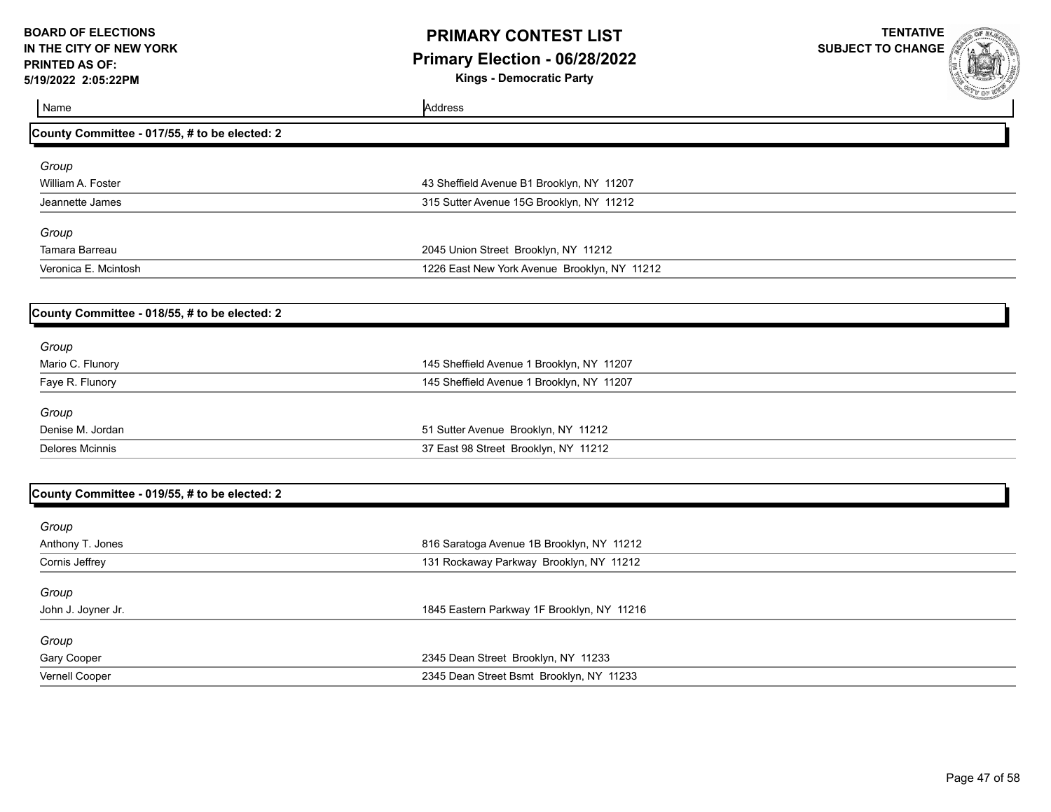| Name | Address |
|---|---|

## County Committee - 017/55, # to be elected: 2

*Group*

| | |
|---|---|
| William A. Foster | 43 Sheffield Avenue B1 Brooklyn, NY 11207 |
| Jeannette James | 315 Sutter Avenue 15G Brooklyn, NY 11212 |

*Group*

| | |
|---|---|
| Tamara Barreau | 2045 Union Street Brooklyn, NY 11212 |
| Veronica E. Mcintosh | 1226 East New York Avenue Brooklyn, NY 11212 |

## County Committee - 018/55, # to be elected: 2

*Group*

| | |
|---|---|
| Mario C. Flunory | 145 Sheffield Avenue 1 Brooklyn, NY 11207 |
| Faye R. Flunory | 145 Sheffield Avenue 1 Brooklyn, NY 11207 |

*Group*

| | |
|---|---|
| Denise M. Jordan | 51 Sutter Avenue Brooklyn, NY 11212 |
| Delores Mcinnis | 37 East 98 Street Brooklyn, NY 11212 |

## County Committee - 019/55, # to be elected: 2

*Group*

| | |
|---|---|
| Anthony T. Jones | 816 Saratoga Avenue 1B Brooklyn, NY 11212 |
| Cornis Jeffrey | 131 Rockaway Parkway Brooklyn, NY 11212 |

*Group*

| | |
|---|---|
| John J. Joyner Jr. | 1845 Eastern Parkway 1F Brooklyn, NY 11216 |

*Group*

| | |
|---|---|
| Gary Cooper | 2345 Dean Street Brooklyn, NY 11233 |
| Vernell Cooper | 2345 Dean Street Bsmt Brooklyn, NY 11233 |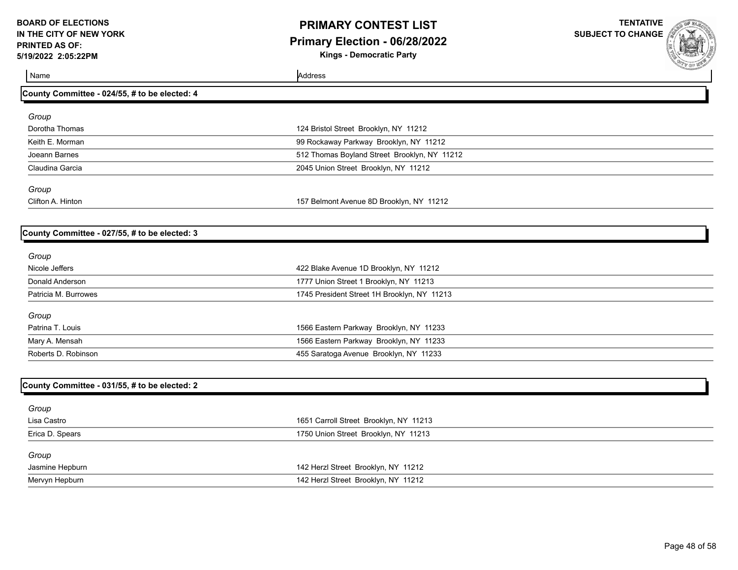**BOARD OF ELECTIONS IN THE CITY OF NEW YORK PRINTED AS OF: 5/19/2022 2:05:22PM**

# PRIMARY CONTEST LIST

## Primary Election - 06/28/2022

**Kings - Democratic Party**

**TENTATIVE SUBJECT TO CHANGE**

| Name | Address |
|---|---|

### County Committee - 024/55, # to be elected: 4

*Group*

| Name | Address |
|---|---|
| Dorotha Thomas | 124 Bristol Street Brooklyn, NY 11212 |
| Keith E. Morman | 99 Rockaway Parkway Brooklyn, NY 11212 |
| Joeann Barnes | 512 Thomas Boyland Street Brooklyn, NY 11212 |
| Claudina Garcia | 2045 Union Street Brooklyn, NY 11212 |

*Group*

| Name | Address |
|---|---|
| Clifton A. Hinton | 157 Belmont Avenue 8D Brooklyn, NY 11212 |

### County Committee - 027/55, # to be elected: 3

*Group*

| Name | Address |
|---|---|
| Nicole Jeffers | 422 Blake Avenue 1D Brooklyn, NY 11212 |
| Donald Anderson | 1777 Union Street 1 Brooklyn, NY 11213 |
| Patricia M. Burrowes | 1745 President Street 1H Brooklyn, NY 11213 |

*Group*

| Name | Address |
|---|---|
| Patrina T. Louis | 1566 Eastern Parkway Brooklyn, NY 11233 |
| Mary A. Mensah | 1566 Eastern Parkway Brooklyn, NY 11233 |
| Roberts D. Robinson | 455 Saratoga Avenue Brooklyn, NY 11233 |

### County Committee - 031/55, # to be elected: 2

*Group*

| Name | Address |
|---|---|
| Lisa Castro | 1651 Carroll Street Brooklyn, NY 11213 |
| Erica D. Spears | 1750 Union Street Brooklyn, NY 11213 |

*Group*

| Name | Address |
|---|---|
| Jasmine Hepburn | 142 Herzl Street Brooklyn, NY 11212 |
| Mervyn Hepburn | 142 Herzl Street Brooklyn, NY 11212 |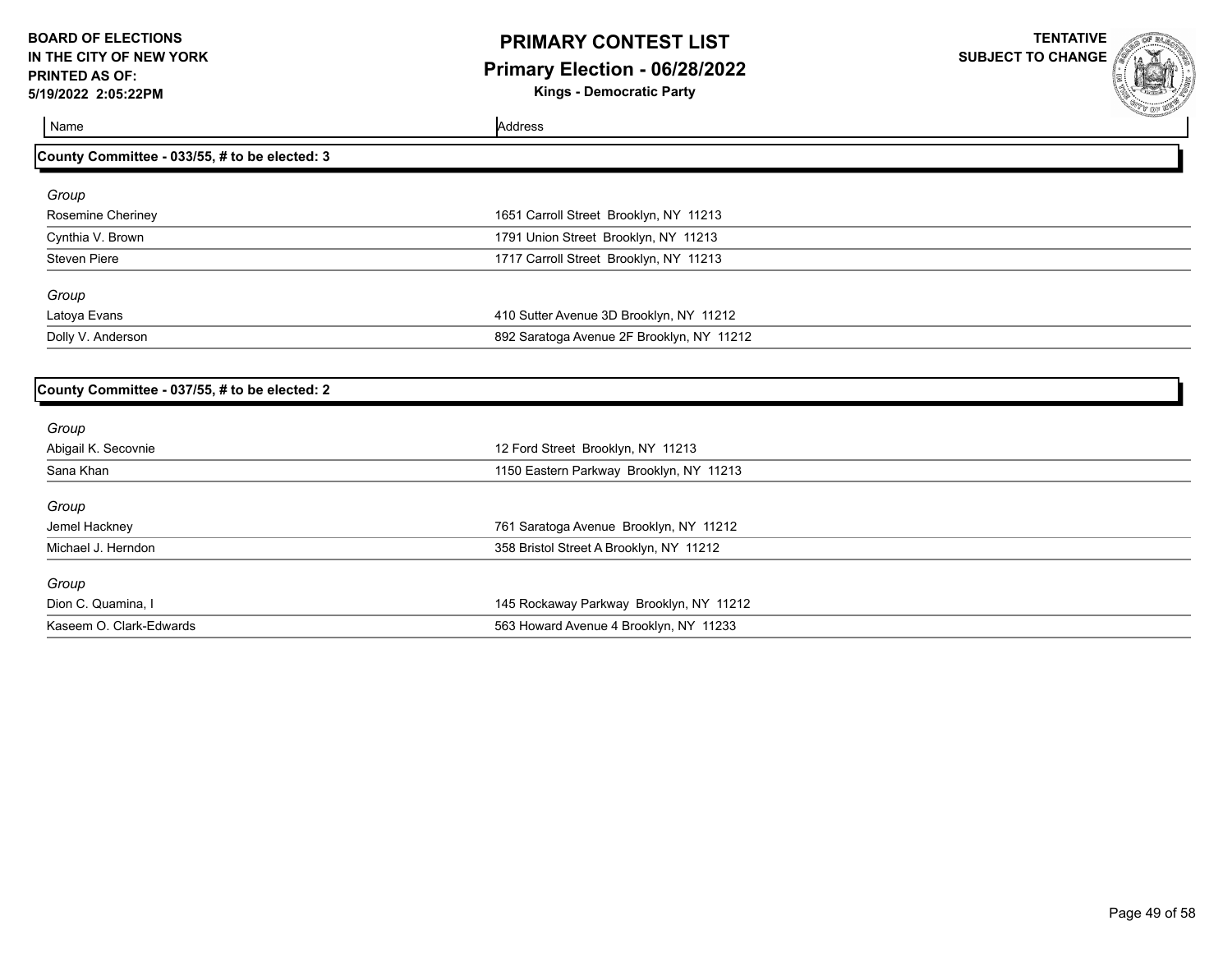| Name | Address |
| --- | --- |

## County Committee - 033/55, # to be elected: 3

*Group*

| Name | Address |
| --- | --- |
| Rosemine Cheriney | 1651 Carroll Street Brooklyn, NY 11213 |
| Cynthia V. Brown | 1791 Union Street Brooklyn, NY 11213 |
| Steven Piere | 1717 Carroll Street Brooklyn, NY 11213 |

*Group*

| Name | Address |
| --- | --- |
| Latoya Evans | 410 Sutter Avenue 3D Brooklyn, NY 11212 |
| Dolly V. Anderson | 892 Saratoga Avenue 2F Brooklyn, NY 11212 |

## County Committee - 037/55, # to be elected: 2

*Group*

| Name | Address |
| --- | --- |
| Abigail K. Secovnie | 12 Ford Street Brooklyn, NY 11213 |
| Sana Khan | 1150 Eastern Parkway Brooklyn, NY 11213 |

*Group*

| Name | Address |
| --- | --- |
| Jemel Hackney | 761 Saratoga Avenue Brooklyn, NY 11212 |
| Michael J. Herndon | 358 Bristol Street A Brooklyn, NY 11212 |

*Group*

| Name | Address |
| --- | --- |
| Dion C. Quamina, I | 145 Rockaway Parkway Brooklyn, NY 11212 |
| Kaseem O. Clark-Edwards | 563 Howard Avenue 4 Brooklyn, NY 11233 |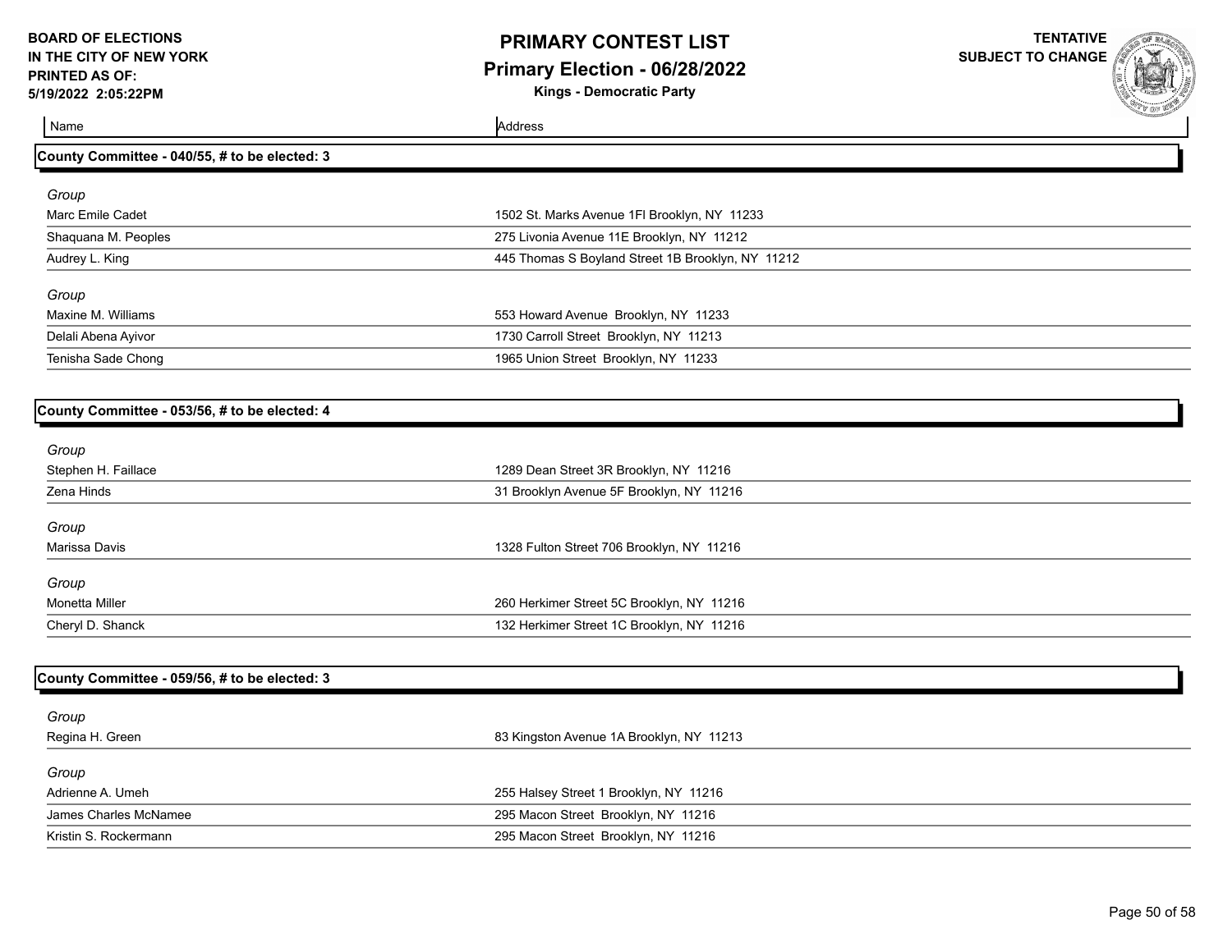**BOARD OF ELECTIONS IN THE CITY OF NEW YORK**
**PRINTED AS OF: 5/19/2022 2:05:22PM**

# PRIMARY CONTEST LIST
## Primary Election - 06/28/2022
### Kings - Democratic Party

**TENTATIVE SUBJECT TO CHANGE**

| Name | Address |
|---|---|

### County Committee - 040/55, # to be elected: 3

*Group*

| Name | Address |
|---|---|
| Marc Emile Cadet | 1502 St. Marks Avenue 1Fl Brooklyn, NY 11233 |
| Shaquana M. Peoples | 275 Livonia Avenue 11E Brooklyn, NY 11212 |
| Audrey L. King | 445 Thomas S Boyland Street 1B Brooklyn, NY 11212 |

*Group*

| Name | Address |
|---|---|
| Maxine M. Williams | 553 Howard Avenue Brooklyn, NY 11233 |
| Delali Abena Ayivor | 1730 Carroll Street Brooklyn, NY 11213 |
| Tenisha Sade Chong | 1965 Union Street Brooklyn, NY 11233 |

### County Committee - 053/56, # to be elected: 4

*Group*

| Name | Address |
|---|---|
| Stephen H. Faillace | 1289 Dean Street 3R Brooklyn, NY 11216 |
| Zena Hinds | 31 Brooklyn Avenue 5F Brooklyn, NY 11216 |

*Group*

| Name | Address |
|---|---|
| Marissa Davis | 1328 Fulton Street 706 Brooklyn, NY 11216 |

*Group*

| Name | Address |
|---|---|
| Monetta Miller | 260 Herkimer Street 5C Brooklyn, NY 11216 |
| Cheryl D. Shanck | 132 Herkimer Street 1C Brooklyn, NY 11216 |

### County Committee - 059/56, # to be elected: 3

*Group*

| Name | Address |
|---|---|
| Regina H. Green | 83 Kingston Avenue 1A Brooklyn, NY 11213 |

*Group*

| Name | Address |
|---|---|
| Adrienne A. Umeh | 255 Halsey Street 1 Brooklyn, NY 11216 |
| James Charles McNamee | 295 Macon Street Brooklyn, NY 11216 |
| Kristin S. Rockermann | 295 Macon Street Brooklyn, NY 11216 |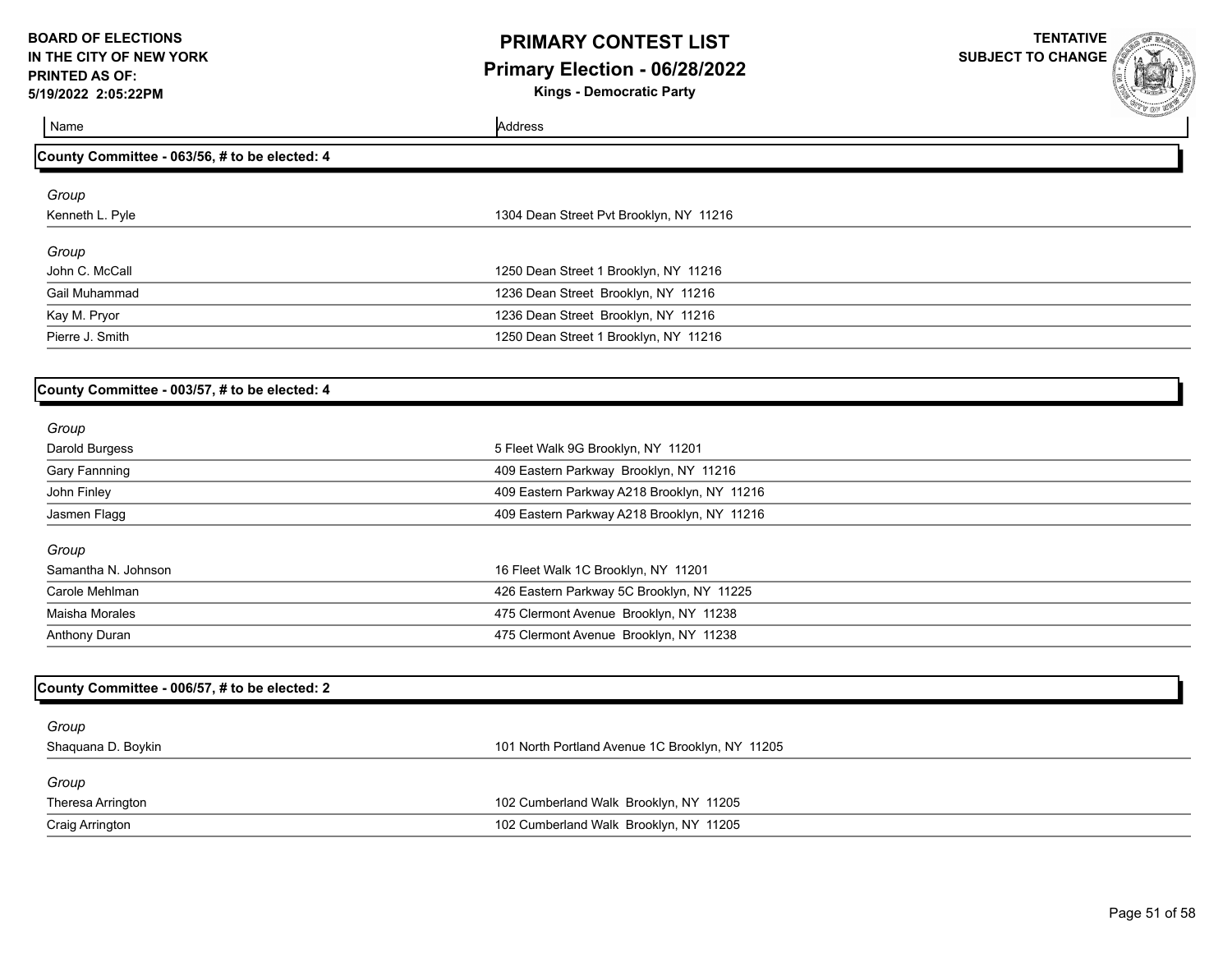| Name | Address |
|---|---|

## County Committee - 063/56, # to be elected: 4

*Group*

| | |
|---|---|
| Kenneth L. Pyle | 1304 Dean Street Pvt Brooklyn, NY 11216 |

*Group*

| | |
|---|---|
| John C. McCall | 1250 Dean Street 1 Brooklyn, NY 11216 |
| Gail Muhammad | 1236 Dean Street Brooklyn, NY 11216 |
| Kay M. Pryor | 1236 Dean Street Brooklyn, NY 11216 |
| Pierre J. Smith | 1250 Dean Street 1 Brooklyn, NY 11216 |

## County Committee - 003/57, # to be elected: 4

*Group*

| | |
|---|---|
| Darold Burgess | 5 Fleet Walk 9G Brooklyn, NY 11201 |
| Gary Fannning | 409 Eastern Parkway Brooklyn, NY 11216 |
| John Finley | 409 Eastern Parkway A218 Brooklyn, NY 11216 |
| Jasmen Flagg | 409 Eastern Parkway A218 Brooklyn, NY 11216 |

*Group*

| | |
|---|---|
| Samantha N. Johnson | 16 Fleet Walk 1C Brooklyn, NY 11201 |
| Carole Mehlman | 426 Eastern Parkway 5C Brooklyn, NY 11225 |
| Maisha Morales | 475 Clermont Avenue Brooklyn, NY 11238 |
| Anthony Duran | 475 Clermont Avenue Brooklyn, NY 11238 |

## County Committee - 006/57, # to be elected: 2

*Group*

| | |
|---|---|
| Shaquana D. Boykin | 101 North Portland Avenue 1C Brooklyn, NY 11205 |

*Group*

| | |
|---|---|
| Theresa Arrington | 102 Cumberland Walk Brooklyn, NY 11205 |
| Craig Arrington | 102 Cumberland Walk Brooklyn, NY 11205 |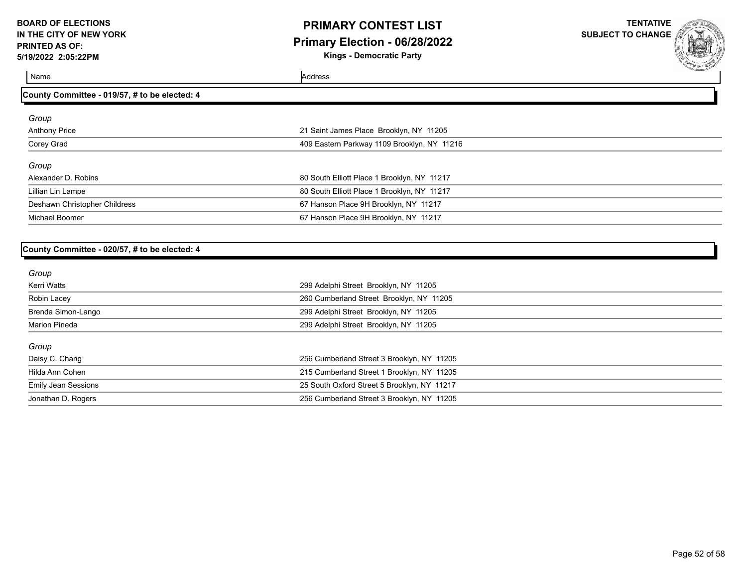| Name | Address |
|---|---|

## County Committee - 019/57, # to be elected: 4

*Group*

| Name | Address |
|---|---|
| Anthony Price | 21 Saint James Place Brooklyn, NY 11205 |
| Corey Grad | 409 Eastern Parkway 1109 Brooklyn, NY 11216 |

*Group*

| Name | Address |
|---|---|
| Alexander D. Robins | 80 South Elliott Place 1 Brooklyn, NY 11217 |
| Lillian Lin Lampe | 80 South Elliott Place 1 Brooklyn, NY 11217 |
| Deshawn Christopher Childress | 67 Hanson Place 9H Brooklyn, NY 11217 |
| Michael Boomer | 67 Hanson Place 9H Brooklyn, NY 11217 |

## County Committee - 020/57, # to be elected: 4

*Group*

| Name | Address |
|---|---|
| Kerri Watts | 299 Adelphi Street Brooklyn, NY 11205 |
| Robin Lacey | 260 Cumberland Street Brooklyn, NY 11205 |
| Brenda Simon-Lango | 299 Adelphi Street Brooklyn, NY 11205 |
| Marion Pineda | 299 Adelphi Street Brooklyn, NY 11205 |

*Group*

| Name | Address |
|---|---|
| Daisy C. Chang | 256 Cumberland Street 3 Brooklyn, NY 11205 |
| Hilda Ann Cohen | 215 Cumberland Street 1 Brooklyn, NY 11205 |
| Emily Jean Sessions | 25 South Oxford Street 5 Brooklyn, NY 11217 |
| Jonathan D. Rogers | 256 Cumberland Street 3 Brooklyn, NY 11205 |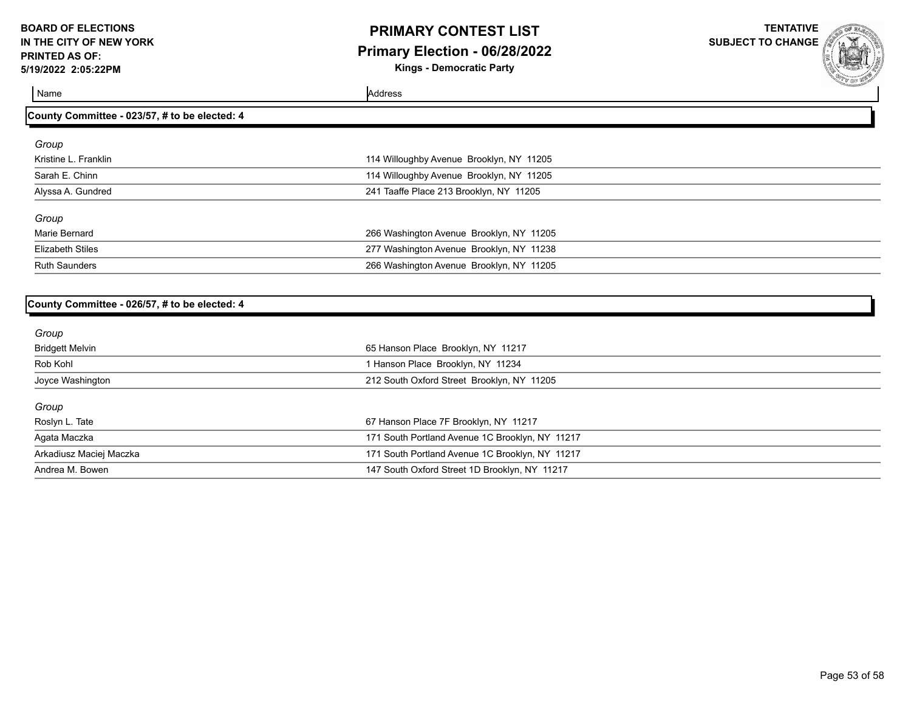| Name | Address |
|---|---|

## County Committee - 023/57, # to be elected: 4

*Group*

| Name | Address |
|---|---|
| Kristine L. Franklin | 114 Willoughby Avenue Brooklyn, NY 11205 |
| Sarah E. Chinn | 114 Willoughby Avenue Brooklyn, NY 11205 |
| Alyssa A. Gundred | 241 Taaffe Place 213 Brooklyn, NY 11205 |

*Group*

| Name | Address |
|---|---|
| Marie Bernard | 266 Washington Avenue Brooklyn, NY 11205 |
| Elizabeth Stiles | 277 Washington Avenue Brooklyn, NY 11238 |
| Ruth Saunders | 266 Washington Avenue Brooklyn, NY 11205 |

## County Committee - 026/57, # to be elected: 4

*Group*

| Name | Address |
|---|---|
| Bridgett Melvin | 65 Hanson Place Brooklyn, NY 11217 |
| Rob Kohl | 1 Hanson Place Brooklyn, NY 11234 |
| Joyce Washington | 212 South Oxford Street Brooklyn, NY 11205 |

*Group*

| Name | Address |
|---|---|
| Roslyn L. Tate | 67 Hanson Place 7F Brooklyn, NY 11217 |
| Agata Maczka | 171 South Portland Avenue 1C Brooklyn, NY 11217 |
| Arkadiusz Maciej Maczka | 171 South Portland Avenue 1C Brooklyn, NY 11217 |
| Andrea M. Bowen | 147 South Oxford Street 1D Brooklyn, NY 11217 |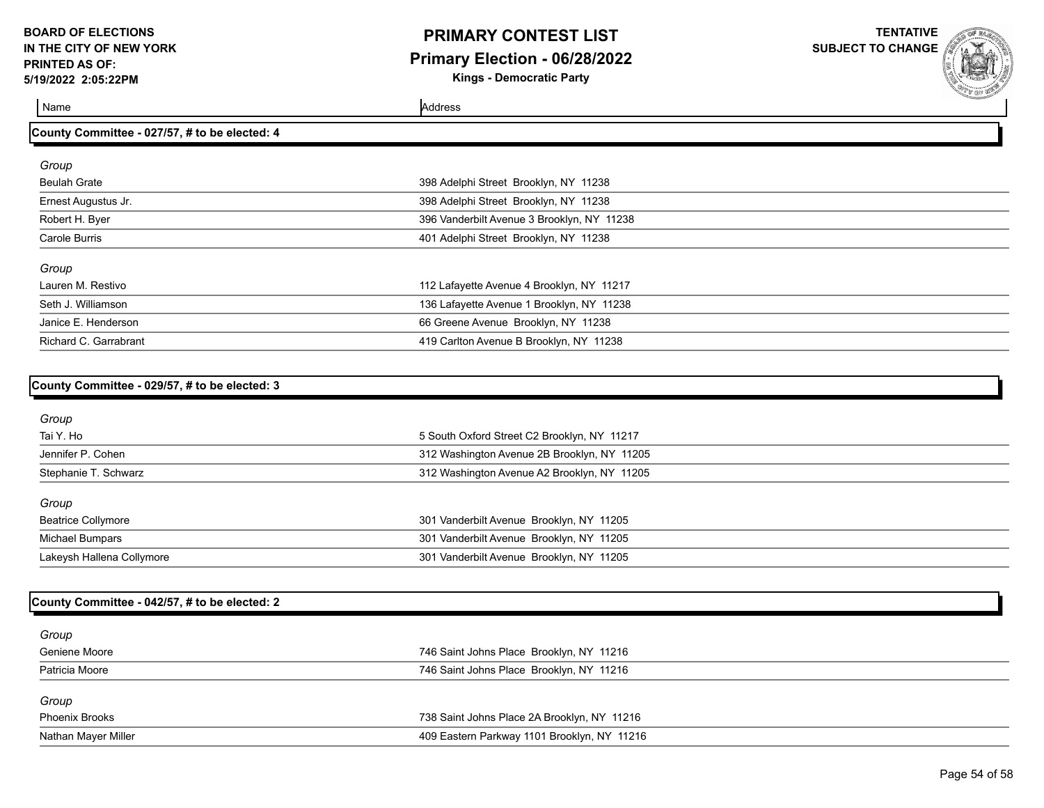# PRIMARY CONTEST LIST

## Primary Election - 06/28/2022

**Kings - Democratic Party**

BOARD OF ELECTIONS IN THE CITY OF NEW YORK
PRINTED AS OF: 5/19/2022 2:05:22PM

TENTATIVE SUBJECT TO CHANGE

| Name | Address |
| --- | --- |

### County Committee - 027/57, # to be elected: 4

*Group*

| Name | Address |
| --- | --- |
| Beulah Grate | 398 Adelphi Street Brooklyn, NY 11238 |
| Ernest Augustus Jr. | 398 Adelphi Street Brooklyn, NY 11238 |
| Robert H. Byer | 396 Vanderbilt Avenue 3 Brooklyn, NY 11238 |
| Carole Burris | 401 Adelphi Street Brooklyn, NY 11238 |

*Group*

| Name | Address |
| --- | --- |
| Lauren M. Restivo | 112 Lafayette Avenue 4 Brooklyn, NY 11217 |
| Seth J. Williamson | 136 Lafayette Avenue 1 Brooklyn, NY 11238 |
| Janice E. Henderson | 66 Greene Avenue Brooklyn, NY 11238 |
| Richard C. Garrabrant | 419 Carlton Avenue B Brooklyn, NY 11238 |

### County Committee - 029/57, # to be elected: 3

*Group*

| Name | Address |
| --- | --- |
| Tai Y. Ho | 5 South Oxford Street C2 Brooklyn, NY 11217 |
| Jennifer P. Cohen | 312 Washington Avenue 2B Brooklyn, NY 11205 |
| Stephanie T. Schwarz | 312 Washington Avenue A2 Brooklyn, NY 11205 |

*Group*

| Name | Address |
| --- | --- |
| Beatrice Collymore | 301 Vanderbilt Avenue Brooklyn, NY 11205 |
| Michael Bumpars | 301 Vanderbilt Avenue Brooklyn, NY 11205 |
| Lakeysh Hallena Collymore | 301 Vanderbilt Avenue Brooklyn, NY 11205 |

### County Committee - 042/57, # to be elected: 2

*Group*

| Name | Address |
| --- | --- |
| Geniene Moore | 746 Saint Johns Place Brooklyn, NY 11216 |
| Patricia Moore | 746 Saint Johns Place Brooklyn, NY 11216 |

*Group*

| Name | Address |
| --- | --- |
| Phoenix Brooks | 738 Saint Johns Place 2A Brooklyn, NY 11216 |
| Nathan Mayer Miller | 409 Eastern Parkway 1101 Brooklyn, NY 11216 |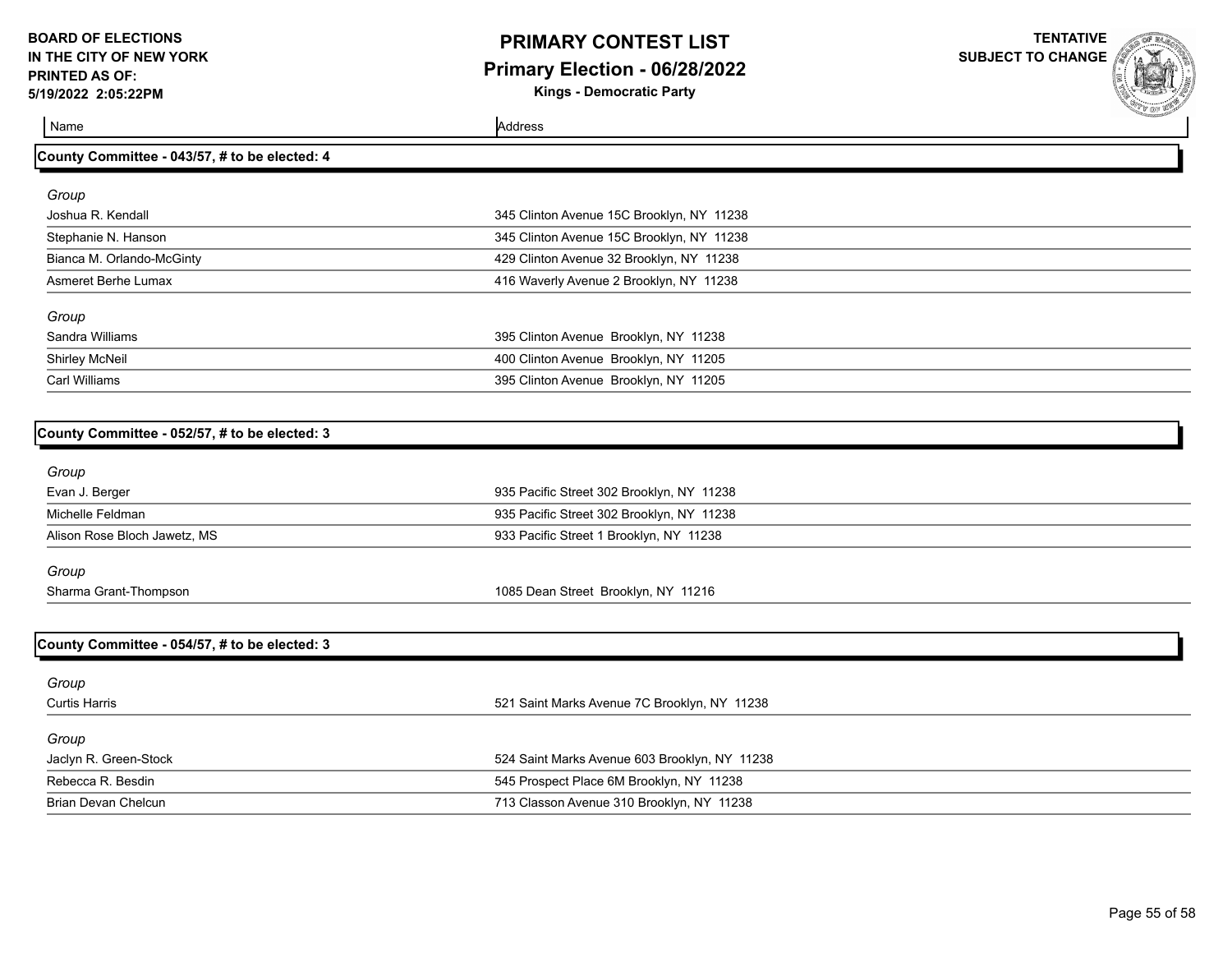**BOARD OF ELECTIONS IN THE CITY OF NEW YORK**
**PRINTED AS OF: 5/19/2022 2:05:22PM**

# PRIMARY CONTEST LIST
## Primary Election - 06/28/2022
### Kings - Democratic Party

**TENTATIVE SUBJECT TO CHANGE**

| Name | Address |
|---|---|

### County Committee - 043/57, # to be elected: 4

*Group*

| Name | Address |
|---|---|
| Joshua R. Kendall | 345 Clinton Avenue 15C Brooklyn, NY 11238 |
| Stephanie N. Hanson | 345 Clinton Avenue 15C Brooklyn, NY 11238 |
| Bianca M. Orlando-McGinty | 429 Clinton Avenue 32 Brooklyn, NY 11238 |
| Asmeret Berhe Lumax | 416 Waverly Avenue 2 Brooklyn, NY 11238 |

*Group*

| Name | Address |
|---|---|
| Sandra Williams | 395 Clinton Avenue Brooklyn, NY 11238 |
| Shirley McNeil | 400 Clinton Avenue Brooklyn, NY 11205 |
| Carl Williams | 395 Clinton Avenue Brooklyn, NY 11205 |

### County Committee - 052/57, # to be elected: 3

*Group*

| Name | Address |
|---|---|
| Evan J. Berger | 935 Pacific Street 302 Brooklyn, NY 11238 |
| Michelle Feldman | 935 Pacific Street 302 Brooklyn, NY 11238 |
| Alison Rose Bloch Jawetz, MS | 933 Pacific Street 1 Brooklyn, NY 11238 |

*Group*

| Name | Address |
|---|---|
| Sharma Grant-Thompson | 1085 Dean Street Brooklyn, NY 11216 |

### County Committee - 054/57, # to be elected: 3

*Group*

| Name | Address |
|---|---|
| Curtis Harris | 521 Saint Marks Avenue 7C Brooklyn, NY 11238 |

*Group*

| Name | Address |
|---|---|
| Jaclyn R. Green-Stock | 524 Saint Marks Avenue 603 Brooklyn, NY 11238 |
| Rebecca R. Besdin | 545 Prospect Place 6M Brooklyn, NY 11238 |
| Brian Devan Chelcun | 713 Classon Avenue 310 Brooklyn, NY 11238 |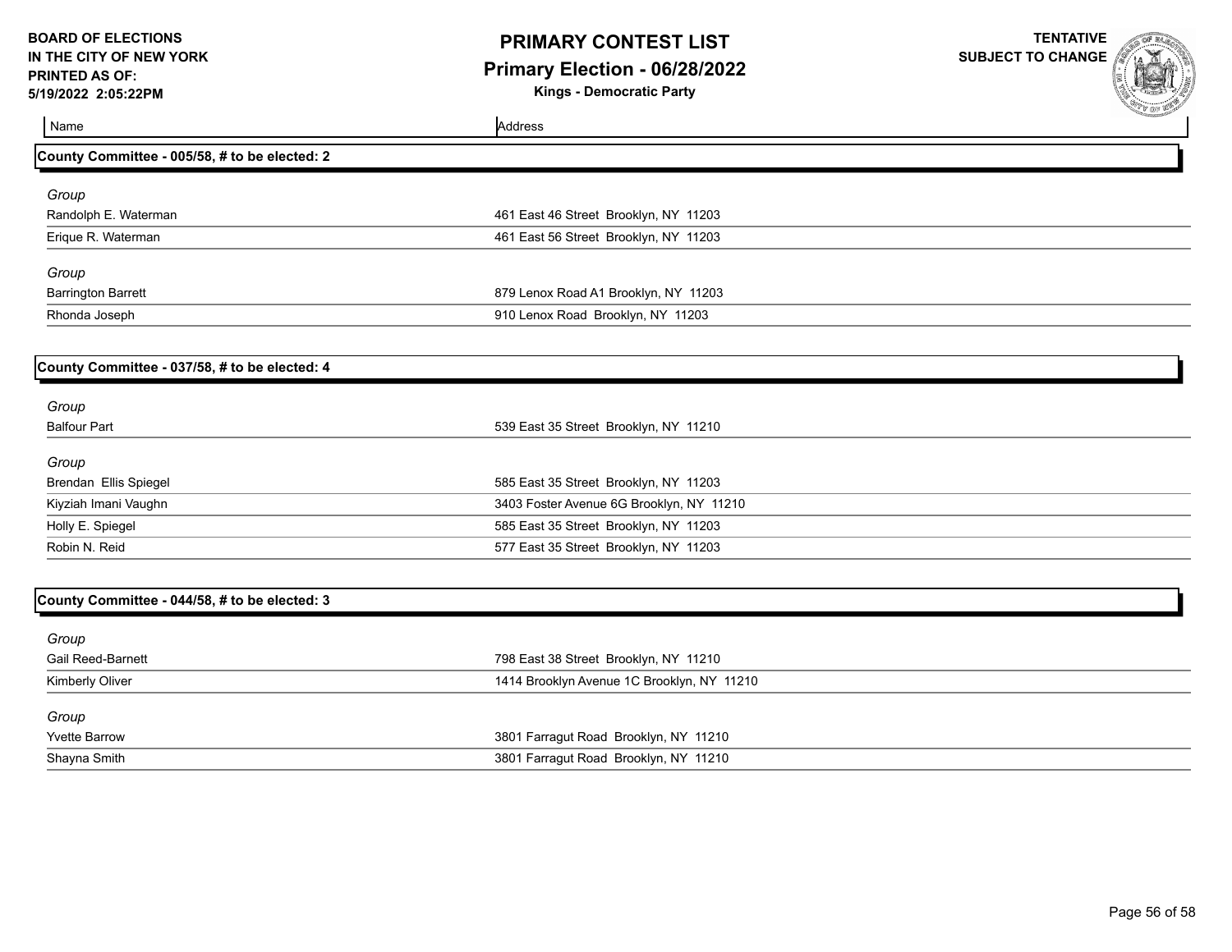**BOARD OF ELECTIONS IN THE CITY OF NEW YORK**
**PRINTED AS OF: 5/19/2022 2:05:22PM**

# PRIMARY CONTEST LIST

## Primary Election - 06/28/2022

**Kings - Democratic Party**

**TENTATIVE SUBJECT TO CHANGE**

| Name | Address |
|---|---|

### County Committee - 005/58, # to be elected: 2

*Group*

| Name | Address |
|---|---|
| Randolph E. Waterman | 461 East 46 Street Brooklyn, NY 11203 |
| Erique R. Waterman | 461 East 56 Street Brooklyn, NY 11203 |

*Group*

| Name | Address |
|---|---|
| Barrington Barrett | 879 Lenox Road A1 Brooklyn, NY 11203 |
| Rhonda Joseph | 910 Lenox Road Brooklyn, NY 11203 |

### County Committee - 037/58, # to be elected: 4

*Group*

| Name | Address |
|---|---|
| Balfour Part | 539 East 35 Street Brooklyn, NY 11210 |

*Group*

| Name | Address |
|---|---|
| Brendan Ellis Spiegel | 585 East 35 Street Brooklyn, NY 11203 |
| Kiyziah Imani Vaughn | 3403 Foster Avenue 6G Brooklyn, NY 11210 |
| Holly E. Spiegel | 585 East 35 Street Brooklyn, NY 11203 |
| Robin N. Reid | 577 East 35 Street Brooklyn, NY 11203 |

### County Committee - 044/58, # to be elected: 3

*Group*

| Name | Address |
|---|---|
| Gail Reed-Barnett | 798 East 38 Street Brooklyn, NY 11210 |
| Kimberly Oliver | 1414 Brooklyn Avenue 1C Brooklyn, NY 11210 |

*Group*

| Name | Address |
|---|---|
| Yvette Barrow | 3801 Farragut Road Brooklyn, NY 11210 |
| Shayna Smith | 3801 Farragut Road Brooklyn, NY 11210 |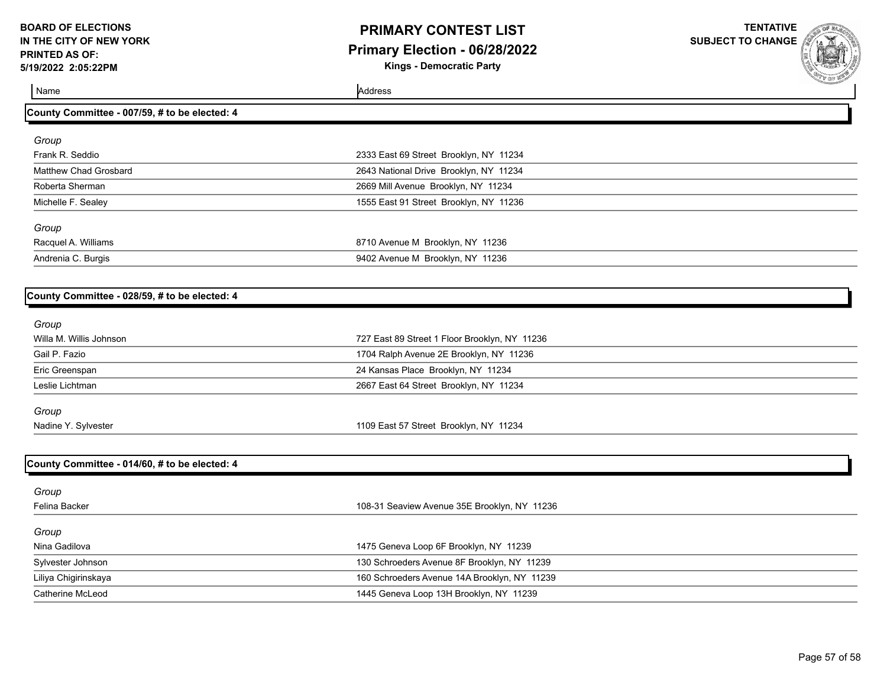| Name | Address |
|---|---|

## County Committee - 007/59, # to be elected: 4

*Group*

| Name | Address |
|---|---|
| Frank R. Seddio | 2333 East 69 Street Brooklyn, NY 11234 |
| Matthew Chad Grosbard | 2643 National Drive Brooklyn, NY 11234 |
| Roberta Sherman | 2669 Mill Avenue Brooklyn, NY 11234 |
| Michelle F. Sealey | 1555 East 91 Street Brooklyn, NY 11236 |

*Group*

| Name | Address |
|---|---|
| Racquel A. Williams | 8710 Avenue M Brooklyn, NY 11236 |
| Andrenia C. Burgis | 9402 Avenue M Brooklyn, NY 11236 |

## County Committee - 028/59, # to be elected: 4

*Group*

| Name | Address |
|---|---|
| Willa M. Willis Johnson | 727 East 89 Street 1 Floor Brooklyn, NY 11236 |
| Gail P. Fazio | 1704 Ralph Avenue 2E Brooklyn, NY 11236 |
| Eric Greenspan | 24 Kansas Place Brooklyn, NY 11234 |
| Leslie Lichtman | 2667 East 64 Street Brooklyn, NY 11234 |

*Group*

| Name | Address |
|---|---|
| Nadine Y. Sylvester | 1109 East 57 Street Brooklyn, NY 11234 |

## County Committee - 014/60, # to be elected: 4

*Group*

| Name | Address |
|---|---|
| Felina Backer | 108-31 Seaview Avenue 35E Brooklyn, NY 11236 |

*Group*

| Name | Address |
|---|---|
| Nina Gadilova | 1475 Geneva Loop 6F Brooklyn, NY 11239 |
| Sylvester Johnson | 130 Schroeders Avenue 8F Brooklyn, NY 11239 |
| Liliya Chigirinskaya | 160 Schroeders Avenue 14A Brooklyn, NY 11239 |
| Catherine McLeod | 1445 Geneva Loop 13H Brooklyn, NY 11239 |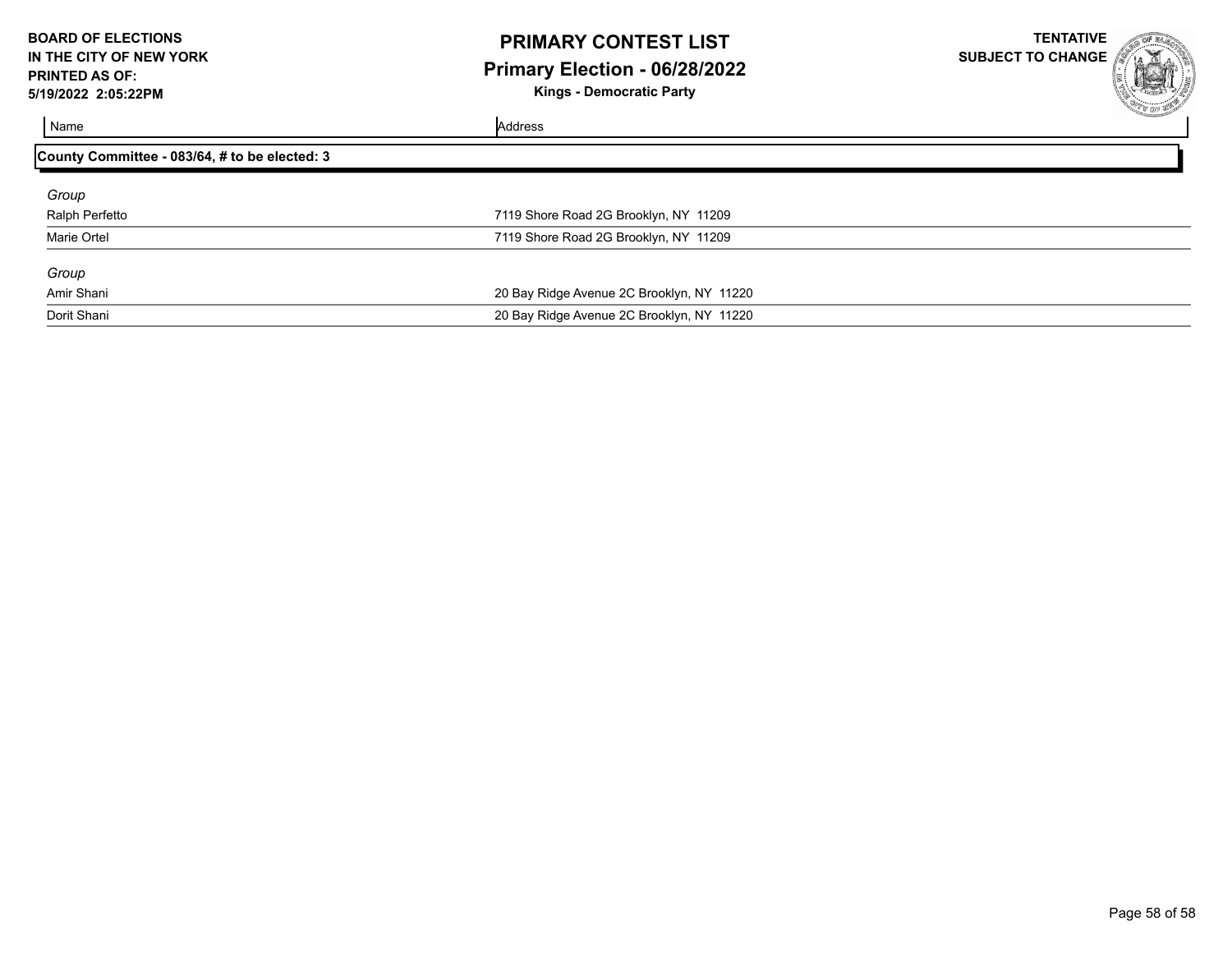**BOARD OF ELECTIONS IN THE CITY OF NEW YORK**
**PRINTED AS OF: 5/19/2022 2:05:22PM**

# PRIMARY CONTEST LIST
## Primary Election - 06/28/2022
**Kings - Democratic Party**

**TENTATIVE SUBJECT TO CHANGE**

| Name | Address |
|---|---|
| **County Committee - 083/64, # to be elected: 3** | |
| *Group* | |
| Ralph Perfetto | 7119 Shore Road 2G Brooklyn, NY 11209 |
| Marie Ortel | 7119 Shore Road 2G Brooklyn, NY 11209 |
| *Group* | |
| Amir Shani | 20 Bay Ridge Avenue 2C Brooklyn, NY 11220 |
| Dorit Shani | 20 Bay Ridge Avenue 2C Brooklyn, NY 11220 |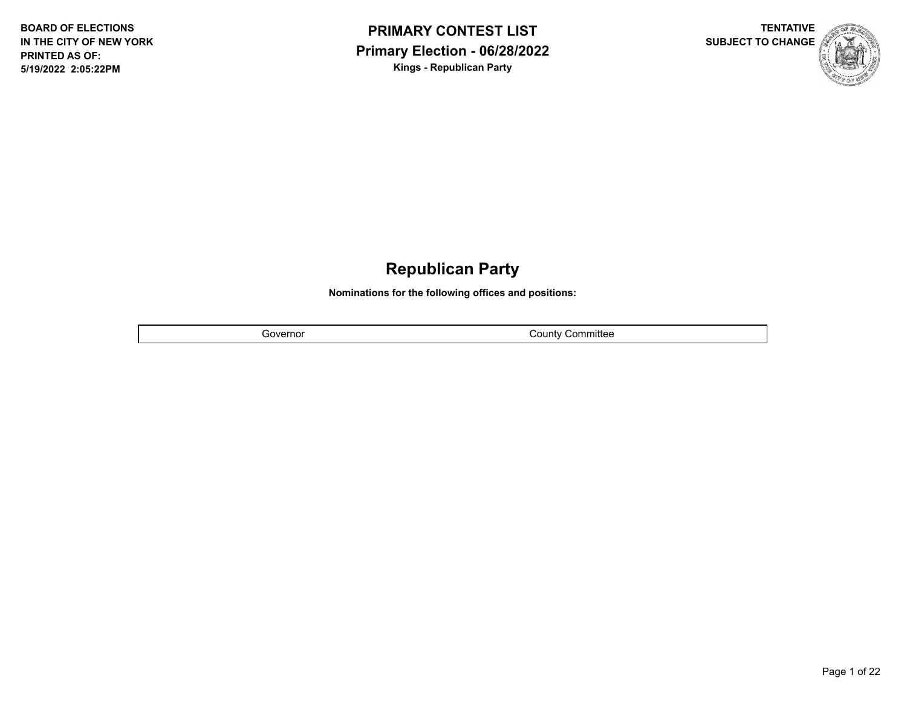BOARD OF ELECTIONS
IN THE CITY OF NEW YORK
PRINTED AS OF:
5/19/2022 2:05:22PM

# PRIMARY CONTEST LIST

## Primary Election - 06/28/2022

**Kings - Republican Party**

TENTATIVE
SUBJECT TO CHANGE

# Republican Party

**Nominations for the following offices and positions:**

| Governor | County Committee |
|---|---|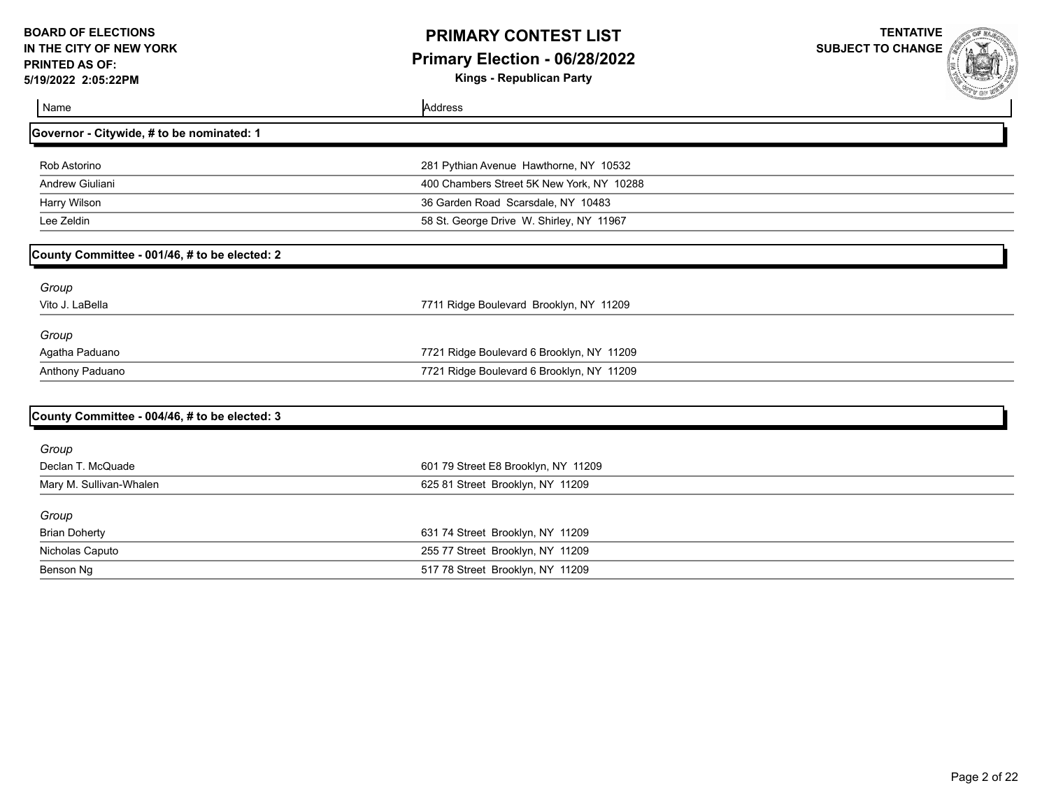**BOARD OF ELECTIONS IN THE CITY OF NEW YORK**
**PRINTED AS OF: 5/19/2022 2:05:22PM**

# PRIMARY CONTEST LIST

## Primary Election - 06/28/2022

**Kings - Republican Party**

**TENTATIVE SUBJECT TO CHANGE**

| Name | Address |
| --- | --- |

### Governor - Citywide, # to be nominated: 1

| Name | Address |
| --- | --- |
| Rob Astorino | 281 Pythian Avenue Hawthorne, NY 10532 |
| Andrew Giuliani | 400 Chambers Street 5K New York, NY 10288 |
| Harry Wilson | 36 Garden Road Scarsdale, NY 10483 |
| Lee Zeldin | 58 St. George Drive W. Shirley, NY 11967 |

### County Committee - 001/46, # to be elected: 2

*Group*

| Name | Address |
| --- | --- |
| Vito J. LaBella | 7711 Ridge Boulevard Brooklyn, NY 11209 |

*Group*

| Name | Address |
| --- | --- |
| Agatha Paduano | 7721 Ridge Boulevard 6 Brooklyn, NY 11209 |
| Anthony Paduano | 7721 Ridge Boulevard 6 Brooklyn, NY 11209 |

### County Committee - 004/46, # to be elected: 3

*Group*

| Name | Address |
| --- | --- |
| Declan T. McQuade | 601 79 Street E8 Brooklyn, NY 11209 |
| Mary M. Sullivan-Whalen | 625 81 Street Brooklyn, NY 11209 |

*Group*

| Name | Address |
| --- | --- |
| Brian Doherty | 631 74 Street Brooklyn, NY 11209 |
| Nicholas Caputo | 255 77 Street Brooklyn, NY 11209 |
| Benson Ng | 517 78 Street Brooklyn, NY 11209 |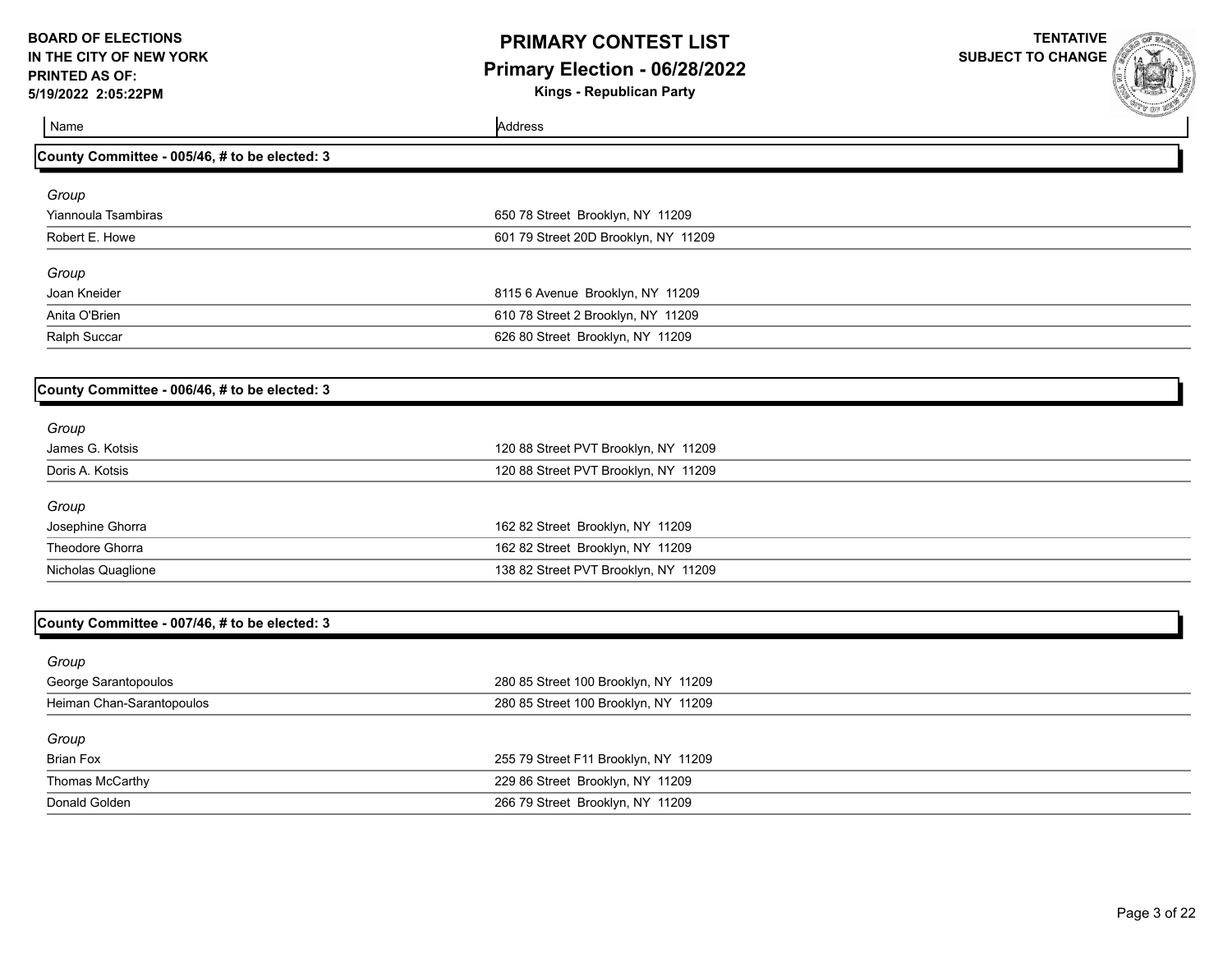BOARD OF ELECTIONS
IN THE CITY OF NEW YORK
PRINTED AS OF:
5/19/2022 2:05:22PM

# PRIMARY CONTEST LIST
## Primary Election - 06/28/2022
**Kings - Republican Party**

TENTATIVE
SUBJECT TO CHANGE

| Name | Address |
| --- | --- |

### County Committee - 005/46, # to be elected: 3

*Group*

| Name | Address |
| --- | --- |
| Yiannoula Tsambiras | 650 78 Street Brooklyn, NY 11209 |
| Robert E. Howe | 601 79 Street 20D Brooklyn, NY 11209 |

*Group*

| Name | Address |
| --- | --- |
| Joan Kneider | 8115 6 Avenue Brooklyn, NY 11209 |
| Anita O'Brien | 610 78 Street 2 Brooklyn, NY 11209 |
| Ralph Succar | 626 80 Street Brooklyn, NY 11209 |

### County Committee - 006/46, # to be elected: 3

*Group*

| Name | Address |
| --- | --- |
| James G. Kotsis | 120 88 Street PVT Brooklyn, NY 11209 |
| Doris A. Kotsis | 120 88 Street PVT Brooklyn, NY 11209 |

*Group*

| Name | Address |
| --- | --- |
| Josephine Ghorra | 162 82 Street Brooklyn, NY 11209 |
| Theodore Ghorra | 162 82 Street Brooklyn, NY 11209 |
| Nicholas Quaglione | 138 82 Street PVT Brooklyn, NY 11209 |

### County Committee - 007/46, # to be elected: 3

*Group*

| Name | Address |
| --- | --- |
| George Sarantopoulos | 280 85 Street 100 Brooklyn, NY 11209 |
| Heiman Chan-Sarantopoulos | 280 85 Street 100 Brooklyn, NY 11209 |

*Group*

| Name | Address |
| --- | --- |
| Brian Fox | 255 79 Street F11 Brooklyn, NY 11209 |
| Thomas McCarthy | 229 86 Street Brooklyn, NY 11209 |
| Donald Golden | 266 79 Street Brooklyn, NY 11209 |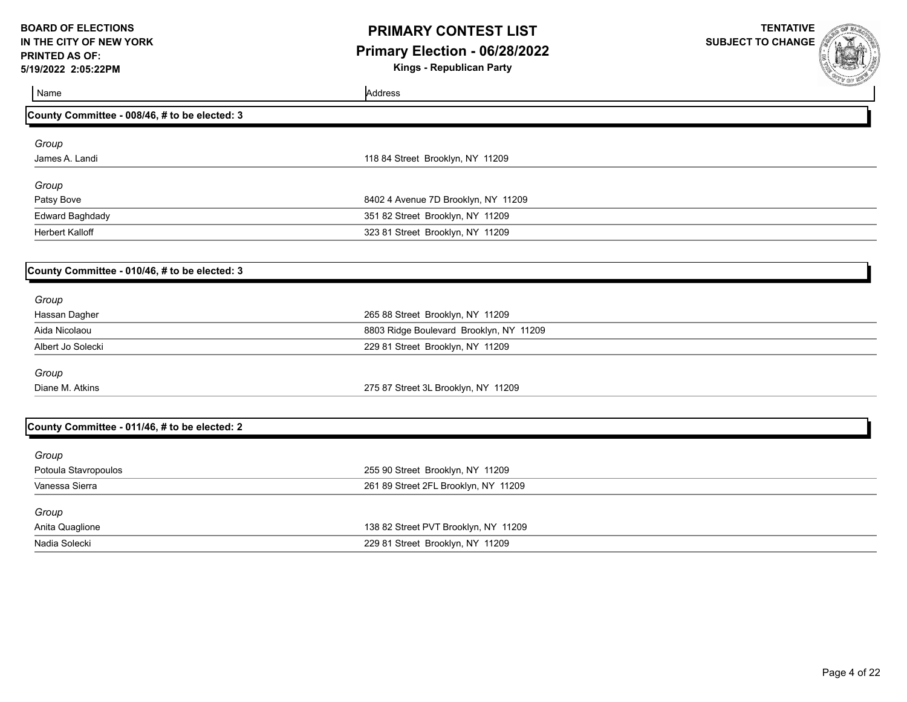**BOARD OF ELECTIONS IN THE CITY OF NEW YORK**
**PRINTED AS OF: 5/19/2022 2:05:22PM**

# PRIMARY CONTEST LIST
## Primary Election - 06/28/2022
### Kings - Republican Party

**TENTATIVE SUBJECT TO CHANGE**

| Name | Address |
|---|---|

### County Committee - 008/46, # to be elected: 3

*Group*

| Name | Address |
|---|---|
| James A. Landi | 118 84 Street Brooklyn, NY 11209 |

*Group*

| Name | Address |
|---|---|
| Patsy Bove | 8402 4 Avenue 7D Brooklyn, NY 11209 |
| Edward Baghdady | 351 82 Street Brooklyn, NY 11209 |
| Herbert Kalloff | 323 81 Street Brooklyn, NY 11209 |

### County Committee - 010/46, # to be elected: 3

*Group*

| Name | Address |
|---|---|
| Hassan Dagher | 265 88 Street Brooklyn, NY 11209 |
| Aida Nicolaou | 8803 Ridge Boulevard Brooklyn, NY 11209 |
| Albert Jo Solecki | 229 81 Street Brooklyn, NY 11209 |

*Group*

| Name | Address |
|---|---|
| Diane M. Atkins | 275 87 Street 3L Brooklyn, NY 11209 |

### County Committee - 011/46, # to be elected: 2

*Group*

| Name | Address |
|---|---|
| Potoula Stavropoulos | 255 90 Street Brooklyn, NY 11209 |
| Vanessa Sierra | 261 89 Street 2FL Brooklyn, NY 11209 |

*Group*

| Name | Address |
|---|---|
| Anita Quaglione | 138 82 Street PVT Brooklyn, NY 11209 |
| Nadia Solecki | 229 81 Street Brooklyn, NY 11209 |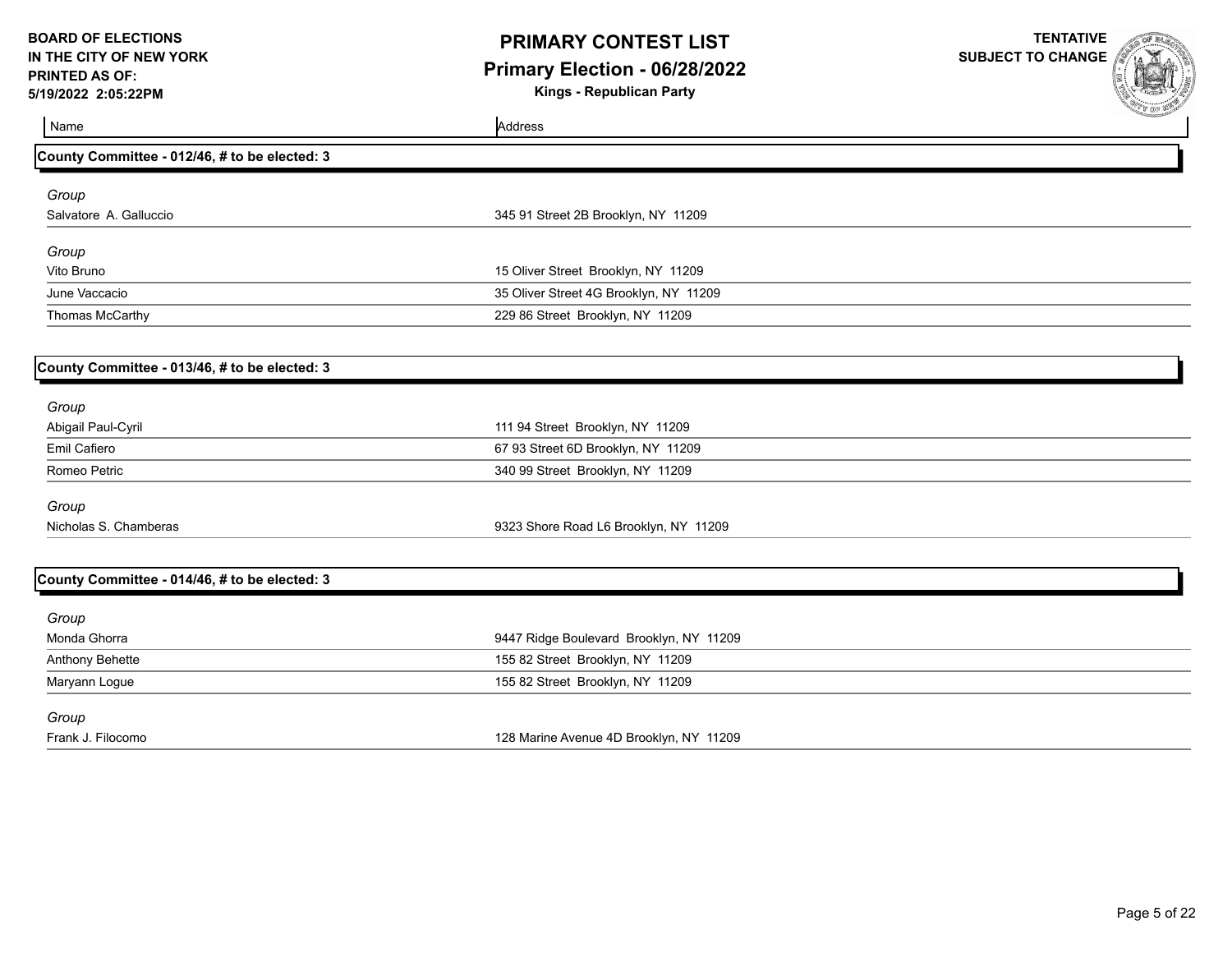**BOARD OF ELECTIONS IN THE CITY OF NEW YORK**
**PRINTED AS OF: 5/19/2022 2:05:22PM**

# PRIMARY CONTEST LIST

## Primary Election - 06/28/2022

### Kings - Republican Party

**TENTATIVE SUBJECT TO CHANGE**

| Name | Address |
|---|---|

### County Committee - 012/46, # to be elected: 3

*Group*

| Name | Address |
|---|---|
| Salvatore A. Galluccio | 345 91 Street 2B Brooklyn, NY 11209 |

*Group*

| Name | Address |
|---|---|
| Vito Bruno | 15 Oliver Street Brooklyn, NY 11209 |
| June Vaccacio | 35 Oliver Street 4G Brooklyn, NY 11209 |
| Thomas McCarthy | 229 86 Street Brooklyn, NY 11209 |

### County Committee - 013/46, # to be elected: 3

*Group*

| Name | Address |
|---|---|
| Abigail Paul-Cyril | 111 94 Street Brooklyn, NY 11209 |
| Emil Cafiero | 67 93 Street 6D Brooklyn, NY 11209 |
| Romeo Petric | 340 99 Street Brooklyn, NY 11209 |

*Group*

| Name | Address |
|---|---|
| Nicholas S. Chamberas | 9323 Shore Road L6 Brooklyn, NY 11209 |

### County Committee - 014/46, # to be elected: 3

*Group*

| Name | Address |
|---|---|
| Monda Ghorra | 9447 Ridge Boulevard Brooklyn, NY 11209 |
| Anthony Behette | 155 82 Street Brooklyn, NY 11209 |
| Maryann Logue | 155 82 Street Brooklyn, NY 11209 |

*Group*

| Name | Address |
|---|---|
| Frank J. Filocomo | 128 Marine Avenue 4D Brooklyn, NY 11209 |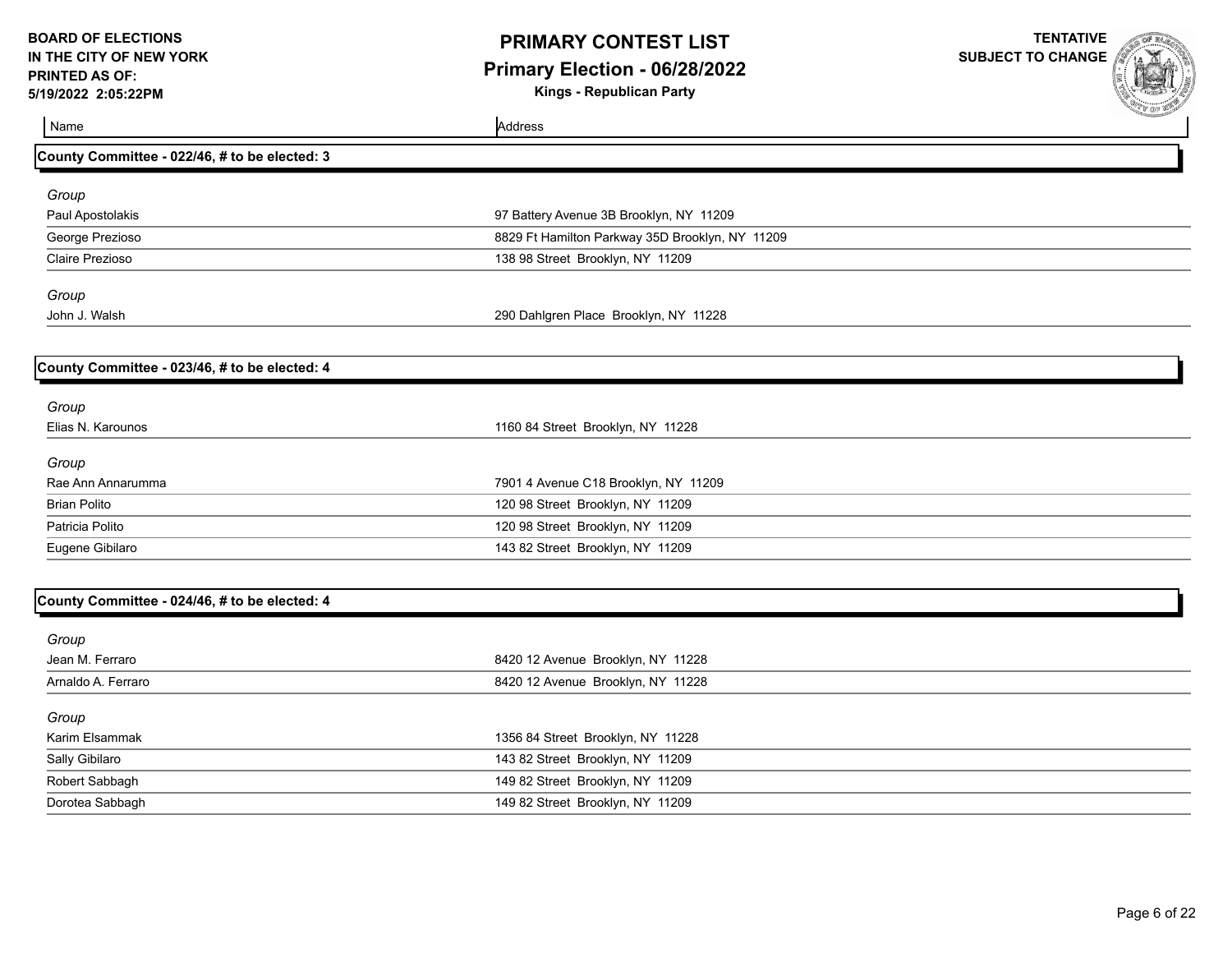**BOARD OF ELECTIONS IN THE CITY OF NEW YORK**
**PRINTED AS OF: 5/19/2022 2:05:22PM**

# PRIMARY CONTEST LIST
## Primary Election - 06/28/2022
### Kings - Republican Party

**TENTATIVE SUBJECT TO CHANGE**

| Name | Address |
|---|---|

### County Committee - 022/46, # to be elected: 3

*Group*

| Name | Address |
|---|---|
| Paul Apostolakis | 97 Battery Avenue 3B Brooklyn, NY 11209 |
| George Prezioso | 8829 Ft Hamilton Parkway 35D Brooklyn, NY 11209 |
| Claire Prezioso | 138 98 Street Brooklyn, NY 11209 |

*Group*

| Name | Address |
|---|---|
| John J. Walsh | 290 Dahlgren Place Brooklyn, NY 11228 |

### County Committee - 023/46, # to be elected: 4

*Group*

| Name | Address |
|---|---|
| Elias N. Karounos | 1160 84 Street Brooklyn, NY 11228 |

*Group*

| Name | Address |
|---|---|
| Rae Ann Annarumma | 7901 4 Avenue C18 Brooklyn, NY 11209 |
| Brian Polito | 120 98 Street Brooklyn, NY 11209 |
| Patricia Polito | 120 98 Street Brooklyn, NY 11209 |
| Eugene Gibilaro | 143 82 Street Brooklyn, NY 11209 |

### County Committee - 024/46, # to be elected: 4

*Group*

| Name | Address |
|---|---|
| Jean M. Ferraro | 8420 12 Avenue Brooklyn, NY 11228 |
| Arnaldo A. Ferraro | 8420 12 Avenue Brooklyn, NY 11228 |

*Group*

| Name | Address |
|---|---|
| Karim Elsammak | 1356 84 Street Brooklyn, NY 11228 |
| Sally Gibilaro | 143 82 Street Brooklyn, NY 11209 |
| Robert Sabbagh | 149 82 Street Brooklyn, NY 11209 |
| Dorotea Sabbagh | 149 82 Street Brooklyn, NY 11209 |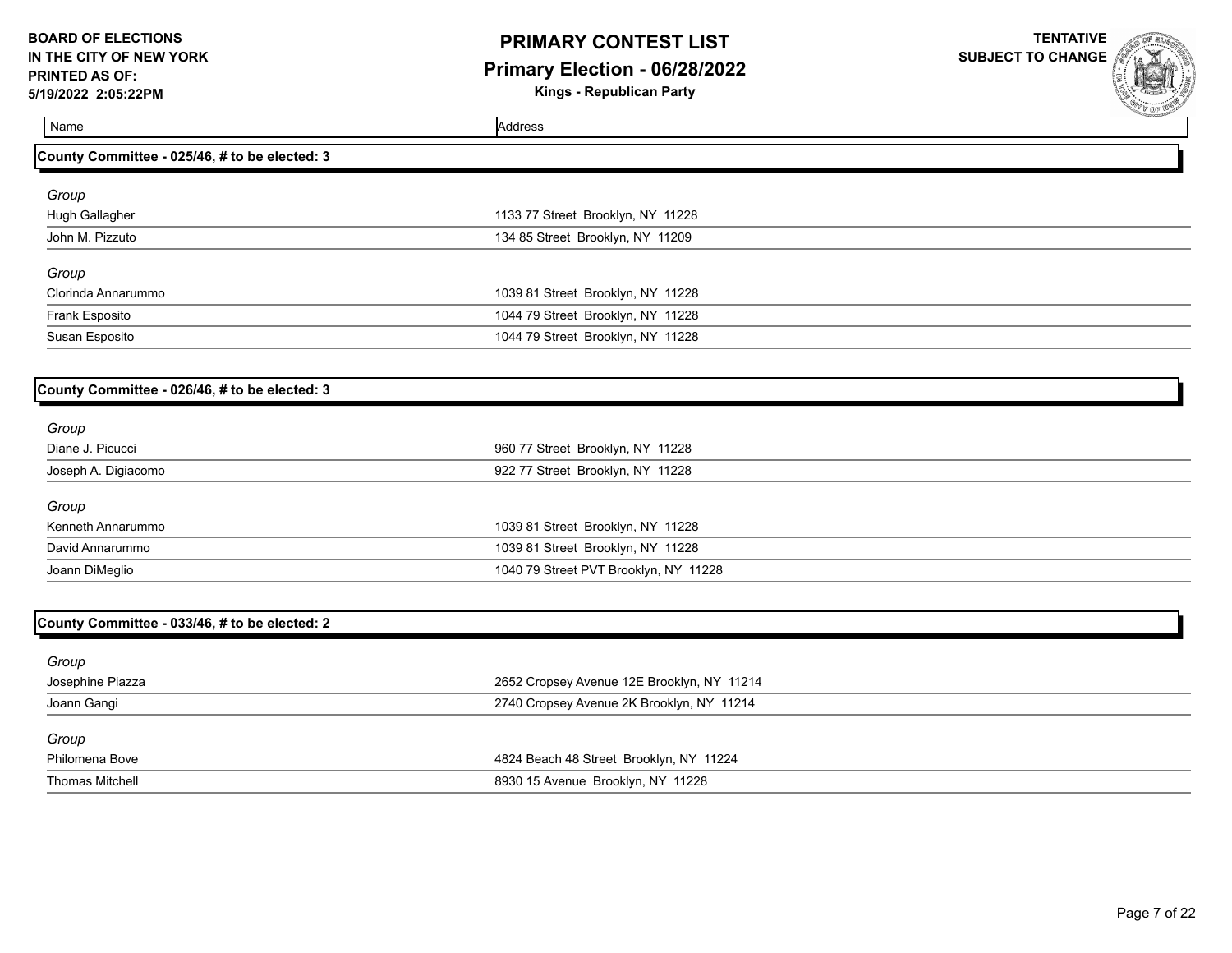BOARD OF ELECTIONS
IN THE CITY OF NEW YORK
PRINTED AS OF:
5/19/2022 2:05:22PM

# PRIMARY CONTEST LIST
## Primary Election - 06/28/2022
### Kings - Republican Party

TENTATIVE
SUBJECT TO CHANGE

| Name | Address |
|---|---|

### County Committee - 025/46, # to be elected: 3

| Name | Address |
|---|---|
| *Group* | |
| Hugh Gallagher | 1133 77 Street Brooklyn, NY 11228 |
| John M. Pizzuto | 134 85 Street Brooklyn, NY 11209 |
| *Group* | |
| Clorinda Annarummo | 1039 81 Street Brooklyn, NY 11228 |
| Frank Esposito | 1044 79 Street Brooklyn, NY 11228 |
| Susan Esposito | 1044 79 Street Brooklyn, NY 11228 |

### County Committee - 026/46, # to be elected: 3

| Name | Address |
|---|---|
| *Group* | |
| Diane J. Picucci | 960 77 Street Brooklyn, NY 11228 |
| Joseph A. Digiacomo | 922 77 Street Brooklyn, NY 11228 |
| *Group* | |
| Kenneth Annarummo | 1039 81 Street Brooklyn, NY 11228 |
| David Annarummo | 1039 81 Street Brooklyn, NY 11228 |
| Joann DiMeglio | 1040 79 Street PVT Brooklyn, NY 11228 |

### County Committee - 033/46, # to be elected: 2

| Name | Address |
|---|---|
| *Group* | |
| Josephine Piazza | 2652 Cropsey Avenue 12E Brooklyn, NY 11214 |
| Joann Gangi | 2740 Cropsey Avenue 2K Brooklyn, NY 11214 |
| *Group* | |
| Philomena Bove | 4824 Beach 48 Street Brooklyn, NY 11224 |
| Thomas Mitchell | 8930 15 Avenue Brooklyn, NY 11228 |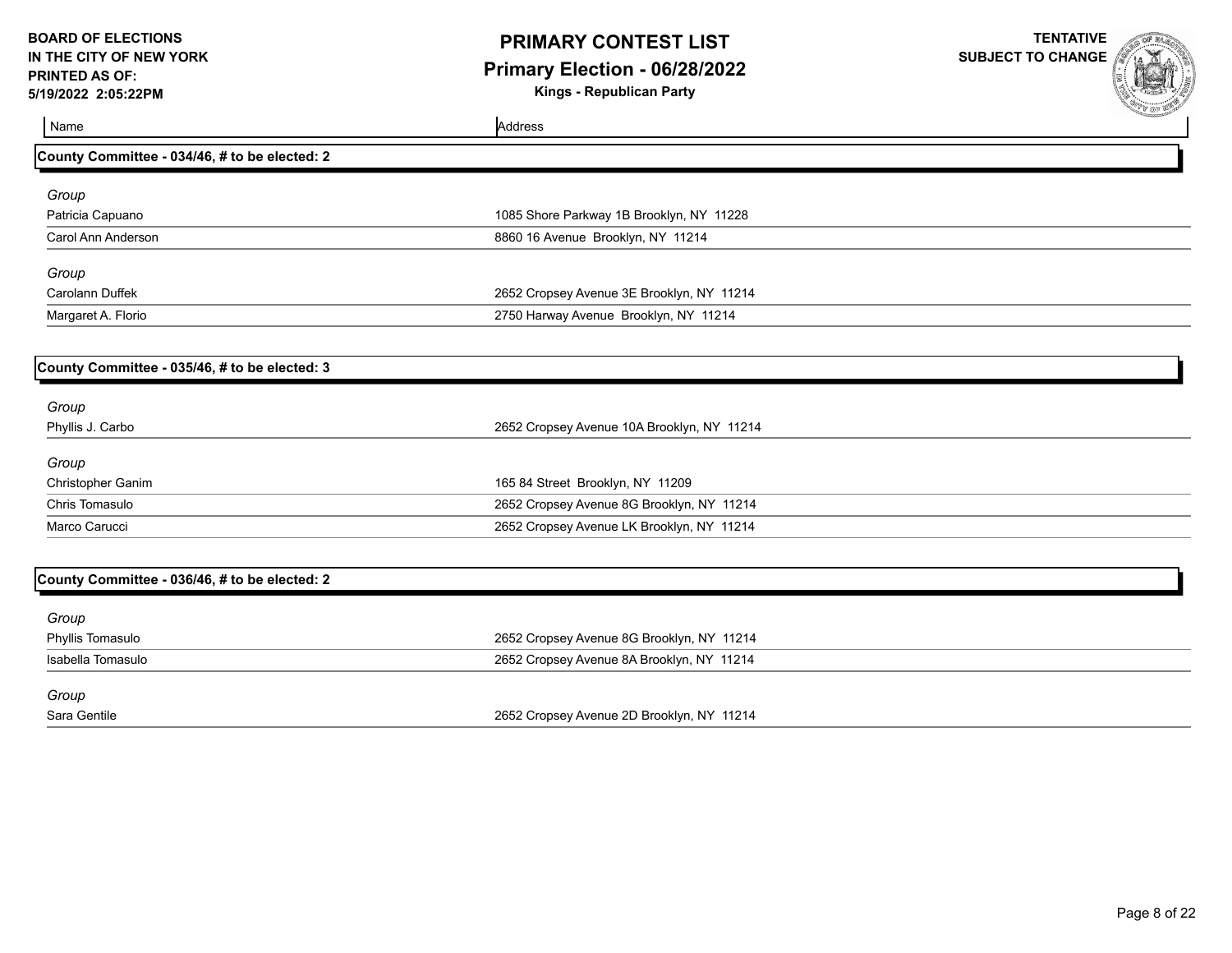**BOARD OF ELECTIONS IN THE CITY OF NEW YORK PRINTED AS OF: 5/19/2022 2:05:22PM**

# PRIMARY CONTEST LIST

## Primary Election - 06/28/2022

**Kings - Republican Party**

**TENTATIVE SUBJECT TO CHANGE**

| Name | Address |
|---|---|

### County Committee - 034/46, # to be elected: 2

*Group*

| Name | Address |
|---|---|
| Patricia Capuano | 1085 Shore Parkway 1B Brooklyn, NY 11228 |
| Carol Ann Anderson | 8860 16 Avenue Brooklyn, NY 11214 |

*Group*

| Name | Address |
|---|---|
| Carolann Duffek | 2652 Cropsey Avenue 3E Brooklyn, NY 11214 |
| Margaret A. Florio | 2750 Harway Avenue Brooklyn, NY 11214 |

### County Committee - 035/46, # to be elected: 3

*Group*

| Name | Address |
|---|---|
| Phyllis J. Carbo | 2652 Cropsey Avenue 10A Brooklyn, NY 11214 |

*Group*

| Name | Address |
|---|---|
| Christopher Ganim | 165 84 Street Brooklyn, NY 11209 |
| Chris Tomasulo | 2652 Cropsey Avenue 8G Brooklyn, NY 11214 |
| Marco Carucci | 2652 Cropsey Avenue LK Brooklyn, NY 11214 |

### County Committee - 036/46, # to be elected: 2

*Group*

| Name | Address |
|---|---|
| Phyllis Tomasulo | 2652 Cropsey Avenue 8G Brooklyn, NY 11214 |
| Isabella Tomasulo | 2652 Cropsey Avenue 8A Brooklyn, NY 11214 |

*Group*

| Name | Address |
|---|---|
| Sara Gentile | 2652 Cropsey Avenue 2D Brooklyn, NY 11214 |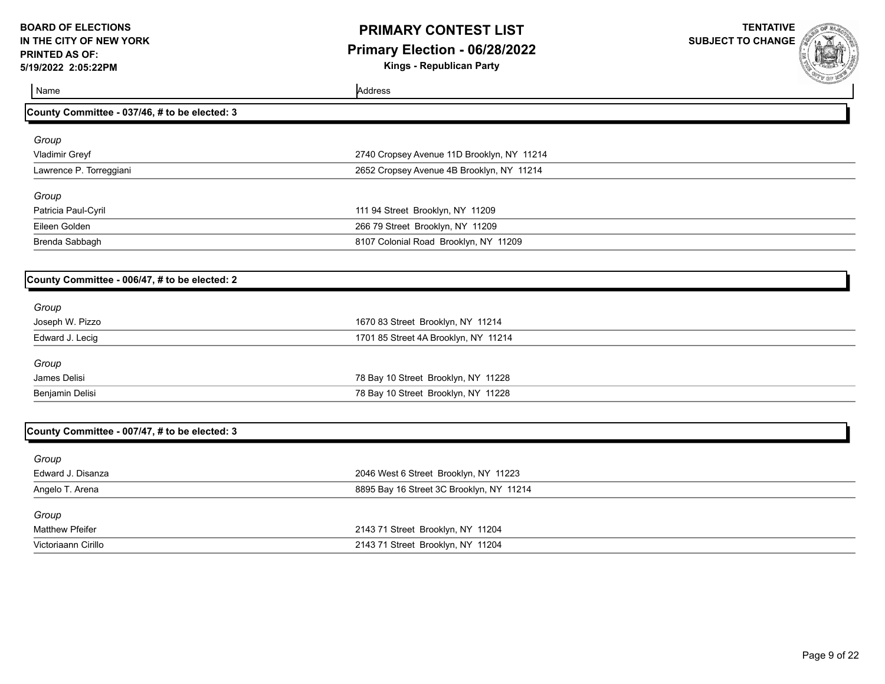**BOARD OF ELECTIONS IN THE CITY OF NEW YORK PRINTED AS OF: 5/19/2022 2:05:22PM**

# PRIMARY CONTEST LIST

## Primary Election - 06/28/2022

**Kings - Republican Party**

**TENTATIVE SUBJECT TO CHANGE**

| Name | Address |
|---|---|

### County Committee - 037/46, # to be elected: 3

*Group*

| Name | Address |
|---|---|
| Vladimir Greyf | 2740 Cropsey Avenue 11D Brooklyn, NY 11214 |
| Lawrence P. Torreggiani | 2652 Cropsey Avenue 4B Brooklyn, NY 11214 |

*Group*

| Name | Address |
|---|---|
| Patricia Paul-Cyril | 111 94 Street Brooklyn, NY 11209 |
| Eileen Golden | 266 79 Street Brooklyn, NY 11209 |
| Brenda Sabbagh | 8107 Colonial Road Brooklyn, NY 11209 |

### County Committee - 006/47, # to be elected: 2

*Group*

| Name | Address |
|---|---|
| Joseph W. Pizzo | 1670 83 Street Brooklyn, NY 11214 |
| Edward J. Lecig | 1701 85 Street 4A Brooklyn, NY 11214 |

*Group*

| Name | Address |
|---|---|
| James Delisi | 78 Bay 10 Street Brooklyn, NY 11228 |
| Benjamin Delisi | 78 Bay 10 Street Brooklyn, NY 11228 |

### County Committee - 007/47, # to be elected: 3

*Group*

| Name | Address |
|---|---|
| Edward J. Disanza | 2046 West 6 Street Brooklyn, NY 11223 |
| Angelo T. Arena | 8895 Bay 16 Street 3C Brooklyn, NY 11214 |

*Group*

| Name | Address |
|---|---|
| Matthew Pfeifer | 2143 71 Street Brooklyn, NY 11204 |
| Victoriaann Cirillo | 2143 71 Street Brooklyn, NY 11204 |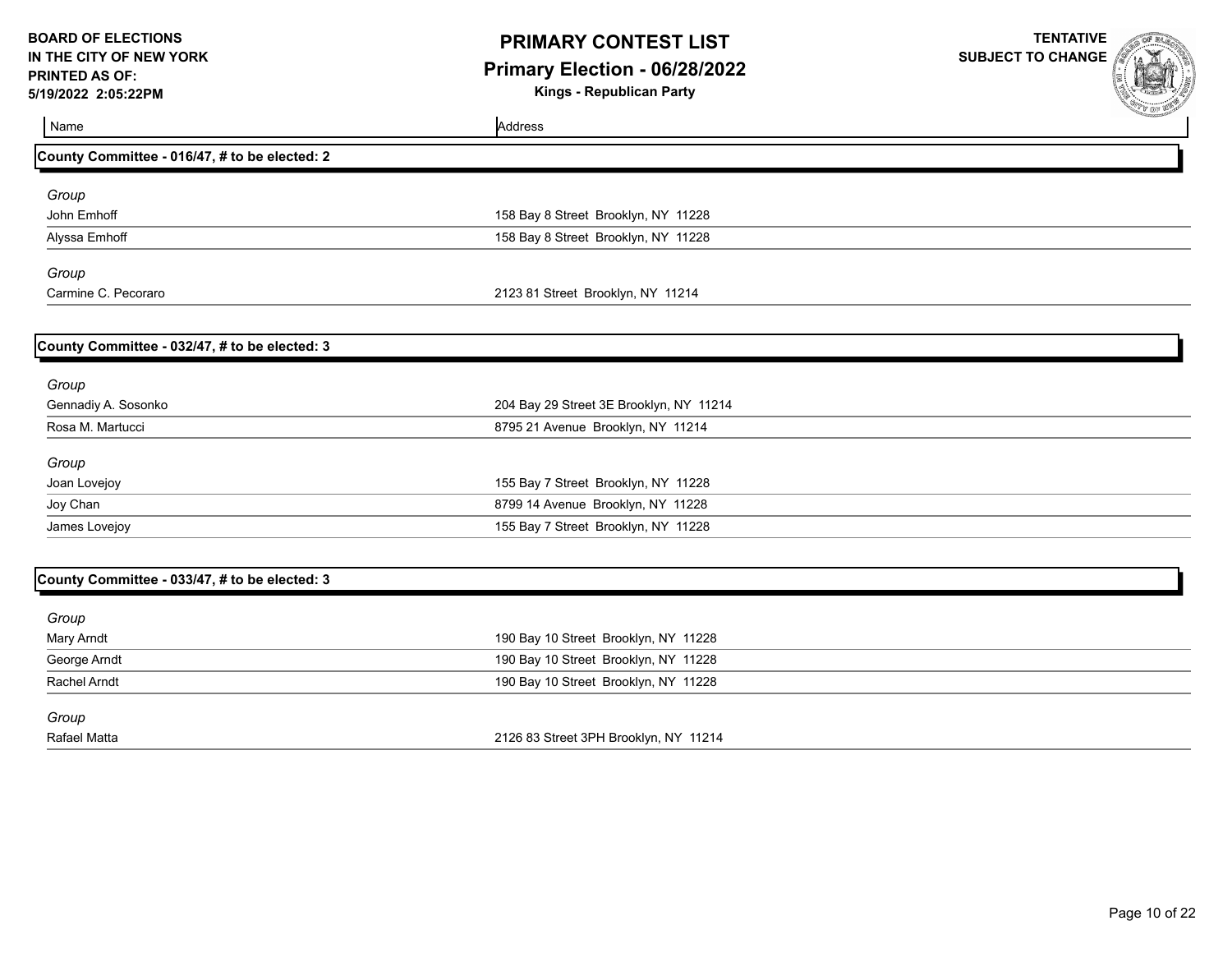**BOARD OF ELECTIONS IN THE CITY OF NEW YORK**
**PRINTED AS OF: 5/19/2022 2:05:22PM**

# PRIMARY CONTEST LIST
## Primary Election - 06/28/2022
### Kings - Republican Party

**TENTATIVE SUBJECT TO CHANGE**

| Name | Address |
|---|---|

### County Committee - 016/47, # to be elected: 2

*Group*

| Name | Address |
|---|---|
| John Emhoff | 158 Bay 8 Street Brooklyn, NY 11228 |
| Alyssa Emhoff | 158 Bay 8 Street Brooklyn, NY 11228 |

*Group*

| Name | Address |
|---|---|
| Carmine C. Pecoraro | 2123 81 Street Brooklyn, NY 11214 |

### County Committee - 032/47, # to be elected: 3

*Group*

| Name | Address |
|---|---|
| Gennadiy A. Sosonko | 204 Bay 29 Street 3E Brooklyn, NY 11214 |
| Rosa M. Martucci | 8795 21 Avenue Brooklyn, NY 11214 |

*Group*

| Name | Address |
|---|---|
| Joan Lovejoy | 155 Bay 7 Street Brooklyn, NY 11228 |
| Joy Chan | 8799 14 Avenue Brooklyn, NY 11228 |
| James Lovejoy | 155 Bay 7 Street Brooklyn, NY 11228 |

### County Committee - 033/47, # to be elected: 3

*Group*

| Name | Address |
|---|---|
| Mary Arndt | 190 Bay 10 Street Brooklyn, NY 11228 |
| George Arndt | 190 Bay 10 Street Brooklyn, NY 11228 |
| Rachel Arndt | 190 Bay 10 Street Brooklyn, NY 11228 |

*Group*

| Name | Address |
|---|---|
| Rafael Matta | 2126 83 Street 3PH Brooklyn, NY 11214 |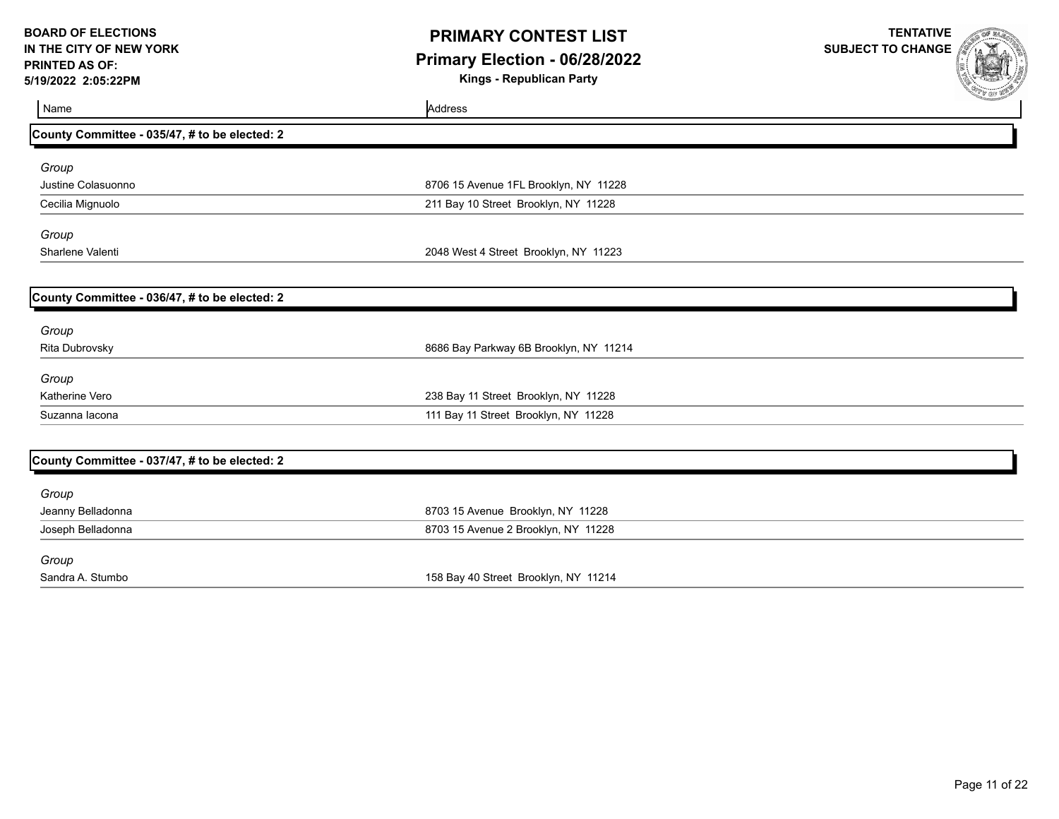BOARD OF ELECTIONS
IN THE CITY OF NEW YORK
PRINTED AS OF:
5/19/2022 2:05:22PM

# PRIMARY CONTEST LIST
## Primary Election - 06/28/2022
**Kings - Republican Party**

TENTATIVE
SUBJECT TO CHANGE

| Name | Address |
|---|---|

### County Committee - 035/47, # to be elected: 2

*Group*

| Name | Address |
|---|---|
| Justine Colasuonno | 8706 15 Avenue 1FL Brooklyn, NY 11228 |
| Cecilia Mignuolo | 211 Bay 10 Street Brooklyn, NY 11228 |

*Group*

| Name | Address |
|---|---|
| Sharlene Valenti | 2048 West 4 Street Brooklyn, NY 11223 |

### County Committee - 036/47, # to be elected: 2

*Group*

| Name | Address |
|---|---|
| Rita Dubrovsky | 8686 Bay Parkway 6B Brooklyn, NY 11214 |

*Group*

| Name | Address |
|---|---|
| Katherine Vero | 238 Bay 11 Street Brooklyn, NY 11228 |
| Suzanna Iacona | 111 Bay 11 Street Brooklyn, NY 11228 |

### County Committee - 037/47, # to be elected: 2

*Group*

| Name | Address |
|---|---|
| Jeanny Belladonna | 8703 15 Avenue Brooklyn, NY 11228 |
| Joseph Belladonna | 8703 15 Avenue 2 Brooklyn, NY 11228 |

*Group*

| Name | Address |
|---|---|
| Sandra A. Stumbo | 158 Bay 40 Street Brooklyn, NY 11214 |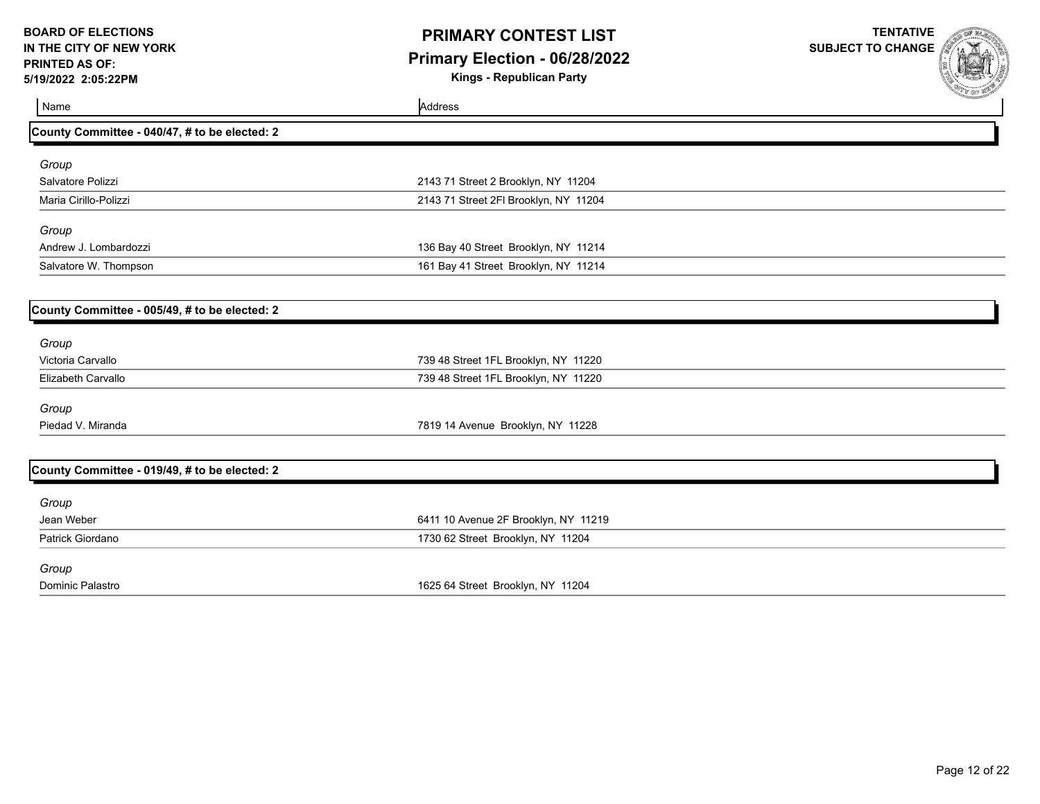**BOARD OF ELECTIONS IN THE CITY OF NEW YORK**
**PRINTED AS OF: 5/19/2022 2:05:22PM**

# PRIMARY CONTEST LIST
## Primary Election - 06/28/2022
### Kings - Republican Party

**TENTATIVE SUBJECT TO CHANGE**

### County Committee - 040/47, # to be elected: 2

| Name | Address |
| --- | --- |
| *Group* | |
| Salvatore Polizzi | 2143 71 Street 2 Brooklyn, NY 11204 |
| Maria Cirillo-Polizzi | 2143 71 Street 2Fl Brooklyn, NY 11204 |
| *Group* | |
| Andrew J. Lombardozzi | 136 Bay 40 Street Brooklyn, NY 11214 |
| Salvatore W. Thompson | 161 Bay 41 Street Brooklyn, NY 11214 |

### County Committee - 005/49, # to be elected: 2

| Name | Address |
| --- | --- |
| *Group* | |
| Victoria Carvallo | 739 48 Street 1FL Brooklyn, NY 11220 |
| Elizabeth Carvallo | 739 48 Street 1FL Brooklyn, NY 11220 |
| *Group* | |
| Piedad V. Miranda | 7819 14 Avenue Brooklyn, NY 11228 |

### County Committee - 019/49, # to be elected: 2

| Name | Address |
| --- | --- |
| *Group* | |
| Jean Weber | 6411 10 Avenue 2F Brooklyn, NY 11219 |
| Patrick Giordano | 1730 62 Street Brooklyn, NY 11204 |
| *Group* | |
| Dominic Palastro | 1625 64 Street Brooklyn, NY 11204 |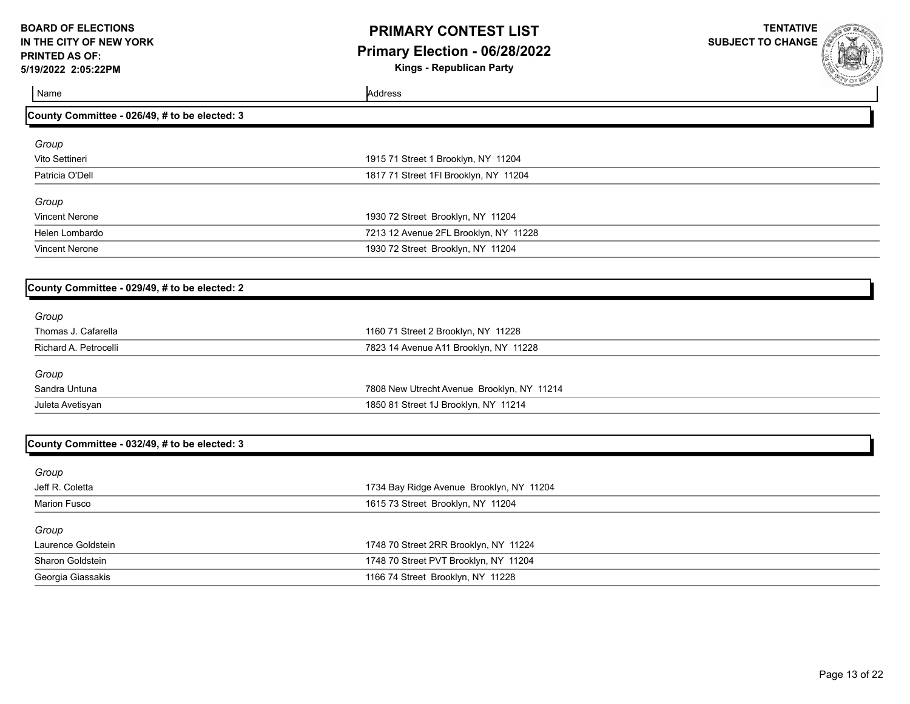**BOARD OF ELECTIONS**
**IN THE CITY OF NEW YORK**
**PRINTED AS OF:**
**5/19/2022 2:05:22PM**

# PRIMARY CONTEST LIST
## Primary Election - 06/28/2022
### Kings - Republican Party

**TENTATIVE**
**SUBJECT TO CHANGE**

| Name | Address |
|---|---|

### County Committee - 026/49, # to be elected: 3

| Name | Address |
|---|---|
| *Group* | |
| Vito Settineri | 1915 71 Street 1 Brooklyn, NY 11204 |
| Patricia O'Dell | 1817 71 Street 1Fl Brooklyn, NY 11204 |
| *Group* | |
| Vincent Nerone | 1930 72 Street Brooklyn, NY 11204 |
| Helen Lombardo | 7213 12 Avenue 2FL Brooklyn, NY 11228 |
| Vincent Nerone | 1930 72 Street Brooklyn, NY 11204 |

### County Committee - 029/49, # to be elected: 2

| Name | Address |
|---|---|
| *Group* | |
| Thomas J. Cafarella | 1160 71 Street 2 Brooklyn, NY 11228 |
| Richard A. Petrocelli | 7823 14 Avenue A11 Brooklyn, NY 11228 |
| *Group* | |
| Sandra Untuna | 7808 New Utrecht Avenue Brooklyn, NY 11214 |
| Juleta Avetisyan | 1850 81 Street 1J Brooklyn, NY 11214 |

### County Committee - 032/49, # to be elected: 3

| Name | Address |
|---|---|
| *Group* | |
| Jeff R. Coletta | 1734 Bay Ridge Avenue Brooklyn, NY 11204 |
| Marion Fusco | 1615 73 Street Brooklyn, NY 11204 |
| *Group* | |
| Laurence Goldstein | 1748 70 Street 2RR Brooklyn, NY 11224 |
| Sharon Goldstein | 1748 70 Street PVT Brooklyn, NY 11204 |
| Georgia Giassakis | 1166 74 Street Brooklyn, NY 11228 |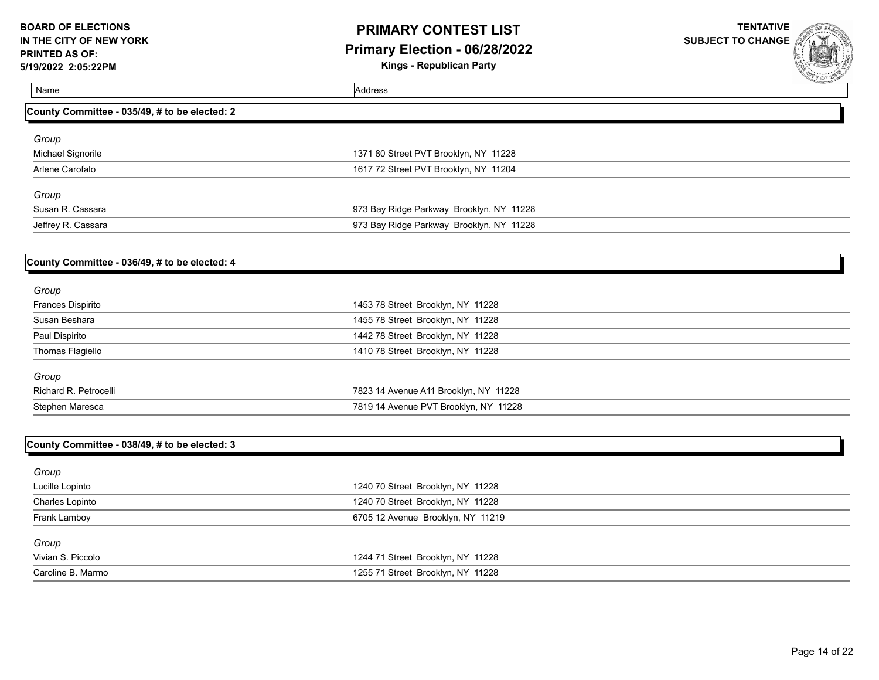**BOARD OF ELECTIONS IN THE CITY OF NEW YORK**
**PRINTED AS OF: 5/19/2022 2:05:22PM**

# PRIMARY CONTEST LIST
## Primary Election - 06/28/2022
**Kings - Republican Party**

**TENTATIVE SUBJECT TO CHANGE**

| Name | Address |
|---|---|

### County Committee - 035/49, # to be elected: 2

*Group*

| Name | Address |
|---|---|
| Michael Signorile | 1371 80 Street PVT Brooklyn, NY 11228 |
| Arlene Carofalo | 1617 72 Street PVT Brooklyn, NY 11204 |

*Group*

| Name | Address |
|---|---|
| Susan R. Cassara | 973 Bay Ridge Parkway Brooklyn, NY 11228 |
| Jeffrey R. Cassara | 973 Bay Ridge Parkway Brooklyn, NY 11228 |

### County Committee - 036/49, # to be elected: 4

*Group*

| Name | Address |
|---|---|
| Frances Dispirito | 1453 78 Street Brooklyn, NY 11228 |
| Susan Beshara | 1455 78 Street Brooklyn, NY 11228 |
| Paul Dispirito | 1442 78 Street Brooklyn, NY 11228 |
| Thomas Flagiello | 1410 78 Street Brooklyn, NY 11228 |

*Group*

| Name | Address |
|---|---|
| Richard R. Petrocelli | 7823 14 Avenue A11 Brooklyn, NY 11228 |
| Stephen Maresca | 7819 14 Avenue PVT Brooklyn, NY 11228 |

### County Committee - 038/49, # to be elected: 3

*Group*

| Name | Address |
|---|---|
| Lucille Lopinto | 1240 70 Street Brooklyn, NY 11228 |
| Charles Lopinto | 1240 70 Street Brooklyn, NY 11228 |
| Frank Lamboy | 6705 12 Avenue Brooklyn, NY 11219 |

*Group*

| Name | Address |
|---|---|
| Vivian S. Piccolo | 1244 71 Street Brooklyn, NY 11228 |
| Caroline B. Marmo | 1255 71 Street Brooklyn, NY 11228 |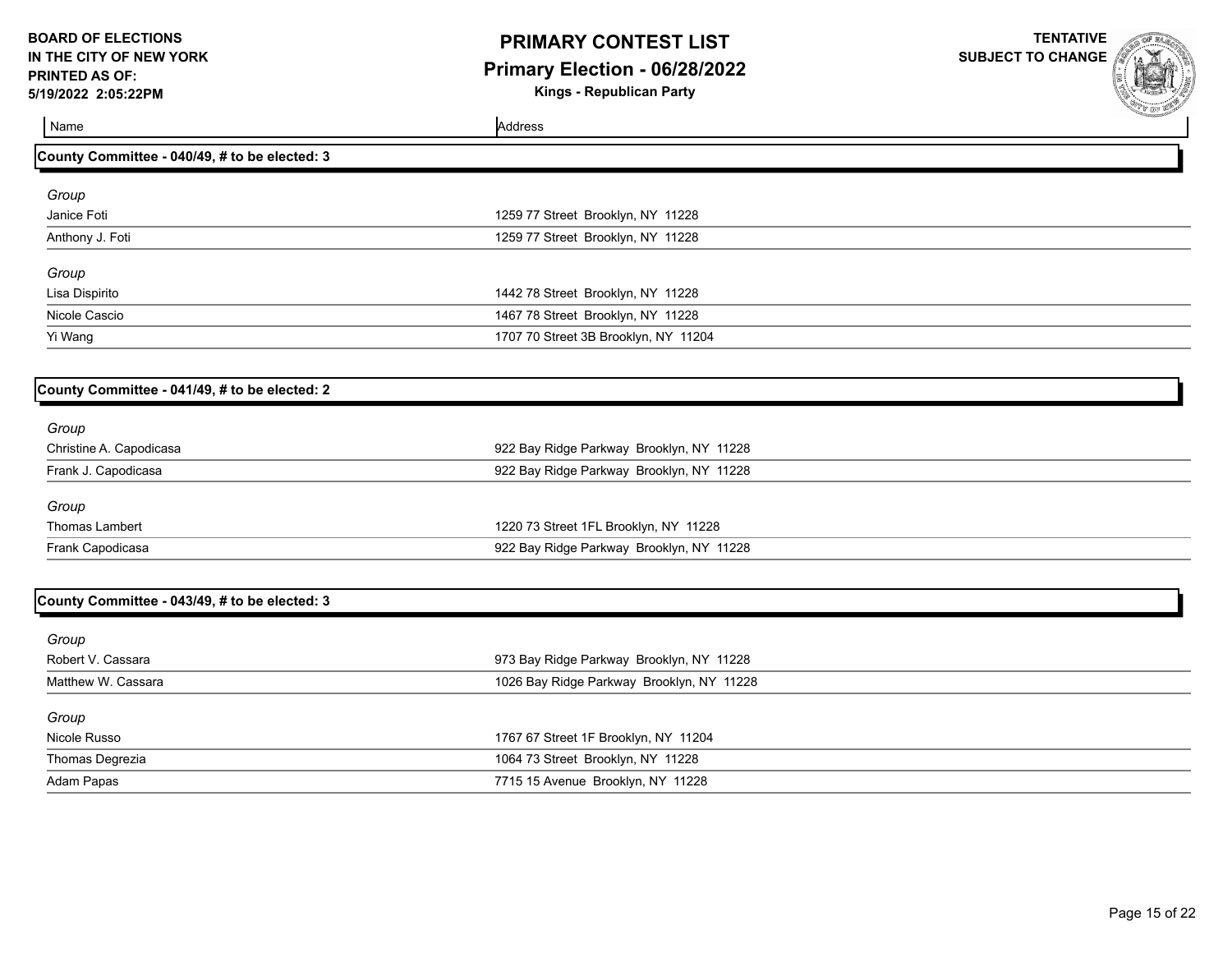**BOARD OF ELECTIONS IN THE CITY OF NEW YORK**
**PRINTED AS OF:**
**5/19/2022 2:05:22PM**

# PRIMARY CONTEST LIST

## Primary Election - 06/28/2022

**Kings - Republican Party**

**TENTATIVE SUBJECT TO CHANGE**

| Name | Address |
| --- | --- |

### County Committee - 040/49, # to be elected: 3

| Name | Address |
| --- | --- |
| *Group* | |
| Janice Foti | 1259 77 Street Brooklyn, NY 11228 |
| Anthony J. Foti | 1259 77 Street Brooklyn, NY 11228 |
| *Group* | |
| Lisa Dispirito | 1442 78 Street Brooklyn, NY 11228 |
| Nicole Cascio | 1467 78 Street Brooklyn, NY 11228 |
| Yi Wang | 1707 70 Street 3B Brooklyn, NY 11204 |

### County Committee - 041/49, # to be elected: 2

| Name | Address |
| --- | --- |
| *Group* | |
| Christine A. Capodicasa | 922 Bay Ridge Parkway Brooklyn, NY 11228 |
| Frank J. Capodicasa | 922 Bay Ridge Parkway Brooklyn, NY 11228 |
| *Group* | |
| Thomas Lambert | 1220 73 Street 1FL Brooklyn, NY 11228 |
| Frank Capodicasa | 922 Bay Ridge Parkway Brooklyn, NY 11228 |

### County Committee - 043/49, # to be elected: 3

| Name | Address |
| --- | --- |
| *Group* | |
| Robert V. Cassara | 973 Bay Ridge Parkway Brooklyn, NY 11228 |
| Matthew W. Cassara | 1026 Bay Ridge Parkway Brooklyn, NY 11228 |
| *Group* | |
| Nicole Russo | 1767 67 Street 1F Brooklyn, NY 11204 |
| Thomas Degrezia | 1064 73 Street Brooklyn, NY 11228 |
| Adam Papas | 7715 15 Avenue Brooklyn, NY 11228 |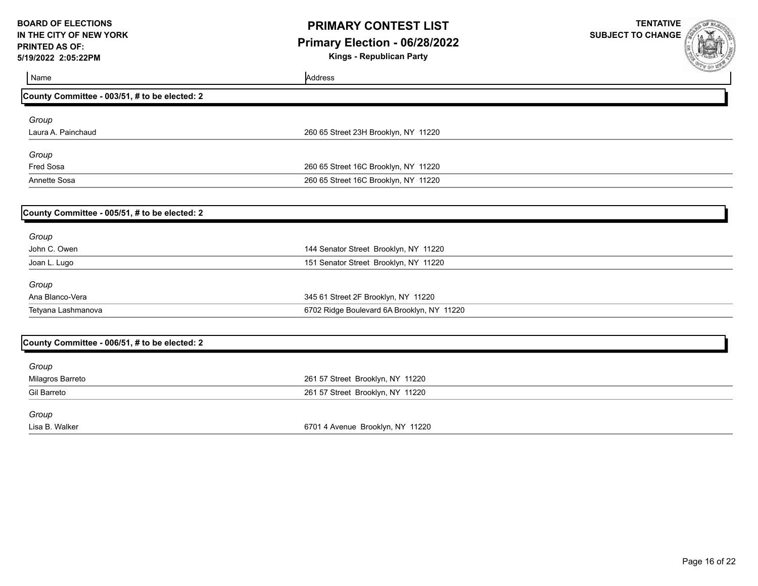**BOARD OF ELECTIONS IN THE CITY OF NEW YORK**
**PRINTED AS OF: 5/19/2022 2:05:22PM**

# PRIMARY CONTEST LIST

## Primary Election - 06/28/2022

**Kings - Republican Party**

**TENTATIVE SUBJECT TO CHANGE**

| Name | Address |
| --- | --- |

### County Committee - 003/51, # to be elected: 2

| Name | Address |
| --- | --- |
| *Group* | |
| Laura A. Painchaud | 260 65 Street 23H Brooklyn, NY 11220 |
| *Group* | |
| Fred Sosa | 260 65 Street 16C Brooklyn, NY 11220 |
| Annette Sosa | 260 65 Street 16C Brooklyn, NY 11220 |

### County Committee - 005/51, # to be elected: 2

| Name | Address |
| --- | --- |
| *Group* | |
| John C. Owen | 144 Senator Street Brooklyn, NY 11220 |
| Joan L. Lugo | 151 Senator Street Brooklyn, NY 11220 |
| *Group* | |
| Ana Blanco-Vera | 345 61 Street 2F Brooklyn, NY 11220 |
| Tetyana Lashmanova | 6702 Ridge Boulevard 6A Brooklyn, NY 11220 |

### County Committee - 006/51, # to be elected: 2

| Name | Address |
| --- | --- |
| *Group* | |
| Milagros Barreto | 261 57 Street Brooklyn, NY 11220 |
| Gil Barreto | 261 57 Street Brooklyn, NY 11220 |
| *Group* | |
| Lisa B. Walker | 6701 4 Avenue Brooklyn, NY 11220 |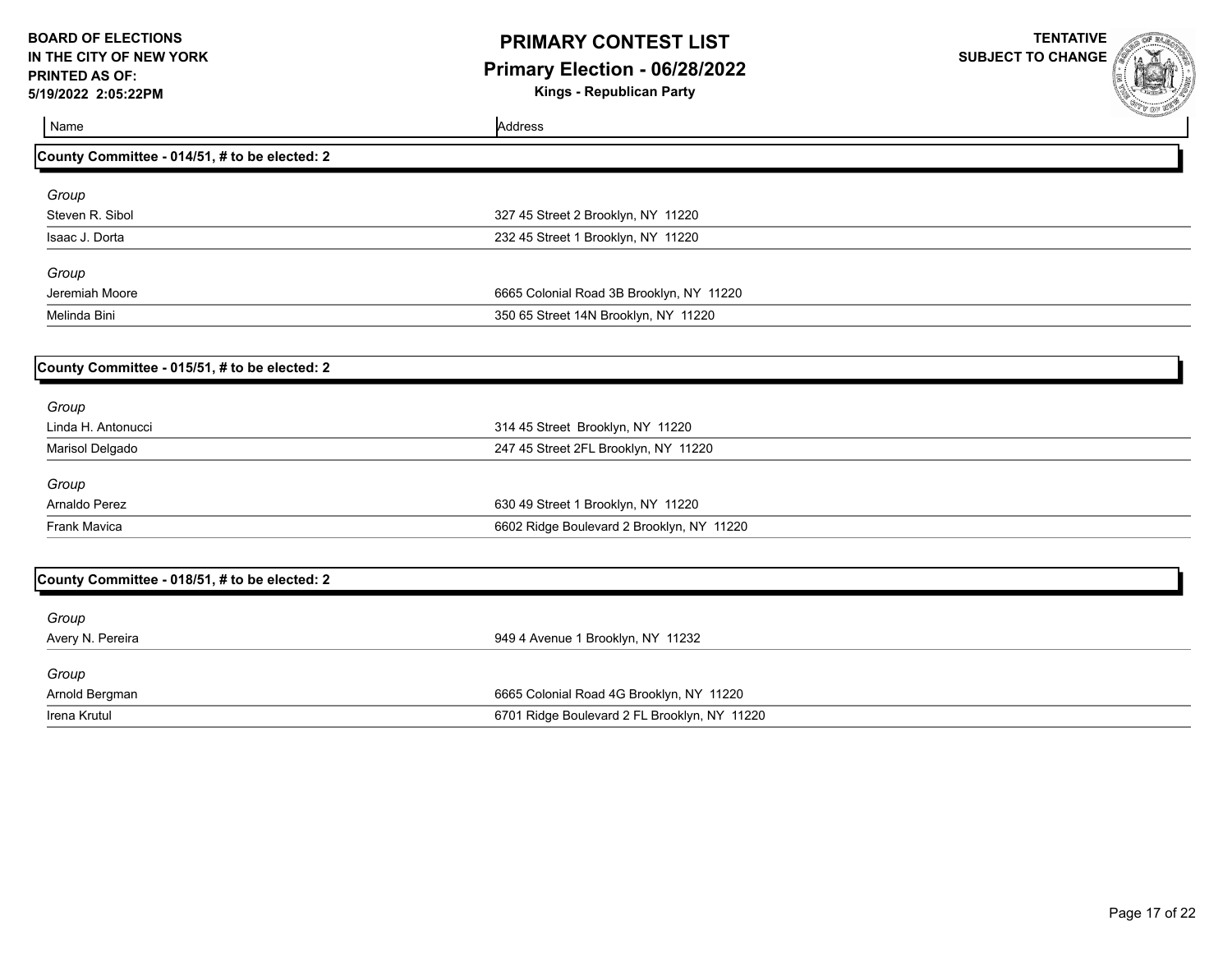**BOARD OF ELECTIONS IN THE CITY OF NEW YORK**
**PRINTED AS OF: 5/19/2022 2:05:22PM**

# PRIMARY CONTEST LIST
## Primary Election - 06/28/2022
### Kings - Republican Party

**TENTATIVE SUBJECT TO CHANGE**

| Name | Address |
|---|---|

### County Committee - 014/51, # to be elected: 2

*Group*

| | |
|---|---|
| Steven R. Sibol | 327 45 Street 2 Brooklyn, NY 11220 |
| Isaac J. Dorta | 232 45 Street 1 Brooklyn, NY 11220 |

*Group*

| | |
|---|---|
| Jeremiah Moore | 6665 Colonial Road 3B Brooklyn, NY 11220 |
| Melinda Bini | 350 65 Street 14N Brooklyn, NY 11220 |

### County Committee - 015/51, # to be elected: 2

*Group*

| | |
|---|---|
| Linda H. Antonucci | 314 45 Street Brooklyn, NY 11220 |
| Marisol Delgado | 247 45 Street 2FL Brooklyn, NY 11220 |

*Group*

| | |
|---|---|
| Arnaldo Perez | 630 49 Street 1 Brooklyn, NY 11220 |
| Frank Mavica | 6602 Ridge Boulevard 2 Brooklyn, NY 11220 |

### County Committee - 018/51, # to be elected: 2

*Group*

| | |
|---|---|
| Avery N. Pereira | 949 4 Avenue 1 Brooklyn, NY 11232 |

*Group*

| | |
|---|---|
| Arnold Bergman | 6665 Colonial Road 4G Brooklyn, NY 11220 |
| Irena Krutul | 6701 Ridge Boulevard 2 FL Brooklyn, NY 11220 |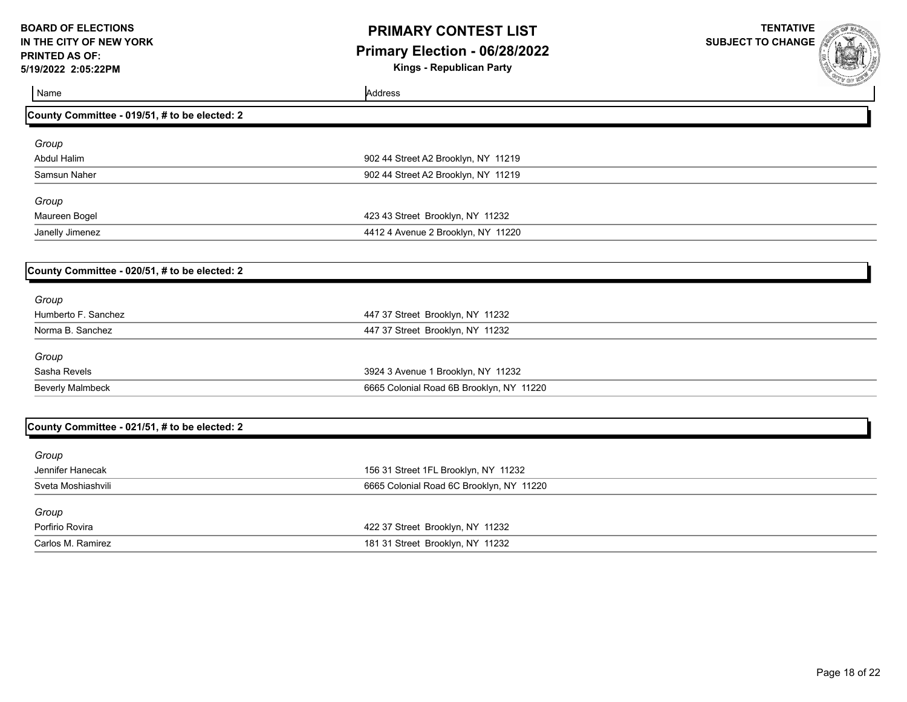**BOARD OF ELECTIONS IN THE CITY OF NEW YORK**
**PRINTED AS OF: 5/19/2022 2:05:22PM**

# PRIMARY CONTEST LIST
## Primary Election - 06/28/2022
### Kings - Republican Party

**TENTATIVE SUBJECT TO CHANGE**

| Name | Address |
|---|---|

### County Committee - 019/51, # to be elected: 2

*Group*

| Name | Address |
|---|---|
| Abdul Halim | 902 44 Street A2 Brooklyn, NY 11219 |
| Samsun Naher | 902 44 Street A2 Brooklyn, NY 11219 |

*Group*

| Name | Address |
|---|---|
| Maureen Bogel | 423 43 Street Brooklyn, NY 11232 |
| Janelly Jimenez | 4412 4 Avenue 2 Brooklyn, NY 11220 |

### County Committee - 020/51, # to be elected: 2

*Group*

| Name | Address |
|---|---|
| Humberto F. Sanchez | 447 37 Street Brooklyn, NY 11232 |
| Norma B. Sanchez | 447 37 Street Brooklyn, NY 11232 |

*Group*

| Name | Address |
|---|---|
| Sasha Revels | 3924 3 Avenue 1 Brooklyn, NY 11232 |
| Beverly Malmbeck | 6665 Colonial Road 6B Brooklyn, NY 11220 |

### County Committee - 021/51, # to be elected: 2

*Group*

| Name | Address |
|---|---|
| Jennifer Hanecak | 156 31 Street 1FL Brooklyn, NY 11232 |
| Sveta Moshiashvili | 6665 Colonial Road 6C Brooklyn, NY 11220 |

*Group*

| Name | Address |
|---|---|
| Porfirio Rovira | 422 37 Street Brooklyn, NY 11232 |
| Carlos M. Ramirez | 181 31 Street Brooklyn, NY 11232 |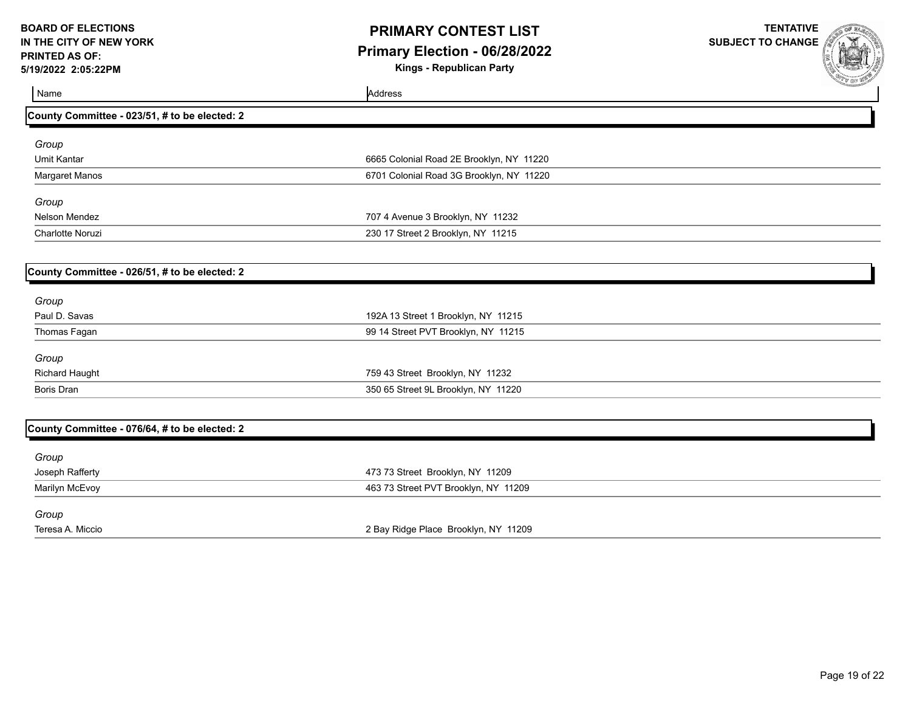# PRIMARY CONTEST LIST

## Primary Election - 06/28/2022

**Kings - Republican Party**

BOARD OF ELECTIONS IN THE CITY OF NEW YORK
PRINTED AS OF: 5/19/2022 2:05:22PM

TENTATIVE SUBJECT TO CHANGE

### County Committee - 023/51, # to be elected: 2

| Name | Address |
|---|---|
| *Group* | |
| Umit Kantar | 6665 Colonial Road 2E Brooklyn, NY 11220 |
| Margaret Manos | 6701 Colonial Road 3G Brooklyn, NY 11220 |
| *Group* | |
| Nelson Mendez | 707 4 Avenue 3 Brooklyn, NY 11232 |
| Charlotte Noruzi | 230 17 Street 2 Brooklyn, NY 11215 |

### County Committee - 026/51, # to be elected: 2

| Name | Address |
|---|---|
| *Group* | |
| Paul D. Savas | 192A 13 Street 1 Brooklyn, NY 11215 |
| Thomas Fagan | 99 14 Street PVT Brooklyn, NY 11215 |
| *Group* | |
| Richard Haught | 759 43 Street Brooklyn, NY 11232 |
| Boris Dran | 350 65 Street 9L Brooklyn, NY 11220 |

### County Committee - 076/64, # to be elected: 2

| Name | Address |
|---|---|
| *Group* | |
| Joseph Rafferty | 473 73 Street Brooklyn, NY 11209 |
| Marilyn McEvoy | 463 73 Street PVT Brooklyn, NY 11209 |
| *Group* | |
| Teresa A. Miccio | 2 Bay Ridge Place Brooklyn, NY 11209 |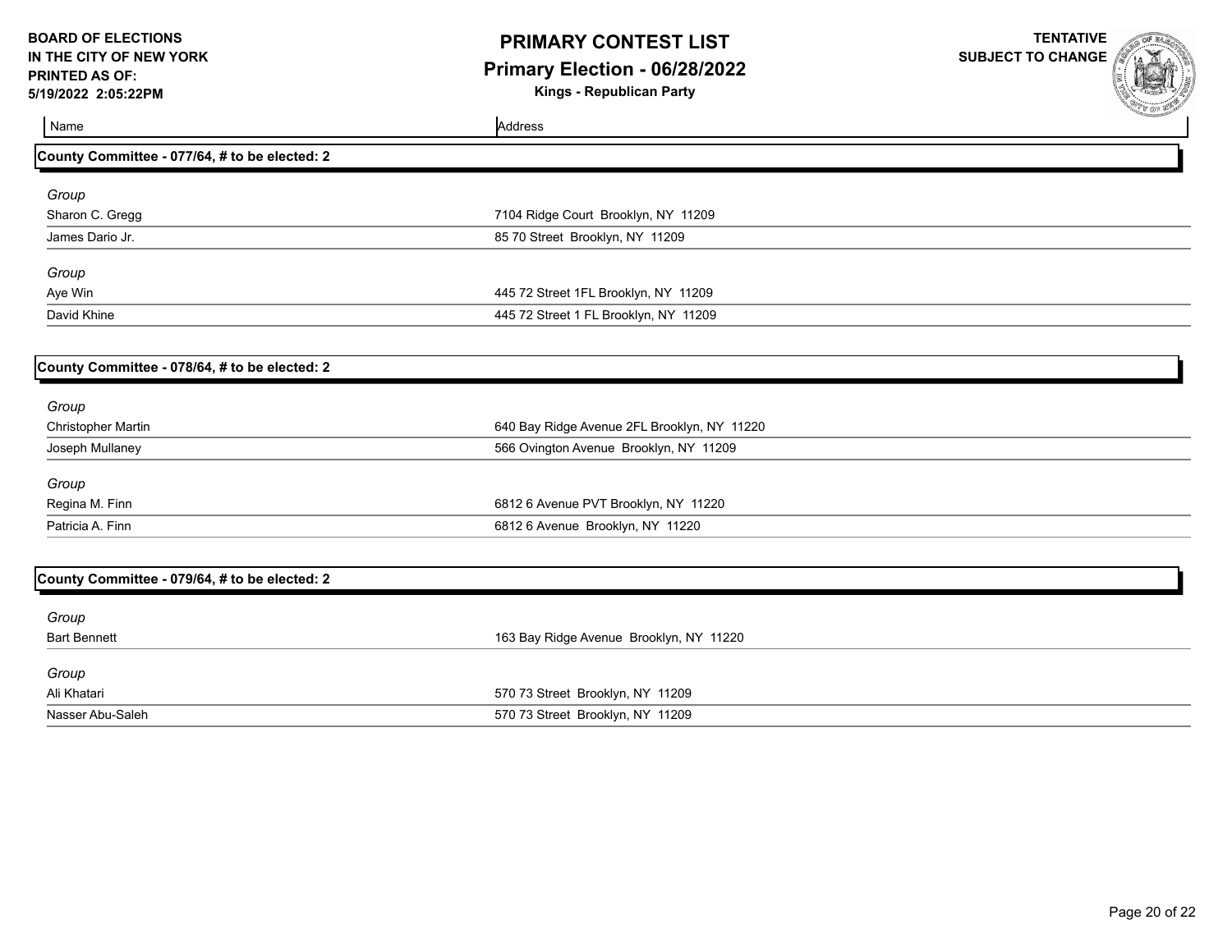**BOARD OF ELECTIONS IN THE CITY OF NEW YORK**
**PRINTED AS OF: 5/19/2022 2:05:22PM**

# PRIMARY CONTEST LIST
## Primary Election - 06/28/2022
### Kings - Republican Party

**TENTATIVE SUBJECT TO CHANGE**

| Name | Address |
|---|---|

### County Committee - 077/64, # to be elected: 2

*Group*

| Name | Address |
|---|---|
| Sharon C. Gregg | 7104 Ridge Court Brooklyn, NY 11209 |
| James Dario Jr. | 85 70 Street Brooklyn, NY 11209 |

*Group*

| Name | Address |
|---|---|
| Aye Win | 445 72 Street 1FL Brooklyn, NY 11209 |
| David Khine | 445 72 Street 1 FL Brooklyn, NY 11209 |

### County Committee - 078/64, # to be elected: 2

*Group*

| Name | Address |
|---|---|
| Christopher Martin | 640 Bay Ridge Avenue 2FL Brooklyn, NY 11220 |
| Joseph Mullaney | 566 Ovington Avenue Brooklyn, NY 11209 |

*Group*

| Name | Address |
|---|---|
| Regina M. Finn | 6812 6 Avenue PVT Brooklyn, NY 11220 |
| Patricia A. Finn | 6812 6 Avenue Brooklyn, NY 11220 |

### County Committee - 079/64, # to be elected: 2

*Group*

| Name | Address |
|---|---|
| Bart Bennett | 163 Bay Ridge Avenue Brooklyn, NY 11220 |

*Group*

| Name | Address |
|---|---|
| Ali Khatari | 570 73 Street Brooklyn, NY 11209 |
| Nasser Abu-Saleh | 570 73 Street Brooklyn, NY 11209 |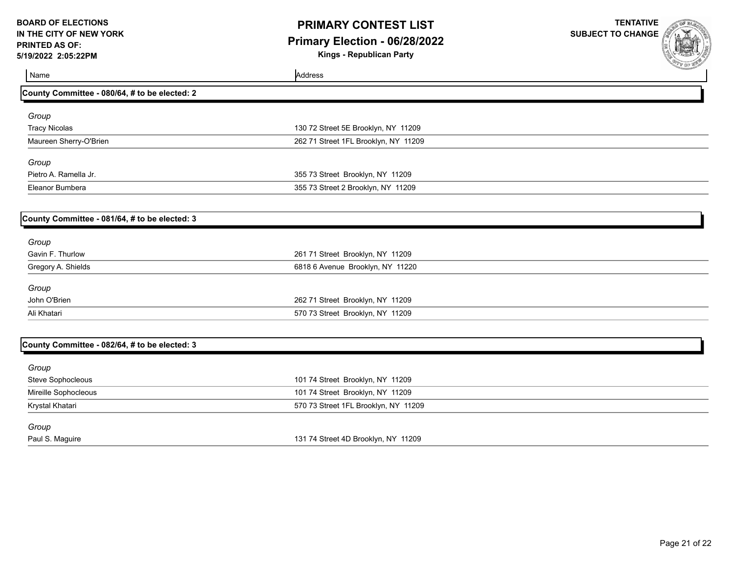**BOARD OF ELECTIONS IN THE CITY OF NEW YORK**
**PRINTED AS OF: 5/19/2022 2:05:22PM**

# PRIMARY CONTEST LIST
## Primary Election - 06/28/2022
### Kings - Republican Party

**TENTATIVE SUBJECT TO CHANGE**

| Name | Address |
| --- | --- |

### County Committee - 080/64, # to be elected: 2

*Group*

| Name | Address |
| --- | --- |
| Tracy Nicolas | 130 72 Street 5E Brooklyn, NY 11209 |
| Maureen Sherry-O'Brien | 262 71 Street 1FL Brooklyn, NY 11209 |

*Group*

| Name | Address |
| --- | --- |
| Pietro A. Ramella Jr. | 355 73 Street Brooklyn, NY 11209 |
| Eleanor Bumbera | 355 73 Street 2 Brooklyn, NY 11209 |

### County Committee - 081/64, # to be elected: 3

*Group*

| Name | Address |
| --- | --- |
| Gavin F. Thurlow | 261 71 Street Brooklyn, NY 11209 |
| Gregory A. Shields | 6818 6 Avenue Brooklyn, NY 11220 |

*Group*

| Name | Address |
| --- | --- |
| John O'Brien | 262 71 Street Brooklyn, NY 11209 |
| Ali Khatari | 570 73 Street Brooklyn, NY 11209 |

### County Committee - 082/64, # to be elected: 3

*Group*

| Name | Address |
| --- | --- |
| Steve Sophocleous | 101 74 Street Brooklyn, NY 11209 |
| Mireille Sophocleous | 101 74 Street Brooklyn, NY 11209 |
| Krystal Khatari | 570 73 Street 1FL Brooklyn, NY 11209 |

*Group*

| Name | Address |
| --- | --- |
| Paul S. Maguire | 131 74 Street 4D Brooklyn, NY 11209 |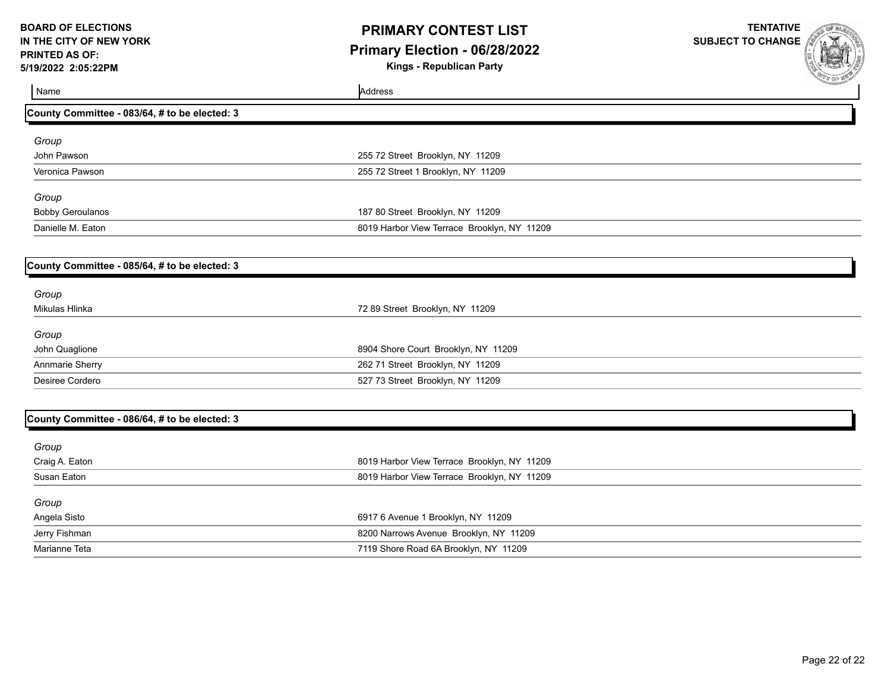# PRIMARY CONTEST LIST

## Primary Election - 06/28/2022

**Kings - Republican Party**

BOARD OF ELECTIONS IN THE CITY OF NEW YORK
PRINTED AS OF: 5/19/2022 2:05:22PM

TENTATIVE SUBJECT TO CHANGE

| Name | Address |
| --- | --- |
| **County Committee - 083/64, # to be elected: 3** | |
| *Group* | |
| John Pawson | 255 72 Street Brooklyn, NY 11209 |
| Veronica Pawson | 255 72 Street 1 Brooklyn, NY 11209 |
| *Group* | |
| Bobby Geroulanos | 187 80 Street Brooklyn, NY 11209 |
| Danielle M. Eaton | 8019 Harbor View Terrace Brooklyn, NY 11209 |
| **County Committee - 085/64, # to be elected: 3** | |
| *Group* | |
| Mikulas Hlinka | 72 89 Street Brooklyn, NY 11209 |
| *Group* | |
| John Quaglione | 8904 Shore Court Brooklyn, NY 11209 |
| Annmarie Sherry | 262 71 Street Brooklyn, NY 11209 |
| Desiree Cordero | 527 73 Street Brooklyn, NY 11209 |
| **County Committee - 086/64, # to be elected: 3** | |
| *Group* | |
| Craig A. Eaton | 8019 Harbor View Terrace Brooklyn, NY 11209 |
| Susan Eaton | 8019 Harbor View Terrace Brooklyn, NY 11209 |
| *Group* | |
| Angela Sisto | 6917 6 Avenue 1 Brooklyn, NY 11209 |
| Jerry Fishman | 8200 Narrows Avenue Brooklyn, NY 11209 |
| Marianne Teta | 7119 Shore Road 6A Brooklyn, NY 11209 |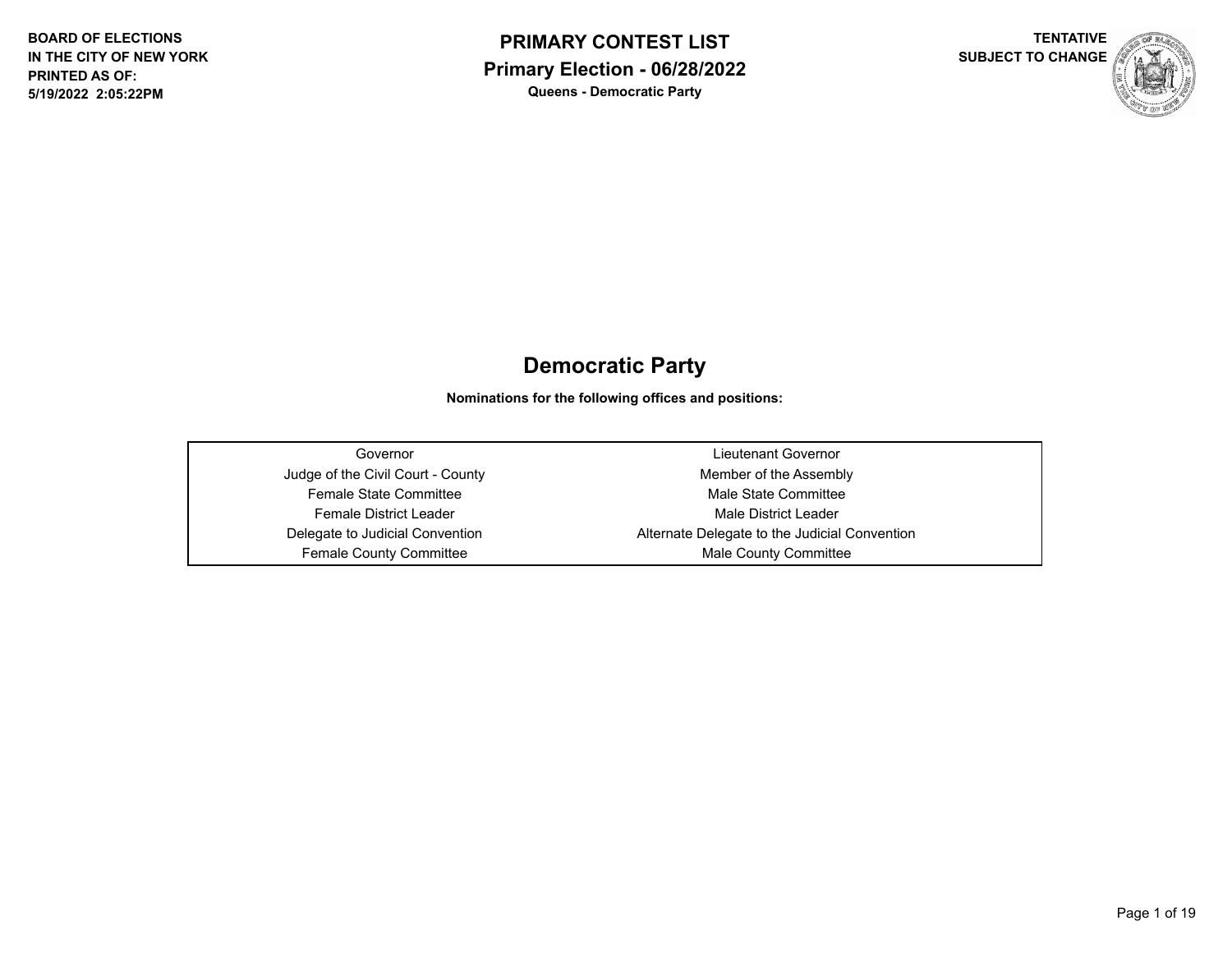BOARD OF ELECTIONS
IN THE CITY OF NEW YORK
PRINTED AS OF:
5/19/2022 2:05:22PM

**PRIMARY CONTEST LIST**
**Primary Election - 06/28/2022**
**Queens - Democratic Party**

TENTATIVE
SUBJECT TO CHANGE

# Democratic Party

**Nominations for the following offices and positions:**

| | |
|---|---|
| Governor | Lieutenant Governor |
| Judge of the Civil Court - County | Member of the Assembly |
| Female State Committee | Male State Committee |
| Female District Leader | Male District Leader |
| Delegate to Judicial Convention | Alternate Delegate to the Judicial Convention |
| Female County Committee | Male County Committee |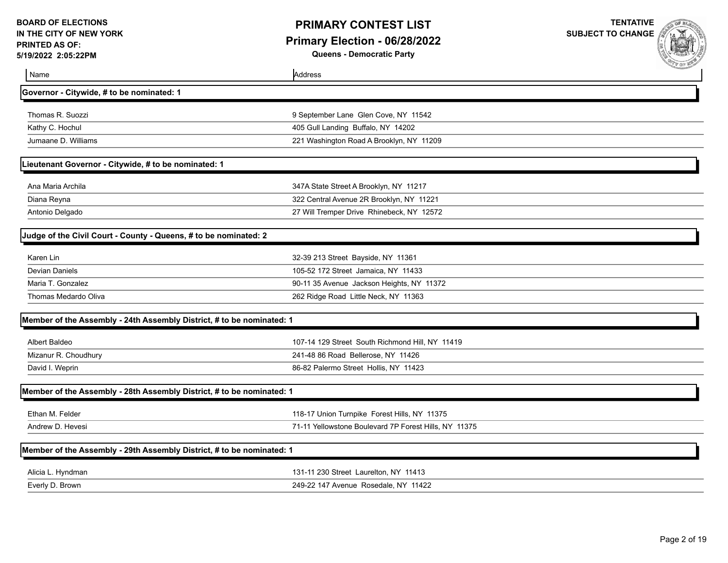**BOARD OF ELECTIONS IN THE CITY OF NEW YORK**
**PRINTED AS OF: 5/19/2022 2:05:22PM**

# PRIMARY CONTEST LIST

## Primary Election - 06/28/2022

**Queens - Democratic Party**

**TENTATIVE SUBJECT TO CHANGE**

| Name | Address |
|---|---|
| **Governor - Citywide, # to be nominated: 1** | |
| Thomas R. Suozzi | 9 September Lane Glen Cove, NY 11542 |
| Kathy C. Hochul | 405 Gull Landing Buffalo, NY 14202 |
| Jumaane D. Williams | 221 Washington Road A Brooklyn, NY 11209 |
| **Lieutenant Governor - Citywide, # to be nominated: 1** | |
| Ana Maria Archila | 347A State Street A Brooklyn, NY 11217 |
| Diana Reyna | 322 Central Avenue 2R Brooklyn, NY 11221 |
| Antonio Delgado | 27 Will Tremper Drive Rhinebeck, NY 12572 |
| **Judge of the Civil Court - County - Queens, # to be nominated: 2** | |
| Karen Lin | 32-39 213 Street Bayside, NY 11361 |
| Devian Daniels | 105-52 172 Street Jamaica, NY 11433 |
| Maria T. Gonzalez | 90-11 35 Avenue Jackson Heights, NY 11372 |
| Thomas Medardo Oliva | 262 Ridge Road Little Neck, NY 11363 |
| **Member of the Assembly - 24th Assembly District, # to be nominated: 1** | |
| Albert Baldeo | 107-14 129 Street South Richmond Hill, NY 11419 |
| Mizanur R. Choudhury | 241-48 86 Road Bellerose, NY 11426 |
| David I. Weprin | 86-82 Palermo Street Hollis, NY 11423 |
| **Member of the Assembly - 28th Assembly District, # to be nominated: 1** | |
| Ethan M. Felder | 118-17 Union Turnpike Forest Hills, NY 11375 |
| Andrew D. Hevesi | 71-11 Yellowstone Boulevard 7P Forest Hills, NY 11375 |
| **Member of the Assembly - 29th Assembly District, # to be nominated: 1** | |
| Alicia L. Hyndman | 131-11 230 Street Laurelton, NY 11413 |
| Everly D. Brown | 249-22 147 Avenue Rosedale, NY 11422 |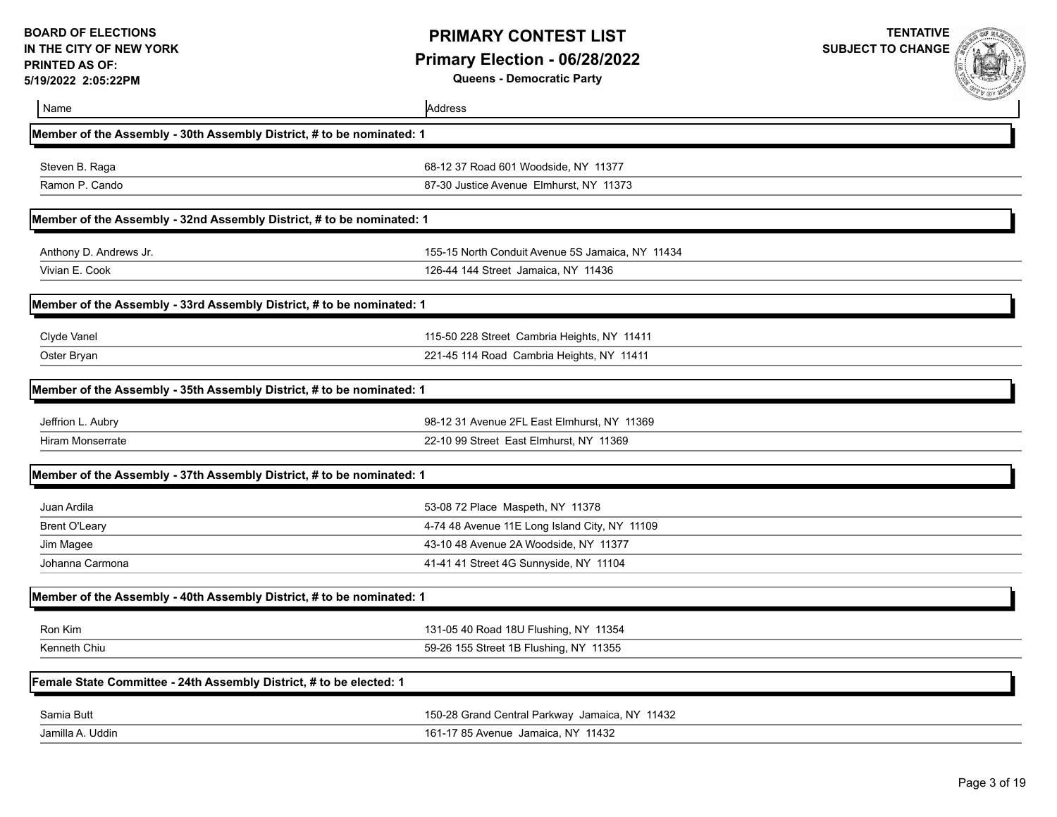BOARD OF ELECTIONS
IN THE CITY OF NEW YORK
PRINTED AS OF:
5/19/2022 2:05:22PM

# PRIMARY CONTEST LIST

## Primary Election - 06/28/2022

**Queens - Democratic Party**

TENTATIVE
SUBJECT TO CHANGE

| Name | Address |
|---|---|
| **Member of the Assembly - 30th Assembly District, # to be nominated: 1** | |
| Steven B. Raga | 68-12 37 Road 601 Woodside, NY 11377 |
| Ramon P. Cando | 87-30 Justice Avenue Elmhurst, NY 11373 |
| **Member of the Assembly - 32nd Assembly District, # to be nominated: 1** | |
| Anthony D. Andrews Jr. | 155-15 North Conduit Avenue 5S Jamaica, NY 11434 |
| Vivian E. Cook | 126-44 144 Street Jamaica, NY 11436 |
| **Member of the Assembly - 33rd Assembly District, # to be nominated: 1** | |
| Clyde Vanel | 115-50 228 Street Cambria Heights, NY 11411 |
| Oster Bryan | 221-45 114 Road Cambria Heights, NY 11411 |
| **Member of the Assembly - 35th Assembly District, # to be nominated: 1** | |
| Jeffrion L. Aubry | 98-12 31 Avenue 2FL East Elmhurst, NY 11369 |
| Hiram Monserrate | 22-10 99 Street East Elmhurst, NY 11369 |
| **Member of the Assembly - 37th Assembly District, # to be nominated: 1** | |
| Juan Ardila | 53-08 72 Place Maspeth, NY 11378 |
| Brent O'Leary | 4-74 48 Avenue 11E Long Island City, NY 11109 |
| Jim Magee | 43-10 48 Avenue 2A Woodside, NY 11377 |
| Johanna Carmona | 41-41 41 Street 4G Sunnyside, NY 11104 |
| **Member of the Assembly - 40th Assembly District, # to be nominated: 1** | |
| Ron Kim | 131-05 40 Road 18U Flushing, NY 11354 |
| Kenneth Chiu | 59-26 155 Street 1B Flushing, NY 11355 |
| **Female State Committee - 24th Assembly District, # to be elected: 1** | |
| Samia Butt | 150-28 Grand Central Parkway Jamaica, NY 11432 |
| Jamilla A. Uddin | 161-17 85 Avenue Jamaica, NY 11432 |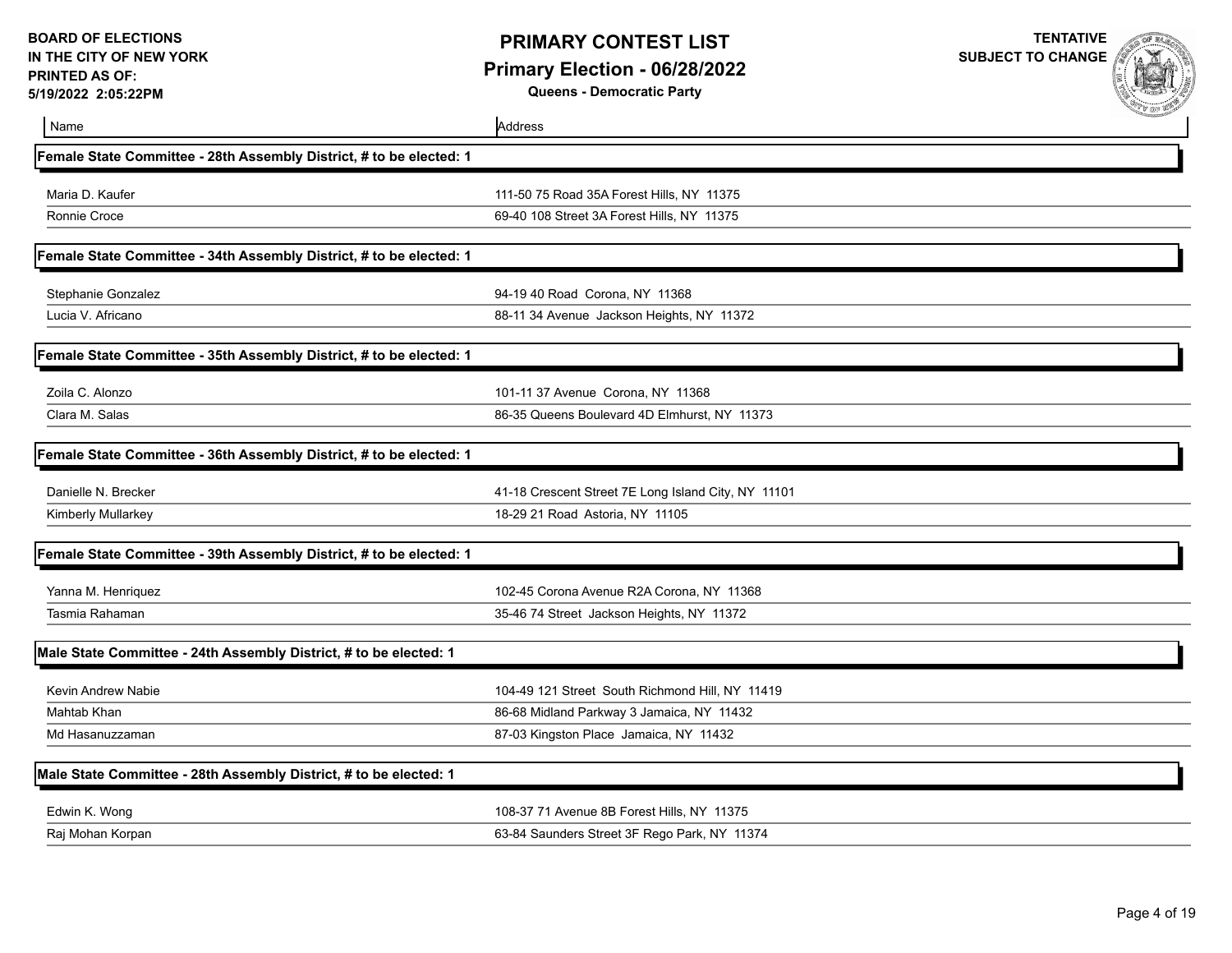**BOARD OF ELECTIONS IN THE CITY OF NEW YORK**
**PRINTED AS OF: 5/19/2022 2:05:22PM**

# PRIMARY CONTEST LIST
## Primary Election - 06/28/2022
### Queens - Democratic Party

**TENTATIVE SUBJECT TO CHANGE**

| Name | Address |
|---|---|
| **Female State Committee - 28th Assembly District, # to be elected: 1** | |
| Maria D. Kaufer | 111-50 75 Road 35A Forest Hills, NY 11375 |
| Ronnie Croce | 69-40 108 Street 3A Forest Hills, NY 11375 |
| **Female State Committee - 34th Assembly District, # to be elected: 1** | |
| Stephanie Gonzalez | 94-19 40 Road Corona, NY 11368 |
| Lucia V. Africano | 88-11 34 Avenue Jackson Heights, NY 11372 |
| **Female State Committee - 35th Assembly District, # to be elected: 1** | |
| Zoila C. Alonzo | 101-11 37 Avenue Corona, NY 11368 |
| Clara M. Salas | 86-35 Queens Boulevard 4D Elmhurst, NY 11373 |
| **Female State Committee - 36th Assembly District, # to be elected: 1** | |
| Danielle N. Brecker | 41-18 Crescent Street 7E Long Island City, NY 11101 |
| Kimberly Mullarkey | 18-29 21 Road Astoria, NY 11105 |
| **Female State Committee - 39th Assembly District, # to be elected: 1** | |
| Yanna M. Henriquez | 102-45 Corona Avenue R2A Corona, NY 11368 |
| Tasmia Rahaman | 35-46 74 Street Jackson Heights, NY 11372 |
| **Male State Committee - 24th Assembly District, # to be elected: 1** | |
| Kevin Andrew Nabie | 104-49 121 Street South Richmond Hill, NY 11419 |
| Mahtab Khan | 86-68 Midland Parkway 3 Jamaica, NY 11432 |
| Md Hasanuzzaman | 87-03 Kingston Place Jamaica, NY 11432 |
| **Male State Committee - 28th Assembly District, # to be elected: 1** | |
| Edwin K. Wong | 108-37 71 Avenue 8B Forest Hills, NY 11375 |
| Raj Mohan Korpan | 63-84 Saunders Street 3F Rego Park, NY 11374 |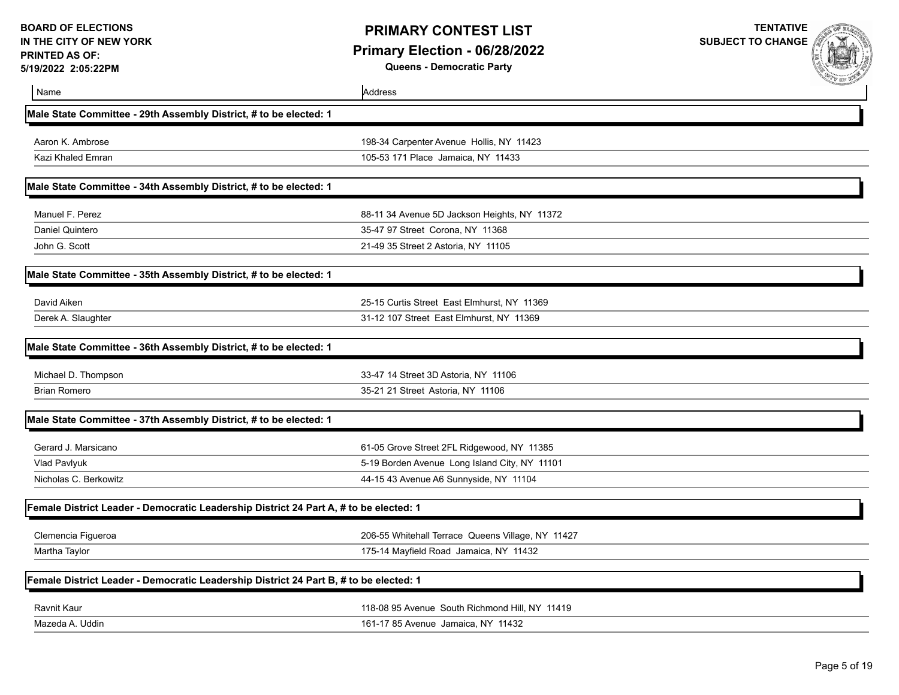BOARD OF ELECTIONS
IN THE CITY OF NEW YORK
PRINTED AS OF:
5/19/2022 2:05:22PM

# PRIMARY CONTEST LIST
## Primary Election - 06/28/2022
### Queens - Democratic Party

TENTATIVE
SUBJECT TO CHANGE

| Name | Address |
|---|---|
| **Male State Committee - 29th Assembly District, # to be elected: 1** | |
| Aaron K. Ambrose | 198-34 Carpenter Avenue Hollis, NY 11423 |
| Kazi Khaled Emran | 105-53 171 Place Jamaica, NY 11433 |
| **Male State Committee - 34th Assembly District, # to be elected: 1** | |
| Manuel F. Perez | 88-11 34 Avenue 5D Jackson Heights, NY 11372 |
| Daniel Quintero | 35-47 97 Street Corona, NY 11368 |
| John G. Scott | 21-49 35 Street 2 Astoria, NY 11105 |
| **Male State Committee - 35th Assembly District, # to be elected: 1** | |
| David Aiken | 25-15 Curtis Street East Elmhurst, NY 11369 |
| Derek A. Slaughter | 31-12 107 Street East Elmhurst, NY 11369 |
| **Male State Committee - 36th Assembly District, # to be elected: 1** | |
| Michael D. Thompson | 33-47 14 Street 3D Astoria, NY 11106 |
| Brian Romero | 35-21 21 Street Astoria, NY 11106 |
| **Male State Committee - 37th Assembly District, # to be elected: 1** | |
| Gerard J. Marsicano | 61-05 Grove Street 2FL Ridgewood, NY 11385 |
| Vlad Pavlyuk | 5-19 Borden Avenue Long Island City, NY 11101 |
| Nicholas C. Berkowitz | 44-15 43 Avenue A6 Sunnyside, NY 11104 |
| **Female District Leader - Democratic Leadership District 24 Part A, # to be elected: 1** | |
| Clemencia Figueroa | 206-55 Whitehall Terrace Queens Village, NY 11427 |
| Martha Taylor | 175-14 Mayfield Road Jamaica, NY 11432 |
| **Female District Leader - Democratic Leadership District 24 Part B, # to be elected: 1** | |
| Ravnit Kaur | 118-08 95 Avenue South Richmond Hill, NY 11419 |
| Mazeda A. Uddin | 161-17 85 Avenue Jamaica, NY 11432 |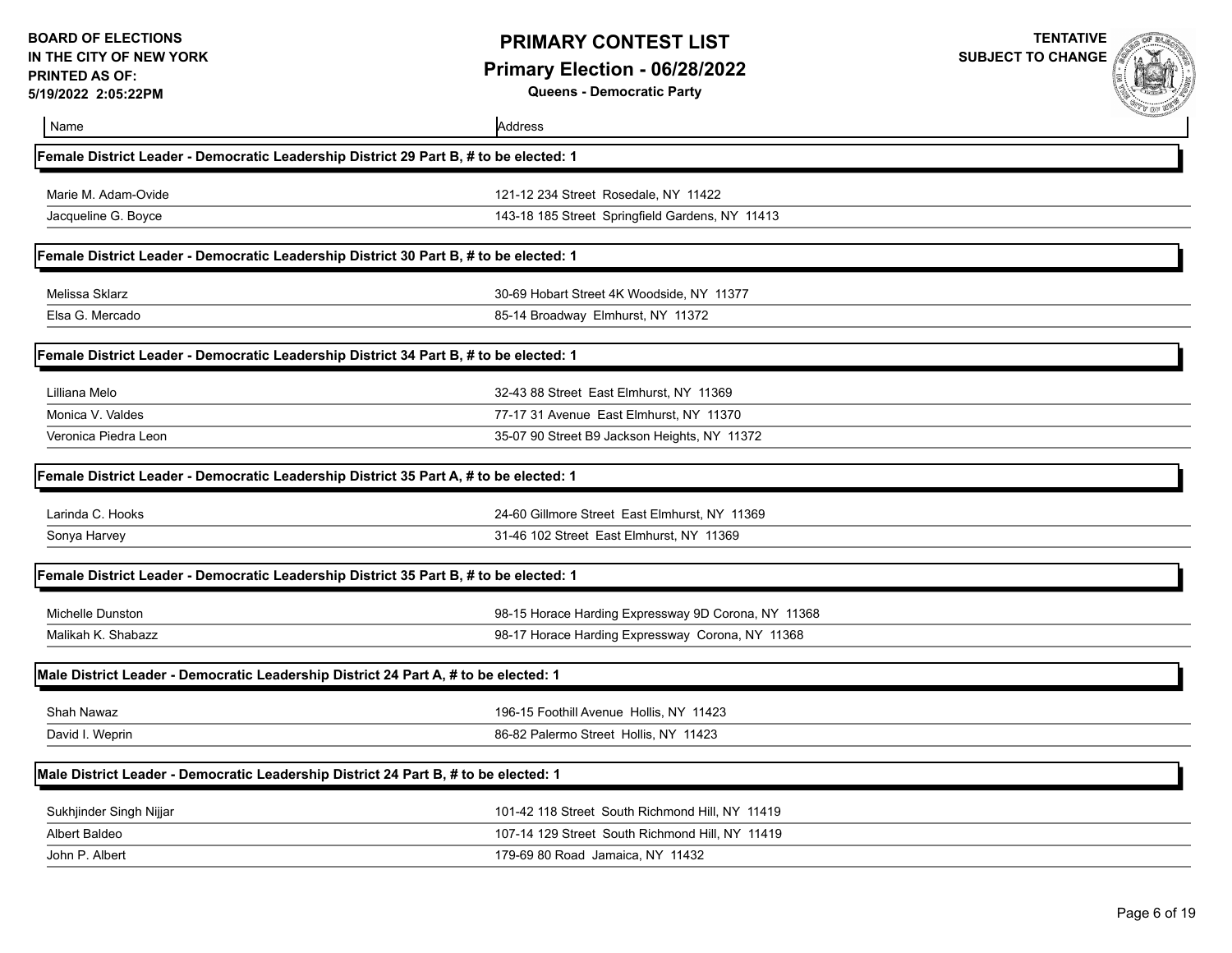**BOARD OF ELECTIONS IN THE CITY OF NEW YORK**
**PRINTED AS OF:**
**5/19/2022 2:05:22PM**

# PRIMARY CONTEST LIST

## Primary Election - 06/28/2022

**Queens - Democratic Party**

**TENTATIVE SUBJECT TO CHANGE**

| Name | Address |
|---|---|

### Female District Leader - Democratic Leadership District 29 Part B, # to be elected: 1

| Name | Address |
|---|---|
| Marie M. Adam-Ovide | 121-12 234 Street Rosedale, NY 11422 |
| Jacqueline G. Boyce | 143-18 185 Street Springfield Gardens, NY 11413 |

### Female District Leader - Democratic Leadership District 30 Part B, # to be elected: 1

| Name | Address |
|---|---|
| Melissa Sklarz | 30-69 Hobart Street 4K Woodside, NY 11377 |
| Elsa G. Mercado | 85-14 Broadway Elmhurst, NY 11372 |

### Female District Leader - Democratic Leadership District 34 Part B, # to be elected: 1

| Name | Address |
|---|---|
| Lilliana Melo | 32-43 88 Street East Elmhurst, NY 11369 |
| Monica V. Valdes | 77-17 31 Avenue East Elmhurst, NY 11370 |
| Veronica Piedra Leon | 35-07 90 Street B9 Jackson Heights, NY 11372 |

### Female District Leader - Democratic Leadership District 35 Part A, # to be elected: 1

| Name | Address |
|---|---|
| Larinda C. Hooks | 24-60 Gillmore Street East Elmhurst, NY 11369 |
| Sonya Harvey | 31-46 102 Street East Elmhurst, NY 11369 |

### Female District Leader - Democratic Leadership District 35 Part B, # to be elected: 1

| Name | Address |
|---|---|
| Michelle Dunston | 98-15 Horace Harding Expressway 9D Corona, NY 11368 |
| Malikah K. Shabazz | 98-17 Horace Harding Expressway Corona, NY 11368 |

### Male District Leader - Democratic Leadership District 24 Part A, # to be elected: 1

| Name | Address |
|---|---|
| Shah Nawaz | 196-15 Foothill Avenue Hollis, NY 11423 |
| David I. Weprin | 86-82 Palermo Street Hollis, NY 11423 |

### Male District Leader - Democratic Leadership District 24 Part B, # to be elected: 1

| Name | Address |
|---|---|
| Sukhjinder Singh Nijjar | 101-42 118 Street South Richmond Hill, NY 11419 |
| Albert Baldeo | 107-14 129 Street South Richmond Hill, NY 11419 |
| John P. Albert | 179-69 80 Road Jamaica, NY 11432 |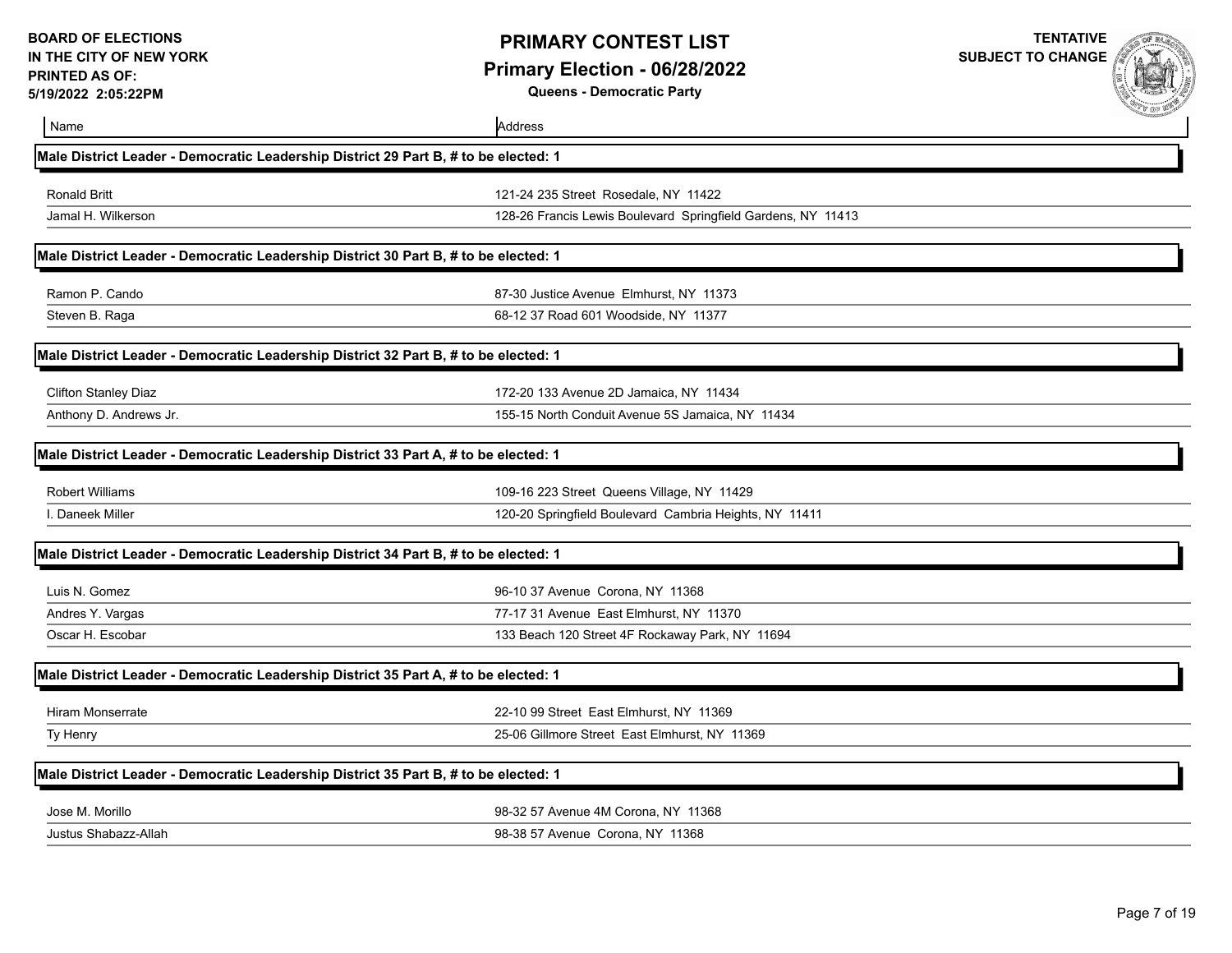BOARD OF ELECTIONS
IN THE CITY OF NEW YORK
PRINTED AS OF:
5/19/2022 2:05:22PM

# PRIMARY CONTEST LIST

## Primary Election - 06/28/2022

### Queens - Democratic Party

TENTATIVE
SUBJECT TO CHANGE

| Name | Address |
|---|---|
| **Male District Leader - Democratic Leadership District 29 Part B, # to be elected: 1** | |
| Ronald Britt | 121-24 235 Street Rosedale, NY 11422 |
| Jamal H. Wilkerson | 128-26 Francis Lewis Boulevard Springfield Gardens, NY 11413 |
| **Male District Leader - Democratic Leadership District 30 Part B, # to be elected: 1** | |
| Ramon P. Cando | 87-30 Justice Avenue Elmhurst, NY 11373 |
| Steven B. Raga | 68-12 37 Road 601 Woodside, NY 11377 |
| **Male District Leader - Democratic Leadership District 32 Part B, # to be elected: 1** | |
| Clifton Stanley Diaz | 172-20 133 Avenue 2D Jamaica, NY 11434 |
| Anthony D. Andrews Jr. | 155-15 North Conduit Avenue 5S Jamaica, NY 11434 |
| **Male District Leader - Democratic Leadership District 33 Part A, # to be elected: 1** | |
| Robert Williams | 109-16 223 Street Queens Village, NY 11429 |
| I. Daneek Miller | 120-20 Springfield Boulevard Cambria Heights, NY 11411 |
| **Male District Leader - Democratic Leadership District 34 Part B, # to be elected: 1** | |
| Luis N. Gomez | 96-10 37 Avenue Corona, NY 11368 |
| Andres Y. Vargas | 77-17 31 Avenue East Elmhurst, NY 11370 |
| Oscar H. Escobar | 133 Beach 120 Street 4F Rockaway Park, NY 11694 |
| **Male District Leader - Democratic Leadership District 35 Part A, # to be elected: 1** | |
| Hiram Monserrate | 22-10 99 Street East Elmhurst, NY 11369 |
| Ty Henry | 25-06 Gillmore Street East Elmhurst, NY 11369 |
| **Male District Leader - Democratic Leadership District 35 Part B, # to be elected: 1** | |
| Jose M. Morillo | 98-32 57 Avenue 4M Corona, NY 11368 |
| Justus Shabazz-Allah | 98-38 57 Avenue Corona, NY 11368 |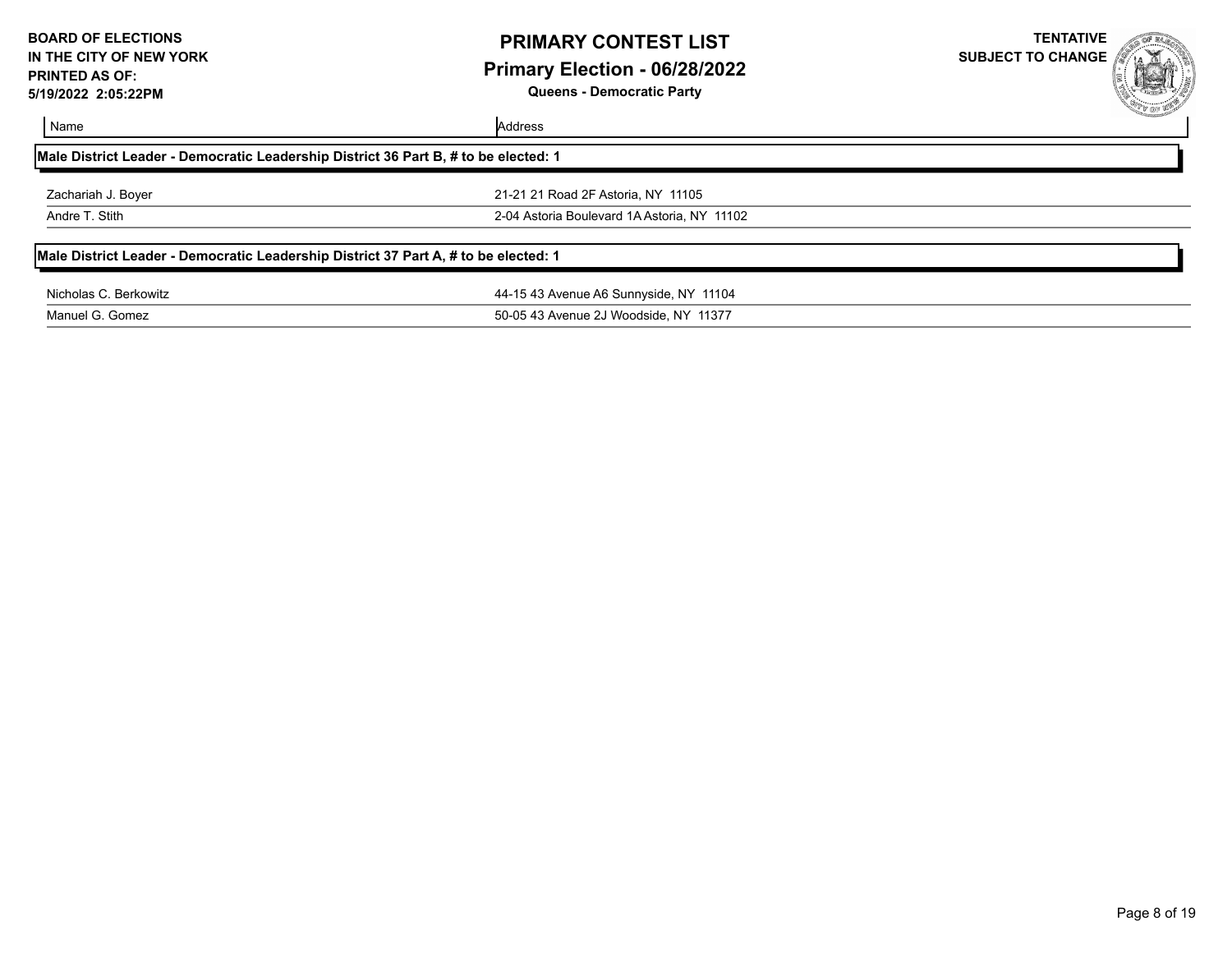| Name | Address |
| --- | --- |
| **Male District Leader - Democratic Leadership District 36 Part B, # to be elected: 1** | |
| Zachariah J. Boyer | 21-21 21 Road 2F Astoria, NY 11105 |
| Andre T. Stith | 2-04 Astoria Boulevard 1A Astoria, NY 11102 |
| **Male District Leader - Democratic Leadership District 37 Part A, # to be elected: 1** | |
| Nicholas C. Berkowitz | 44-15 43 Avenue A6 Sunnyside, NY 11104 |
| Manuel G. Gomez | 50-05 43 Avenue 2J Woodside, NY 11377 |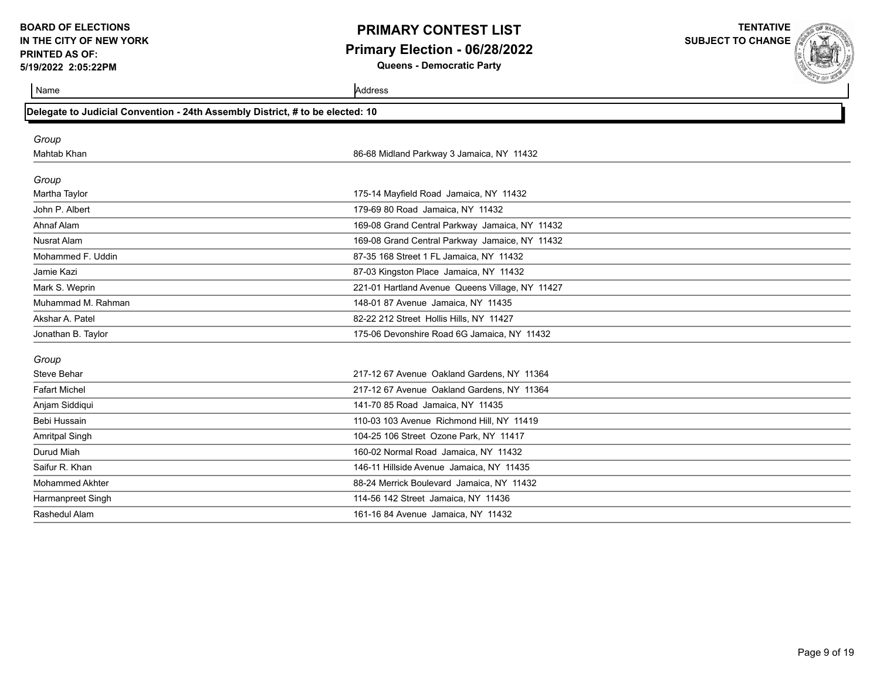BOARD OF ELECTIONS
IN THE CITY OF NEW YORK
PRINTED AS OF:
5/19/2022 2:05:22PM

# PRIMARY CONTEST LIST

## Primary Election - 06/28/2022

**Queens - Democratic Party**

TENTATIVE
SUBJECT TO CHANGE

### Delegate to Judicial Convention - 24th Assembly District, # to be elected: 10

| Name | Address |
| --- | --- |
| *Group* | |
| Mahtab Khan | 86-68 Midland Parkway 3 Jamaica, NY 11432 |
| *Group* | |
| Martha Taylor | 175-14 Mayfield Road Jamaica, NY 11432 |
| John P. Albert | 179-69 80 Road Jamaica, NY 11432 |
| Ahnaf Alam | 169-08 Grand Central Parkway Jamaica, NY 11432 |
| Nusrat Alam | 169-08 Grand Central Parkway Jamaice, NY 11432 |
| Mohammed F. Uddin | 87-35 168 Street 1 FL Jamaica, NY 11432 |
| Jamie Kazi | 87-03 Kingston Place Jamaica, NY 11432 |
| Mark S. Weprin | 221-01 Hartland Avenue Queens Village, NY 11427 |
| Muhammad M. Rahman | 148-01 87 Avenue Jamaica, NY 11435 |
| Akshar A. Patel | 82-22 212 Street Hollis Hills, NY 11427 |
| Jonathan B. Taylor | 175-06 Devonshire Road 6G Jamaica, NY 11432 |
| *Group* | |
| Steve Behar | 217-12 67 Avenue Oakland Gardens, NY 11364 |
| Fafart Michel | 217-12 67 Avenue Oakland Gardens, NY 11364 |
| Anjam Siddiqui | 141-70 85 Road Jamaica, NY 11435 |
| Bebi Hussain | 110-03 103 Avenue Richmond Hill, NY 11419 |
| Amritpal Singh | 104-25 106 Street Ozone Park, NY 11417 |
| Durud Miah | 160-02 Normal Road Jamaica, NY 11432 |
| Saifur R. Khan | 146-11 Hillside Avenue Jamaica, NY 11435 |
| Mohammed Akhter | 88-24 Merrick Boulevard Jamaica, NY 11432 |
| Harmanpreet Singh | 114-56 142 Street Jamaica, NY 11436 |
| Rashedul Alam | 161-16 84 Avenue Jamaica, NY 11432 |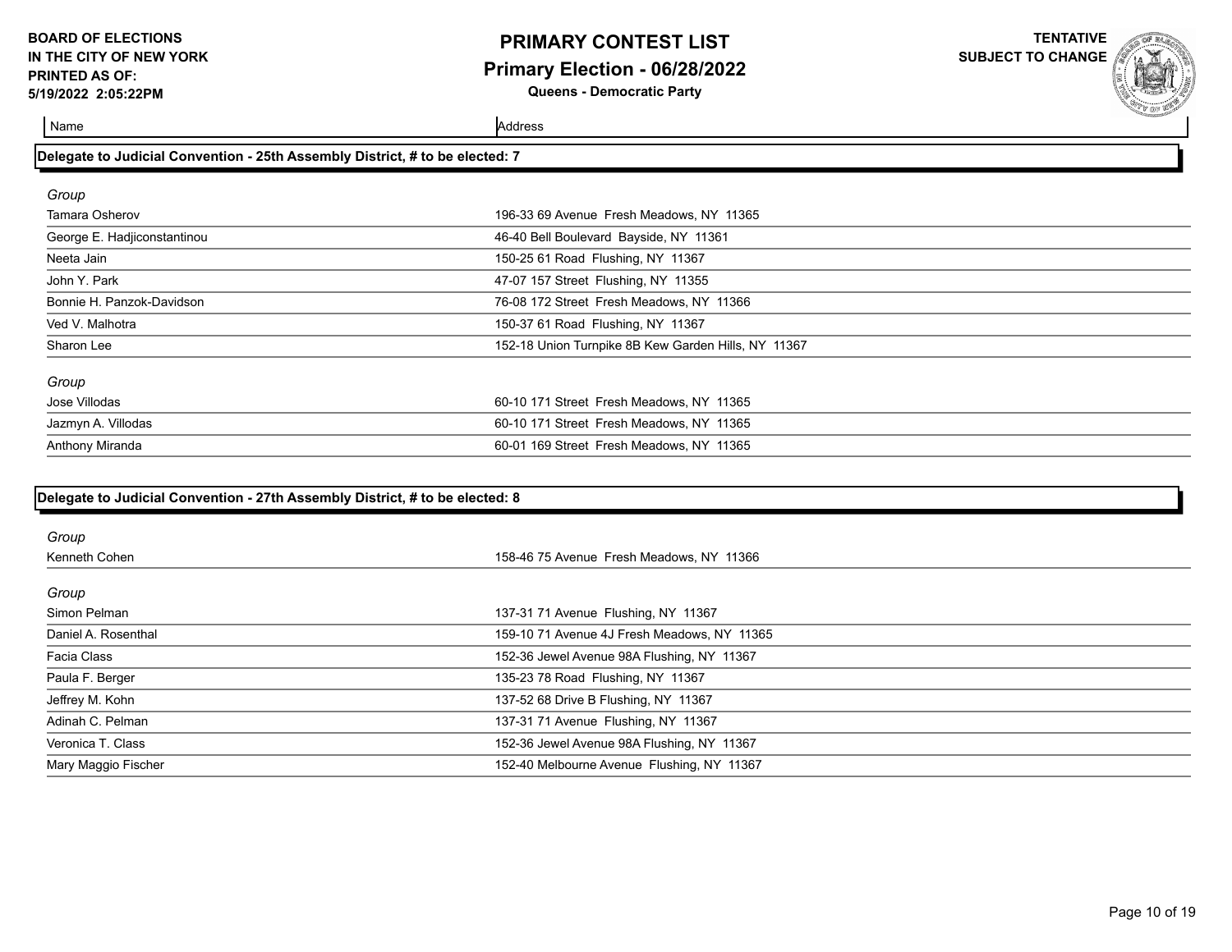**BOARD OF ELECTIONS IN THE CITY OF NEW YORK**
**PRINTED AS OF: 5/19/2022 2:05:22PM**

# PRIMARY CONTEST LIST

## Primary Election - 06/28/2022

**Queens - Democratic Party**

**TENTATIVE SUBJECT TO CHANGE**

### Delegate to Judicial Convention - 25th Assembly District, # to be elected: 7

*Group*

| Name | Address |
|---|---|
| Tamara Osherov | 196-33 69 Avenue Fresh Meadows, NY 11365 |
| George E. Hadjiconstantinou | 46-40 Bell Boulevard Bayside, NY 11361 |
| Neeta Jain | 150-25 61 Road Flushing, NY 11367 |
| John Y. Park | 47-07 157 Street Flushing, NY 11355 |
| Bonnie H. Panzok-Davidson | 76-08 172 Street Fresh Meadows, NY 11366 |
| Ved V. Malhotra | 150-37 61 Road Flushing, NY 11367 |
| Sharon Lee | 152-18 Union Turnpike 8B Kew Garden Hills, NY 11367 |

*Group*

| Name | Address |
|---|---|
| Jose Villodas | 60-10 171 Street Fresh Meadows, NY 11365 |
| Jazmyn A. Villodas | 60-10 171 Street Fresh Meadows, NY 11365 |
| Anthony Miranda | 60-01 169 Street Fresh Meadows, NY 11365 |

### Delegate to Judicial Convention - 27th Assembly District, # to be elected: 8

*Group*

| Name | Address |
|---|---|
| Kenneth Cohen | 158-46 75 Avenue Fresh Meadows, NY 11366 |

*Group*

| Name | Address |
|---|---|
| Simon Pelman | 137-31 71 Avenue Flushing, NY 11367 |
| Daniel A. Rosenthal | 159-10 71 Avenue 4J Fresh Meadows, NY 11365 |
| Facia Class | 152-36 Jewel Avenue 98A Flushing, NY 11367 |
| Paula F. Berger | 135-23 78 Road Flushing, NY 11367 |
| Jeffrey M. Kohn | 137-52 68 Drive B Flushing, NY 11367 |
| Adinah C. Pelman | 137-31 71 Avenue Flushing, NY 11367 |
| Veronica T. Class | 152-36 Jewel Avenue 98A Flushing, NY 11367 |
| Mary Maggio Fischer | 152-40 Melbourne Avenue Flushing, NY 11367 |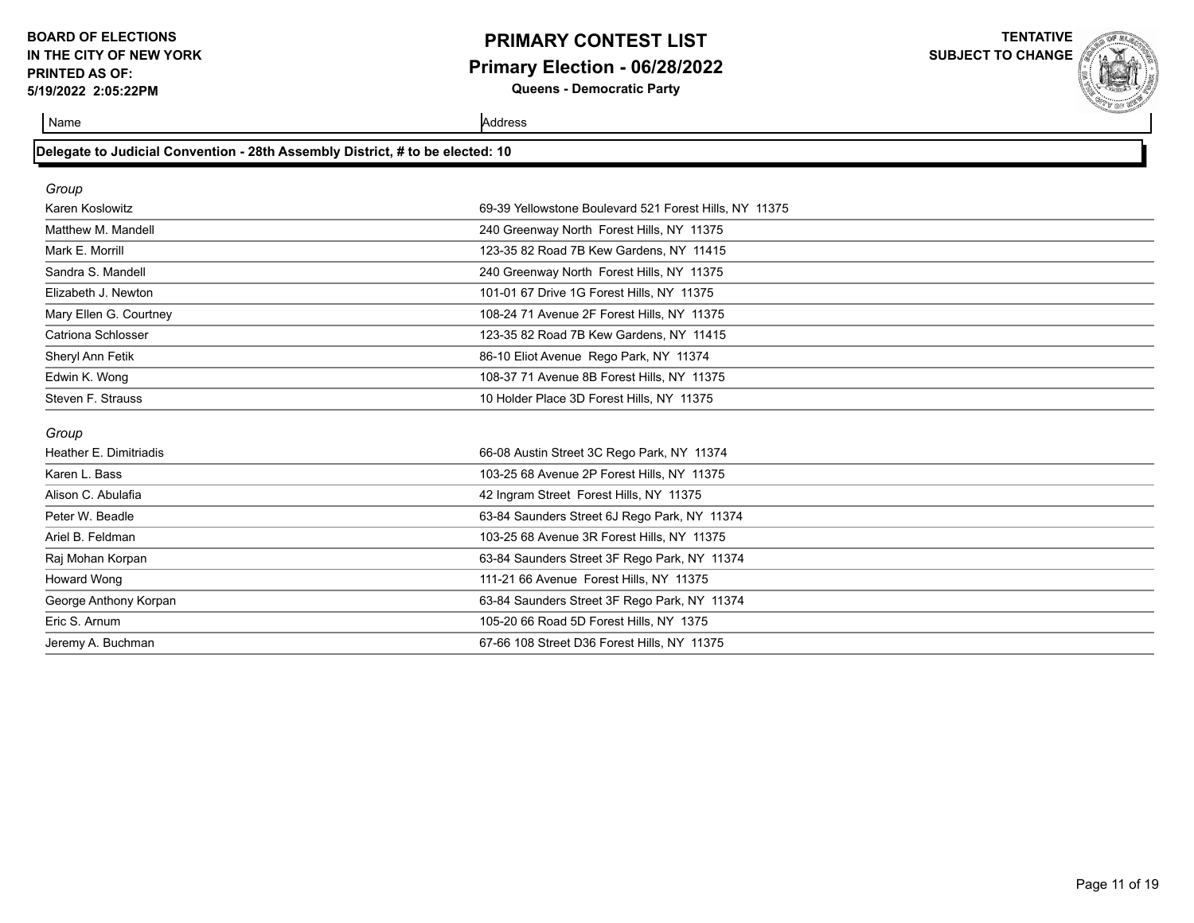**BOARD OF ELECTIONS IN THE CITY OF NEW YORK**
**PRINTED AS OF: 5/19/2022 2:05:22PM**

# PRIMARY CONTEST LIST
## Primary Election - 06/28/2022
**Queens - Democratic Party**

**TENTATIVE SUBJECT TO CHANGE**

### Delegate to Judicial Convention - 28th Assembly District, # to be elected: 10

| Name | Address |
|---|---|
| *Group* | |
| Karen Koslowitz | 69-39 Yellowstone Boulevard 521 Forest Hills, NY 11375 |
| Matthew M. Mandell | 240 Greenway North Forest Hills, NY 11375 |
| Mark E. Morrill | 123-35 82 Road 7B Kew Gardens, NY 11415 |
| Sandra S. Mandell | 240 Greenway North Forest Hills, NY 11375 |
| Elizabeth J. Newton | 101-01 67 Drive 1G Forest Hills, NY 11375 |
| Mary Ellen G. Courtney | 108-24 71 Avenue 2F Forest Hills, NY 11375 |
| Catriona Schlosser | 123-35 82 Road 7B Kew Gardens, NY 11415 |
| Sheryl Ann Fetik | 86-10 Eliot Avenue Rego Park, NY 11374 |
| Edwin K. Wong | 108-37 71 Avenue 8B Forest Hills, NY 11375 |
| Steven F. Strauss | 10 Holder Place 3D Forest Hills, NY 11375 |
| *Group* | |
| Heather E. Dimitriadis | 66-08 Austin Street 3C Rego Park, NY 11374 |
| Karen L. Bass | 103-25 68 Avenue 2P Forest Hills, NY 11375 |
| Alison C. Abulafia | 42 Ingram Street Forest Hills, NY 11375 |
| Peter W. Beadle | 63-84 Saunders Street 6J Rego Park, NY 11374 |
| Ariel B. Feldman | 103-25 68 Avenue 3R Forest Hills, NY 11375 |
| Raj Mohan Korpan | 63-84 Saunders Street 3F Rego Park, NY 11374 |
| Howard Wong | 111-21 66 Avenue Forest Hills, NY 11375 |
| George Anthony Korpan | 63-84 Saunders Street 3F Rego Park, NY 11374 |
| Eric S. Arnum | 105-20 66 Road 5D Forest Hills, NY 1375 |
| Jeremy A. Buchman | 67-66 108 Street D36 Forest Hills, NY 11375 |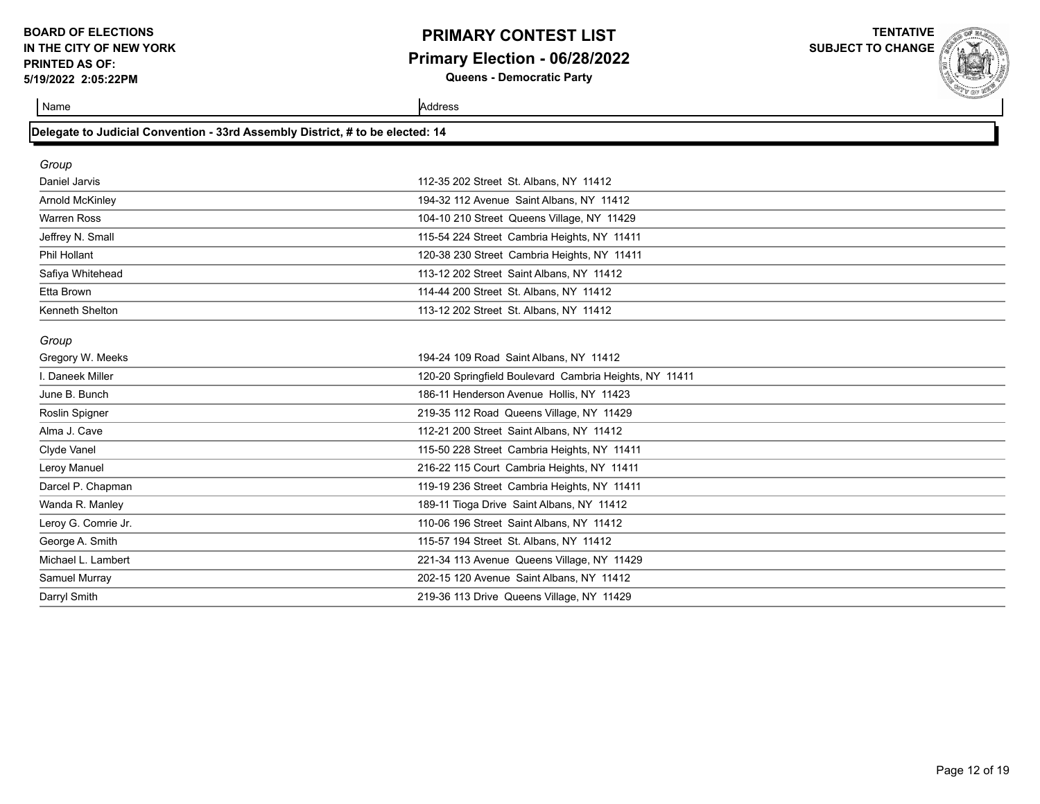**BOARD OF ELECTIONS IN THE CITY OF NEW YORK**
**PRINTED AS OF: 5/19/2022 2:05:22PM**

# PRIMARY CONTEST LIST

## Primary Election - 06/28/2022

**Queens - Democratic Party**

**TENTATIVE SUBJECT TO CHANGE**

### Delegate to Judicial Convention - 33rd Assembly District, # to be elected: 14

*Group*

| Name | Address |
| --- | --- |
| Daniel Jarvis | 112-35 202 Street St. Albans, NY 11412 |
| Arnold McKinley | 194-32 112 Avenue Saint Albans, NY 11412 |
| Warren Ross | 104-10 210 Street Queens Village, NY 11429 |
| Jeffrey N. Small | 115-54 224 Street Cambria Heights, NY 11411 |
| Phil Hollant | 120-38 230 Street Cambria Heights, NY 11411 |
| Safiya Whitehead | 113-12 202 Street Saint Albans, NY 11412 |
| Etta Brown | 114-44 200 Street St. Albans, NY 11412 |
| Kenneth Shelton | 113-12 202 Street St. Albans, NY 11412 |

*Group*

| Name | Address |
| --- | --- |
| Gregory W. Meeks | 194-24 109 Road Saint Albans, NY 11412 |
| I. Daneek Miller | 120-20 Springfield Boulevard Cambria Heights, NY 11411 |
| June B. Bunch | 186-11 Henderson Avenue Hollis, NY 11423 |
| Roslin Spigner | 219-35 112 Road Queens Village, NY 11429 |
| Alma J. Cave | 112-21 200 Street Saint Albans, NY 11412 |
| Clyde Vanel | 115-50 228 Street Cambria Heights, NY 11411 |
| Leroy Manuel | 216-22 115 Court Cambria Heights, NY 11411 |
| Darcel P. Chapman | 119-19 236 Street Cambria Heights, NY 11411 |
| Wanda R. Manley | 189-11 Tioga Drive Saint Albans, NY 11412 |
| Leroy G. Comrie Jr. | 110-06 196 Street Saint Albans, NY 11412 |
| George A. Smith | 115-57 194 Street St. Albans, NY 11412 |
| Michael L. Lambert | 221-34 113 Avenue Queens Village, NY 11429 |
| Samuel Murray | 202-15 120 Avenue Saint Albans, NY 11412 |
| Darryl Smith | 219-36 113 Drive Queens Village, NY 11429 |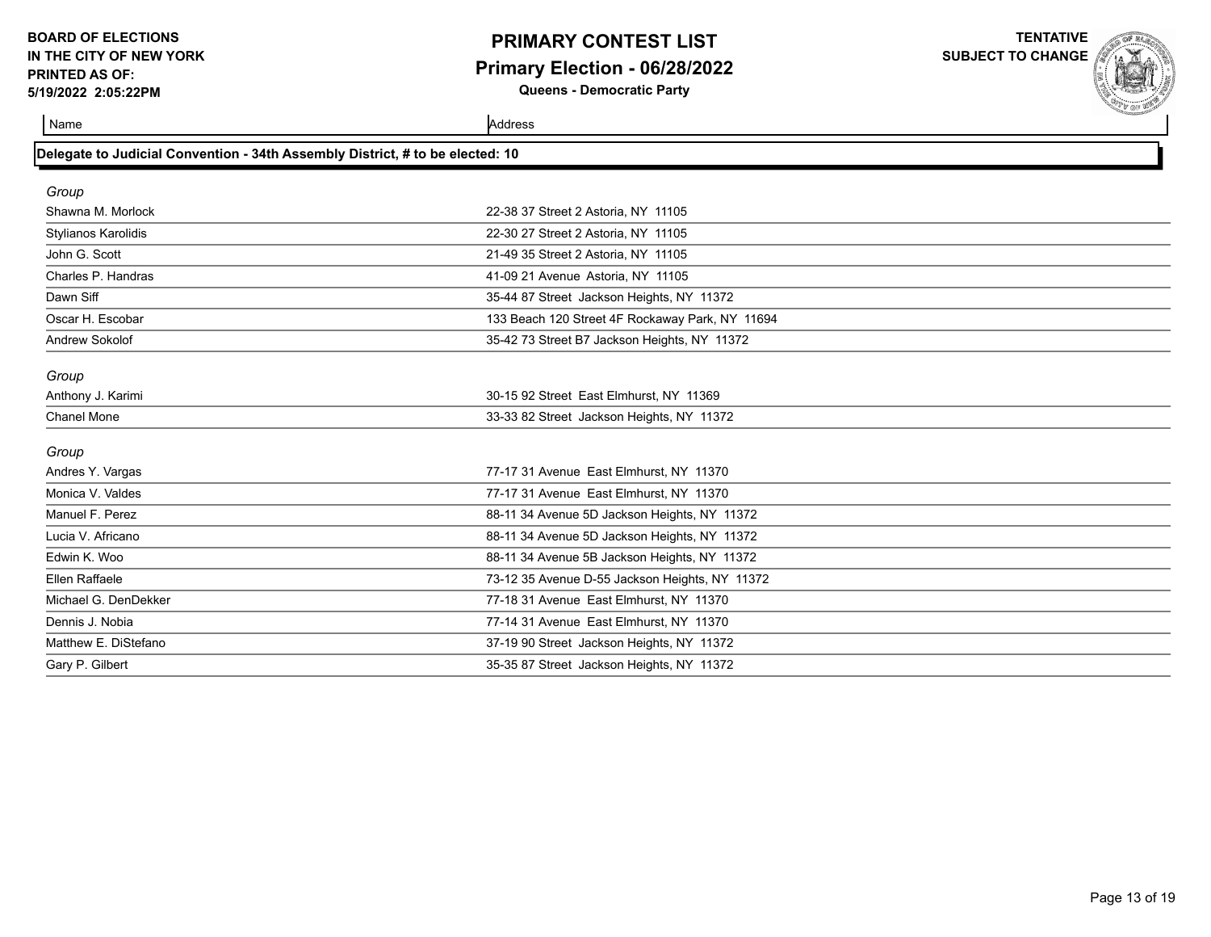**BOARD OF ELECTIONS**
**IN THE CITY OF NEW YORK**
**PRINTED AS OF:**
**5/19/2022 2:05:22PM**

# PRIMARY CONTEST LIST

## Primary Election - 06/28/2022

**Queens - Democratic Party**

**TENTATIVE**
**SUBJECT TO CHANGE**

### Delegate to Judicial Convention - 34th Assembly District, # to be elected: 10

| Name | Address |
|---|---|
| *Group* | |
| Shawna M. Morlock | 22-38 37 Street 2 Astoria, NY 11105 |
| Stylianos Karolidis | 22-30 27 Street 2 Astoria, NY 11105 |
| John G. Scott | 21-49 35 Street 2 Astoria, NY 11105 |
| Charles P. Handras | 41-09 21 Avenue Astoria, NY 11105 |
| Dawn Siff | 35-44 87 Street Jackson Heights, NY 11372 |
| Oscar H. Escobar | 133 Beach 120 Street 4F Rockaway Park, NY 11694 |
| Andrew Sokolof | 35-42 73 Street B7 Jackson Heights, NY 11372 |
| *Group* | |
| Anthony J. Karimi | 30-15 92 Street East Elmhurst, NY 11369 |
| Chanel Mone | 33-33 82 Street Jackson Heights, NY 11372 |
| *Group* | |
| Andres Y. Vargas | 77-17 31 Avenue East Elmhurst, NY 11370 |
| Monica V. Valdes | 77-17 31 Avenue East Elmhurst, NY 11370 |
| Manuel F. Perez | 88-11 34 Avenue 5D Jackson Heights, NY 11372 |
| Lucia V. Africano | 88-11 34 Avenue 5D Jackson Heights, NY 11372 |
| Edwin K. Woo | 88-11 34 Avenue 5B Jackson Heights, NY 11372 |
| Ellen Raffaele | 73-12 35 Avenue D-55 Jackson Heights, NY 11372 |
| Michael G. DenDekker | 77-18 31 Avenue East Elmhurst, NY 11370 |
| Dennis J. Nobia | 77-14 31 Avenue East Elmhurst, NY 11370 |
| Matthew E. DiStefano | 37-19 90 Street Jackson Heights, NY 11372 |
| Gary P. Gilbert | 35-35 87 Street Jackson Heights, NY 11372 |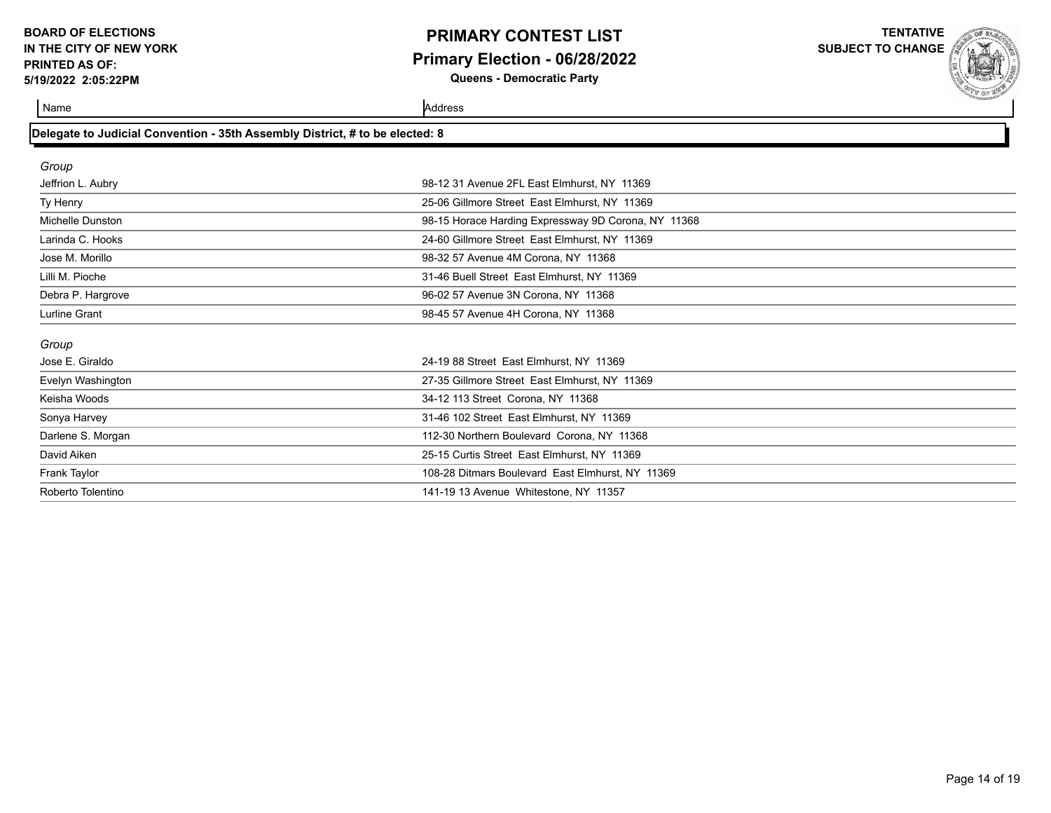**BOARD OF ELECTIONS IN THE CITY OF NEW YORK PRINTED AS OF: 5/19/2022 2:05:22PM**

# PRIMARY CONTEST LIST

## Primary Election - 06/28/2022

**Queens - Democratic Party**

**TENTATIVE SUBJECT TO CHANGE**

### Delegate to Judicial Convention - 35th Assembly District, # to be elected: 8

*Group*

| Name | Address |
|---|---|
| Jeffrion L. Aubry | 98-12 31 Avenue 2FL East Elmhurst, NY 11369 |
| Ty Henry | 25-06 Gillmore Street East Elmhurst, NY 11369 |
| Michelle Dunston | 98-15 Horace Harding Expressway 9D Corona, NY 11368 |
| Larinda C. Hooks | 24-60 Gillmore Street East Elmhurst, NY 11369 |
| Jose M. Morillo | 98-32 57 Avenue 4M Corona, NY 11368 |
| Lilli M. Pioche | 31-46 Buell Street East Elmhurst, NY 11369 |
| Debra P. Hargrove | 96-02 57 Avenue 3N Corona, NY 11368 |
| Lurline Grant | 98-45 57 Avenue 4H Corona, NY 11368 |

*Group*

| Name | Address |
|---|---|
| Jose E. Giraldo | 24-19 88 Street East Elmhurst, NY 11369 |
| Evelyn Washington | 27-35 Gillmore Street East Elmhurst, NY 11369 |
| Keisha Woods | 34-12 113 Street Corona, NY 11368 |
| Sonya Harvey | 31-46 102 Street East Elmhurst, NY 11369 |
| Darlene S. Morgan | 112-30 Northern Boulevard Corona, NY 11368 |
| David Aiken | 25-15 Curtis Street East Elmhurst, NY 11369 |
| Frank Taylor | 108-28 Ditmars Boulevard East Elmhurst, NY 11369 |
| Roberto Tolentino | 141-19 13 Avenue Whitestone, NY 11357 |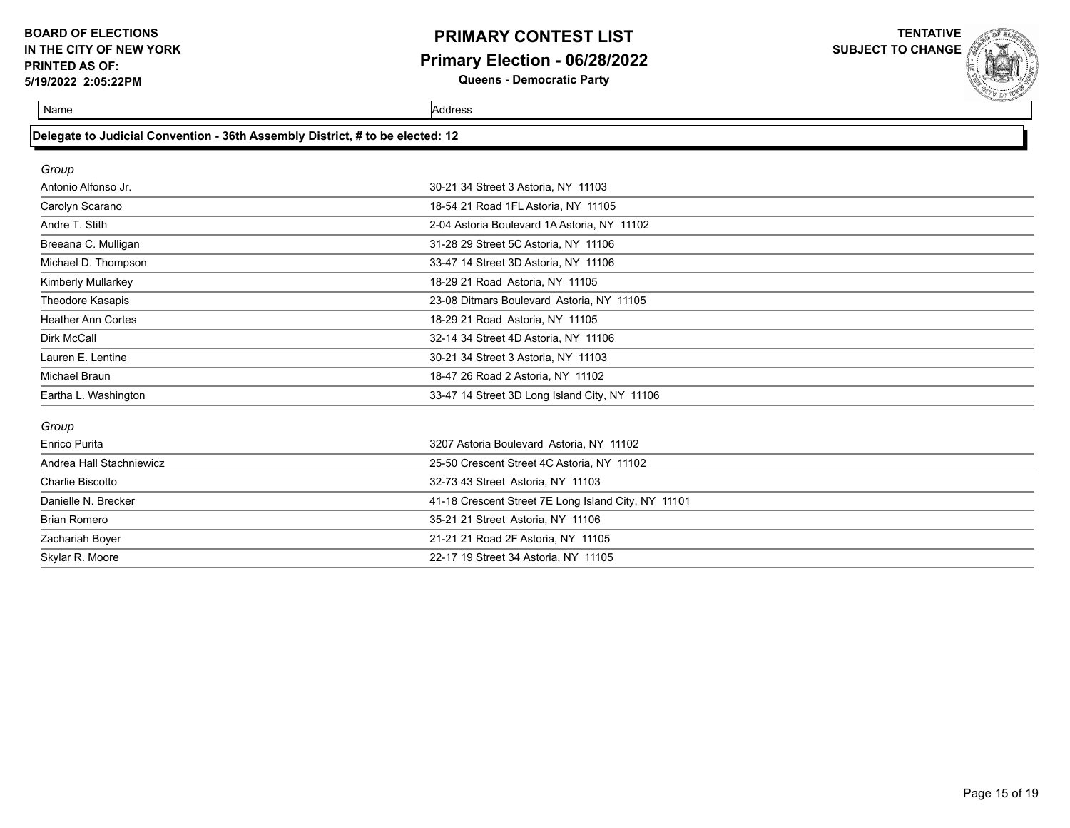**BOARD OF ELECTIONS IN THE CITY OF NEW YORK**
**PRINTED AS OF: 5/19/2022 2:05:22PM**

# PRIMARY CONTEST LIST
## Primary Election - 06/28/2022
**Queens - Democratic Party**

**TENTATIVE SUBJECT TO CHANGE**

### Delegate to Judicial Convention - 36th Assembly District, # to be elected: 12

| Name | Address |
|---|---|
| *Group* | |
| Antonio Alfonso Jr. | 30-21 34 Street 3 Astoria, NY 11103 |
| Carolyn Scarano | 18-54 21 Road 1FL Astoria, NY 11105 |
| Andre T. Stith | 2-04 Astoria Boulevard 1A Astoria, NY 11102 |
| Breeana C. Mulligan | 31-28 29 Street 5C Astoria, NY 11106 |
| Michael D. Thompson | 33-47 14 Street 3D Astoria, NY 11106 |
| Kimberly Mullarkey | 18-29 21 Road Astoria, NY 11105 |
| Theodore Kasapis | 23-08 Ditmars Boulevard Astoria, NY 11105 |
| Heather Ann Cortes | 18-29 21 Road Astoria, NY 11105 |
| Dirk McCall | 32-14 34 Street 4D Astoria, NY 11106 |
| Lauren E. Lentine | 30-21 34 Street 3 Astoria, NY 11103 |
| Michael Braun | 18-47 26 Road 2 Astoria, NY 11102 |
| Eartha L. Washington | 33-47 14 Street 3D Long Island City, NY 11106 |
| *Group* | |
| Enrico Purita | 3207 Astoria Boulevard Astoria, NY 11102 |
| Andrea Hall Stachniewicz | 25-50 Crescent Street 4C Astoria, NY 11102 |
| Charlie Biscotto | 32-73 43 Street Astoria, NY 11103 |
| Danielle N. Brecker | 41-18 Crescent Street 7E Long Island City, NY 11101 |
| Brian Romero | 35-21 21 Street Astoria, NY 11106 |
| Zachariah Boyer | 21-21 21 Road 2F Astoria, NY 11105 |
| Skylar R. Moore | 22-17 19 Street 34 Astoria, NY 11105 |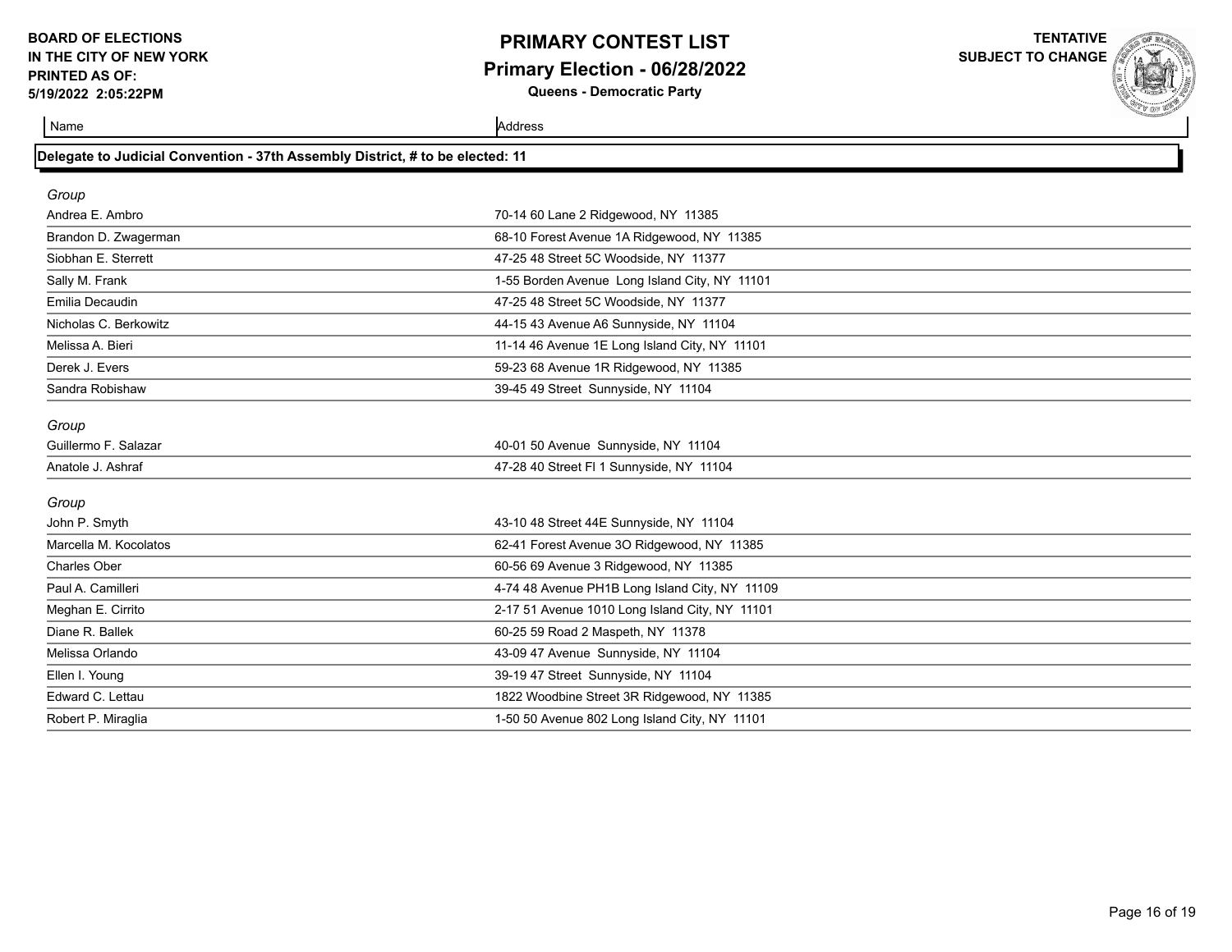**BOARD OF ELECTIONS IN THE CITY OF NEW YORK**
**PRINTED AS OF:**
**5/19/2022 2:05:22PM**

# PRIMARY CONTEST LIST
## Primary Election - 06/28/2022
**Queens - Democratic Party**

**TENTATIVE SUBJECT TO CHANGE**

### Delegate to Judicial Convention - 37th Assembly District, # to be elected: 11

| Name | Address |
|---|---|
| *Group* | |
| Andrea E. Ambro | 70-14 60 Lane 2 Ridgewood, NY 11385 |
| Brandon D. Zwagerman | 68-10 Forest Avenue 1A Ridgewood, NY 11385 |
| Siobhan E. Sterrett | 47-25 48 Street 5C Woodside, NY 11377 |
| Sally M. Frank | 1-55 Borden Avenue Long Island City, NY 11101 |
| Emilia Decaudin | 47-25 48 Street 5C Woodside, NY 11377 |
| Nicholas C. Berkowitz | 44-15 43 Avenue A6 Sunnyside, NY 11104 |
| Melissa A. Bieri | 11-14 46 Avenue 1E Long Island City, NY 11101 |
| Derek J. Evers | 59-23 68 Avenue 1R Ridgewood, NY 11385 |
| Sandra Robishaw | 39-45 49 Street Sunnyside, NY 11104 |
| *Group* | |
| Guillermo F. Salazar | 40-01 50 Avenue Sunnyside, NY 11104 |
| Anatole J. Ashraf | 47-28 40 Street Fl 1 Sunnyside, NY 11104 |
| *Group* | |
| John P. Smyth | 43-10 48 Street 44E Sunnyside, NY 11104 |
| Marcella M. Kocolatos | 62-41 Forest Avenue 3O Ridgewood, NY 11385 |
| Charles Ober | 60-56 69 Avenue 3 Ridgewood, NY 11385 |
| Paul A. Camilleri | 4-74 48 Avenue PH1B Long Island City, NY 11109 |
| Meghan E. Cirrito | 2-17 51 Avenue 1010 Long Island City, NY 11101 |
| Diane R. Ballek | 60-25 59 Road 2 Maspeth, NY 11378 |
| Melissa Orlando | 43-09 47 Avenue Sunnyside, NY 11104 |
| Ellen I. Young | 39-19 47 Street Sunnyside, NY 11104 |
| Edward C. Lettau | 1822 Woodbine Street 3R Ridgewood, NY 11385 |
| Robert P. Miraglia | 1-50 50 Avenue 802 Long Island City, NY 11101 |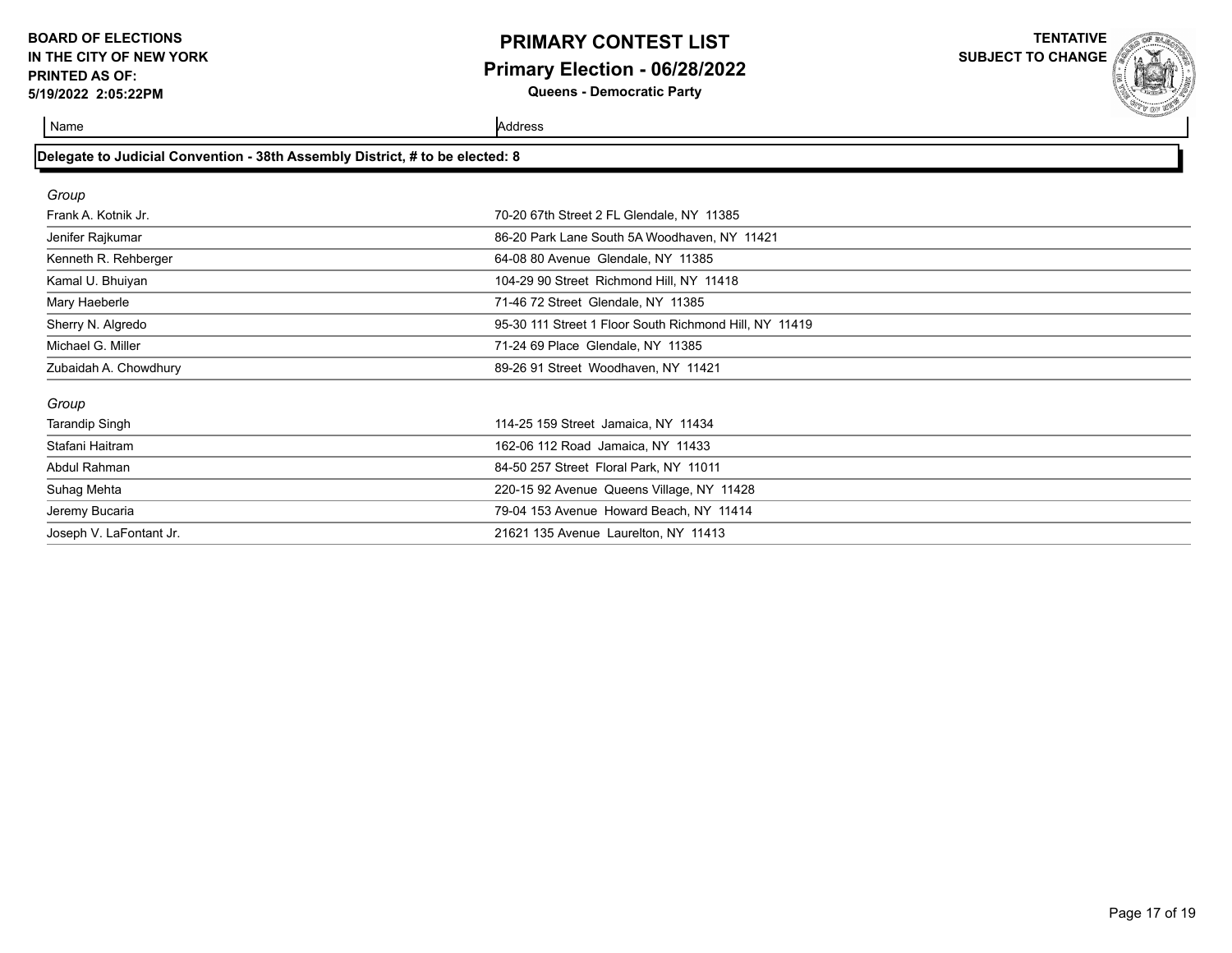**BOARD OF ELECTIONS IN THE CITY OF NEW YORK**
**PRINTED AS OF: 5/19/2022 2:05:22PM**

# PRIMARY CONTEST LIST

## Primary Election - 06/28/2022

**Queens - Democratic Party**

**TENTATIVE SUBJECT TO CHANGE**

### Delegate to Judicial Convention - 38th Assembly District, # to be elected: 8

*Group*

| Name | Address |
|---|---|
| Frank A. Kotnik Jr. | 70-20 67th Street 2 FL Glendale, NY 11385 |
| Jenifer Rajkumar | 86-20 Park Lane South 5A Woodhaven, NY 11421 |
| Kenneth R. Rehberger | 64-08 80 Avenue Glendale, NY 11385 |
| Kamal U. Bhuiyan | 104-29 90 Street Richmond Hill, NY 11418 |
| Mary Haeberle | 71-46 72 Street Glendale, NY 11385 |
| Sherry N. Algredo | 95-30 111 Street 1 Floor South Richmond Hill, NY 11419 |
| Michael G. Miller | 71-24 69 Place Glendale, NY 11385 |
| Zubaidah A. Chowdhury | 89-26 91 Street Woodhaven, NY 11421 |

*Group*

| Name | Address |
|---|---|
| Tarandip Singh | 114-25 159 Street Jamaica, NY 11434 |
| Stafani Haitram | 162-06 112 Road Jamaica, NY 11433 |
| Abdul Rahman | 84-50 257 Street Floral Park, NY 11011 |
| Suhag Mehta | 220-15 92 Avenue Queens Village, NY 11428 |
| Jeremy Bucaria | 79-04 153 Avenue Howard Beach, NY 11414 |
| Joseph V. LaFontant Jr. | 21621 135 Avenue Laurelton, NY 11413 |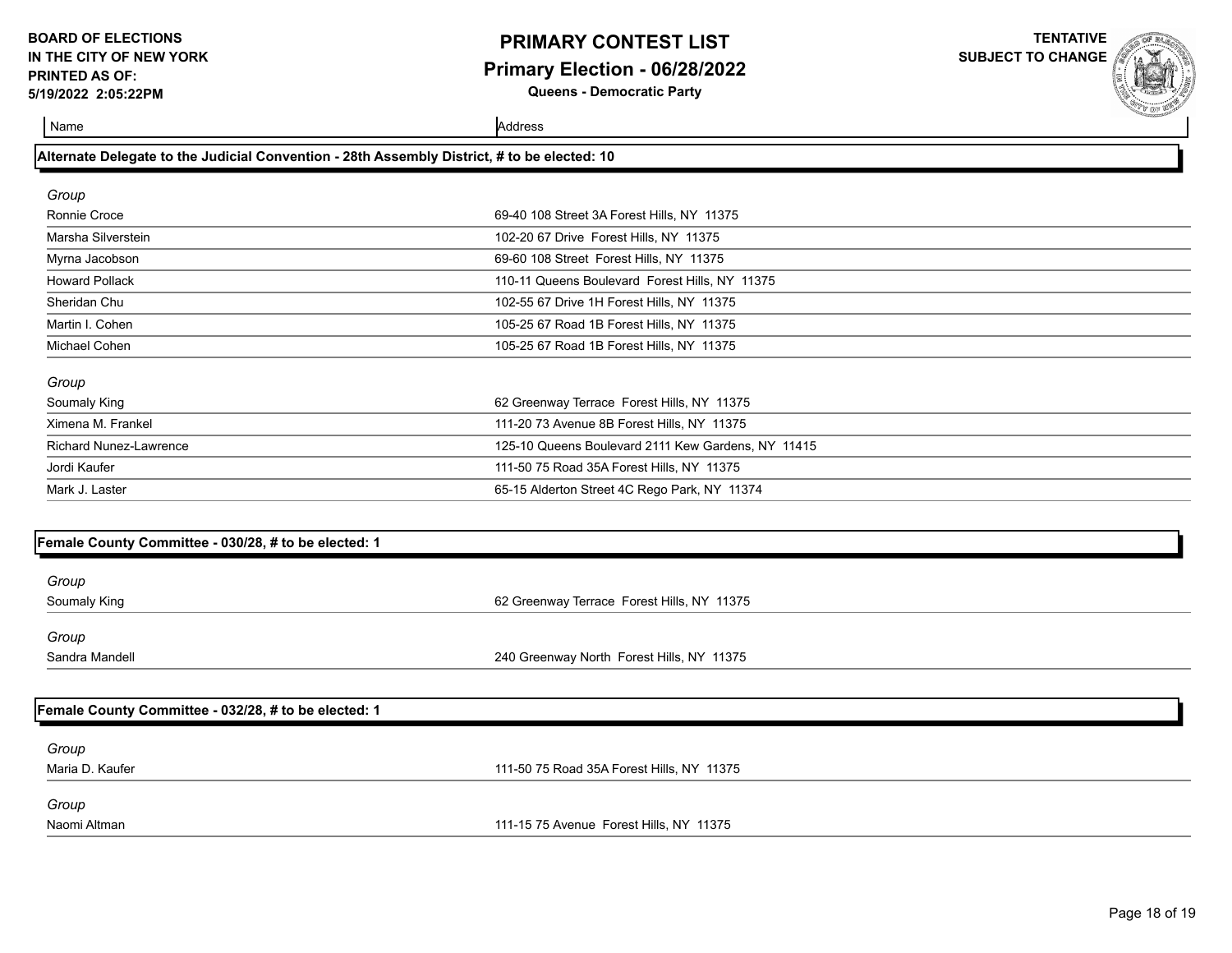**BOARD OF ELECTIONS IN THE CITY OF NEW YORK PRINTED AS OF: 5/19/2022 2:05:22PM**

# PRIMARY CONTEST LIST
## Primary Election - 06/28/2022
**Queens - Democratic Party**

**TENTATIVE SUBJECT TO CHANGE**

| Name | Address |
|---|---|

### Alternate Delegate to the Judicial Convention - 28th Assembly District, # to be elected: 10

*Group*

| Name | Address |
|---|---|
| Ronnie Croce | 69-40 108 Street 3A Forest Hills, NY 11375 |
| Marsha Silverstein | 102-20 67 Drive Forest Hills, NY 11375 |
| Myrna Jacobson | 69-60 108 Street Forest Hills, NY 11375 |
| Howard Pollack | 110-11 Queens Boulevard Forest Hills, NY 11375 |
| Sheridan Chu | 102-55 67 Drive 1H Forest Hills, NY 11375 |
| Martin I. Cohen | 105-25 67 Road 1B Forest Hills, NY 11375 |
| Michael Cohen | 105-25 67 Road 1B Forest Hills, NY 11375 |

*Group*

| Name | Address |
|---|---|
| Soumaly King | 62 Greenway Terrace Forest Hills, NY 11375 |
| Ximena M. Frankel | 111-20 73 Avenue 8B Forest Hills, NY 11375 |
| Richard Nunez-Lawrence | 125-10 Queens Boulevard 2111 Kew Gardens, NY 11415 |
| Jordi Kaufer | 111-50 75 Road 35A Forest Hills, NY 11375 |
| Mark J. Laster | 65-15 Alderton Street 4C Rego Park, NY 11374 |

### Female County Committee - 030/28, # to be elected: 1

*Group*

| Name | Address |
|---|---|
| Soumaly King | 62 Greenway Terrace Forest Hills, NY 11375 |

*Group*

| Name | Address |
|---|---|
| Sandra Mandell | 240 Greenway North Forest Hills, NY 11375 |

### Female County Committee - 032/28, # to be elected: 1

*Group*

| Name | Address |
|---|---|
| Maria D. Kaufer | 111-50 75 Road 35A Forest Hills, NY 11375 |

*Group*

| Name | Address |
|---|---|
| Naomi Altman | 111-15 75 Avenue Forest Hills, NY 11375 |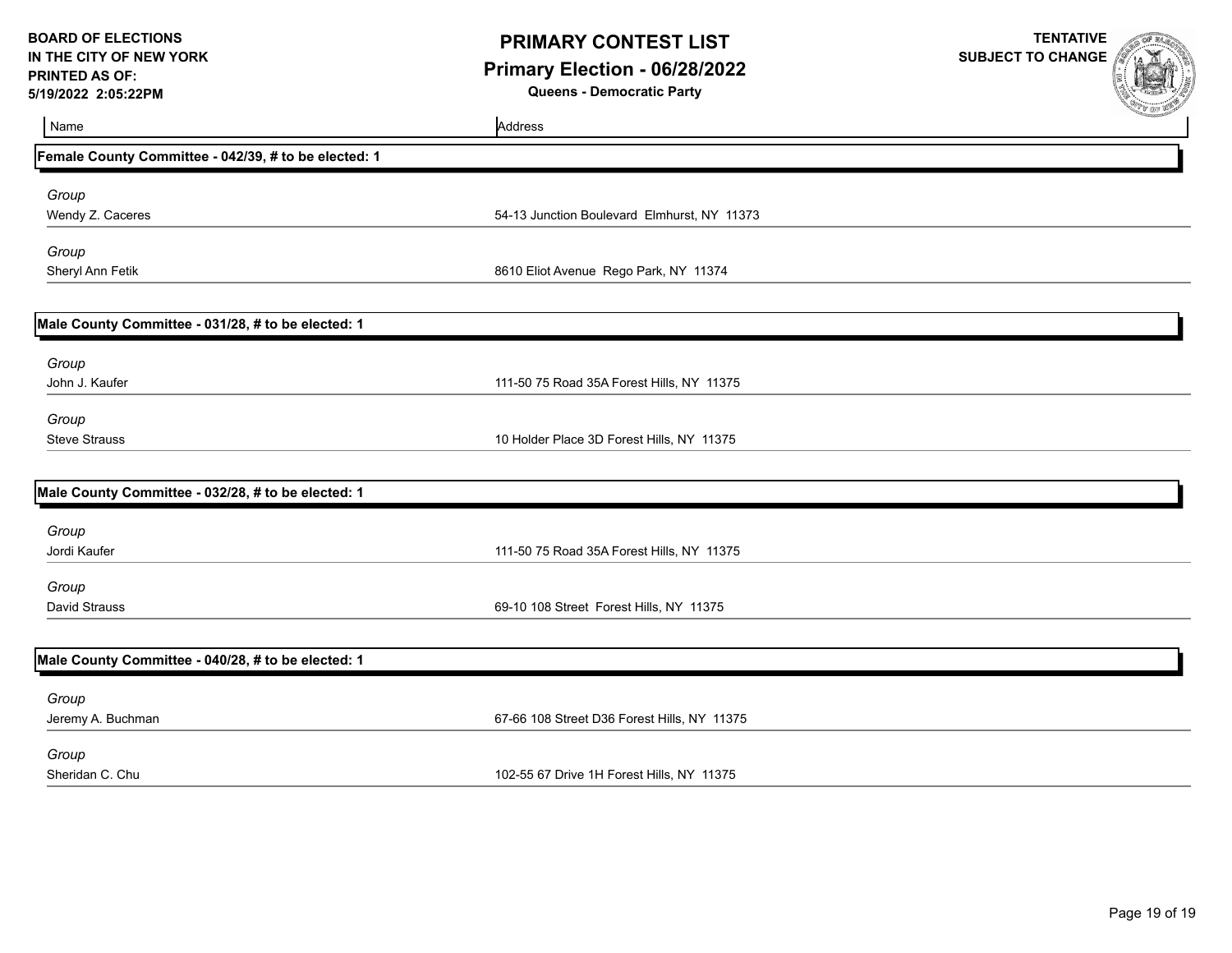| Name | Address |
|---|---|

**Female County Committee - 042/39, # to be elected: 1**

| Name | Address |
|---|---|
| *Group* | |
| Wendy Z. Caceres | 54-13 Junction Boulevard Elmhurst, NY 11373 |
| *Group* | |
| Sheryl Ann Fetik | 8610 Eliot Avenue Rego Park, NY 11374 |

**Male County Committee - 031/28, # to be elected: 1**

| Name | Address |
|---|---|
| *Group* | |
| John J. Kaufer | 111-50 75 Road 35A Forest Hills, NY 11375 |
| *Group* | |
| Steve Strauss | 10 Holder Place 3D Forest Hills, NY 11375 |

**Male County Committee - 032/28, # to be elected: 1**

| Name | Address |
|---|---|
| *Group* | |
| Jordi Kaufer | 111-50 75 Road 35A Forest Hills, NY 11375 |
| *Group* | |
| David Strauss | 69-10 108 Street Forest Hills, NY 11375 |

**Male County Committee - 040/28, # to be elected: 1**

| Name | Address |
|---|---|
| *Group* | |
| Jeremy A. Buchman | 67-66 108 Street D36 Forest Hills, NY 11375 |
| *Group* | |
| Sheridan C. Chu | 102-55 67 Drive 1H Forest Hills, NY 11375 |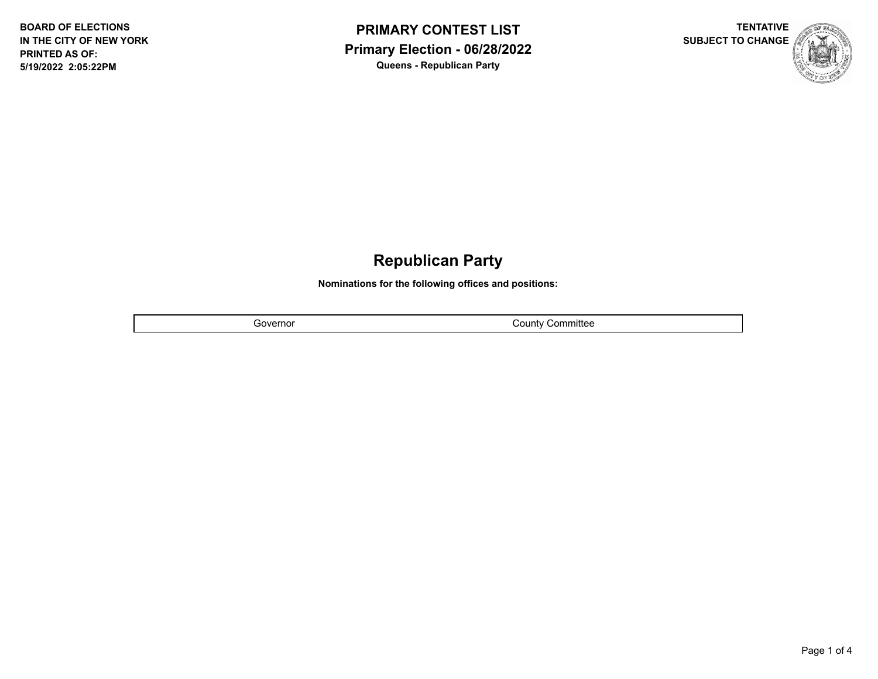BOARD OF ELECTIONS
IN THE CITY OF NEW YORK
PRINTED AS OF:
5/19/2022 2:05:22PM

# PRIMARY CONTEST LIST

## Primary Election - 06/28/2022

**Queens - Republican Party**

TENTATIVE
SUBJECT TO CHANGE

## Republican Party

**Nominations for the following offices and positions:**

| Governor | County Committee |
|---|---|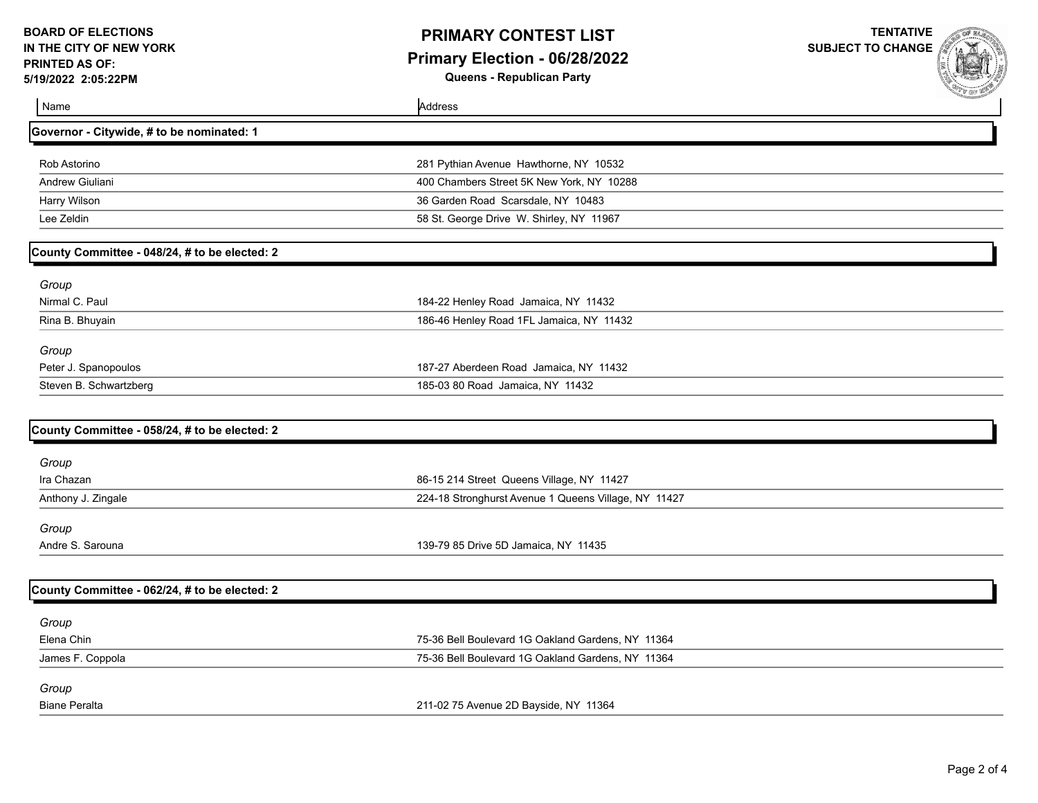**BOARD OF ELECTIONS**
**IN THE CITY OF NEW YORK**
**PRINTED AS OF:**
**5/19/2022 2:05:22PM**

# PRIMARY CONTEST LIST

## Primary Election - 06/28/2022

**Queens - Republican Party**

**TENTATIVE**
**SUBJECT TO CHANGE**

| Name | Address |
|---|---|

### Governor - Citywide, # to be nominated: 1

| Name | Address |
|---|---|
| Rob Astorino | 281 Pythian Avenue Hawthorne, NY 10532 |
| Andrew Giuliani | 400 Chambers Street 5K New York, NY 10288 |
| Harry Wilson | 36 Garden Road Scarsdale, NY 10483 |
| Lee Zeldin | 58 St. George Drive W. Shirley, NY 11967 |

### County Committee - 048/24, # to be elected: 2

*Group*

| Name | Address |
|---|---|
| Nirmal C. Paul | 184-22 Henley Road Jamaica, NY 11432 |
| Rina B. Bhuyain | 186-46 Henley Road 1FL Jamaica, NY 11432 |

*Group*

| Name | Address |
|---|---|
| Peter J. Spanopoulos | 187-27 Aberdeen Road Jamaica, NY 11432 |
| Steven B. Schwartzberg | 185-03 80 Road Jamaica, NY 11432 |

### County Committee - 058/24, # to be elected: 2

*Group*

| Name | Address |
|---|---|
| Ira Chazan | 86-15 214 Street Queens Village, NY 11427 |
| Anthony J. Zingale | 224-18 Stronghurst Avenue 1 Queens Village, NY 11427 |

*Group*

| Name | Address |
|---|---|
| Andre S. Sarouna | 139-79 85 Drive 5D Jamaica, NY 11435 |

### County Committee - 062/24, # to be elected: 2

*Group*

| Name | Address |
|---|---|
| Elena Chin | 75-36 Bell Boulevard 1G Oakland Gardens, NY 11364 |
| James F. Coppola | 75-36 Bell Boulevard 1G Oakland Gardens, NY 11364 |

*Group*

| Name | Address |
|---|---|
| Biane Peralta | 211-02 75 Avenue 2D Bayside, NY 11364 |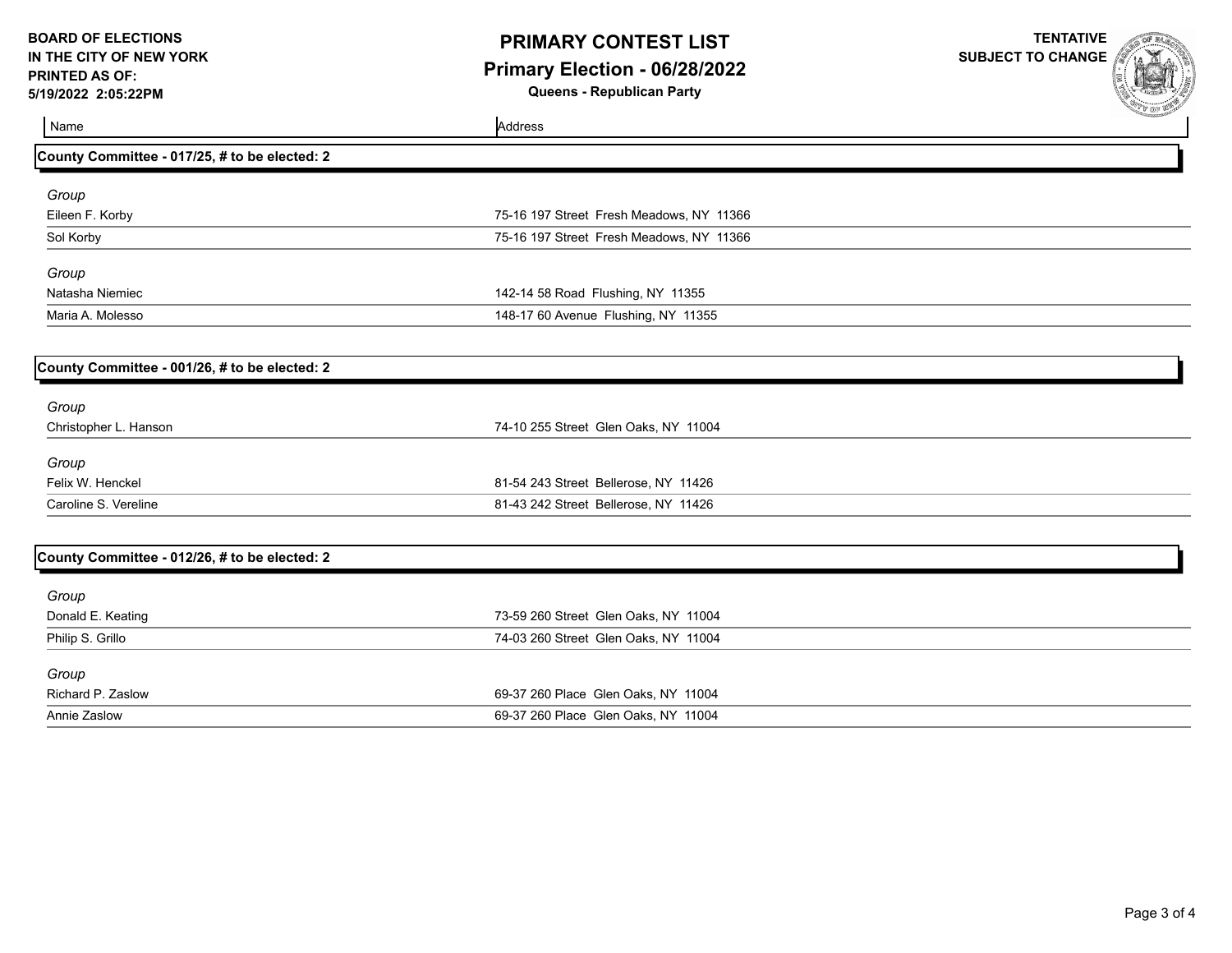**BOARD OF ELECTIONS IN THE CITY OF NEW YORK**
**PRINTED AS OF: 5/19/2022 2:05:22PM**

# PRIMARY CONTEST LIST
## Primary Election - 06/28/2022
**Queens - Republican Party**

**TENTATIVE SUBJECT TO CHANGE**

| Name | Address |
|---|---|

### County Committee - 017/25, # to be elected: 2

| Name | Address |
|---|---|
| *Group* | |
| Eileen F. Korby | 75-16 197 Street Fresh Meadows, NY 11366 |
| Sol Korby | 75-16 197 Street Fresh Meadows, NY 11366 |
| *Group* | |
| Natasha Niemiec | 142-14 58 Road Flushing, NY 11355 |
| Maria A. Molesso | 148-17 60 Avenue Flushing, NY 11355 |

### County Committee - 001/26, # to be elected: 2

| Name | Address |
|---|---|
| *Group* | |
| Christopher L. Hanson | 74-10 255 Street Glen Oaks, NY 11004 |
| *Group* | |
| Felix W. Henckel | 81-54 243 Street Bellerose, NY 11426 |
| Caroline S. Vereline | 81-43 242 Street Bellerose, NY 11426 |

### County Committee - 012/26, # to be elected: 2

| Name | Address |
|---|---|
| *Group* | |
| Donald E. Keating | 73-59 260 Street Glen Oaks, NY 11004 |
| Philip S. Grillo | 74-03 260 Street Glen Oaks, NY 11004 |
| *Group* | |
| Richard P. Zaslow | 69-37 260 Place Glen Oaks, NY 11004 |
| Annie Zaslow | 69-37 260 Place Glen Oaks, NY 11004 |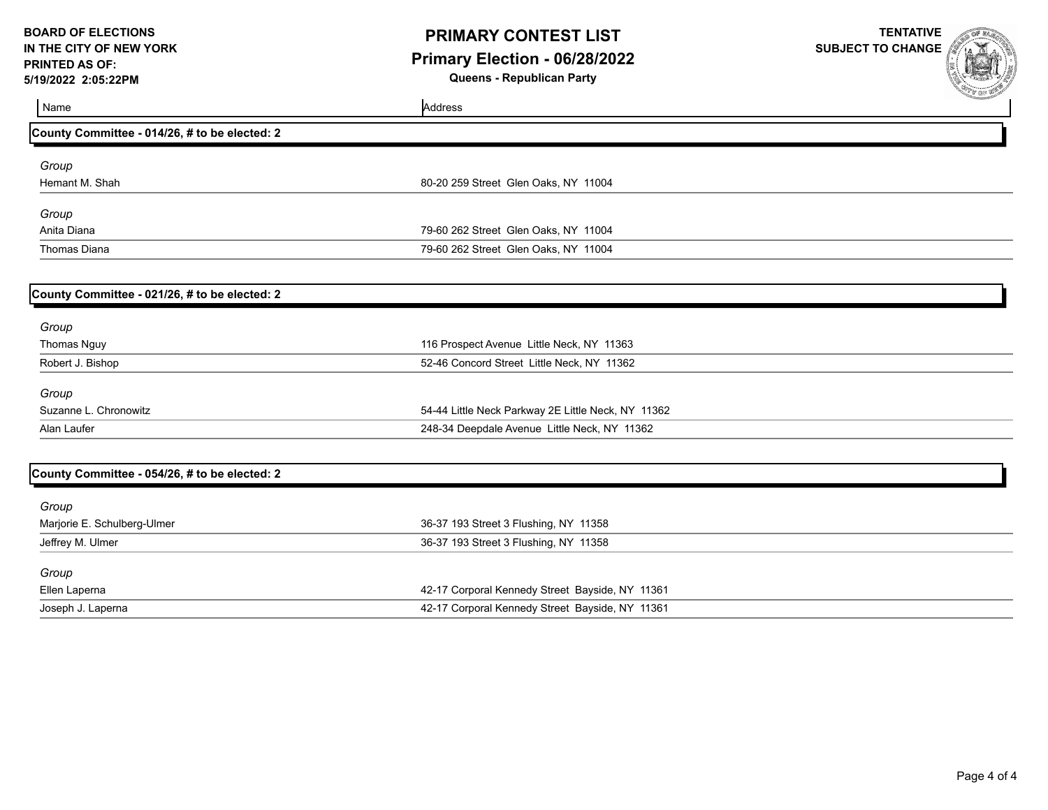**BOARD OF ELECTIONS IN THE CITY OF NEW YORK**
**PRINTED AS OF: 5/19/2022 2:05:22PM**

# PRIMARY CONTEST LIST

## Primary Election - 06/28/2022

**Queens - Republican Party**

**TENTATIVE SUBJECT TO CHANGE**

| Name | Address |
| --- | --- |

### County Committee - 014/26, # to be elected: 2

*Group*

| Name | Address |
| --- | --- |
| Hemant M. Shah | 80-20 259 Street Glen Oaks, NY 11004 |

*Group*

| Name | Address |
| --- | --- |
| Anita Diana | 79-60 262 Street Glen Oaks, NY 11004 |
| Thomas Diana | 79-60 262 Street Glen Oaks, NY 11004 |

### County Committee - 021/26, # to be elected: 2

*Group*

| Name | Address |
| --- | --- |
| Thomas Nguy | 116 Prospect Avenue Little Neck, NY 11363 |
| Robert J. Bishop | 52-46 Concord Street Little Neck, NY 11362 |

*Group*

| Name | Address |
| --- | --- |
| Suzanne L. Chronowitz | 54-44 Little Neck Parkway 2E Little Neck, NY 11362 |
| Alan Laufer | 248-34 Deepdale Avenue Little Neck, NY 11362 |

### County Committee - 054/26, # to be elected: 2

*Group*

| Name | Address |
| --- | --- |
| Marjorie E. Schulberg-Ulmer | 36-37 193 Street 3 Flushing, NY 11358 |
| Jeffrey M. Ulmer | 36-37 193 Street 3 Flushing, NY 11358 |

*Group*

| Name | Address |
| --- | --- |
| Ellen Laperna | 42-17 Corporal Kennedy Street Bayside, NY 11361 |
| Joseph J. Laperna | 42-17 Corporal Kennedy Street Bayside, NY 11361 |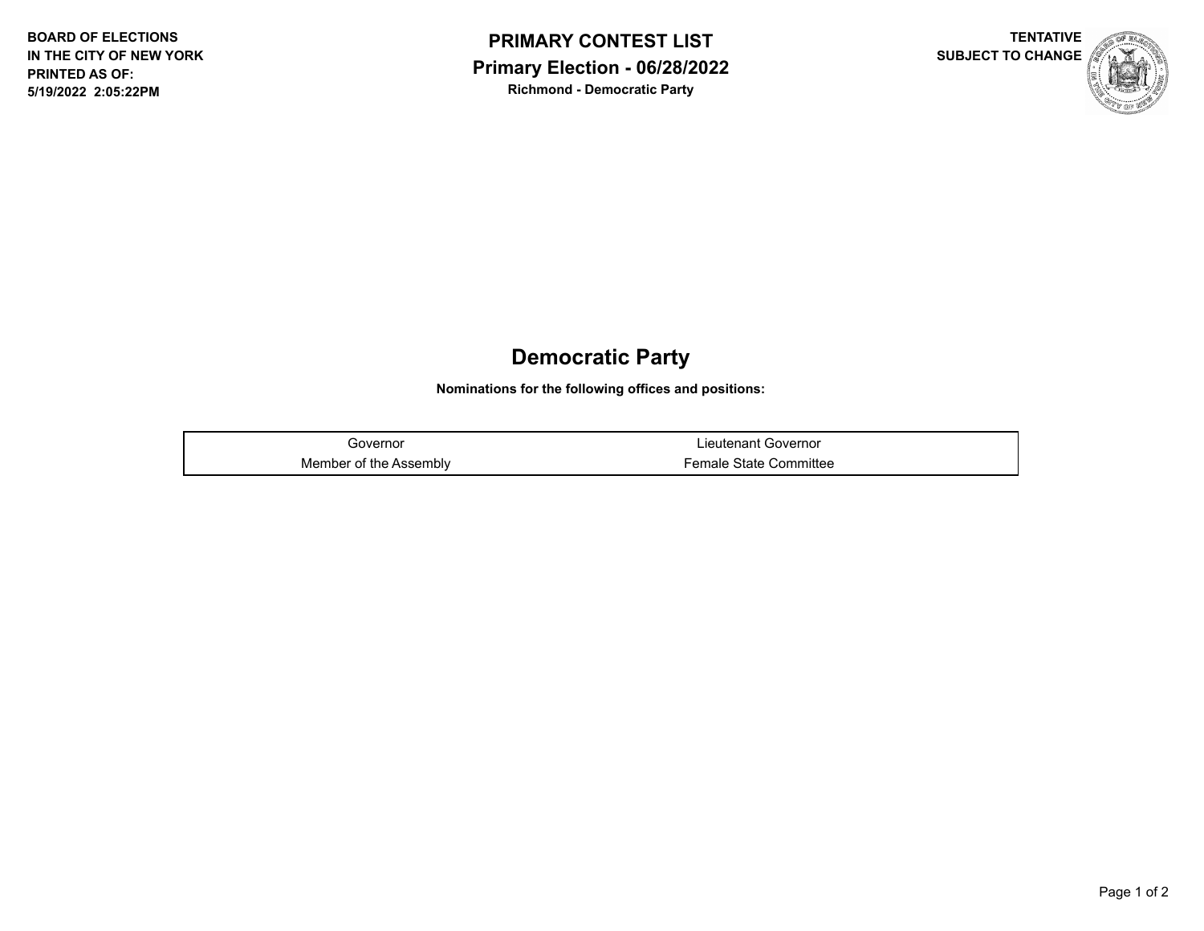BOARD OF ELECTIONS
IN THE CITY OF NEW YORK
PRINTED AS OF:
5/19/2022 2:05:22PM

**PRIMARY CONTEST LIST**
**Primary Election - 06/28/2022**
**Richmond - Democratic Party**

**TENTATIVE**
**SUBJECT TO CHANGE**

## Democratic Party

**Nominations for the following offices and positions:**

| | |
|---|---|
| Governor | Lieutenant Governor |
| Member of the Assembly | Female State Committee |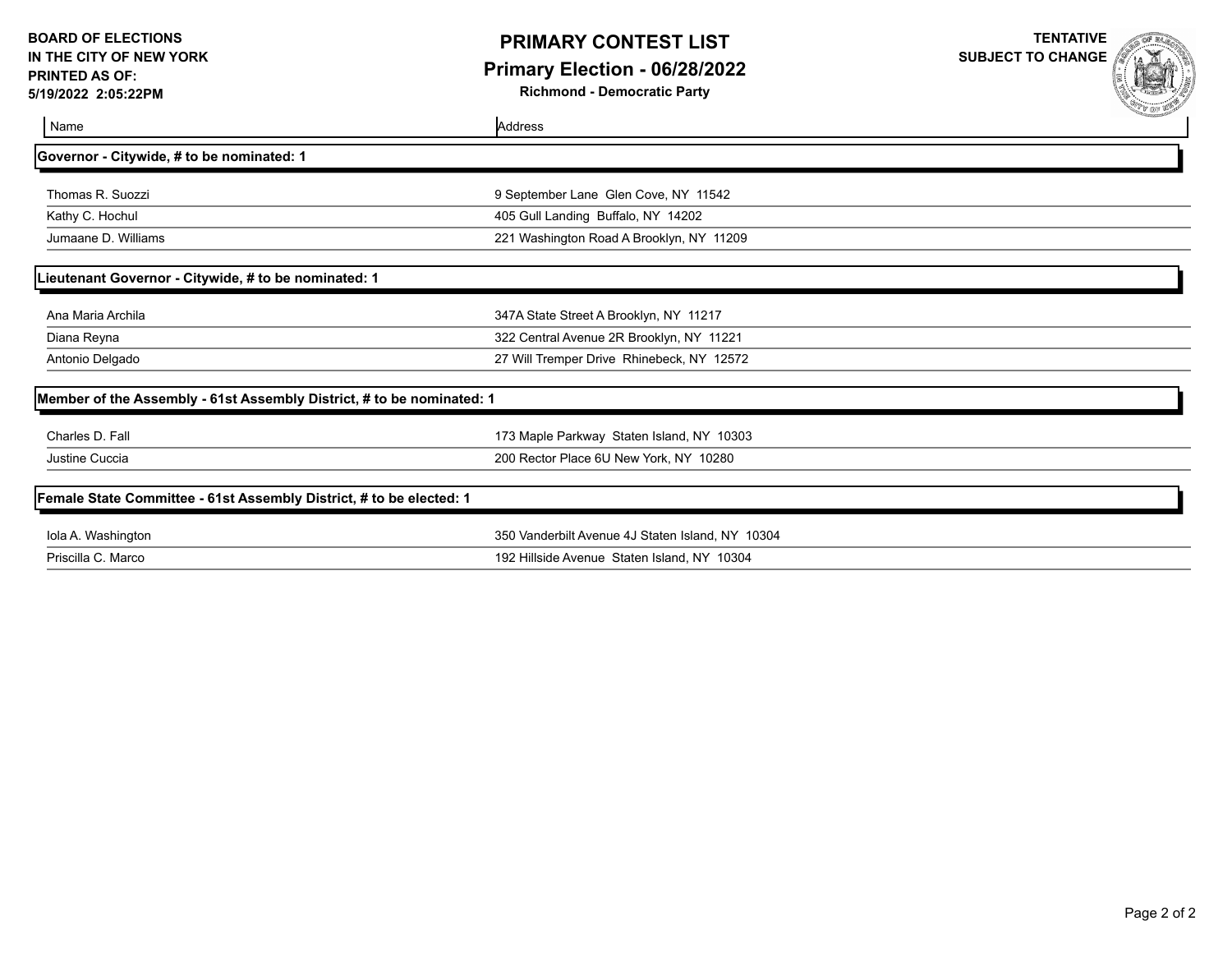**BOARD OF ELECTIONS IN THE CITY OF NEW YORK**
**PRINTED AS OF:**
**5/19/2022 2:05:22PM**

# PRIMARY CONTEST LIST

## Primary Election - 06/28/2022

**Richmond - Democratic Party**

**TENTATIVE SUBJECT TO CHANGE**

| Name | Address |
|---|---|
| **Governor - Citywide, # to be nominated: 1** | |
| Thomas R. Suozzi | 9 September Lane Glen Cove, NY 11542 |
| Kathy C. Hochul | 405 Gull Landing Buffalo, NY 14202 |
| Jumaane D. Williams | 221 Washington Road A Brooklyn, NY 11209 |
| **Lieutenant Governor - Citywide, # to be nominated: 1** | |
| Ana Maria Archila | 347A State Street A Brooklyn, NY 11217 |
| Diana Reyna | 322 Central Avenue 2R Brooklyn, NY 11221 |
| Antonio Delgado | 27 Will Tremper Drive Rhinebeck, NY 12572 |
| **Member of the Assembly - 61st Assembly District, # to be nominated: 1** | |
| Charles D. Fall | 173 Maple Parkway Staten Island, NY 10303 |
| Justine Cuccia | 200 Rector Place 6U New York, NY 10280 |
| **Female State Committee - 61st Assembly District, # to be elected: 1** | |
| Iola A. Washington | 350 Vanderbilt Avenue 4J Staten Island, NY 10304 |
| Priscilla C. Marco | 192 Hillside Avenue Staten Island, NY 10304 |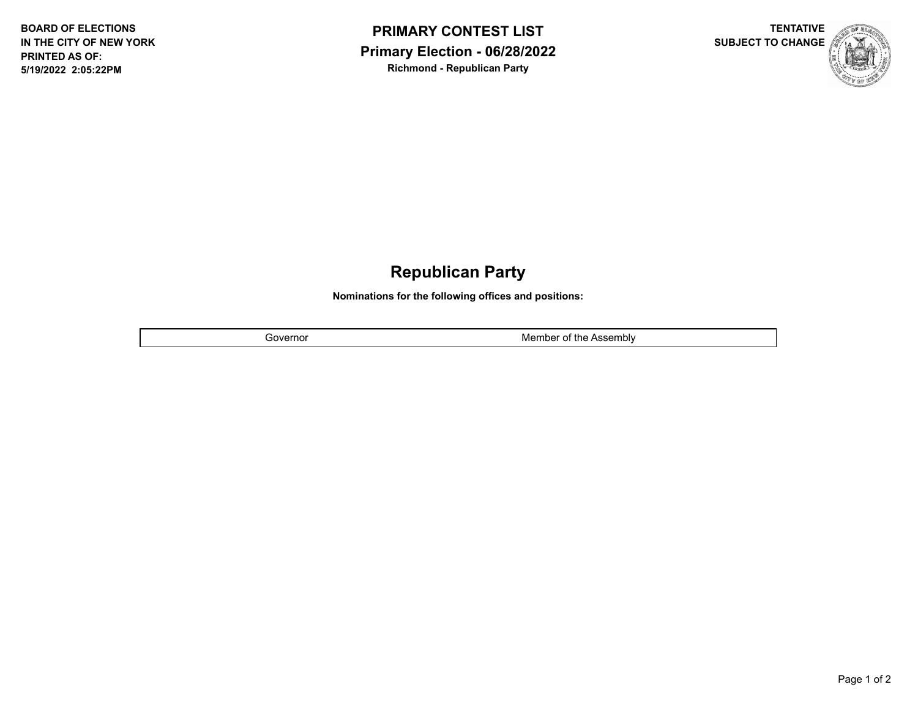**BOARD OF ELECTIONS**
**IN THE CITY OF NEW YORK**
**PRINTED AS OF:**
**5/19/2022 2:05:22PM**

# PRIMARY CONTEST LIST

## Primary Election - 06/28/2022

**Richmond - Republican Party**

**TENTATIVE**
**SUBJECT TO CHANGE**

## Republican Party

**Nominations for the following offices and positions:**

| Governor | Member of the Assembly |
| --- | --- |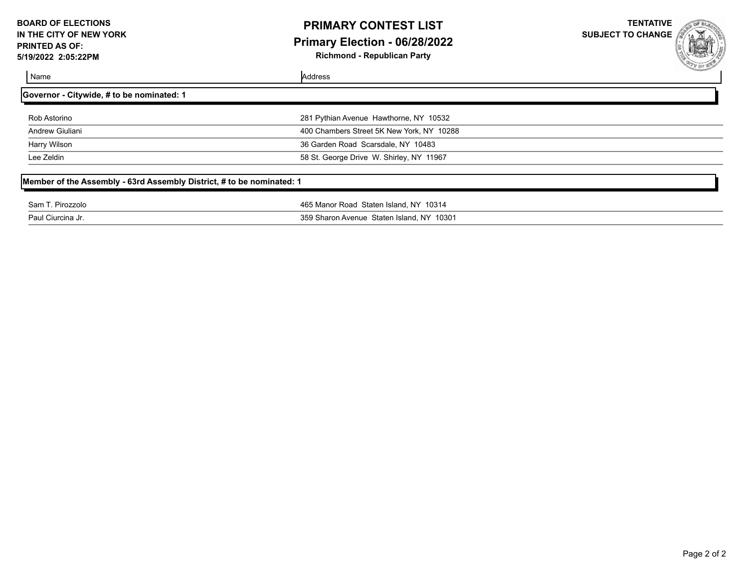**BOARD OF ELECTIONS**
**IN THE CITY OF NEW YORK**
**PRINTED AS OF:**
**5/19/2022 2:05:22PM**

# PRIMARY CONTEST LIST

## Primary Election - 06/28/2022

**Richmond - Republican Party**

**TENTATIVE**
**SUBJECT TO CHANGE**

| Name | Address |
|---|---|
| **Governor - Citywide, # to be nominated: 1** | |
| Rob Astorino | 281 Pythian Avenue Hawthorne, NY 10532 |
| Andrew Giuliani | 400 Chambers Street 5K New York, NY 10288 |
| Harry Wilson | 36 Garden Road Scarsdale, NY 10483 |
| Lee Zeldin | 58 St. George Drive W. Shirley, NY 11967 |
| **Member of the Assembly - 63rd Assembly District, # to be nominated: 1** | |
| Sam T. Pirozzolo | 465 Manor Road Staten Island, NY 10314 |
| Paul Ciurcina Jr. | 359 Sharon Avenue Staten Island, NY 10301 |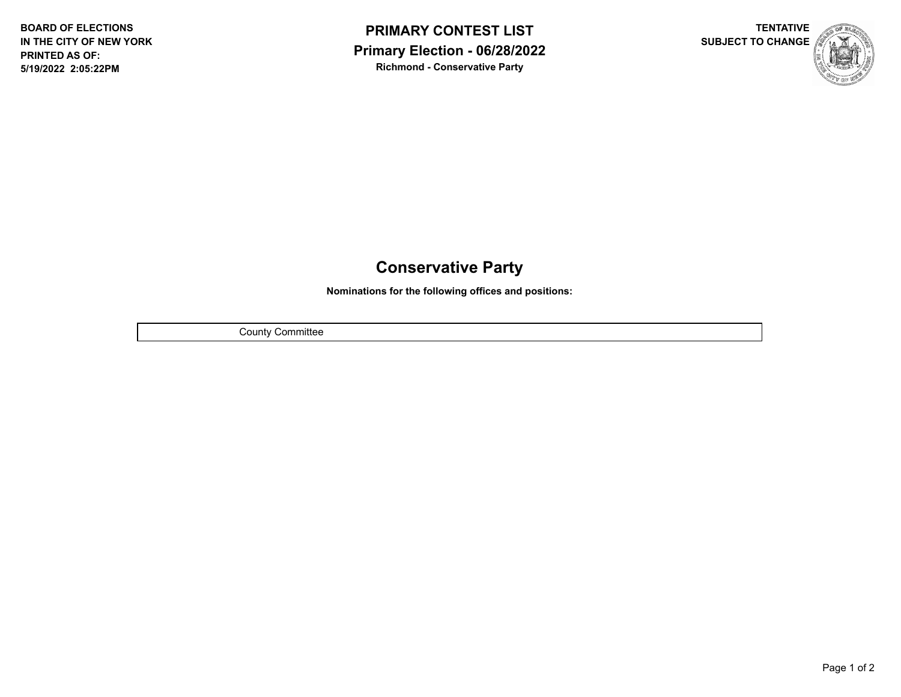BOARD OF ELECTIONS
IN THE CITY OF NEW YORK
PRINTED AS OF:
5/19/2022 2:05:22PM

**PRIMARY CONTEST LIST**
**Primary Election - 06/28/2022**
**Richmond - Conservative Party**

TENTATIVE
SUBJECT TO CHANGE

# Conservative Party

**Nominations for the following offices and positions:**

| County Committee |
|---|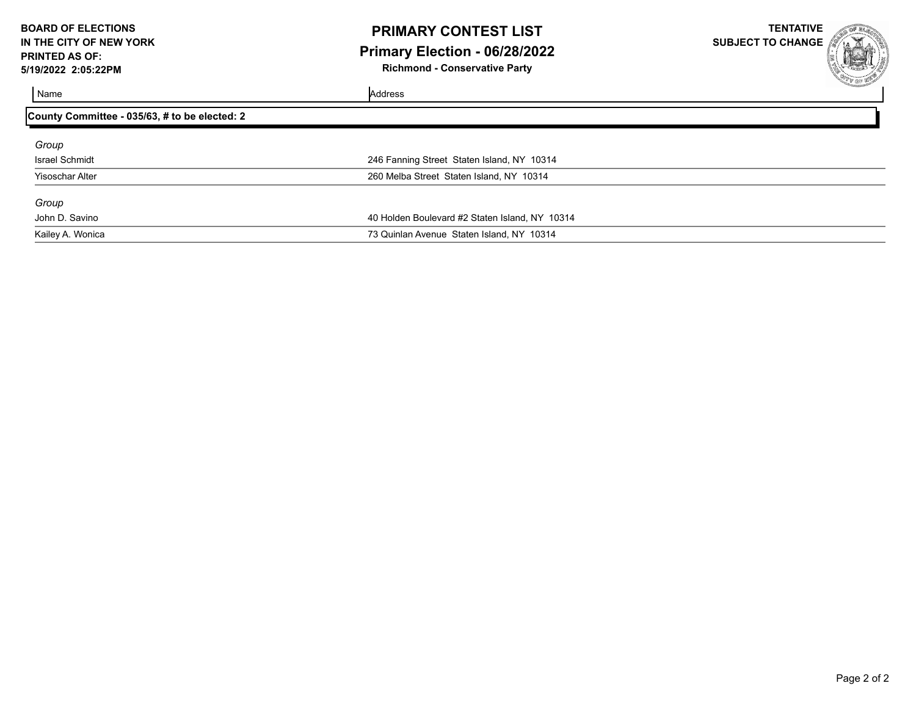BOARD OF ELECTIONS
IN THE CITY OF NEW YORK
PRINTED AS OF:
5/19/2022 2:05:22PM

# PRIMARY CONTEST LIST

## Primary Election - 06/28/2022

**Richmond - Conservative Party**

TENTATIVE
SUBJECT TO CHANGE

| Name | Address |
|---|---|

### County Committee - 035/63, # to be elected: 2

*Group*

| Name | Address |
|---|---|
| Israel Schmidt | 246 Fanning Street Staten Island, NY 10314 |
| Yisoschar Alter | 260 Melba Street Staten Island, NY 10314 |

*Group*

| Name | Address |
|---|---|
| John D. Savino | 40 Holden Boulevard #2 Staten Island, NY 10314 |
| Kailey A. Wonica | 73 Quinlan Avenue Staten Island, NY 10314 |